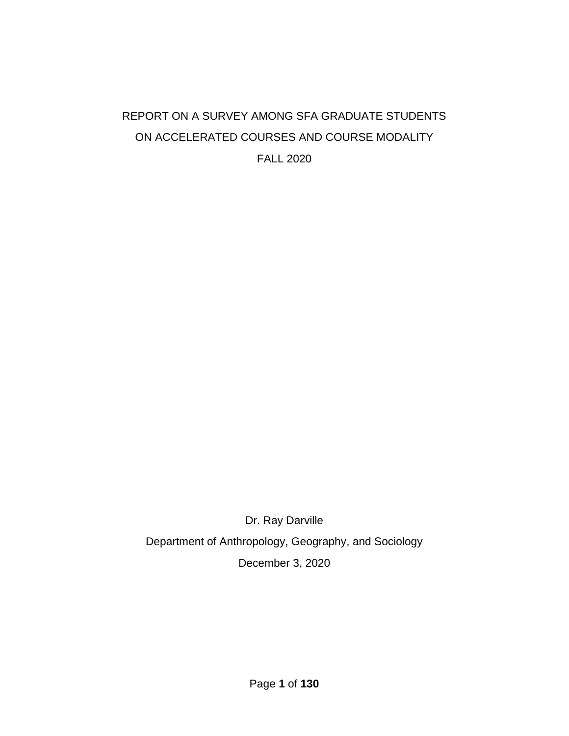# REPORT ON A SURVEY AMONG SFA GRADUATE STUDENTS ON ACCELERATED COURSES AND COURSE MODALITY FALL 2020

Dr. Ray Darville

Department of Anthropology, Geography, and Sociology

December 3, 2020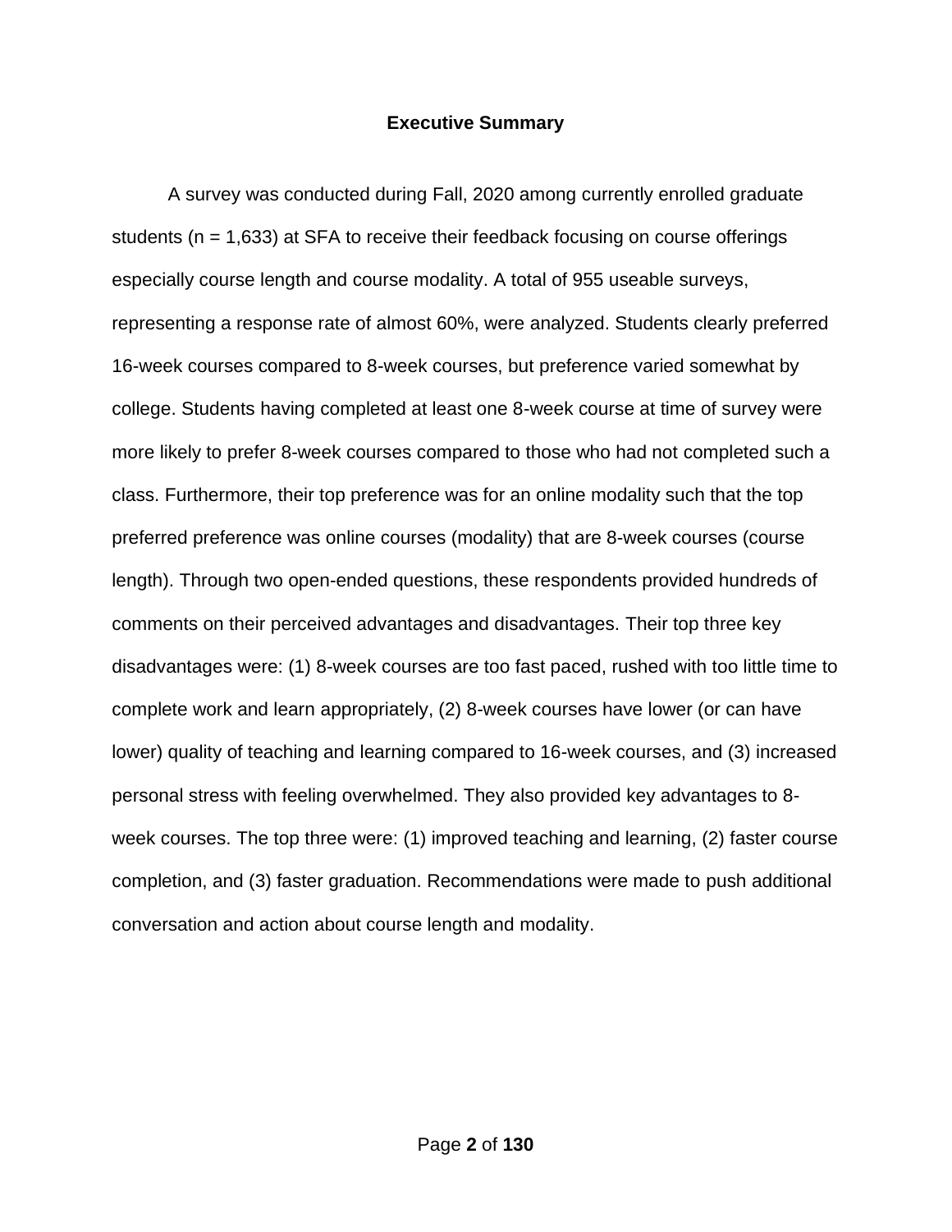## Executive Summary

A survey was conducted during Fall, 2020 among currently enrolled graduate students (n = 1,633) at SFA to receive their feedback focusing on course offerings especially course length and course modality. A total of 955 useable surveys, representing a response rate of almost 60%, were analyzed. Students clearly preferred 16-week courses compared to 8-week courses, but preference varied somewhat by college. Students having completed at least one 8-week course at time of survey were more likely to prefer 8-week courses compared to those who had not completed such a class. Furthermore, their top preference was for an online modality such that the top preferred preference was online courses (modality) that are 8-week courses (course length). Through two open-ended questions, these respondents provided hundreds of comments on their perceived advantages and disadvantages. Their top three key disadvantages were: (1) 8-week courses are too fast paced, rushed with too little time to complete work and learn appropriately, (2) 8-week courses have lower (or can have lower) quality of teaching and learning compared to 16-week courses, and (3) increased personal stress with feeling overwhelmed. They also provided key advantages to 8-week courses. The top three were: (1) improved teaching and learning, (2) faster course completion, and (3) faster graduation. Recommendations were made to push additional conversation and action about course length and modality.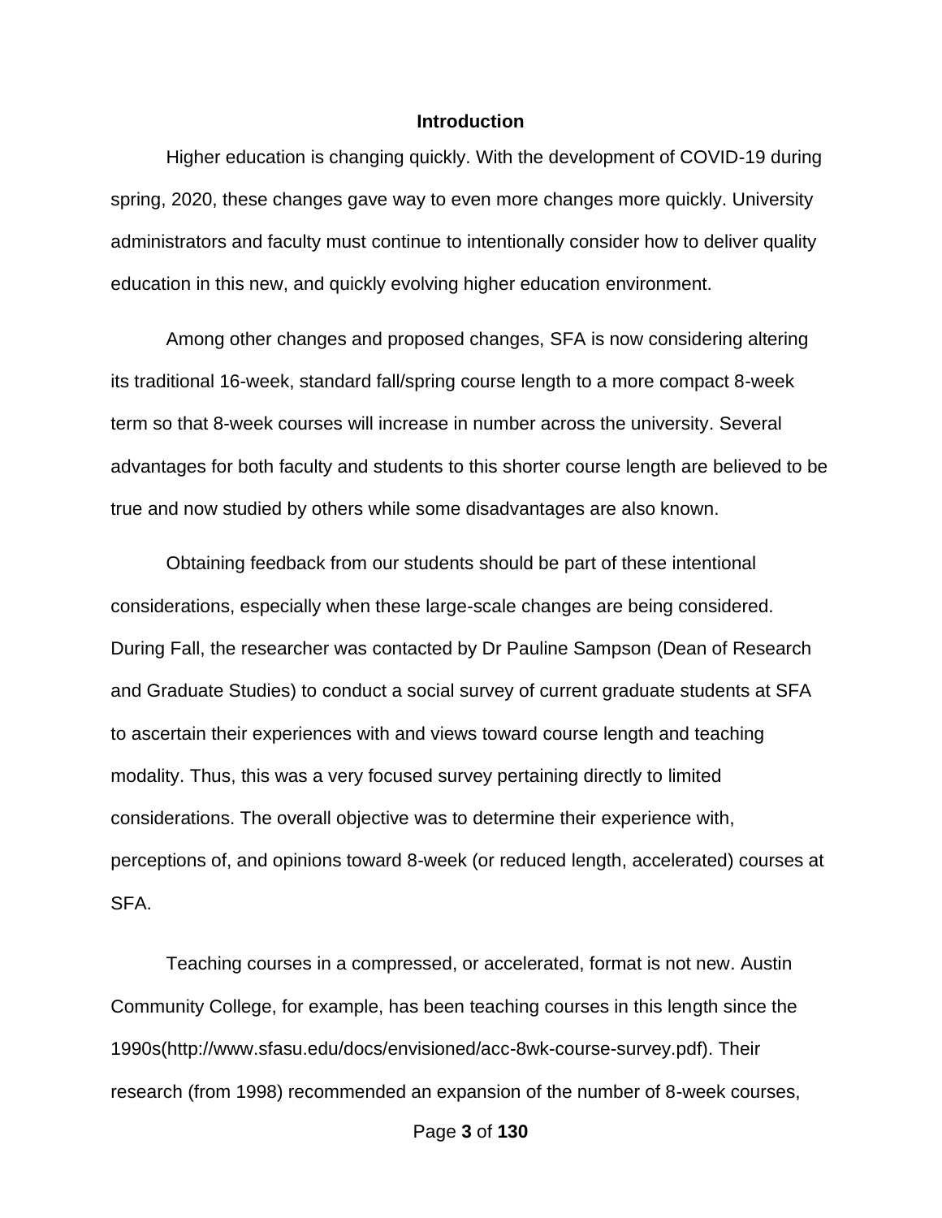## Introduction

Higher education is changing quickly. With the development of COVID-19 during spring, 2020, these changes gave way to even more changes more quickly. University administrators and faculty must continue to intentionally consider how to deliver quality education in this new, and quickly evolving higher education environment.

Among other changes and proposed changes, SFA is now considering altering its traditional 16-week, standard fall/spring course length to a more compact 8-week term so that 8-week courses will increase in number across the university. Several advantages for both faculty and students to this shorter course length are believed to be true and now studied by others while some disadvantages are also known.

Obtaining feedback from our students should be part of these intentional considerations, especially when these large-scale changes are being considered. During Fall, the researcher was contacted by Dr Pauline Sampson (Dean of Research and Graduate Studies) to conduct a social survey of current graduate students at SFA to ascertain their experiences with and views toward course length and teaching modality. Thus, this was a very focused survey pertaining directly to limited considerations. The overall objective was to determine their experience with, perceptions of, and opinions toward 8-week (or reduced length, accelerated) courses at SFA.

Teaching courses in a compressed, or accelerated, format is not new. Austin Community College, for example, has been teaching courses in this length since the 1990s(http://www.sfasu.edu/docs/envisioned/acc-8wk-course-survey.pdf). Their research (from 1998) recommended an expansion of the number of 8-week courses,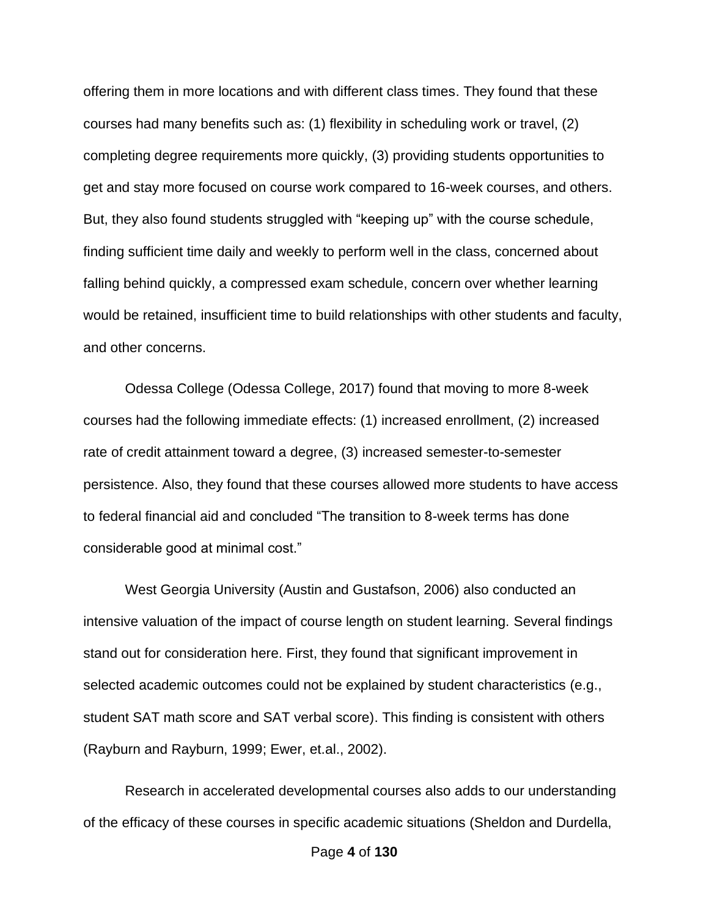offering them in more locations and with different class times. They found that these courses had many benefits such as: (1) flexibility in scheduling work or travel, (2) completing degree requirements more quickly, (3) providing students opportunities to get and stay more focused on course work compared to 16-week courses, and others. But, they also found students struggled with "keeping up" with the course schedule, finding sufficient time daily and weekly to perform well in the class, concerned about falling behind quickly, a compressed exam schedule, concern over whether learning would be retained, insufficient time to build relationships with other students and faculty, and other concerns.

Odessa College (Odessa College, 2017) found that moving to more 8-week courses had the following immediate effects: (1) increased enrollment, (2) increased rate of credit attainment toward a degree, (3) increased semester-to-semester persistence. Also, they found that these courses allowed more students to have access to federal financial aid and concluded "The transition to 8-week terms has done considerable good at minimal cost."

West Georgia University (Austin and Gustafson, 2006) also conducted an intensive valuation of the impact of course length on student learning. Several findings stand out for consideration here. First, they found that significant improvement in selected academic outcomes could not be explained by student characteristics (e.g., student SAT math score and SAT verbal score). This finding is consistent with others (Rayburn and Rayburn, 1999; Ewer, et.al., 2002).

Research in accelerated developmental courses also adds to our understanding of the efficacy of these courses in specific academic situations (Sheldon and Durdella,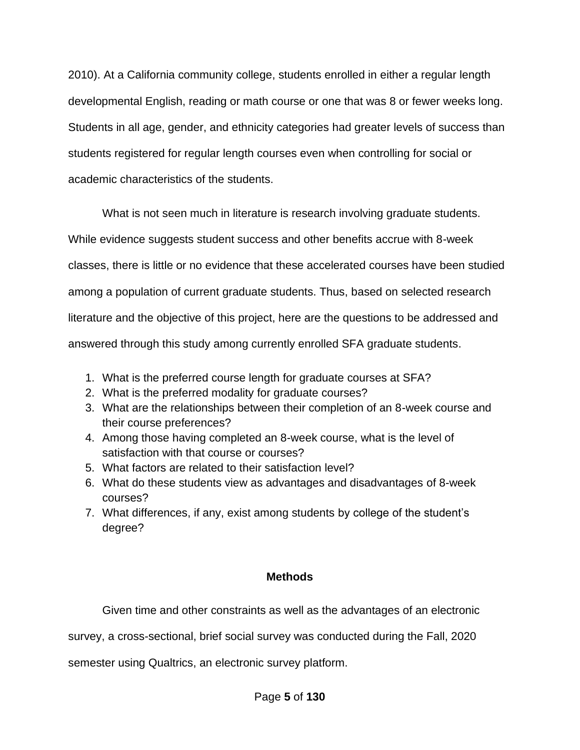2010). At a California community college, students enrolled in either a regular length developmental English, reading or math course or one that was 8 or fewer weeks long. Students in all age, gender, and ethnicity categories had greater levels of success than students registered for regular length courses even when controlling for social or academic characteristics of the students.

What is not seen much in literature is research involving graduate students. While evidence suggests student success and other benefits accrue with 8-week classes, there is little or no evidence that these accelerated courses have been studied among a population of current graduate students. Thus, based on selected research literature and the objective of this project, here are the questions to be addressed and answered through this study among currently enrolled SFA graduate students.

1. What is the preferred course length for graduate courses at SFA?
2. What is the preferred modality for graduate courses?
3. What are the relationships between their completion of an 8-week course and their course preferences?
4. Among those having completed an 8-week course, what is the level of satisfaction with that course or courses?
5. What factors are related to their satisfaction level?
6. What do these students view as advantages and disadvantages of 8-week courses?
7. What differences, if any, exist among students by college of the student's degree?

## Methods

Given time and other constraints as well as the advantages of an electronic survey, a cross-sectional, brief social survey was conducted during the Fall, 2020 semester using Qualtrics, an electronic survey platform.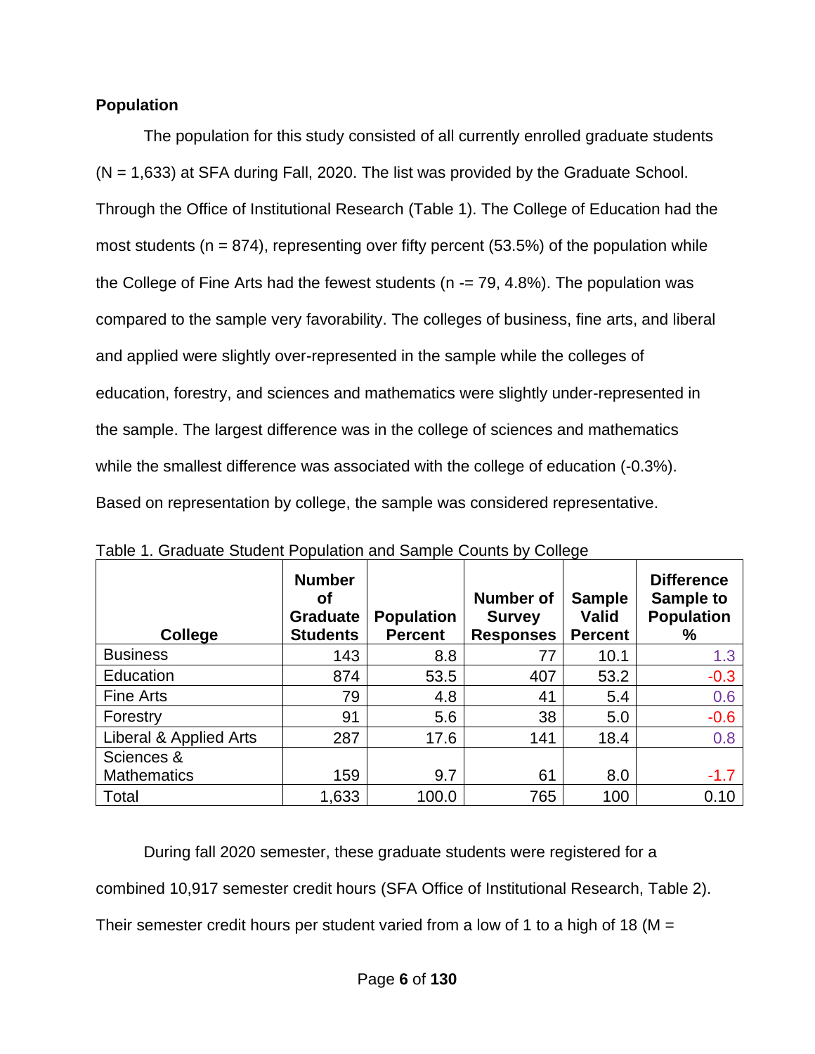**Population**

The population for this study consisted of all currently enrolled graduate students (N = 1,633) at SFA during Fall, 2020. The list was provided by the Graduate School. Through the Office of Institutional Research (Table 1). The College of Education had the most students (n = 874), representing over fifty percent (53.5%) of the population while the College of Fine Arts had the fewest students (n -= 79, 4.8%). The population was compared to the sample very favorability. The colleges of business, fine arts, and liberal and applied were slightly over-represented in the sample while the colleges of education, forestry, and sciences and mathematics were slightly under-represented in the sample. The largest difference was in the college of sciences and mathematics while the smallest difference was associated with the college of education (-0.3%). Based on representation by college, the sample was considered representative.

Table 1. Graduate Student Population and Sample Counts by College

| College | Number of Graduate Students | Population Percent | Number of Survey Responses | Sample Valid Percent | Difference Sample to Population % |
|---|---|---|---|---|---|
| Business | 143 | 8.8 | 77 | 10.1 | 1.3 |
| Education | 874 | 53.5 | 407 | 53.2 | -0.3 |
| Fine Arts | 79 | 4.8 | 41 | 5.4 | 0.6 |
| Forestry | 91 | 5.6 | 38 | 5.0 | -0.6 |
| Liberal & Applied Arts | 287 | 17.6 | 141 | 18.4 | 0.8 |
| Sciences & Mathematics | 159 | 9.7 | 61 | 8.0 | -1.7 |
| Total | 1,633 | 100.0 | 765 | 100 | 0.10 |

During fall 2020 semester, these graduate students were registered for a combined 10,917 semester credit hours (SFA Office of Institutional Research, Table 2). Their semester credit hours per student varied from a low of 1 to a high of 18 (M =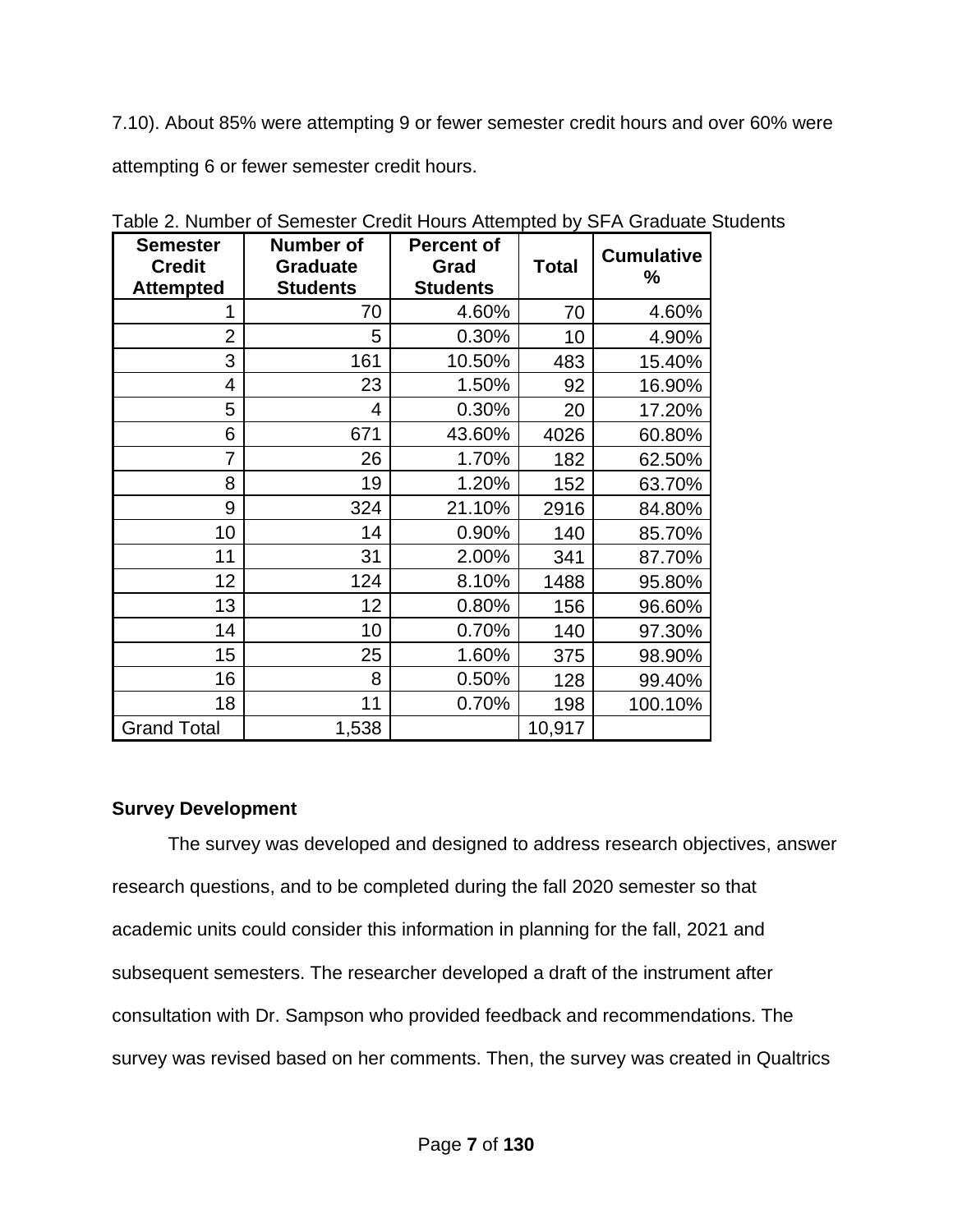7.10). About 85% were attempting 9 or fewer semester credit hours and over 60% were attempting 6 or fewer semester credit hours.

Table 2. Number of Semester Credit Hours Attempted by SFA Graduate Students

| Semester Credit Attempted | Number of Graduate Students | Percent of Grad Students | Total | Cumulative % |
|---|---|---|---|---|
| 1 | 70 | 4.60% | 70 | 4.60% |
| 2 | 5 | 0.30% | 10 | 4.90% |
| 3 | 161 | 10.50% | 483 | 15.40% |
| 4 | 23 | 1.50% | 92 | 16.90% |
| 5 | 4 | 0.30% | 20 | 17.20% |
| 6 | 671 | 43.60% | 4026 | 60.80% |
| 7 | 26 | 1.70% | 182 | 62.50% |
| 8 | 19 | 1.20% | 152 | 63.70% |
| 9 | 324 | 21.10% | 2916 | 84.80% |
| 10 | 14 | 0.90% | 140 | 85.70% |
| 11 | 31 | 2.00% | 341 | 87.70% |
| 12 | 124 | 8.10% | 1488 | 95.80% |
| 13 | 12 | 0.80% | 156 | 96.60% |
| 14 | 10 | 0.70% | 140 | 97.30% |
| 15 | 25 | 1.60% | 375 | 98.90% |
| 16 | 8 | 0.50% | 128 | 99.40% |
| 18 | 11 | 0.70% | 198 | 100.10% |
| Grand Total | 1,538 | | 10,917 | |

**Survey Development**

The survey was developed and designed to address research objectives, answer research questions, and to be completed during the fall 2020 semester so that academic units could consider this information in planning for the fall, 2021 and subsequent semesters. The researcher developed a draft of the instrument after consultation with Dr. Sampson who provided feedback and recommendations. The survey was revised based on her comments. Then, the survey was created in Qualtrics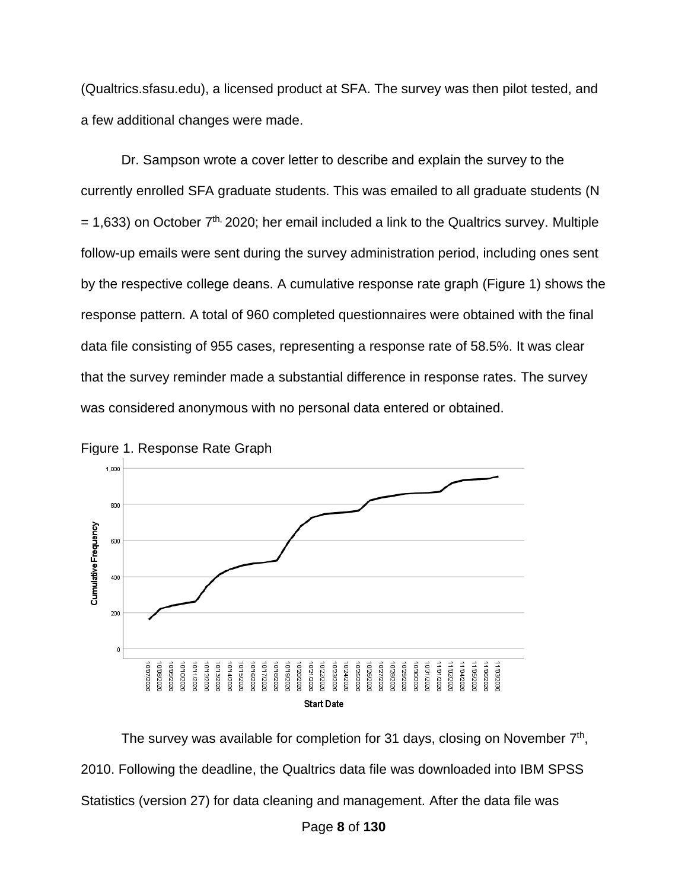(Qualtrics.sfasu.edu), a licensed product at SFA. The survey was then pilot tested, and a few additional changes were made.

Dr. Sampson wrote a cover letter to describe and explain the survey to the currently enrolled SFA graduate students. This was emailed to all graduate students (N = 1,633) on October 7th, 2020; her email included a link to the Qualtrics survey. Multiple follow-up emails were sent during the survey administration period, including ones sent by the respective college deans. A cumulative response rate graph (Figure 1) shows the response pattern. A total of 960 completed questionnaires were obtained with the final data file consisting of 955 cases, representing a response rate of 58.5%. It was clear that the survey reminder made a substantial difference in response rates. The survey was considered anonymous with no personal data entered or obtained.

Figure 1. Response Rate Graph

The survey was available for completion for 31 days, closing on November 7th, 2010. Following the deadline, the Qualtrics data file was downloaded into IBM SPSS Statistics (version 27) for data cleaning and management. After the data file was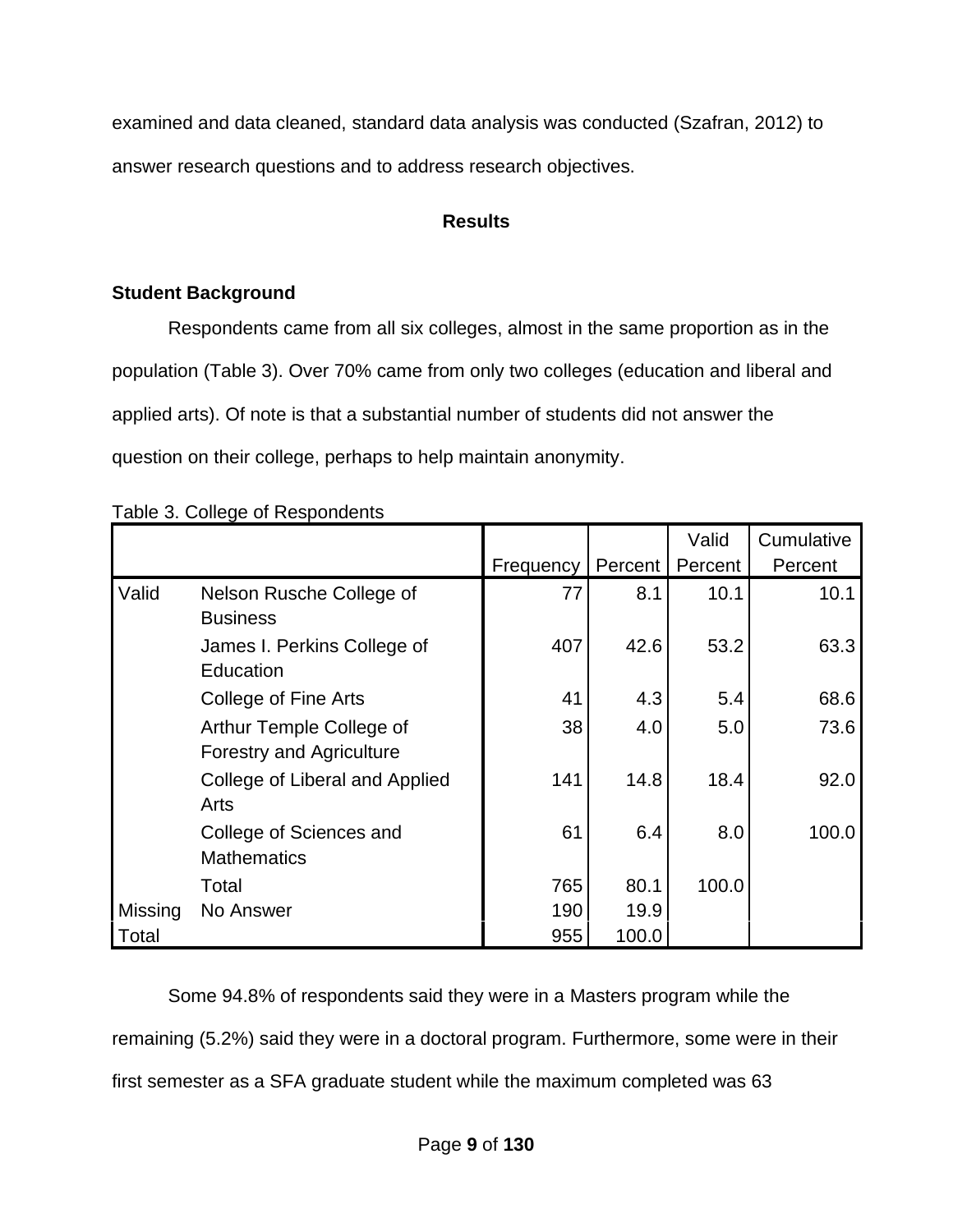examined and data cleaned, standard data analysis was conducted (Szafran, 2012) to answer research questions and to address research objectives.

## Results

### Student Background

Respondents came from all six colleges, almost in the same proportion as in the population (Table 3). Over 70% came from only two colleges (education and liberal and applied arts). Of note is that a substantial number of students did not answer the question on their college, perhaps to help maintain anonymity.

Table 3. College of Respondents

| | | Frequency | Percent | Valid Percent | Cumulative Percent |
|---|---|---|---|---|---|
| Valid | Nelson Rusche College of Business | 77 | 8.1 | 10.1 | 10.1 |
| | James I. Perkins College of Education | 407 | 42.6 | 53.2 | 63.3 |
| | College of Fine Arts | 41 | 4.3 | 5.4 | 68.6 |
| | Arthur Temple College of Forestry and Agriculture | 38 | 4.0 | 5.0 | 73.6 |
| | College of Liberal and Applied Arts | 141 | 14.8 | 18.4 | 92.0 |
| | College of Sciences and Mathematics | 61 | 6.4 | 8.0 | 100.0 |
| | Total | 765 | 80.1 | 100.0 | |
| Missing | No Answer | 190 | 19.9 | | |
| Total | | 955 | 100.0 | | |

Some 94.8% of respondents said they were in a Masters program while the remaining (5.2%) said they were in a doctoral program. Furthermore, some were in their first semester as a SFA graduate student while the maximum completed was 63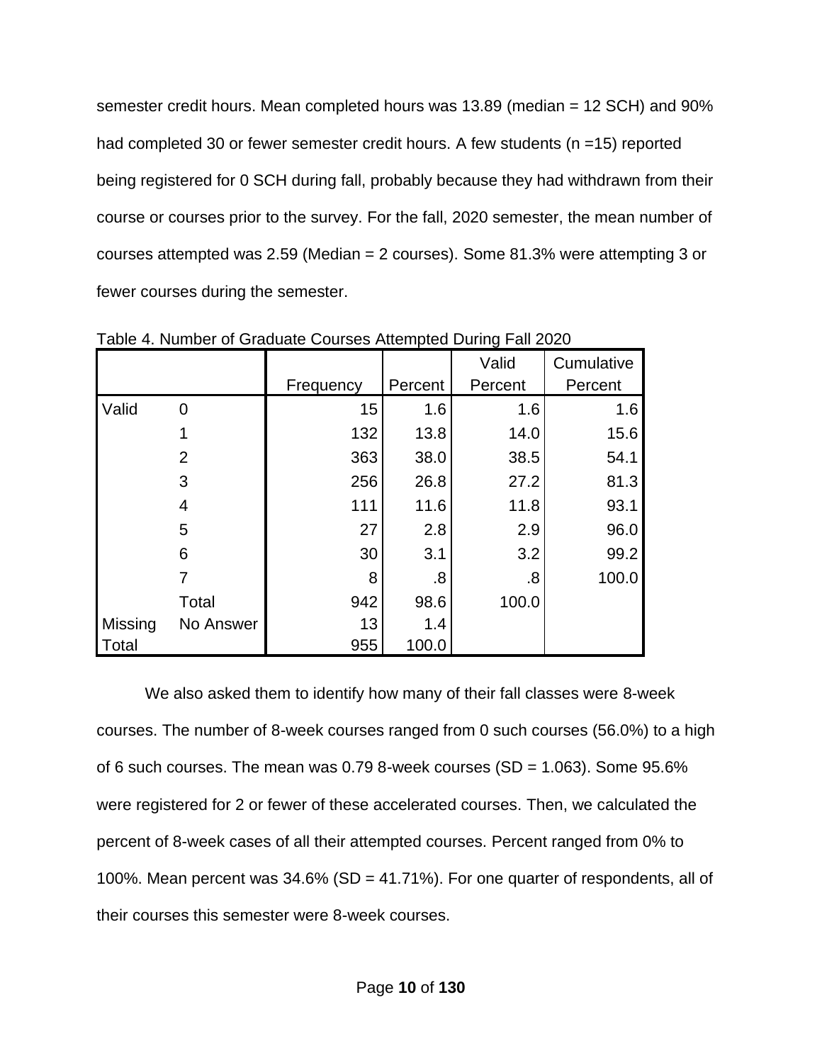semester credit hours. Mean completed hours was 13.89 (median = 12 SCH) and 90% had completed 30 or fewer semester credit hours. A few students (n =15) reported being registered for 0 SCH during fall, probably because they had withdrawn from their course or courses prior to the survey. For the fall, 2020 semester, the mean number of courses attempted was 2.59 (Median = 2 courses). Some 81.3% were attempting 3 or fewer courses during the semester.

Table 4. Number of Graduate Courses Attempted During Fall 2020

| | | Frequency | Percent | Valid Percent | Cumulative Percent |
|---|---|---|---|---|---|
| Valid | 0 | 15 | 1.6 | 1.6 | 1.6 |
| | 1 | 132 | 13.8 | 14.0 | 15.6 |
| | 2 | 363 | 38.0 | 38.5 | 54.1 |
| | 3 | 256 | 26.8 | 27.2 | 81.3 |
| | 4 | 111 | 11.6 | 11.8 | 93.1 |
| | 5 | 27 | 2.8 | 2.9 | 96.0 |
| | 6 | 30 | 3.1 | 3.2 | 99.2 |
| | 7 | 8 | .8 | .8 | 100.0 |
| | Total | 942 | 98.6 | 100.0 | |
| Missing | No Answer | 13 | 1.4 | | |
| Total | | 955 | 100.0 | | |

We also asked them to identify how many of their fall classes were 8-week courses. The number of 8-week courses ranged from 0 such courses (56.0%) to a high of 6 such courses. The mean was 0.79 8-week courses (SD = 1.063). Some 95.6% were registered for 2 or fewer of these accelerated courses. Then, we calculated the percent of 8-week cases of all their attempted courses. Percent ranged from 0% to 100%. Mean percent was 34.6% (SD = 41.71%). For one quarter of respondents, all of their courses this semester were 8-week courses.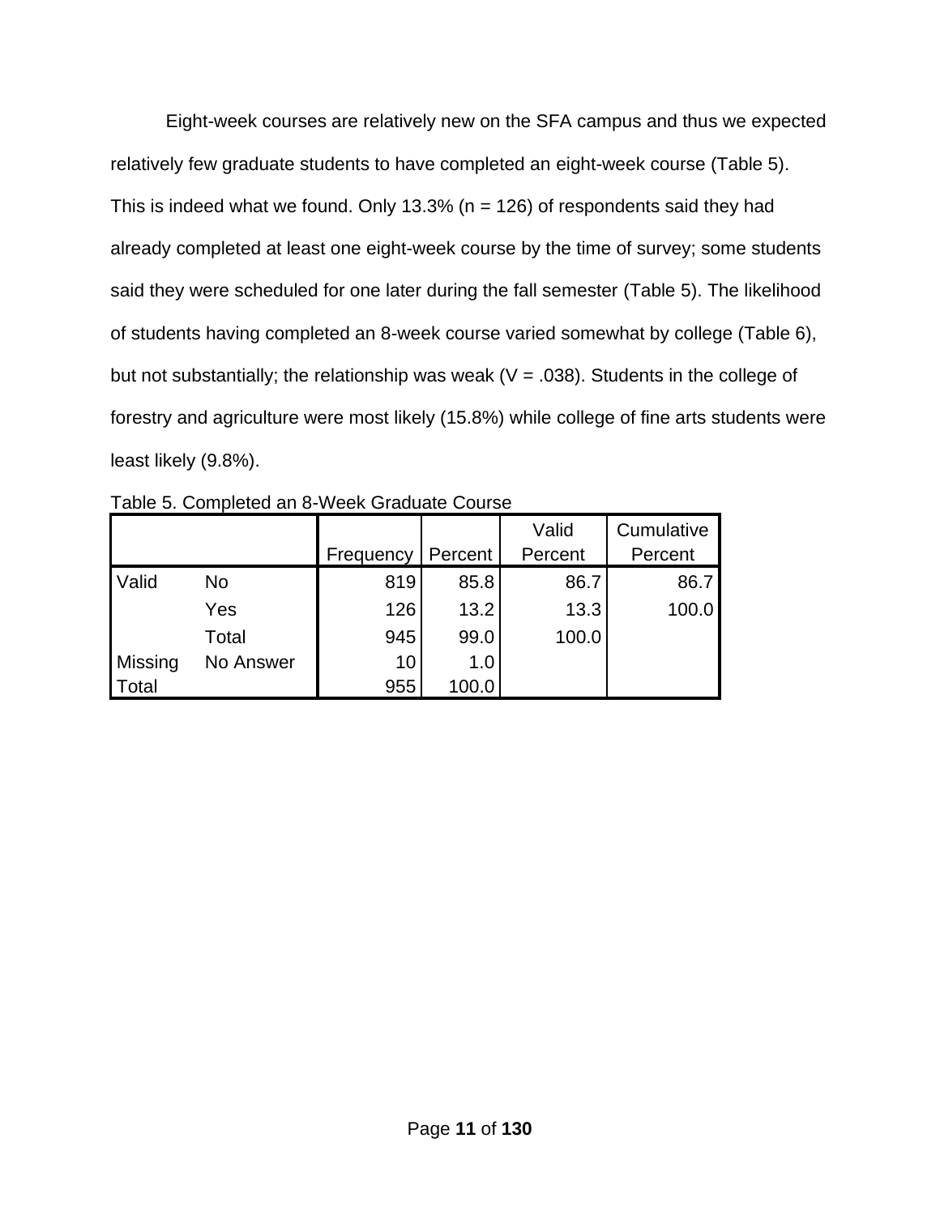Eight-week courses are relatively new on the SFA campus and thus we expected relatively few graduate students to have completed an eight-week course (Table 5). This is indeed what we found. Only 13.3% (n = 126) of respondents said they had already completed at least one eight-week course by the time of survey; some students said they were scheduled for one later during the fall semester (Table 5). The likelihood of students having completed an 8-week course varied somewhat by college (Table 6), but not substantially; the relationship was weak (V = .038). Students in the college of forestry and agriculture were most likely (15.8%) while college of fine arts students were least likely (9.8%).

Table 5. Completed an 8-Week Graduate Course

| | | Frequency | Percent | Valid Percent | Cumulative Percent |
|---|---|---|---|---|---|
| Valid | No | 819 | 85.8 | 86.7 | 86.7 |
| | Yes | 126 | 13.2 | 13.3 | 100.0 |
| | Total | 945 | 99.0 | 100.0 | |
| Missing | No Answer | 10 | 1.0 | | |
| Total | | 955 | 100.0 | | |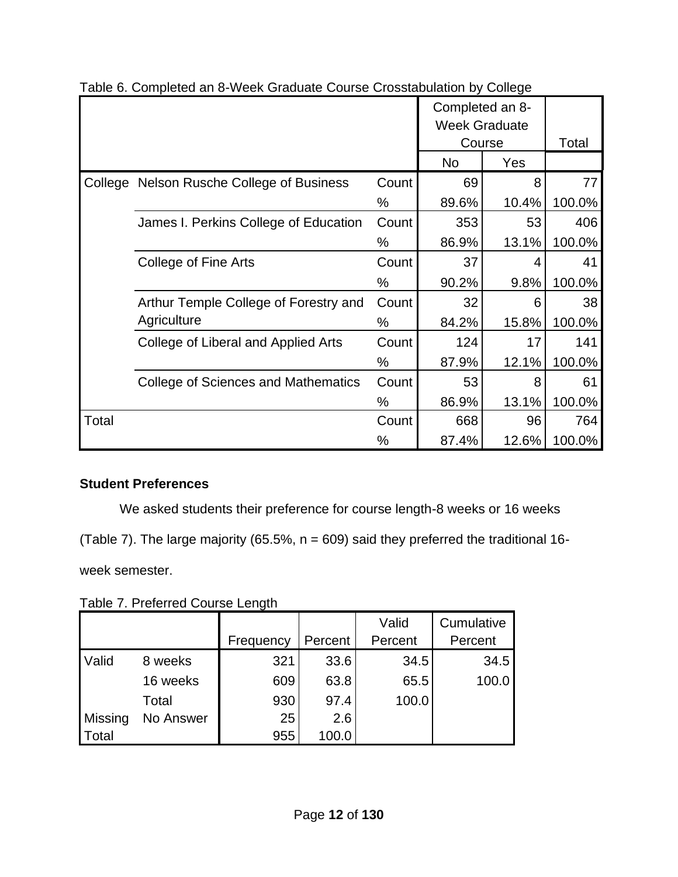Table 6. Completed an 8-Week Graduate Course Crosstabulation by College

| | | | Completed an 8-Week Graduate Course | | Total |
|---|---|---|---|---|---|
| | | | No | Yes | |
| College | Nelson Rusche College of Business | Count | 69 | 8 | 77 |
| | | % | 89.6% | 10.4% | 100.0% |
| | James I. Perkins College of Education | Count | 353 | 53 | 406 |
| | | % | 86.9% | 13.1% | 100.0% |
| | College of Fine Arts | Count | 37 | 4 | 41 |
| | | % | 90.2% | 9.8% | 100.0% |
| | Arthur Temple College of Forestry and Agriculture | Count | 32 | 6 | 38 |
| | | % | 84.2% | 15.8% | 100.0% |
| | College of Liberal and Applied Arts | Count | 124 | 17 | 141 |
| | | % | 87.9% | 12.1% | 100.0% |
| | College of Sciences and Mathematics | Count | 53 | 8 | 61 |
| | | % | 86.9% | 13.1% | 100.0% |
| Total | | Count | 668 | 96 | 764 |
| | | % | 87.4% | 12.6% | 100.0% |

**Student Preferences**

We asked students their preference for course length-8 weeks or 16 weeks (Table 7). The large majority (65.5%, n = 609) said they preferred the traditional 16-week semester.

Table 7. Preferred Course Length

| | | Frequency | Percent | Valid Percent | Cumulative Percent |
|---|---|---|---|---|---|
| Valid | 8 weeks | 321 | 33.6 | 34.5 | 34.5 |
| | 16 weeks | 609 | 63.8 | 65.5 | 100.0 |
| | Total | 930 | 97.4 | 100.0 | |
| Missing | No Answer | 25 | 2.6 | | |
| Total | | 955 | 100.0 | | |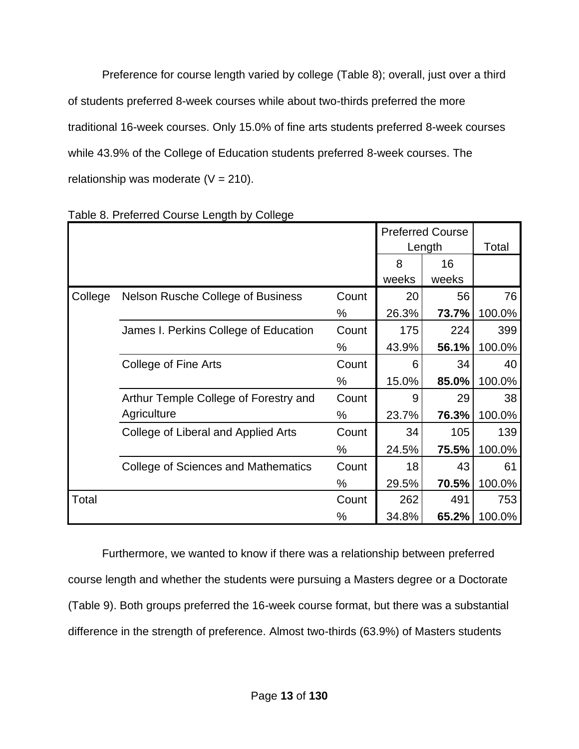Preference for course length varied by college (Table 8); overall, just over a third of students preferred 8-week courses while about two-thirds preferred the more traditional 16-week courses. Only 15.0% of fine arts students preferred 8-week courses while 43.9% of the College of Education students preferred 8-week courses. The relationship was moderate (V = 210).

Table 8. Preferred Course Length by College

| | | | Preferred Course Length | | Total |
|---|---|---|---|---|---|
| | | | 8 weeks | 16 weeks | |
| College | Nelson Rusche College of Business | Count | 20 | 56 | 76 |
| | | % | 26.3% | **73.7%** | 100.0% |
| | James I. Perkins College of Education | Count | 175 | 224 | 399 |
| | | % | 43.9% | **56.1%** | 100.0% |
| | College of Fine Arts | Count | 6 | 34 | 40 |
| | | % | 15.0% | **85.0%** | 100.0% |
| | Arthur Temple College of Forestry and Agriculture | Count | 9 | 29 | 38 |
| | | % | 23.7% | **76.3%** | 100.0% |
| | College of Liberal and Applied Arts | Count | 34 | 105 | 139 |
| | | % | 24.5% | **75.5%** | 100.0% |
| | College of Sciences and Mathematics | Count | 18 | 43 | 61 |
| | | % | 29.5% | **70.5%** | 100.0% |
| Total | | Count | 262 | 491 | 753 |
| | | % | 34.8% | **65.2%** | 100.0% |

Furthermore, we wanted to know if there was a relationship between preferred course length and whether the students were pursuing a Masters degree or a Doctorate (Table 9). Both groups preferred the 16-week course format, but there was a substantial difference in the strength of preference. Almost two-thirds (63.9%) of Masters students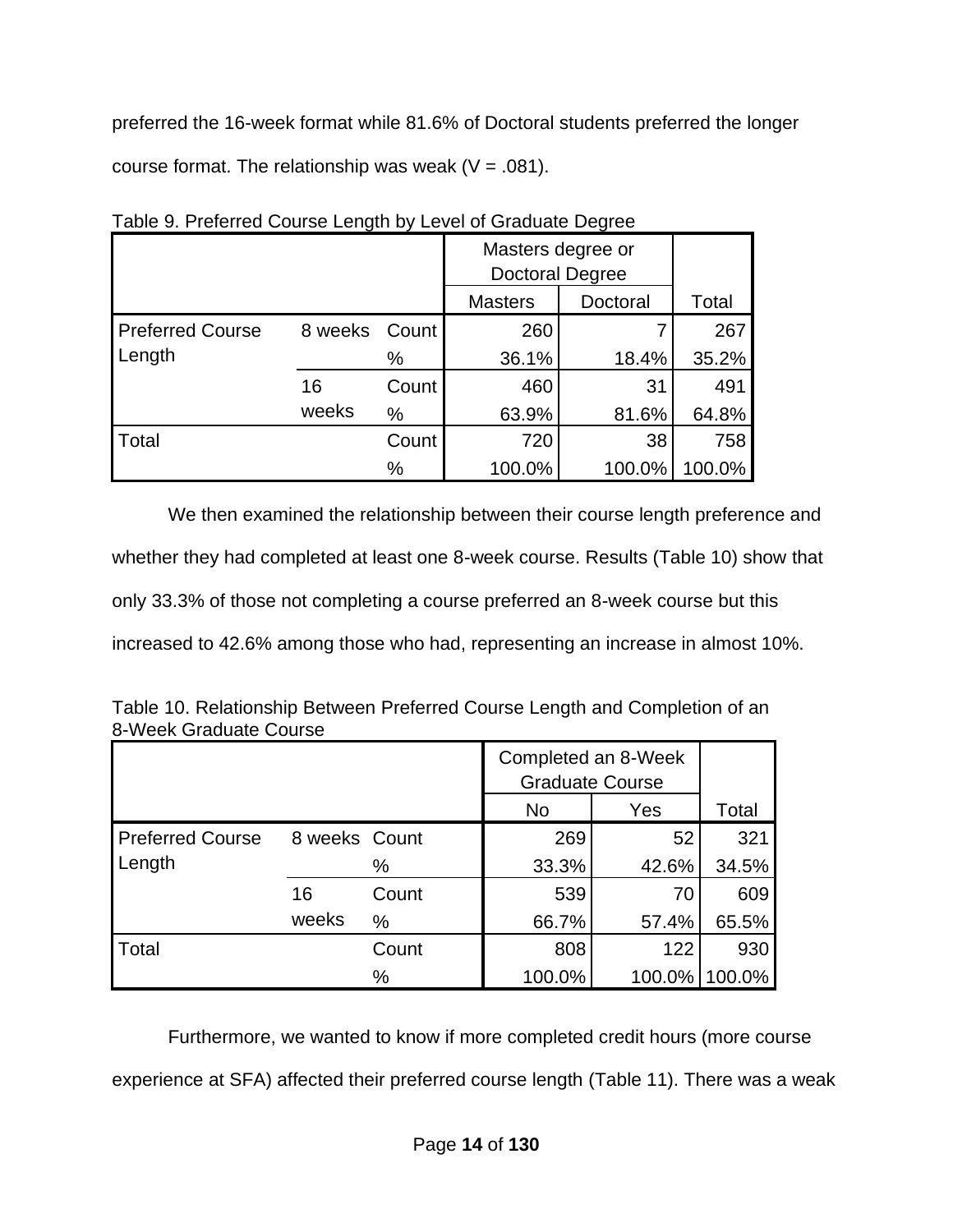preferred the 16-week format while 81.6% of Doctoral students preferred the longer course format. The relationship was weak (V = .081).

Table 9. Preferred Course Length by Level of Graduate Degree

| | | | Masters degree or Doctoral Degree | | |
|---|---|---|---|---|---|
| | | | Masters | Doctoral | Total |
| Preferred Course Length | 8 weeks | Count | 260 | 7 | 267 |
| | | % | 36.1% | 18.4% | 35.2% |
| | 16 weeks | Count | 460 | 31 | 491 |
| | | % | 63.9% | 81.6% | 64.8% |
| Total | | Count | 720 | 38 | 758 |
| | | % | 100.0% | 100.0% | 100.0% |

We then examined the relationship between their course length preference and whether they had completed at least one 8-week course. Results (Table 10) show that only 33.3% of those not completing a course preferred an 8-week course but this increased to 42.6% among those who had, representing an increase in almost 10%.

Table 10. Relationship Between Preferred Course Length and Completion of an 8-Week Graduate Course

| | | | Completed an 8-Week Graduate Course | | |
|---|---|---|---|---|---|
| | | | No | Yes | Total |
| Preferred Course Length | 8 weeks | Count | 269 | 52 | 321 |
| | | % | 33.3% | 42.6% | 34.5% |
| | 16 weeks | Count | 539 | 70 | 609 |
| | | % | 66.7% | 57.4% | 65.5% |
| Total | | Count | 808 | 122 | 930 |
| | | % | 100.0% | 100.0% | 100.0% |

Furthermore, we wanted to know if more completed credit hours (more course experience at SFA) affected their preferred course length (Table 11). There was a weak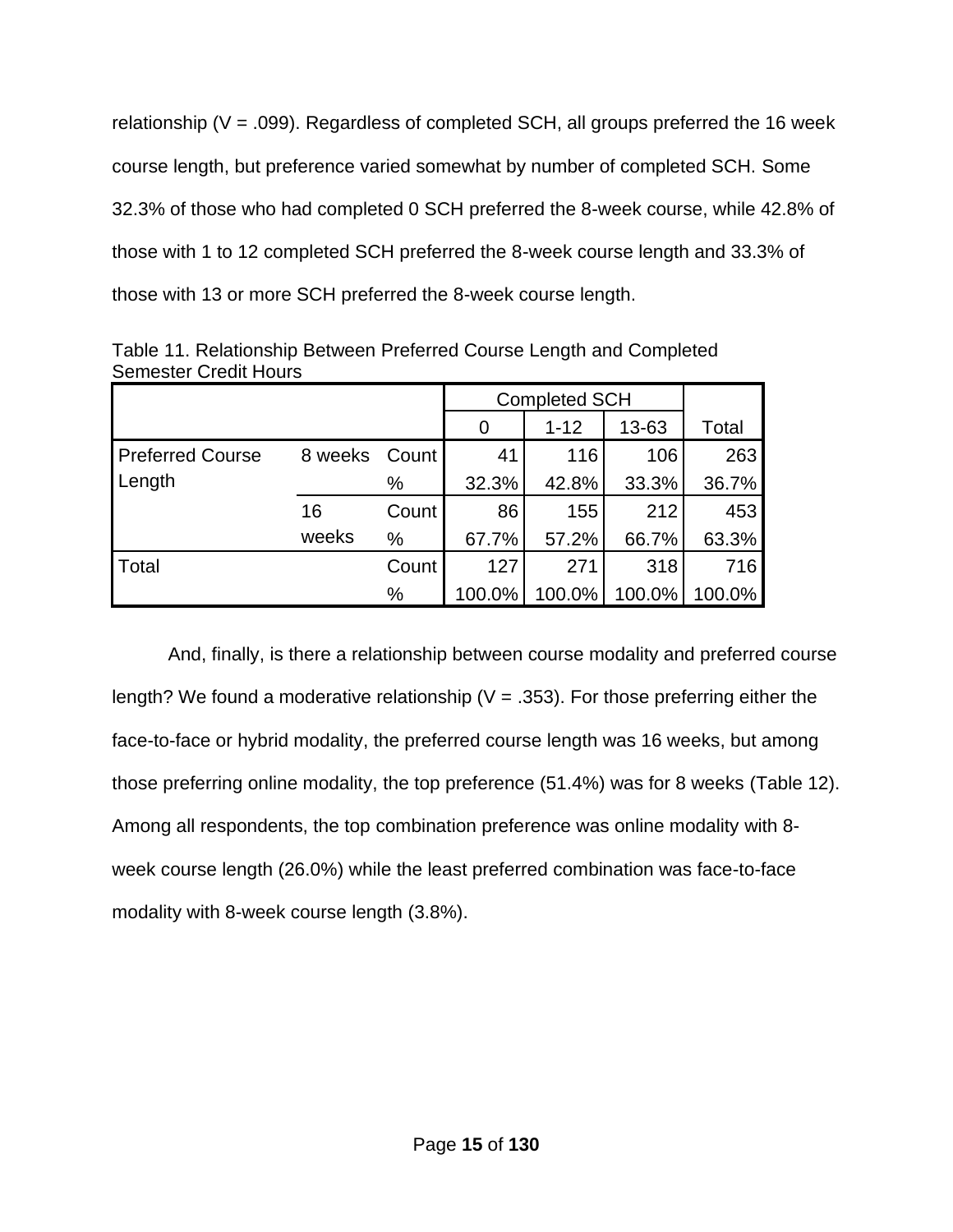relationship (V = .099). Regardless of completed SCH, all groups preferred the 16 week course length, but preference varied somewhat by number of completed SCH. Some 32.3% of those who had completed 0 SCH preferred the 8-week course, while 42.8% of those with 1 to 12 completed SCH preferred the 8-week course length and 33.3% of those with 13 or more SCH preferred the 8-week course length.

Table 11. Relationship Between Preferred Course Length and Completed Semester Credit Hours

| | | | Completed SCH | | | |
|---|---|---|---|---|---|---|
| | | | 0 | 1-12 | 13-63 | Total |
| Preferred Course Length | 8 weeks | Count | 41 | 116 | 106 | 263 |
| | | % | 32.3% | 42.8% | 33.3% | 36.7% |
| | 16 weeks | Count | 86 | 155 | 212 | 453 |
| | | % | 67.7% | 57.2% | 66.7% | 63.3% |
| Total | | Count | 127 | 271 | 318 | 716 |
| | | % | 100.0% | 100.0% | 100.0% | 100.0% |

And, finally, is there a relationship between course modality and preferred course length? We found a moderative relationship (V = .353). For those preferring either the face-to-face or hybrid modality, the preferred course length was 16 weeks, but among those preferring online modality, the top preference (51.4%) was for 8 weeks (Table 12). Among all respondents, the top combination preference was online modality with 8-week course length (26.0%) while the least preferred combination was face-to-face modality with 8-week course length (3.8%).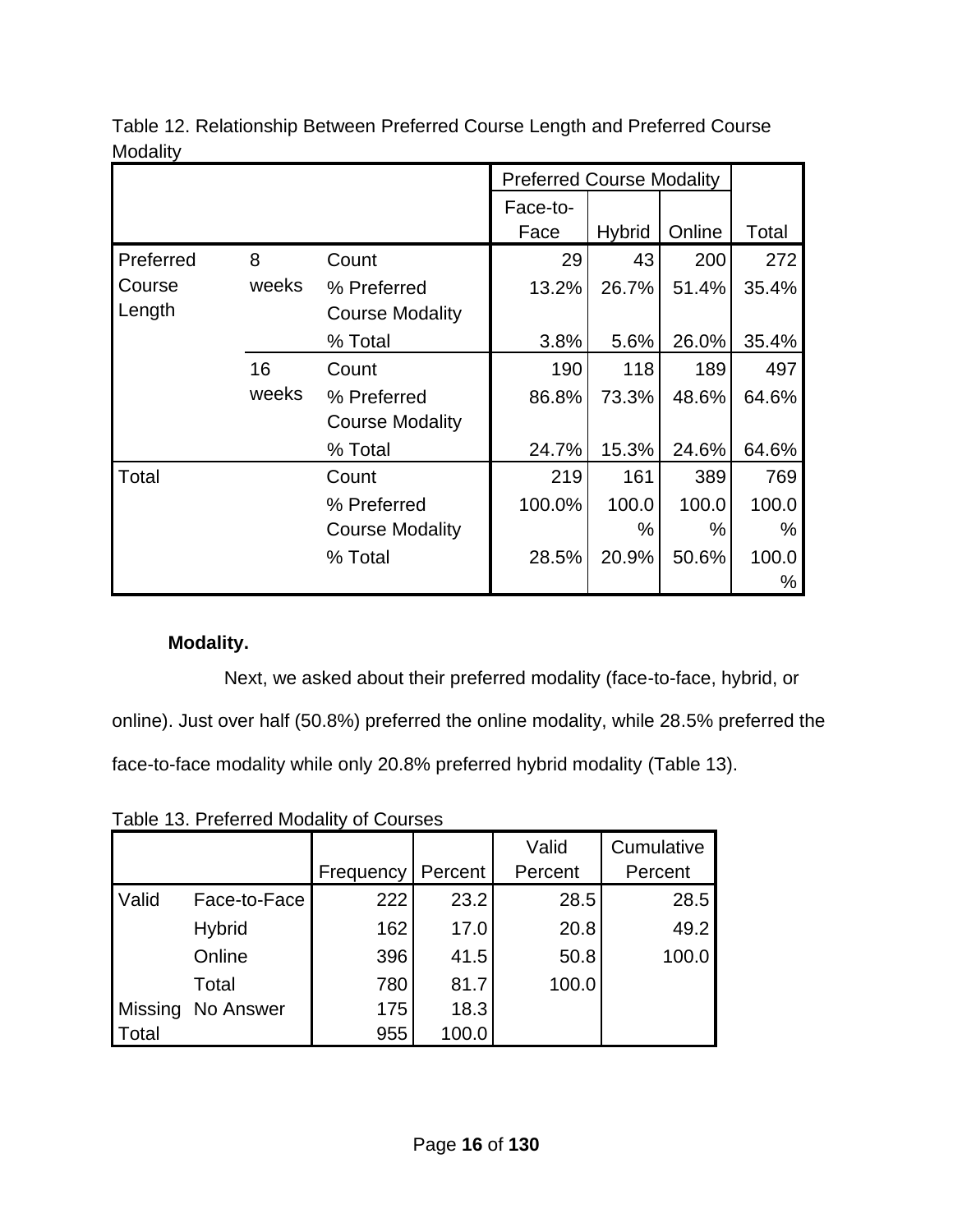Table 12. Relationship Between Preferred Course Length and Preferred Course Modality

| | | | Preferred Course Modality | | | |
|---|---|---|---|---|---|---|
| | | | Face-to-Face | Hybrid | Online | Total |
| Preferred Course Length | 8 weeks | Count | 29 | 43 | 200 | 272 |
| | | % Preferred Course Modality | 13.2% | 26.7% | 51.4% | 35.4% |
| | | % Total | 3.8% | 5.6% | 26.0% | 35.4% |
| | 16 weeks | Count | 190 | 118 | 189 | 497 |
| | | % Preferred Course Modality | 86.8% | 73.3% | 48.6% | 64.6% |
| | | % Total | 24.7% | 15.3% | 24.6% | 64.6% |
| Total | | Count | 219 | 161 | 389 | 769 |
| | | % Preferred Course Modality | 100.0% | 100.0% | 100.0% | 100.0% |
| | | % Total | 28.5% | 20.9% | 50.6% | 100.0% |

**Modality.**

Next, we asked about their preferred modality (face-to-face, hybrid, or online). Just over half (50.8%) preferred the online modality, while 28.5% preferred the face-to-face modality while only 20.8% preferred hybrid modality (Table 13).

Table 13. Preferred Modality of Courses

| | | Frequency | Percent | Valid Percent | Cumulative Percent |
|---|---|---|---|---|---|
| Valid | Face-to-Face | 222 | 23.2 | 28.5 | 28.5 |
| | Hybrid | 162 | 17.0 | 20.8 | 49.2 |
| | Online | 396 | 41.5 | 50.8 | 100.0 |
| | Total | 780 | 81.7 | 100.0 | |
| Missing | No Answer | 175 | 18.3 | | |
| Total | | 955 | 100.0 | | |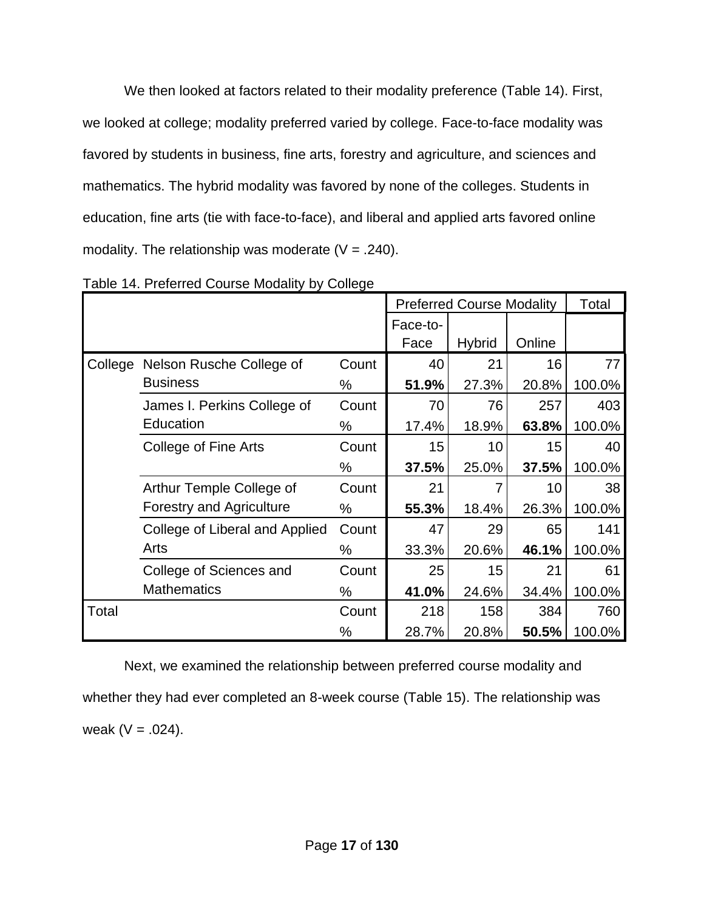We then looked at factors related to their modality preference (Table 14). First, we looked at college; modality preferred varied by college. Face-to-face modality was favored by students in business, fine arts, forestry and agriculture, and sciences and mathematics. The hybrid modality was favored by none of the colleges. Students in education, fine arts (tie with face-to-face), and liberal and applied arts favored online modality. The relationship was moderate (V = .240).

Table 14. Preferred Course Modality by College

| | | | Preferred Course Modality | | | Total |
|---|---|---|---|---|---|---|
| | | | Face-to-Face | Hybrid | Online | |
| College | Nelson Rusche College of Business | Count | 40 | 21 | 16 | 77 |
| | | % | **51.9%** | 27.3% | 20.8% | 100.0% |
| | James I. Perkins College of Education | Count | 70 | 76 | 257 | 403 |
| | | % | 17.4% | 18.9% | **63.8%** | 100.0% |
| | College of Fine Arts | Count | 15 | 10 | 15 | 40 |
| | | % | **37.5%** | 25.0% | **37.5%** | 100.0% |
| | Arthur Temple College of Forestry and Agriculture | Count | 21 | 7 | 10 | 38 |
| | | % | **55.3%** | 18.4% | 26.3% | 100.0% |
| | College of Liberal and Applied Arts | Count | 47 | 29 | 65 | 141 |
| | | % | 33.3% | 20.6% | **46.1%** | 100.0% |
| | College of Sciences and Mathematics | Count | 25 | 15 | 21 | 61 |
| | | % | **41.0%** | 24.6% | 34.4% | 100.0% |
| Total | | Count | 218 | 158 | 384 | 760 |
| | | % | 28.7% | 20.8% | **50.5%** | 100.0% |

Next, we examined the relationship between preferred course modality and whether they had ever completed an 8-week course (Table 15). The relationship was weak (V = .024).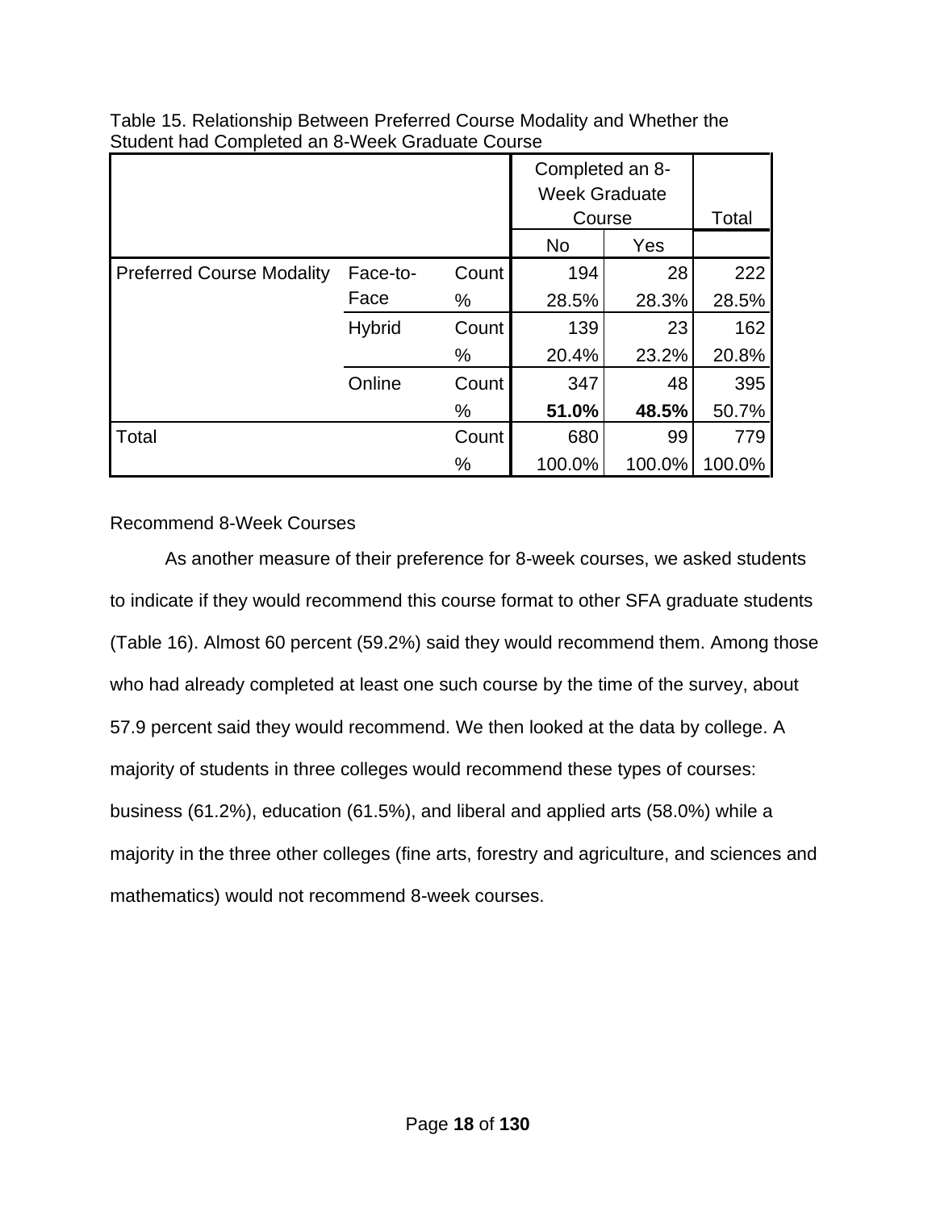Table 15. Relationship Between Preferred Course Modality and Whether the Student had Completed an 8-Week Graduate Course

| | | | Completed an 8-Week Graduate Course | | Total |
|---|---|---|---|---|---|
| | | | No | Yes | |
| Preferred Course Modality | Face-to-Face | Count | 194 | 28 | 222 |
| | | % | 28.5% | 28.3% | 28.5% |
| | Hybrid | Count | 139 | 23 | 162 |
| | | % | 20.4% | 23.2% | 20.8% |
| | Online | Count | 347 | 48 | 395 |
| | | % | **51.0%** | **48.5%** | 50.7% |
| Total | | Count | 680 | 99 | 779 |
| | | % | 100.0% | 100.0% | 100.0% |

Recommend 8-Week Courses

As another measure of their preference for 8-week courses, we asked students to indicate if they would recommend this course format to other SFA graduate students (Table 16). Almost 60 percent (59.2%) said they would recommend them. Among those who had already completed at least one such course by the time of the survey, about 57.9 percent said they would recommend. We then looked at the data by college. A majority of students in three colleges would recommend these types of courses: business (61.2%), education (61.5%), and liberal and applied arts (58.0%) while a majority in the three other colleges (fine arts, forestry and agriculture, and sciences and mathematics) would not recommend 8-week courses.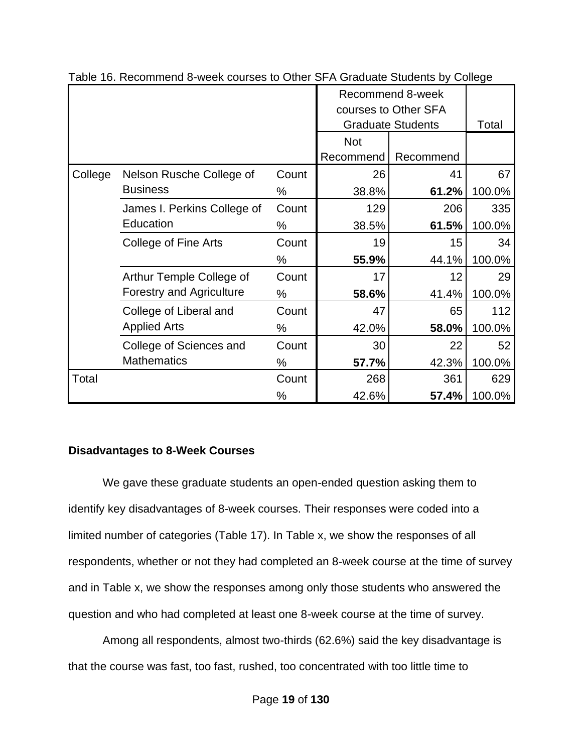Table 16. Recommend 8-week courses to Other SFA Graduate Students by College

| | | | Recommend 8-week courses to Other SFA Graduate Students | | Total |
|---|---|---|---|---|---|
| | | | Not Recommend | Recommend | |
| College | Nelson Rusche College of Business | Count | 26 | 41 | 67 |
| | | % | 38.8% | **61.2%** | 100.0% |
| | James I. Perkins College of Education | Count | 129 | 206 | 335 |
| | | % | 38.5% | **61.5%** | 100.0% |
| | College of Fine Arts | Count | 19 | 15 | 34 |
| | | % | **55.9%** | 44.1% | 100.0% |
| | Arthur Temple College of Forestry and Agriculture | Count | 17 | 12 | 29 |
| | | % | **58.6%** | 41.4% | 100.0% |
| | College of Liberal and Applied Arts | Count | 47 | 65 | 112 |
| | | % | 42.0% | **58.0%** | 100.0% |
| | College of Sciences and Mathematics | Count | 30 | 22 | 52 |
| | | % | **57.7%** | 42.3% | 100.0% |
| Total | | Count | 268 | 361 | 629 |
| | | % | 42.6% | **57.4%** | 100.0% |

**Disadvantages to 8-Week Courses**

We gave these graduate students an open-ended question asking them to identify key disadvantages of 8-week courses. Their responses were coded into a limited number of categories (Table 17). In Table x, we show the responses of all respondents, whether or not they had completed an 8-week course at the time of survey and in Table x, we show the responses among only those students who answered the question and who had completed at least one 8-week course at the time of survey.

Among all respondents, almost two-thirds (62.6%) said the key disadvantage is that the course was fast, too fast, rushed, too concentrated with too little time to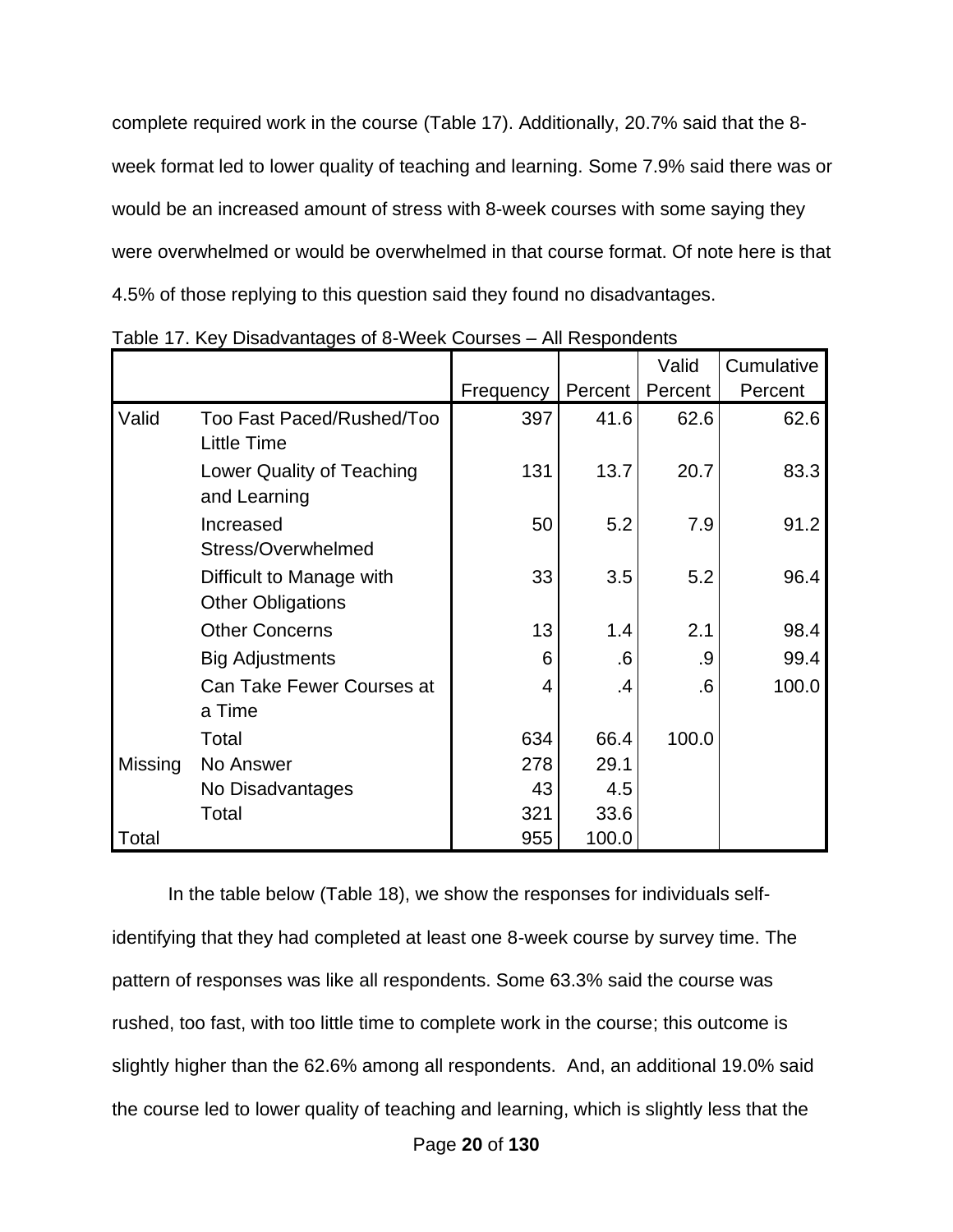complete required work in the course (Table 17). Additionally, 20.7% said that the 8-week format led to lower quality of teaching and learning. Some 7.9% said there was or would be an increased amount of stress with 8-week courses with some saying they were overwhelmed or would be overwhelmed in that course format. Of note here is that 4.5% of those replying to this question said they found no disadvantages.

Table 17. Key Disadvantages of 8-Week Courses – All Respondents

| | | Frequency | Percent | Valid Percent | Cumulative Percent |
|---|---|---|---|---|---|
| Valid | Too Fast Paced/Rushed/Too Little Time | 397 | 41.6 | 62.6 | 62.6 |
| | Lower Quality of Teaching and Learning | 131 | 13.7 | 20.7 | 83.3 |
| | Increased Stress/Overwhelmed | 50 | 5.2 | 7.9 | 91.2 |
| | Difficult to Manage with Other Obligations | 33 | 3.5 | 5.2 | 96.4 |
| | Other Concerns | 13 | 1.4 | 2.1 | 98.4 |
| | Big Adjustments | 6 | .6 | .9 | 99.4 |
| | Can Take Fewer Courses at a Time | 4 | .4 | .6 | 100.0 |
| | Total | 634 | 66.4 | 100.0 | |
| Missing | No Answer | 278 | 29.1 | | |
| | No Disadvantages | 43 | 4.5 | | |
| | Total | 321 | 33.6 | | |
| Total | | 955 | 100.0 | | |

In the table below (Table 18), we show the responses for individuals self-identifying that they had completed at least one 8-week course by survey time. The pattern of responses was like all respondents. Some 63.3% said the course was rushed, too fast, with too little time to complete work in the course; this outcome is slightly higher than the 62.6% among all respondents. And, an additional 19.0% said the course led to lower quality of teaching and learning, which is slightly less that the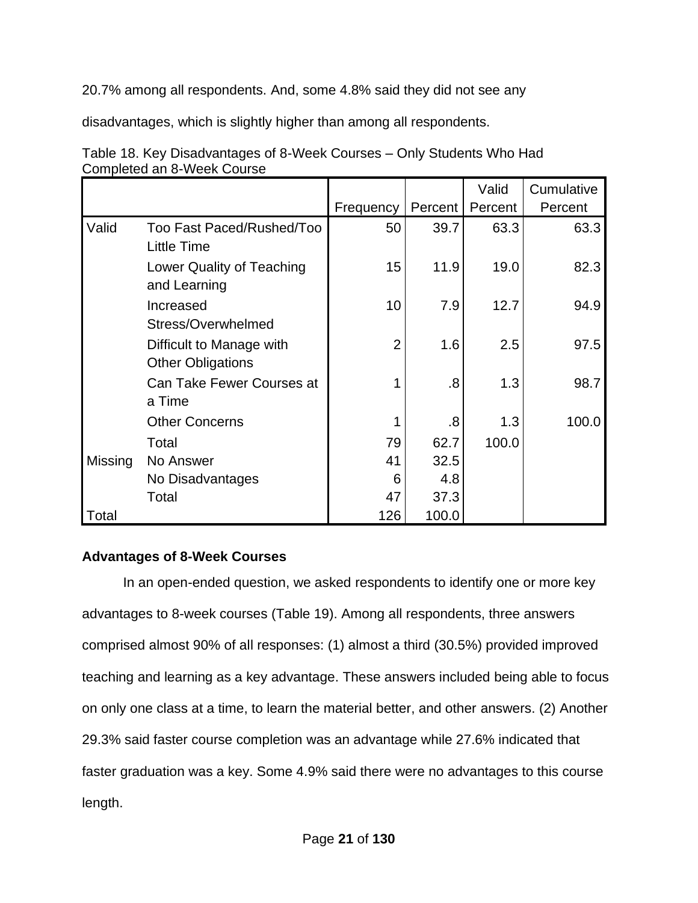20.7% among all respondents. And, some 4.8% said they did not see any disadvantages, which is slightly higher than among all respondents.

Table 18. Key Disadvantages of 8-Week Courses – Only Students Who Had Completed an 8-Week Course

| | | Frequency | Percent | Valid Percent | Cumulative Percent |
|---|---|---|---|---|---|
| Valid | Too Fast Paced/Rushed/Too Little Time | 50 | 39.7 | 63.3 | 63.3 |
| | Lower Quality of Teaching and Learning | 15 | 11.9 | 19.0 | 82.3 |
| | Increased Stress/Overwhelmed | 10 | 7.9 | 12.7 | 94.9 |
| | Difficult to Manage with Other Obligations | 2 | 1.6 | 2.5 | 97.5 |
| | Can Take Fewer Courses at a Time | 1 | .8 | 1.3 | 98.7 |
| | Other Concerns | 1 | .8 | 1.3 | 100.0 |
| | Total | 79 | 62.7 | 100.0 | |
| Missing | No Answer | 41 | 32.5 | | |
| | No Disadvantages | 6 | 4.8 | | |
| | Total | 47 | 37.3 | | |
| Total | | 126 | 100.0 | | |

**Advantages of 8-Week Courses**

In an open-ended question, we asked respondents to identify one or more key advantages to 8-week courses (Table 19). Among all respondents, three answers comprised almost 90% of all responses: (1) almost a third (30.5%) provided improved teaching and learning as a key advantage. These answers included being able to focus on only one class at a time, to learn the material better, and other answers. (2) Another 29.3% said faster course completion was an advantage while 27.6% indicated that faster graduation was a key. Some 4.9% said there were no advantages to this course length.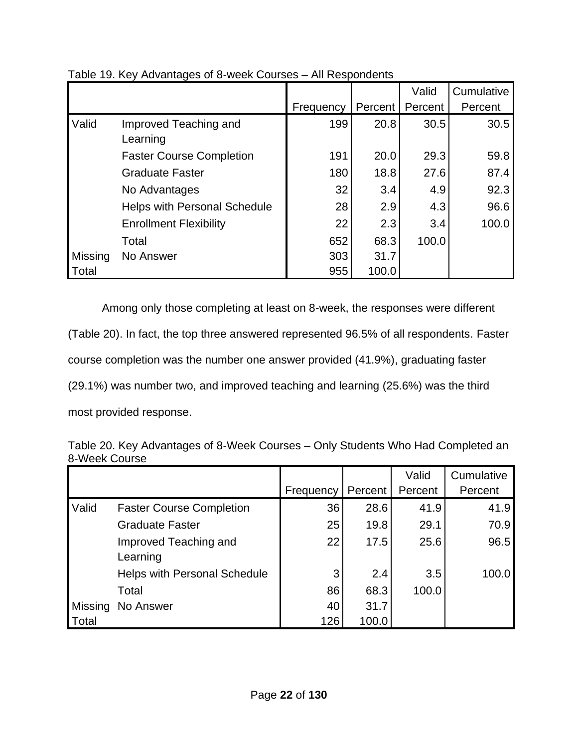Table 19. Key Advantages of 8-week Courses – All Respondents

| | | Frequency | Percent | Valid Percent | Cumulative Percent |
|---|---|---|---|---|---|
| Valid | Improved Teaching and Learning | 199 | 20.8 | 30.5 | 30.5 |
| | Faster Course Completion | 191 | 20.0 | 29.3 | 59.8 |
| | Graduate Faster | 180 | 18.8 | 27.6 | 87.4 |
| | No Advantages | 32 | 3.4 | 4.9 | 92.3 |
| | Helps with Personal Schedule | 28 | 2.9 | 4.3 | 96.6 |
| | Enrollment Flexibility | 22 | 2.3 | 3.4 | 100.0 |
| | Total | 652 | 68.3 | 100.0 | |
| Missing | No Answer | 303 | 31.7 | | |
| Total | | 955 | 100.0 | | |

Among only those completing at least on 8-week, the responses were different (Table 20). In fact, the top three answered represented 96.5% of all respondents. Faster course completion was the number one answer provided (41.9%), graduating faster (29.1%) was number two, and improved teaching and learning (25.6%) was the third most provided response.

Table 20. Key Advantages of 8-Week Courses – Only Students Who Had Completed an 8-Week Course

| | | Frequency | Percent | Valid Percent | Cumulative Percent |
|---|---|---|---|---|---|
| Valid | Faster Course Completion | 36 | 28.6 | 41.9 | 41.9 |
| | Graduate Faster | 25 | 19.8 | 29.1 | 70.9 |
| | Improved Teaching and Learning | 22 | 17.5 | 25.6 | 96.5 |
| | Helps with Personal Schedule | 3 | 2.4 | 3.5 | 100.0 |
| | Total | 86 | 68.3 | 100.0 | |
| Missing | No Answer | 40 | 31.7 | | |
| Total | | 126 | 100.0 | | |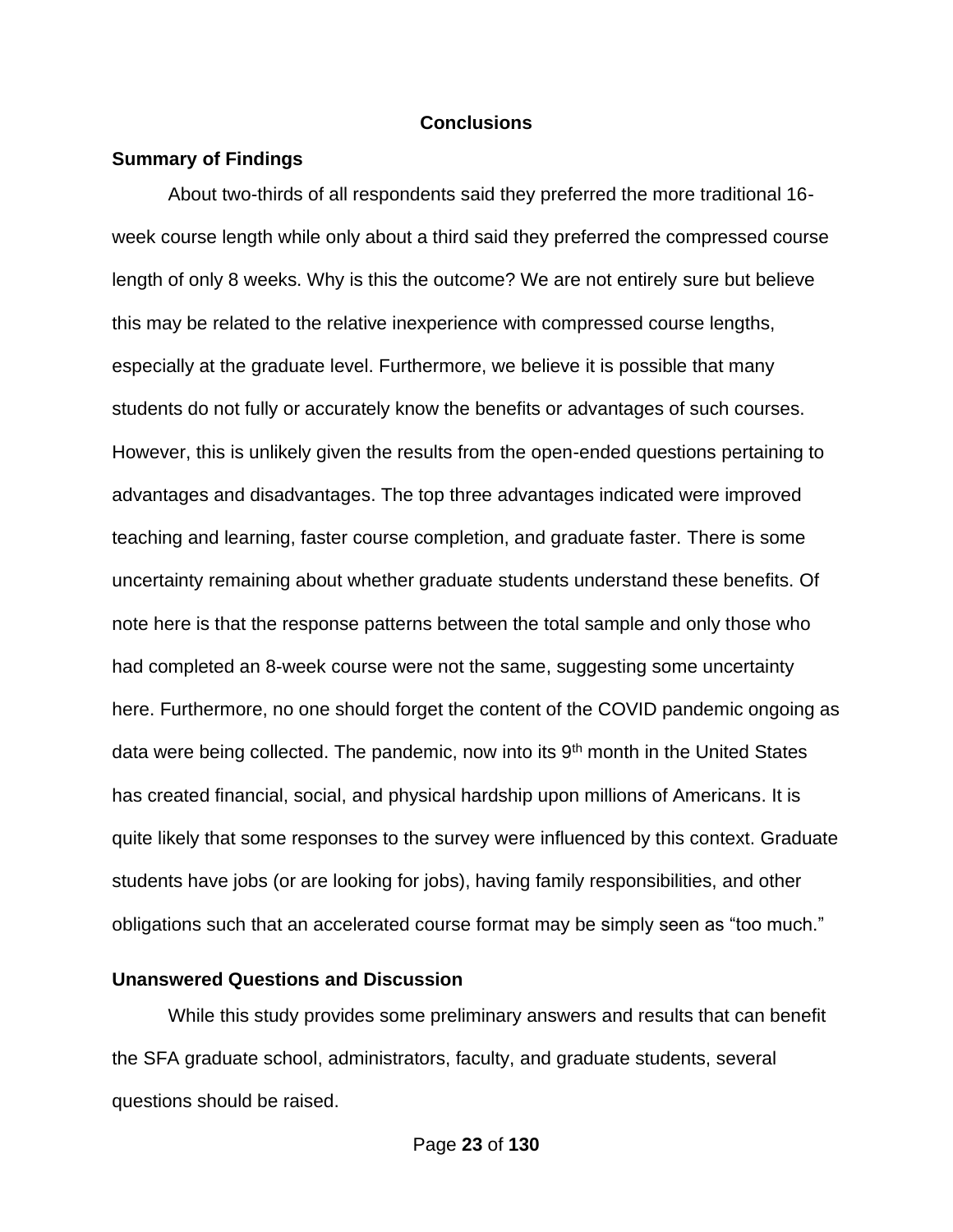# Conclusions

## Summary of Findings

About two-thirds of all respondents said they preferred the more traditional 16-week course length while only about a third said they preferred the compressed course length of only 8 weeks. Why is this the outcome? We are not entirely sure but believe this may be related to the relative inexperience with compressed course lengths, especially at the graduate level. Furthermore, we believe it is possible that many students do not fully or accurately know the benefits or advantages of such courses. However, this is unlikely given the results from the open-ended questions pertaining to advantages and disadvantages. The top three advantages indicated were improved teaching and learning, faster course completion, and graduate faster. There is some uncertainty remaining about whether graduate students understand these benefits. Of note here is that the response patterns between the total sample and only those who had completed an 8-week course were not the same, suggesting some uncertainty here. Furthermore, no one should forget the content of the COVID pandemic ongoing as data were being collected. The pandemic, now into its 9th month in the United States has created financial, social, and physical hardship upon millions of Americans. It is quite likely that some responses to the survey were influenced by this context. Graduate students have jobs (or are looking for jobs), having family responsibilities, and other obligations such that an accelerated course format may be simply seen as "too much."

## Unanswered Questions and Discussion

While this study provides some preliminary answers and results that can benefit the SFA graduate school, administrators, faculty, and graduate students, several questions should be raised.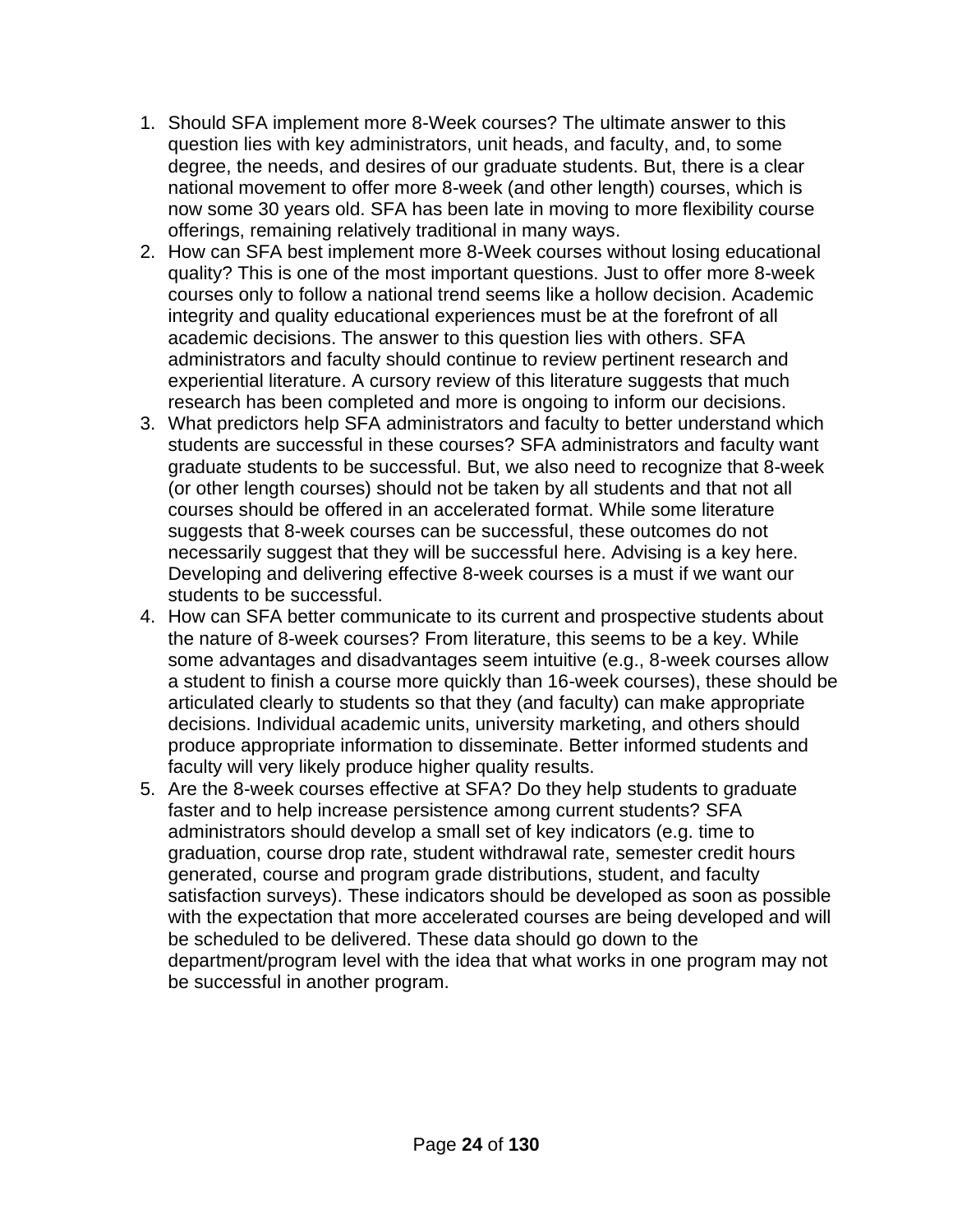1. Should SFA implement more 8-Week courses? The ultimate answer to this question lies with key administrators, unit heads, and faculty, and, to some degree, the needs, and desires of our graduate students. But, there is a clear national movement to offer more 8-week (and other length) courses, which is now some 30 years old. SFA has been late in moving to more flexibility course offerings, remaining relatively traditional in many ways.
2. How can SFA best implement more 8-Week courses without losing educational quality? This is one of the most important questions. Just to offer more 8-week courses only to follow a national trend seems like a hollow decision. Academic integrity and quality educational experiences must be at the forefront of all academic decisions. The answer to this question lies with others. SFA administrators and faculty should continue to review pertinent research and experiential literature. A cursory review of this literature suggests that much research has been completed and more is ongoing to inform our decisions.
3. What predictors help SFA administrators and faculty to better understand which students are successful in these courses? SFA administrators and faculty want graduate students to be successful. But, we also need to recognize that 8-week (or other length courses) should not be taken by all students and that not all courses should be offered in an accelerated format. While some literature suggests that 8-week courses can be successful, these outcomes do not necessarily suggest that they will be successful here. Advising is a key here. Developing and delivering effective 8-week courses is a must if we want our students to be successful.
4. How can SFA better communicate to its current and prospective students about the nature of 8-week courses? From literature, this seems to be a key. While some advantages and disadvantages seem intuitive (e.g., 8-week courses allow a student to finish a course more quickly than 16-week courses), these should be articulated clearly to students so that they (and faculty) can make appropriate decisions. Individual academic units, university marketing, and others should produce appropriate information to disseminate. Better informed students and faculty will very likely produce higher quality results.
5. Are the 8-week courses effective at SFA? Do they help students to graduate faster and to help increase persistence among current students? SFA administrators should develop a small set of key indicators (e.g. time to graduation, course drop rate, student withdrawal rate, semester credit hours generated, course and program grade distributions, student, and faculty satisfaction surveys). These indicators should be developed as soon as possible with the expectation that more accelerated courses are being developed and will be scheduled to be delivered. These data should go down to the department/program level with the idea that what works in one program may not be successful in another program.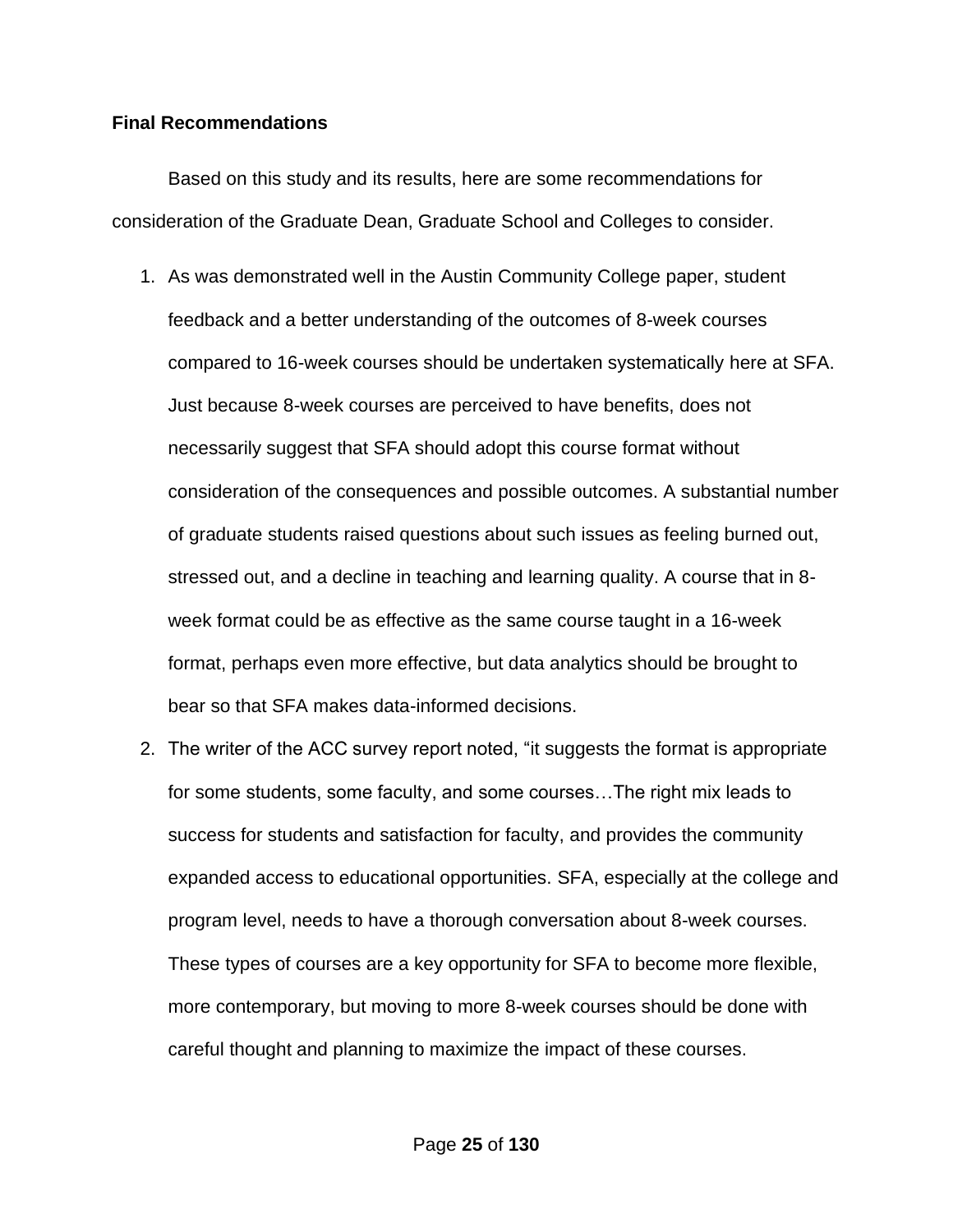**Final Recommendations**

Based on this study and its results, here are some recommendations for consideration of the Graduate Dean, Graduate School and Colleges to consider.

1. As was demonstrated well in the Austin Community College paper, student feedback and a better understanding of the outcomes of 8-week courses compared to 16-week courses should be undertaken systematically here at SFA. Just because 8-week courses are perceived to have benefits, does not necessarily suggest that SFA should adopt this course format without consideration of the consequences and possible outcomes. A substantial number of graduate students raised questions about such issues as feeling burned out, stressed out, and a decline in teaching and learning quality. A course that in 8-week format could be as effective as the same course taught in a 16-week format, perhaps even more effective, but data analytics should be brought to bear so that SFA makes data-informed decisions.
2. The writer of the ACC survey report noted, "it suggests the format is appropriate for some students, some faculty, and some courses…The right mix leads to success for students and satisfaction for faculty, and provides the community expanded access to educational opportunities. SFA, especially at the college and program level, needs to have a thorough conversation about 8-week courses. These types of courses are a key opportunity for SFA to become more flexible, more contemporary, but moving to more 8-week courses should be done with careful thought and planning to maximize the impact of these courses.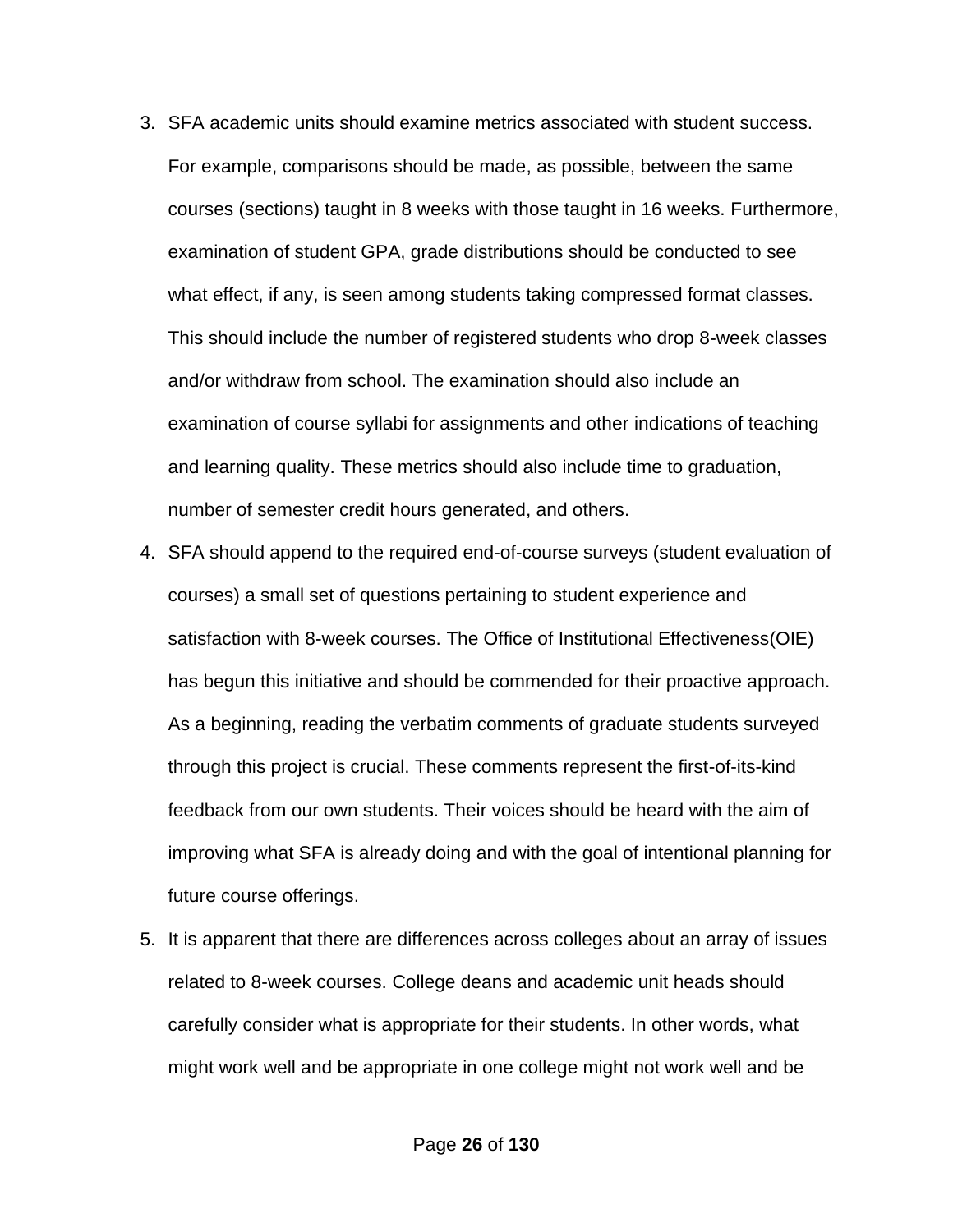3. SFA academic units should examine metrics associated with student success. For example, comparisons should be made, as possible, between the same courses (sections) taught in 8 weeks with those taught in 16 weeks. Furthermore, examination of student GPA, grade distributions should be conducted to see what effect, if any, is seen among students taking compressed format classes. This should include the number of registered students who drop 8-week classes and/or withdraw from school. The examination should also include an examination of course syllabi for assignments and other indications of teaching and learning quality. These metrics should also include time to graduation, number of semester credit hours generated, and others.
4. SFA should append to the required end-of-course surveys (student evaluation of courses) a small set of questions pertaining to student experience and satisfaction with 8-week courses. The Office of Institutional Effectiveness(OIE) has begun this initiative and should be commended for their proactive approach. As a beginning, reading the verbatim comments of graduate students surveyed through this project is crucial. These comments represent the first-of-its-kind feedback from our own students. Their voices should be heard with the aim of improving what SFA is already doing and with the goal of intentional planning for future course offerings.
5. It is apparent that there are differences across colleges about an array of issues related to 8-week courses. College deans and academic unit heads should carefully consider what is appropriate for their students. In other words, what might work well and be appropriate in one college might not work well and be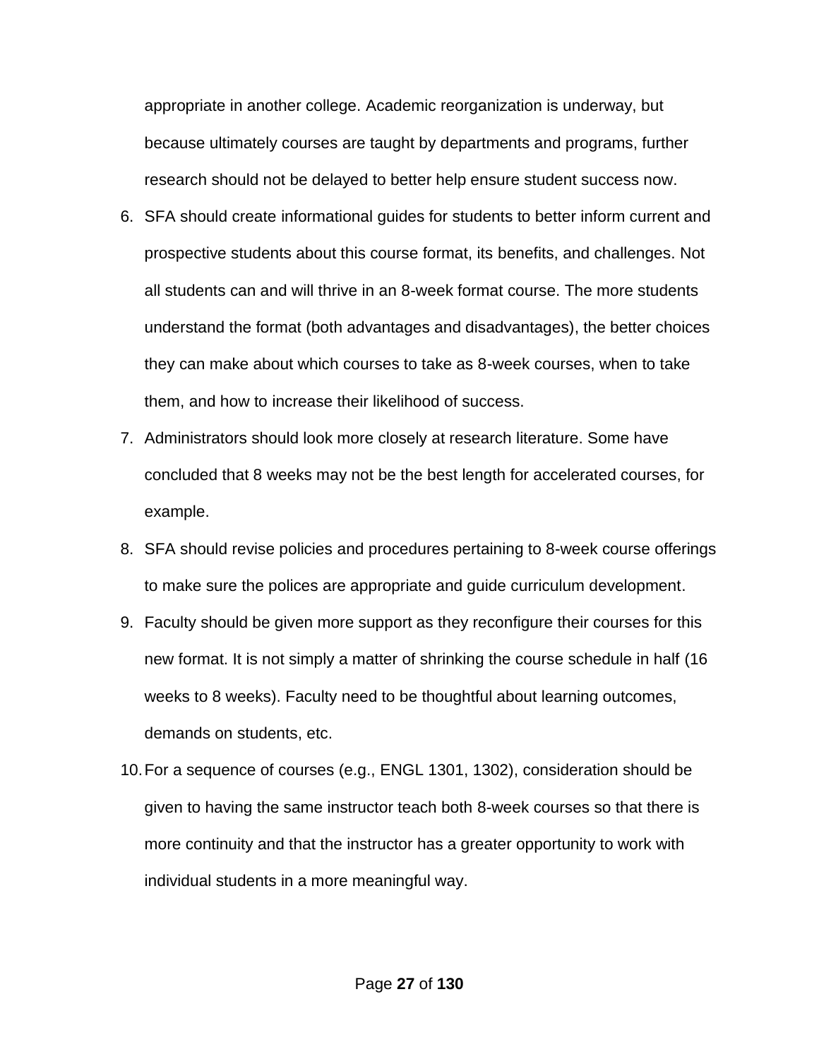appropriate in another college. Academic reorganization is underway, but because ultimately courses are taught by departments and programs, further research should not be delayed to better help ensure student success now.

6. SFA should create informational guides for students to better inform current and prospective students about this course format, its benefits, and challenges. Not all students can and will thrive in an 8-week format course. The more students understand the format (both advantages and disadvantages), the better choices they can make about which courses to take as 8-week courses, when to take them, and how to increase their likelihood of success.
7. Administrators should look more closely at research literature. Some have concluded that 8 weeks may not be the best length for accelerated courses, for example.
8. SFA should revise policies and procedures pertaining to 8-week course offerings to make sure the polices are appropriate and guide curriculum development.
9. Faculty should be given more support as they reconfigure their courses for this new format. It is not simply a matter of shrinking the course schedule in half (16 weeks to 8 weeks). Faculty need to be thoughtful about learning outcomes, demands on students, etc.
10. For a sequence of courses (e.g., ENGL 1301, 1302), consideration should be given to having the same instructor teach both 8-week courses so that there is more continuity and that the instructor has a greater opportunity to work with individual students in a more meaningful way.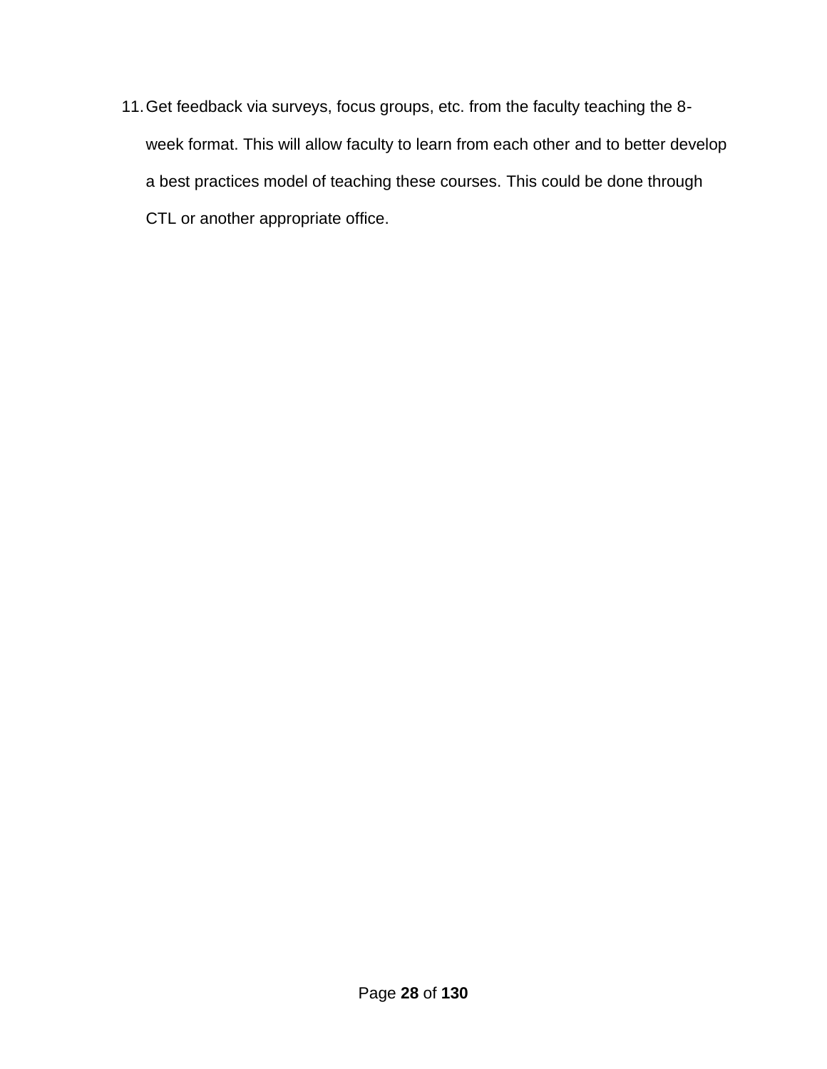11. Get feedback via surveys, focus groups, etc. from the faculty teaching the 8-week format. This will allow faculty to learn from each other and to better develop a best practices model of teaching these courses. This could be done through CTL or another appropriate office.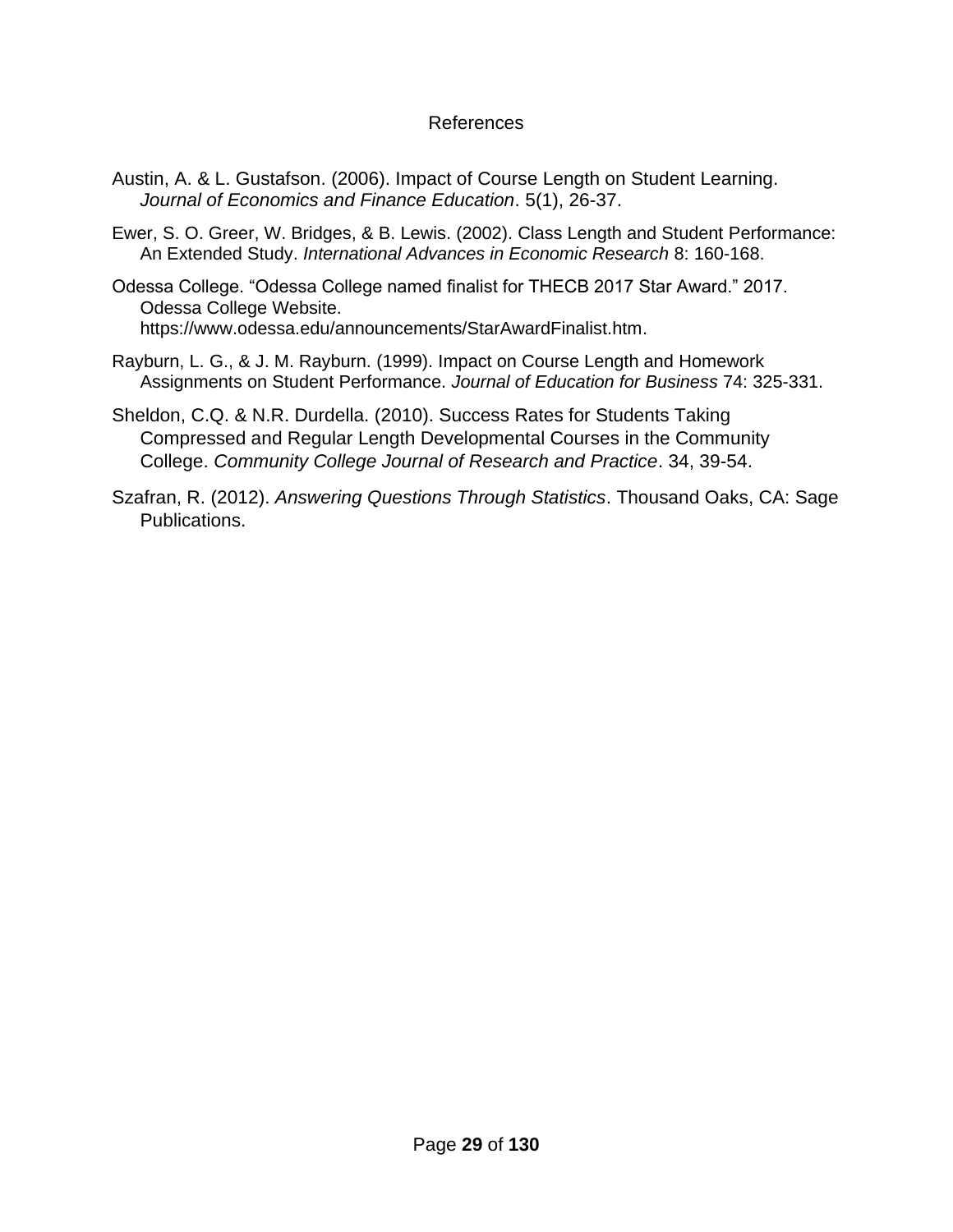## References

Austin, A. & L. Gustafson. (2006). Impact of Course Length on Student Learning. *Journal of Economics and Finance Education*. 5(1), 26-37.

Ewer, S. O. Greer, W. Bridges, & B. Lewis. (2002). Class Length and Student Performance: An Extended Study. *International Advances in Economic Research* 8: 160-168.

Odessa College. "Odessa College named finalist for THECB 2017 Star Award." 2017. Odessa College Website. https://www.odessa.edu/announcements/StarAwardFinalist.htm.

Rayburn, L. G., & J. M. Rayburn. (1999). Impact on Course Length and Homework Assignments on Student Performance. *Journal of Education for Business* 74: 325-331.

Sheldon, C.Q. & N.R. Durdella. (2010). Success Rates for Students Taking Compressed and Regular Length Developmental Courses in the Community College. *Community College Journal of Research and Practice*. 34, 39-54.

Szafran, R. (2012). *Answering Questions Through Statistics*. Thousand Oaks, CA: Sage Publications.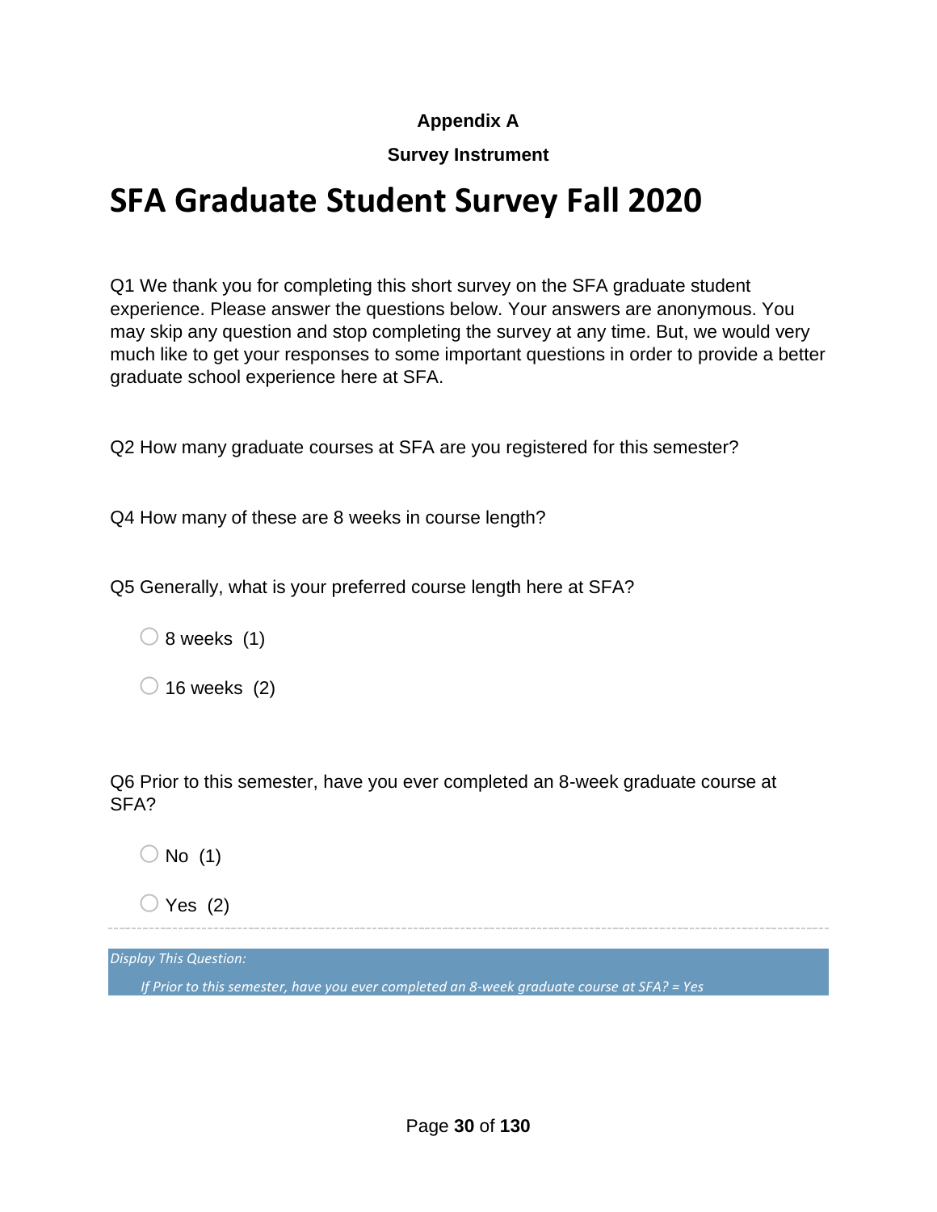**Appendix A**

**Survey Instrument**

# SFA Graduate Student Survey Fall 2020

Q1 We thank you for completing this short survey on the SFA graduate student experience. Please answer the questions below. Your answers are anonymous. You may skip any question and stop completing the survey at any time. But, we would very much like to get your responses to some important questions in order to provide a better graduate school experience here at SFA.

Q2 How many graduate courses at SFA are you registered for this semester?

Q4 How many of these are 8 weeks in course length?

Q5 Generally, what is your preferred course length here at SFA?

○ 8 weeks (1)

○ 16 weeks (2)

Q6 Prior to this semester, have you ever completed an 8-week graduate course at SFA?

○ No (1)

○ Yes (2)

---

*Display This Question:*

*If Prior to this semester, have you ever completed an 8-week graduate course at SFA? = Yes*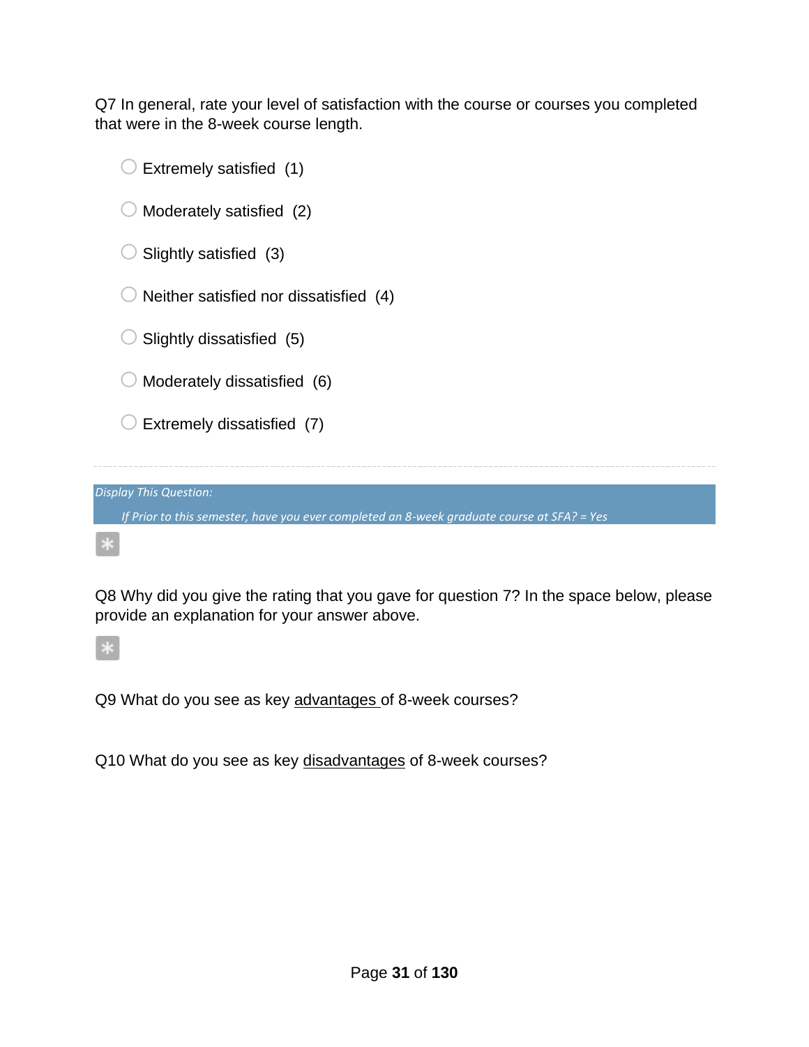Q7 In general, rate your level of satisfaction with the course or courses you completed that were in the 8-week course length.

- Extremely satisfied (1)
- Moderately satisfied (2)
- Slightly satisfied (3)
- Neither satisfied nor dissatisfied (4)
- Slightly dissatisfied (5)
- Moderately dissatisfied (6)
- Extremely dissatisfied (7)

---

*Display This Question:*

*If Prior to this semester, have you ever completed an 8-week graduate course at SFA? = Yes*

Q8 Why did you give the rating that you gave for question 7? In the space below, please provide an explanation for your answer above.

Q9 What do you see as key <u>advantages</u> of 8-week courses?

Q10 What do you see as key <u>disadvantages</u> of 8-week courses?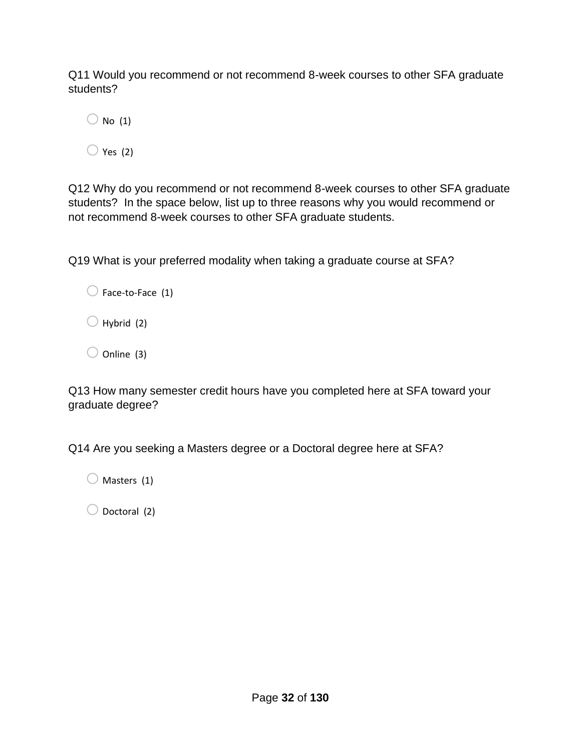Q11 Would you recommend or not recommend 8-week courses to other SFA graduate students?

- No (1)
- Yes (2)

Q12 Why do you recommend or not recommend 8-week courses to other SFA graduate students? In the space below, list up to three reasons why you would recommend or not recommend 8-week courses to other SFA graduate students.

Q19 What is your preferred modality when taking a graduate course at SFA?

- Face-to-Face (1)
- Hybrid (2)
- Online (3)

Q13 How many semester credit hours have you completed here at SFA toward your graduate degree?

Q14 Are you seeking a Masters degree or a Doctoral degree here at SFA?

- Masters (1)
- Doctoral (2)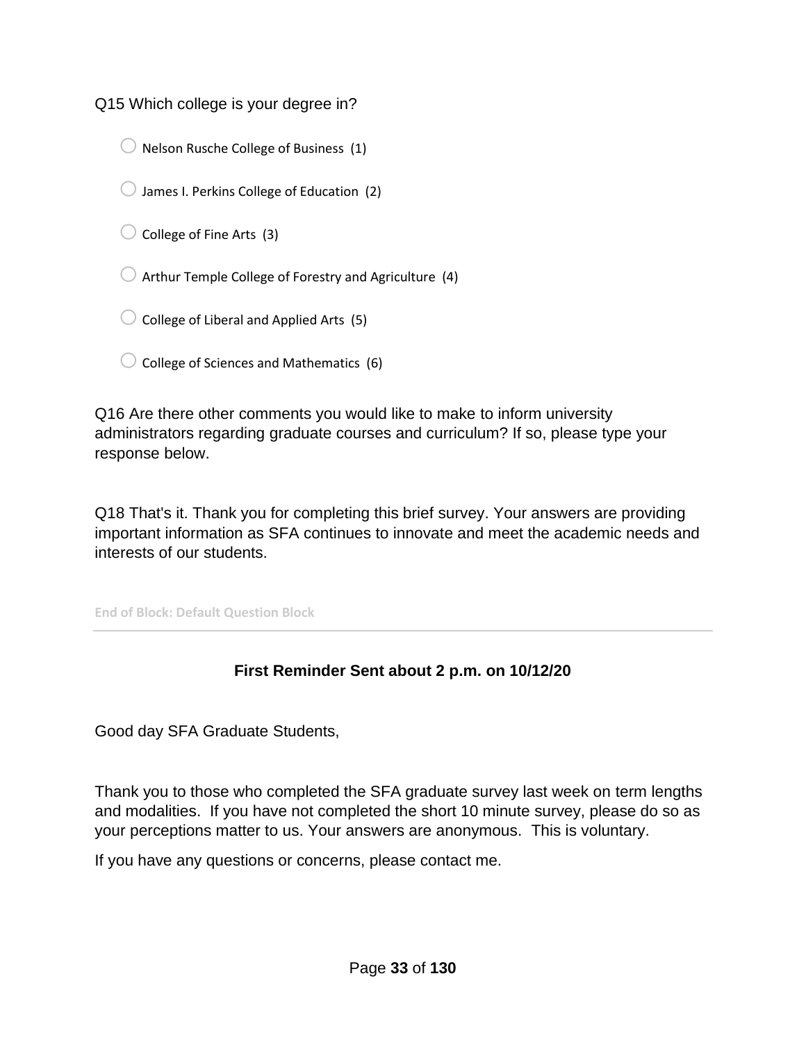Q15 Which college is your degree in?

- ○ Nelson Rusche College of Business (1)
- ○ James I. Perkins College of Education (2)
- ○ College of Fine Arts (3)
- ○ Arthur Temple College of Forestry and Agriculture (4)
- ○ College of Liberal and Applied Arts (5)
- ○ College of Sciences and Mathematics (6)

Q16 Are there other comments you would like to make to inform university administrators regarding graduate courses and curriculum? If so, please type your response below.

Q18 That's it. Thank you for completing this brief survey. Your answers are providing important information as SFA continues to innovate and meet the academic needs and interests of our students.

**End of Block: Default Question Block**

---

**First Reminder Sent about 2 p.m. on 10/12/20**

Good day SFA Graduate Students,

Thank you to those who completed the SFA graduate survey last week on term lengths and modalities. If you have not completed the short 10 minute survey, please do so as your perceptions matter to us. Your answers are anonymous. This is voluntary.

If you have any questions or concerns, please contact me.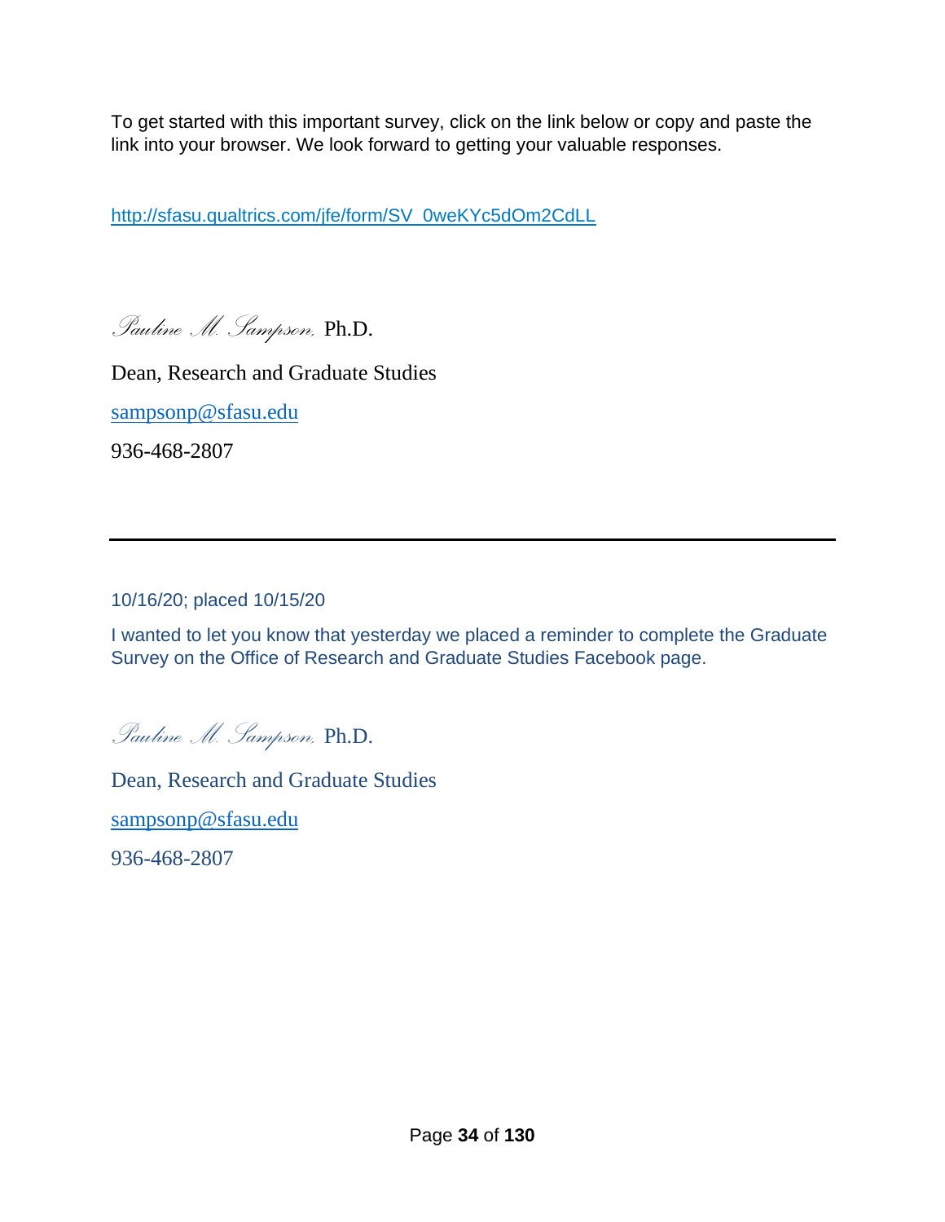To get started with this important survey, click on the link below or copy and paste the link into your browser. We look forward to getting your valuable responses.

http://sfasu.qualtrics.com/jfe/form/SV_0weKYc5dOm2CdLL

*Pauline M. Sampson,* Ph.D.

Dean, Research and Graduate Studies

sampsonp@sfasu.edu

936-468-2807

---

10/16/20; placed 10/15/20

I wanted to let you know that yesterday we placed a reminder to complete the Graduate Survey on the Office of Research and Graduate Studies Facebook page.

*Pauline M. Sampson,* Ph.D.

Dean, Research and Graduate Studies

sampsonp@sfasu.edu

936-468-2807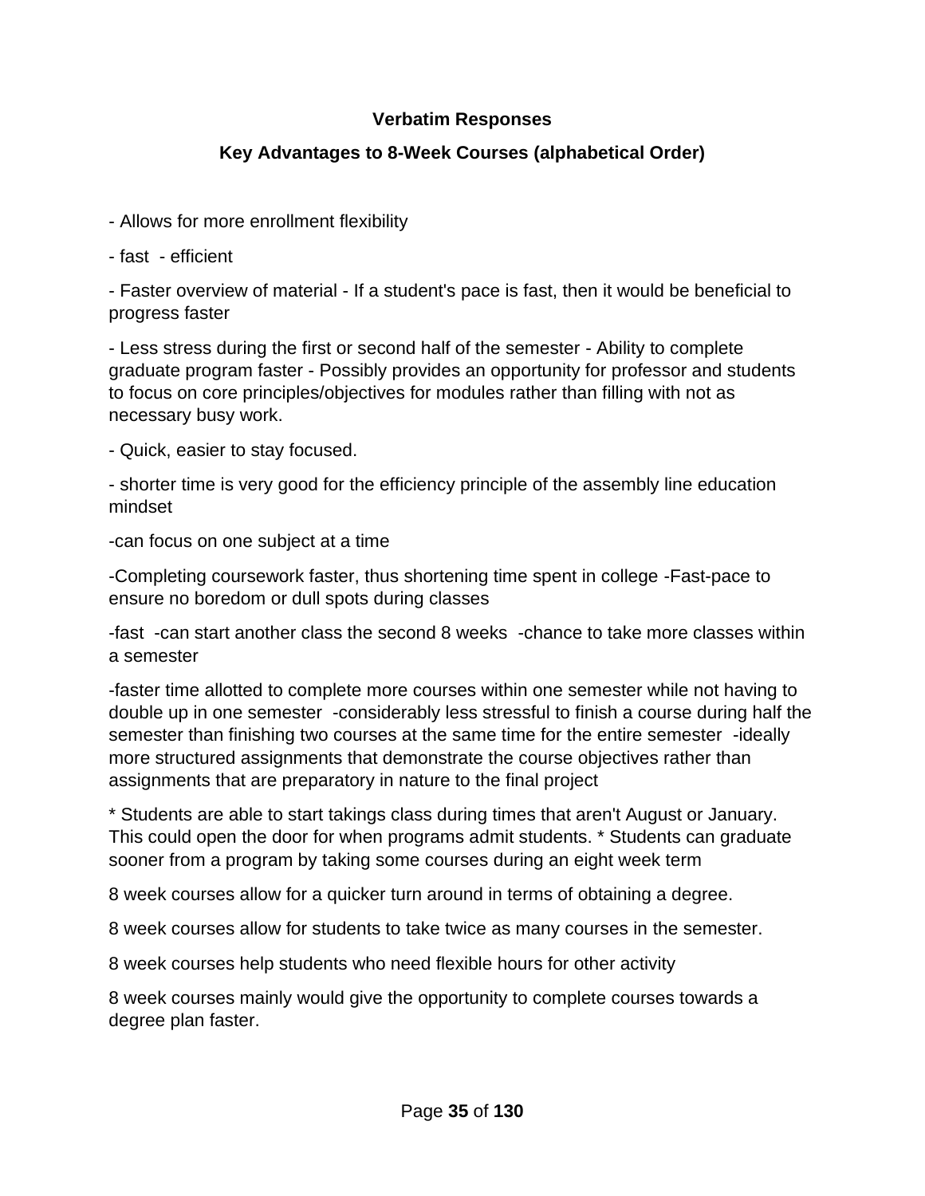**Verbatim Responses**

**Key Advantages to 8-Week Courses (alphabetical Order)**

- Allows for more enrollment flexibility

- fast - efficient

- Faster overview of material - If a student's pace is fast, then it would be beneficial to progress faster

- Less stress during the first or second half of the semester - Ability to complete graduate program faster - Possibly provides an opportunity for professor and students to focus on core principles/objectives for modules rather than filling with not as necessary busy work.

- Quick, easier to stay focused.

- shorter time is very good for the efficiency principle of the assembly line education mindset

-can focus on one subject at a time

-Completing coursework faster, thus shortening time spent in college -Fast-pace to ensure no boredom or dull spots during classes

-fast -can start another class the second 8 weeks -chance to take more classes within a semester

-faster time allotted to complete more courses within one semester while not having to double up in one semester -considerably less stressful to finish a course during half the semester than finishing two courses at the same time for the entire semester -ideally more structured assignments that demonstrate the course objectives rather than assignments that are preparatory in nature to the final project

* Students are able to start takings class during times that aren't August or January. This could open the door for when programs admit students. * Students can graduate sooner from a program by taking some courses during an eight week term

8 week courses allow for a quicker turn around in terms of obtaining a degree.

8 week courses allow for students to take twice as many courses in the semester.

8 week courses help students who need flexible hours for other activity

8 week courses mainly would give the opportunity to complete courses towards a degree plan faster.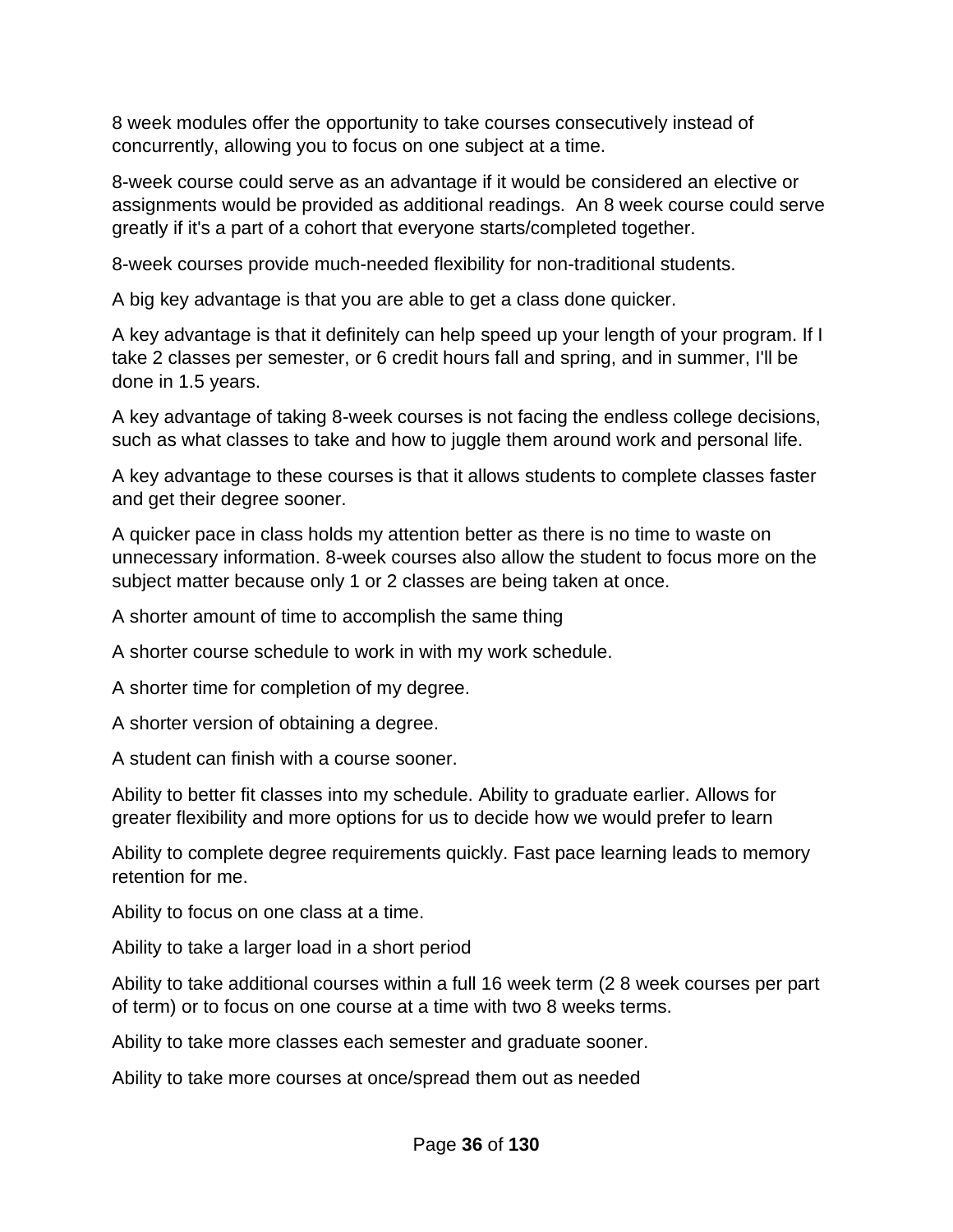8 week modules offer the opportunity to take courses consecutively instead of concurrently, allowing you to focus on one subject at a time.

8-week course could serve as an advantage if it would be considered an elective or assignments would be provided as additional readings.  An 8 week course could serve greatly if it's a part of a cohort that everyone starts/completed together.

8-week courses provide much-needed flexibility for non-traditional students.

A big key advantage is that you are able to get a class done quicker.

A key advantage is that it definitely can help speed up your length of your program. If I take 2 classes per semester, or 6 credit hours fall and spring, and in summer, I'll be done in 1.5 years.

A key advantage of taking 8-week courses is not facing the endless college decisions, such as what classes to take and how to juggle them around work and personal life.

A key advantage to these courses is that it allows students to complete classes faster and get their degree sooner.

A quicker pace in class holds my attention better as there is no time to waste on unnecessary information. 8-week courses also allow the student to focus more on the subject matter because only 1 or 2 classes are being taken at once.

A shorter amount of time to accomplish the same thing

A shorter course schedule to work in with my work schedule.

A shorter time for completion of my degree.

A shorter version of obtaining a degree.

A student can finish with a course sooner.

Ability to better fit classes into my schedule. Ability to graduate earlier. Allows for greater flexibility and more options for us to decide how we would prefer to learn

Ability to complete degree requirements quickly. Fast pace learning leads to memory retention for me.

Ability to focus on one class at a time.

Ability to take a larger load in a short period

Ability to take additional courses within a full 16 week term (2 8 week courses per part of term) or to focus on one course at a time with two 8 weeks terms.

Ability to take more classes each semester and graduate sooner.

Ability to take more courses at once/spread them out as needed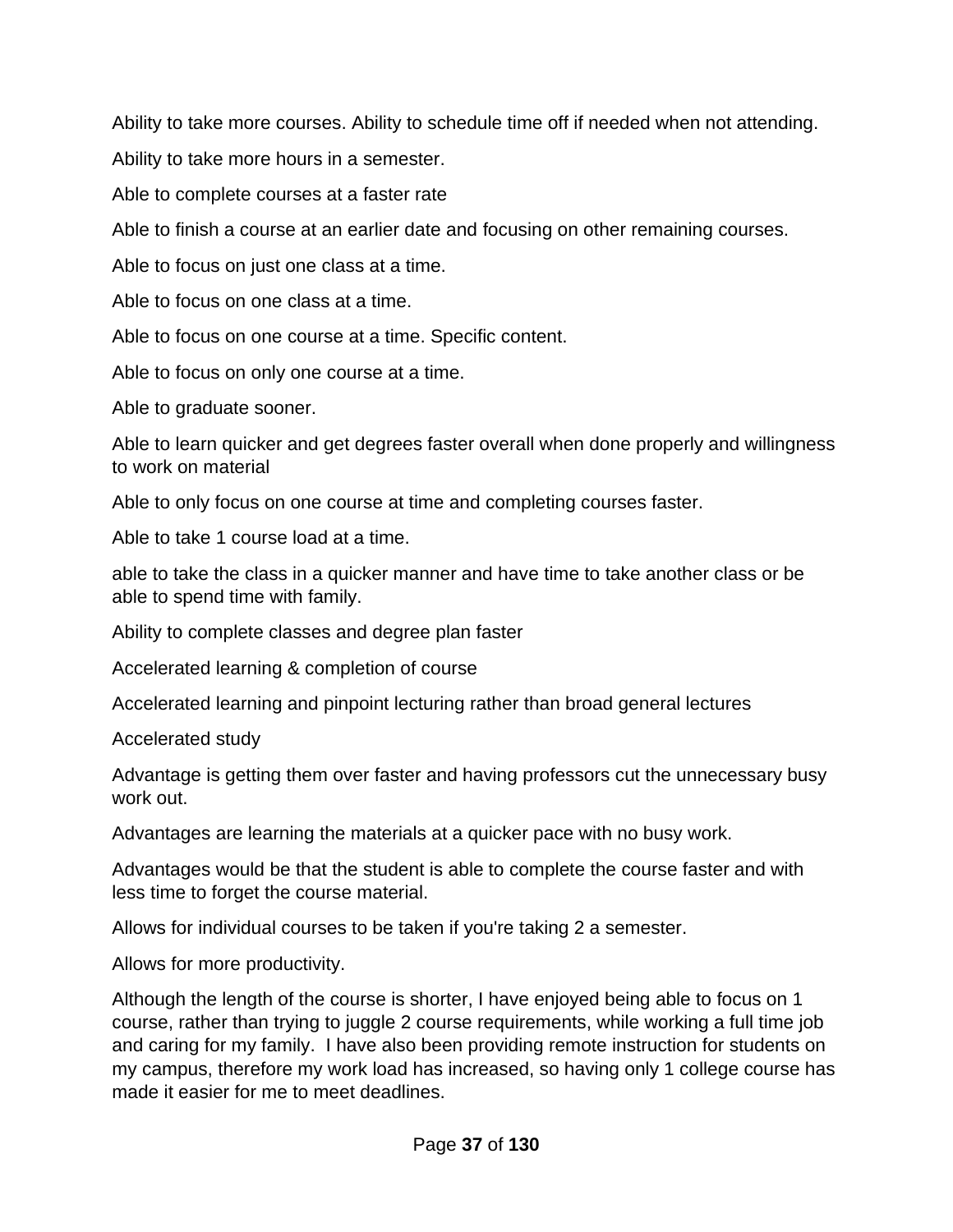Ability to take more courses. Ability to schedule time off if needed when not attending.

Ability to take more hours in a semester.

Able to complete courses at a faster rate

Able to finish a course at an earlier date and focusing on other remaining courses.

Able to focus on just one class at a time.

Able to focus on one class at a time.

Able to focus on one course at a time. Specific content.

Able to focus on only one course at a time.

Able to graduate sooner.

Able to learn quicker and get degrees faster overall when done properly and willingness to work on material

Able to only focus on one course at time and completing courses faster.

Able to take 1 course load at a time.

able to take the class in a quicker manner and have time to take another class or be able to spend time with family.

Ability to complete classes and degree plan faster

Accelerated learning & completion of course

Accelerated learning and pinpoint lecturing rather than broad general lectures

Accelerated study

Advantage is getting them over faster and having professors cut the unnecessary busy work out.

Advantages are learning the materials at a quicker pace with no busy work.

Advantages would be that the student is able to complete the course faster and with less time to forget the course material.

Allows for individual courses to be taken if you're taking 2 a semester.

Allows for more productivity.

Although the length of the course is shorter, I have enjoyed being able to focus on 1 course, rather than trying to juggle 2 course requirements, while working a full time job and caring for my family. I have also been providing remote instruction for students on my campus, therefore my work load has increased, so having only 1 college course has made it easier for me to meet deadlines.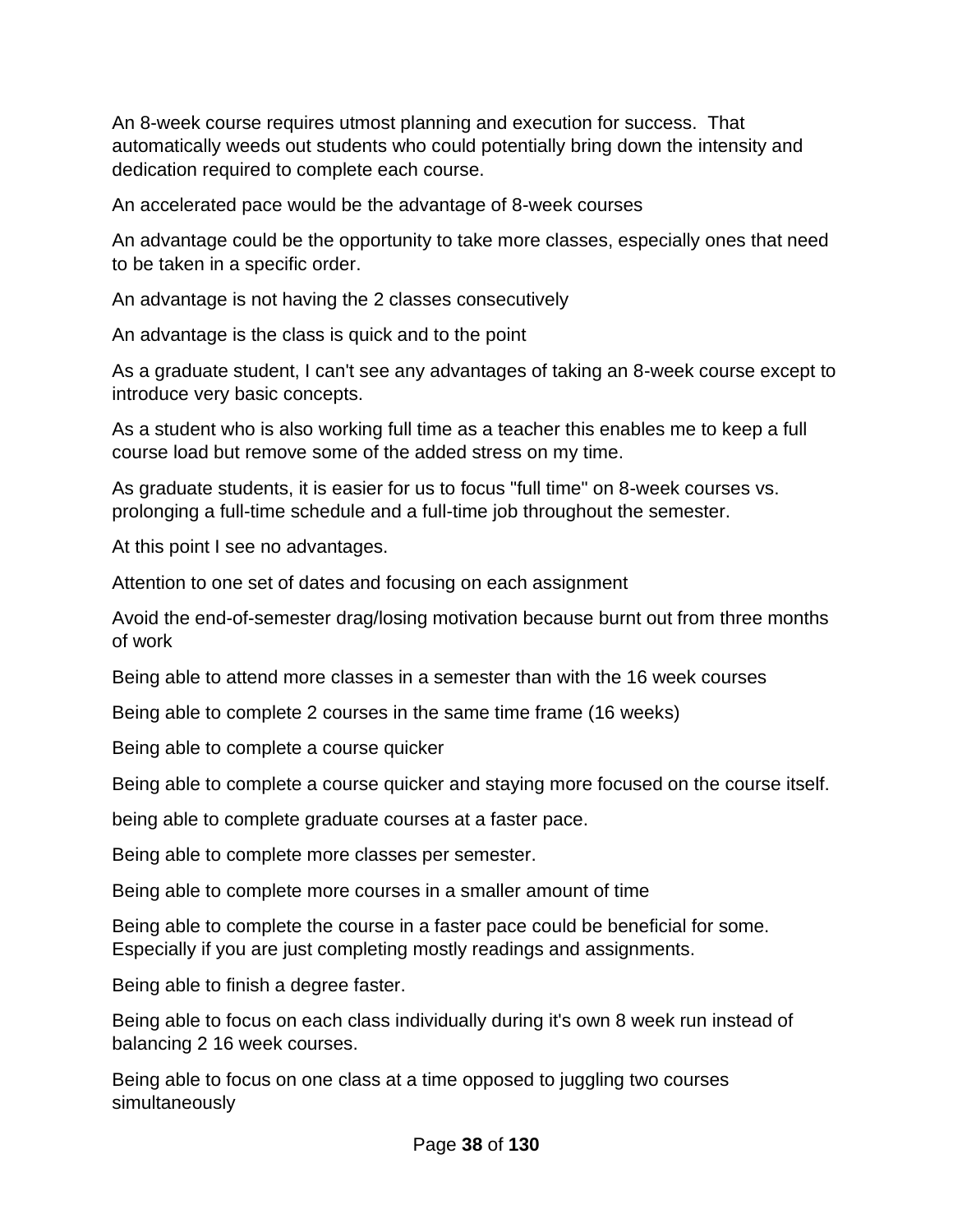An 8-week course requires utmost planning and execution for success.  That automatically weeds out students who could potentially bring down the intensity and dedication required to complete each course.

An accelerated pace would be the advantage of 8-week courses

An advantage could be the opportunity to take more classes, especially ones that need to be taken in a specific order.

An advantage is not having the 2 classes consecutively

An advantage is the class is quick and to the point

As a graduate student, I can't see any advantages of taking an 8-week course except to introduce very basic concepts.

As a student who is also working full time as a teacher this enables me to keep a full course load but remove some of the added stress on my time.

As graduate students, it is easier for us to focus "full time" on 8-week courses vs. prolonging a full-time schedule and a full-time job throughout the semester.

At this point I see no advantages.

Attention to one set of dates and focusing on each assignment

Avoid the end-of-semester drag/losing motivation because burnt out from three months of work

Being able to attend more classes in a semester than with the 16 week courses

Being able to complete 2 courses in the same time frame (16 weeks)

Being able to complete a course quicker

Being able to complete a course quicker and staying more focused on the course itself.

being able to complete graduate courses at a faster pace.

Being able to complete more classes per semester.

Being able to complete more courses in a smaller amount of time

Being able to complete the course in a faster pace could be beneficial for some. Especially if you are just completing mostly readings and assignments.

Being able to finish a degree faster.

Being able to focus on each class individually during it's own 8 week run instead of balancing 2 16 week courses.

Being able to focus on one class at a time opposed to juggling two courses simultaneously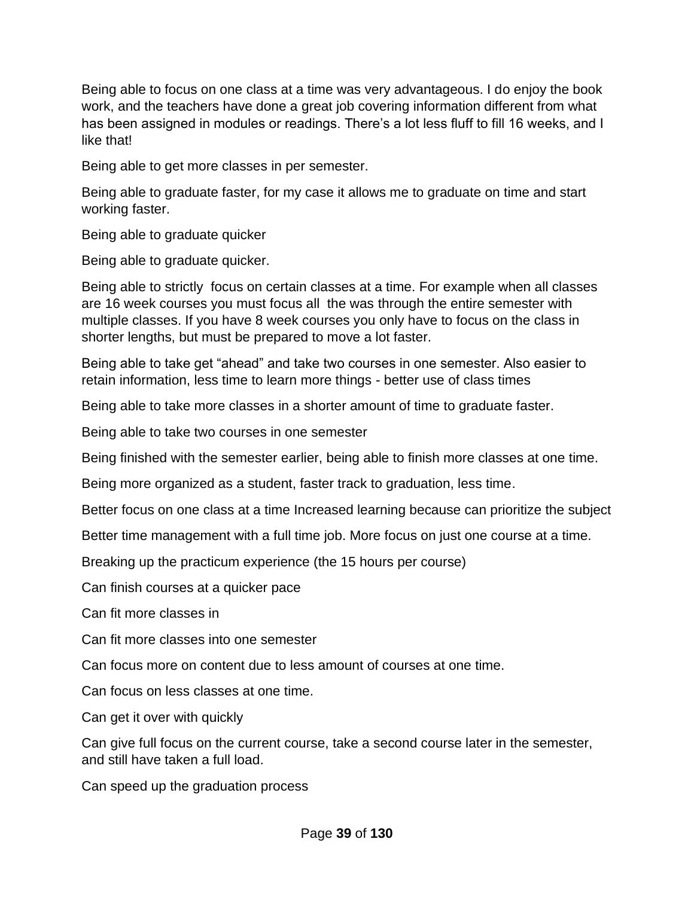Being able to focus on one class at a time was very advantageous. I do enjoy the book work, and the teachers have done a great job covering information different from what has been assigned in modules or readings. There's a lot less fluff to fill 16 weeks, and I like that!

Being able to get more classes in per semester.

Being able to graduate faster, for my case it allows me to graduate on time and start working faster.

Being able to graduate quicker

Being able to graduate quicker.

Being able to strictly focus on certain classes at a time. For example when all classes are 16 week courses you must focus all the was through the entire semester with multiple classes. If you have 8 week courses you only have to focus on the class in shorter lengths, but must be prepared to move a lot faster.

Being able to take get "ahead" and take two courses in one semester. Also easier to retain information, less time to learn more things - better use of class times

Being able to take more classes in a shorter amount of time to graduate faster.

Being able to take two courses in one semester

Being finished with the semester earlier, being able to finish more classes at one time.

Being more organized as a student, faster track to graduation, less time.

Better focus on one class at a time Increased learning because can prioritize the subject

Better time management with a full time job. More focus on just one course at a time.

Breaking up the practicum experience (the 15 hours per course)

Can finish courses at a quicker pace

Can fit more classes in

Can fit more classes into one semester

Can focus more on content due to less amount of courses at one time.

Can focus on less classes at one time.

Can get it over with quickly

Can give full focus on the current course, take a second course later in the semester, and still have taken a full load.

Can speed up the graduation process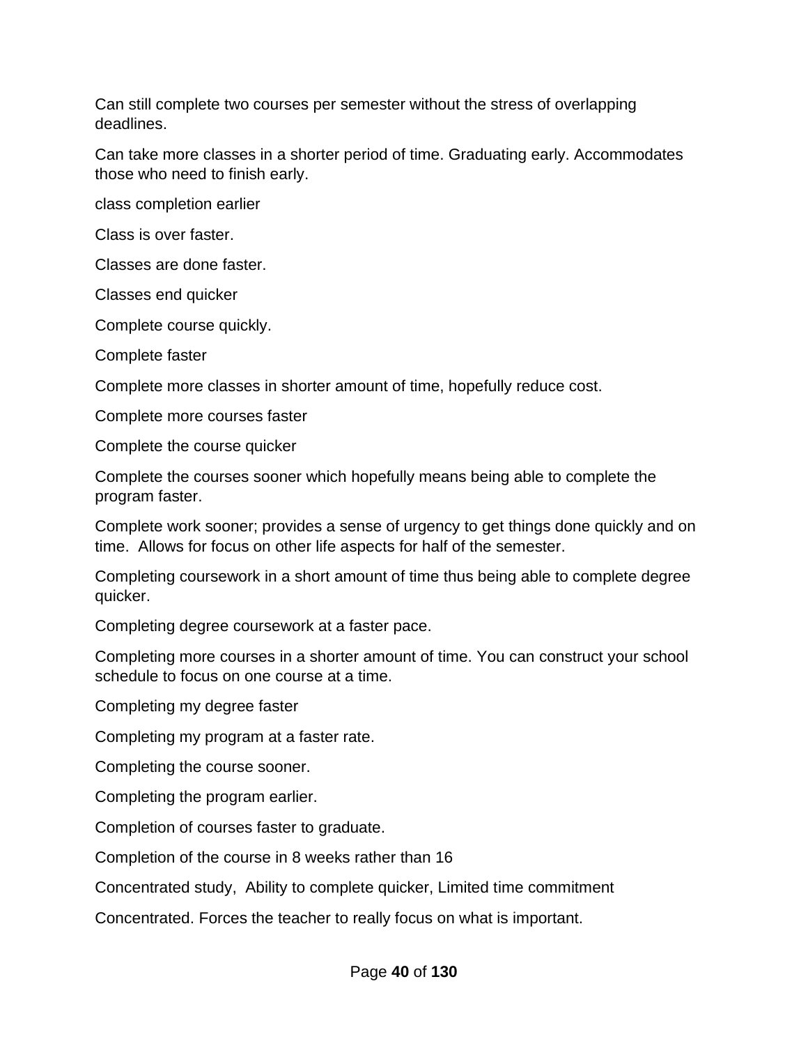Can still complete two courses per semester without the stress of overlapping deadlines.

Can take more classes in a shorter period of time. Graduating early. Accommodates those who need to finish early.

class completion earlier

Class is over faster.

Classes are done faster.

Classes end quicker

Complete course quickly.

Complete faster

Complete more classes in shorter amount of time, hopefully reduce cost.

Complete more courses faster

Complete the course quicker

Complete the courses sooner which hopefully means being able to complete the program faster.

Complete work sooner; provides a sense of urgency to get things done quickly and on time.  Allows for focus on other life aspects for half of the semester.

Completing coursework in a short amount of time thus being able to complete degree quicker.

Completing degree coursework at a faster pace.

Completing more courses in a shorter amount of time. You can construct your school schedule to focus on one course at a time.

Completing my degree faster

Completing my program at a faster rate.

Completing the course sooner.

Completing the program earlier.

Completion of courses faster to graduate.

Completion of the course in 8 weeks rather than 16

Concentrated study,  Ability to complete quicker, Limited time commitment

Concentrated. Forces the teacher to really focus on what is important.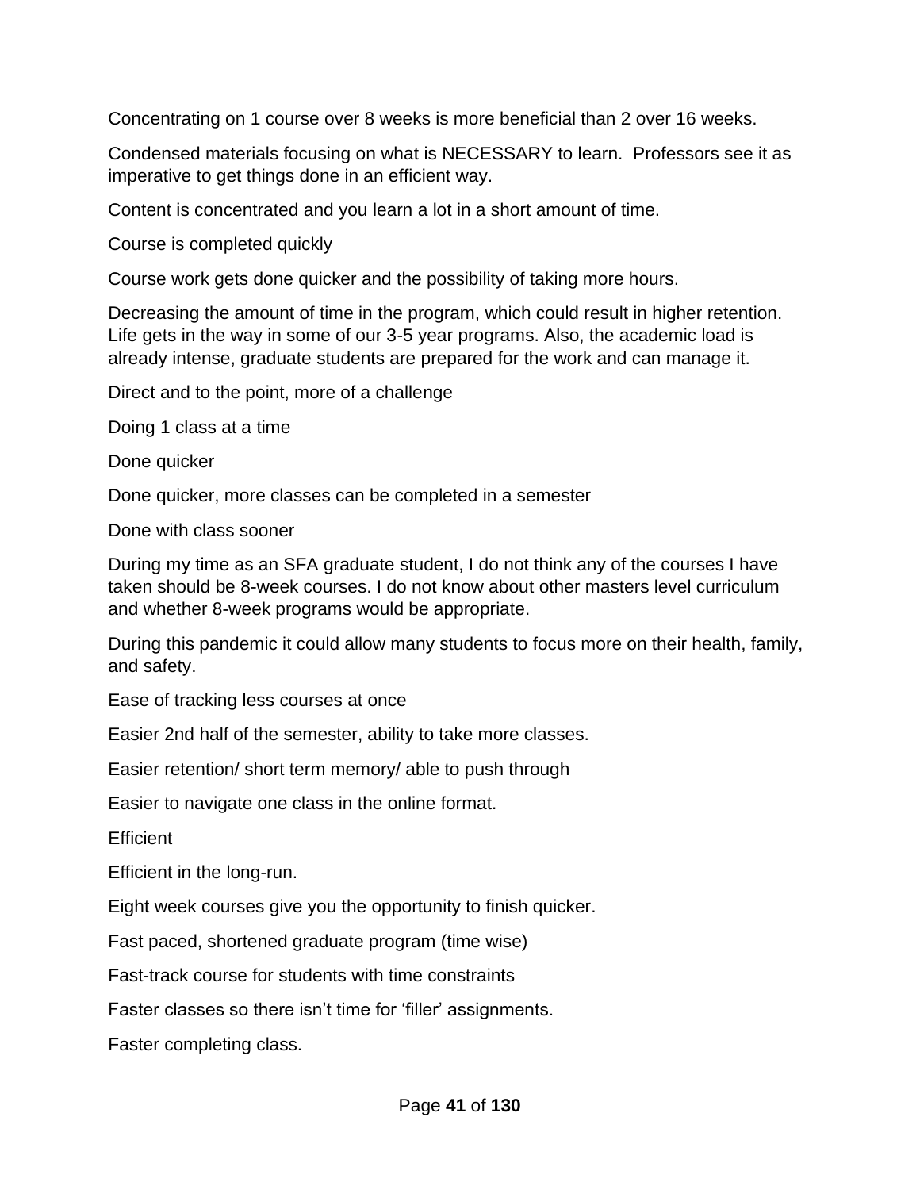Concentrating on 1 course over 8 weeks is more beneficial than 2 over 16 weeks.

Condensed materials focusing on what is NECESSARY to learn.  Professors see it as imperative to get things done in an efficient way.

Content is concentrated and you learn a lot in a short amount of time.

Course is completed quickly

Course work gets done quicker and the possibility of taking more hours.

Decreasing the amount of time in the program, which could result in higher retention. Life gets in the way in some of our 3-5 year programs. Also, the academic load is already intense, graduate students are prepared for the work and can manage it.

Direct and to the point, more of a challenge

Doing 1 class at a time

Done quicker

Done quicker, more classes can be completed in a semester

Done with class sooner

During my time as an SFA graduate student, I do not think any of the courses I have taken should be 8-week courses. I do not know about other masters level curriculum and whether 8-week programs would be appropriate.

During this pandemic it could allow many students to focus more on their health, family, and safety.

Ease of tracking less courses at once

Easier 2nd half of the semester, ability to take more classes.

Easier retention/ short term memory/ able to push through

Easier to navigate one class in the online format.

Efficient

Efficient in the long-run.

Eight week courses give you the opportunity to finish quicker.

Fast paced, shortened graduate program (time wise)

Fast-track course for students with time constraints

Faster classes so there isn't time for 'filler' assignments.

Faster completing class.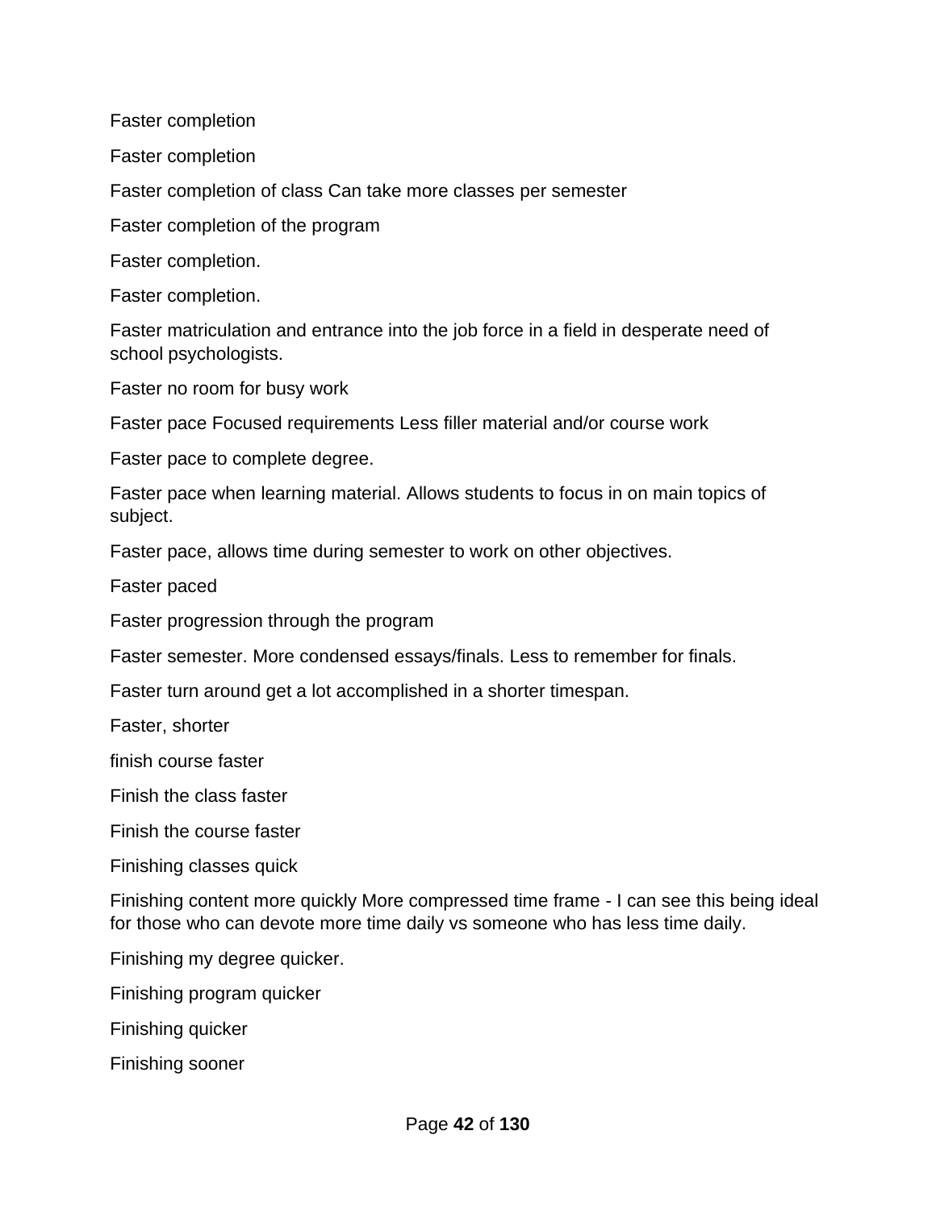Faster completion

Faster completion

Faster completion of class Can take more classes per semester

Faster completion of the program

Faster completion.

Faster completion.

Faster matriculation and entrance into the job force in a field in desperate need of school psychologists.

Faster no room for busy work

Faster pace Focused requirements Less filler material and/or course work

Faster pace to complete degree.

Faster pace when learning material. Allows students to focus in on main topics of subject.

Faster pace, allows time during semester to work on other objectives.

Faster paced

Faster progression through the program

Faster semester. More condensed essays/finals. Less to remember for finals.

Faster turn around get a lot accomplished in a shorter timespan.

Faster, shorter

finish course faster

Finish the class faster

Finish the course faster

Finishing classes quick

Finishing content more quickly More compressed time frame - I can see this being ideal for those who can devote more time daily vs someone who has less time daily.

Finishing my degree quicker.

Finishing program quicker

Finishing quicker

Finishing sooner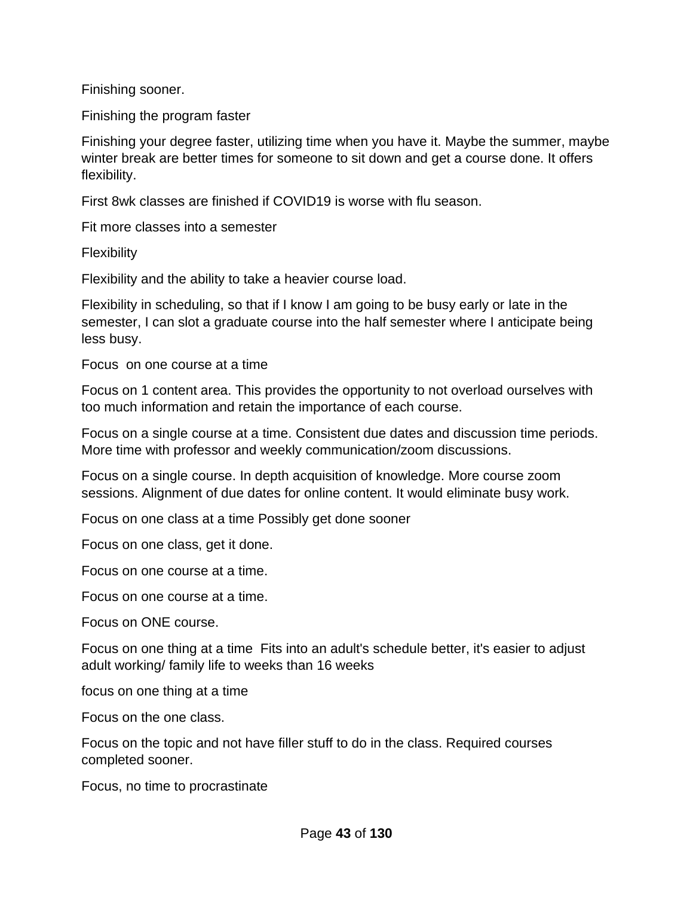Finishing sooner.

Finishing the program faster

Finishing your degree faster, utilizing time when you have it. Maybe the summer, maybe winter break are better times for someone to sit down and get a course done. It offers flexibility.

First 8wk classes are finished if COVID19 is worse with flu season.

Fit more classes into a semester

Flexibility

Flexibility and the ability to take a heavier course load.

Flexibility in scheduling, so that if I know I am going to be busy early or late in the semester, I can slot a graduate course into the half semester where I anticipate being less busy.

Focus  on one course at a time

Focus on 1 content area. This provides the opportunity to not overload ourselves with too much information and retain the importance of each course.

Focus on a single course at a time. Consistent due dates and discussion time periods. More time with professor and weekly communication/zoom discussions.

Focus on a single course. In depth acquisition of knowledge. More course zoom sessions. Alignment of due dates for online content. It would eliminate busy work.

Focus on one class at a time Possibly get done sooner

Focus on one class, get it done.

Focus on one course at a time.

Focus on one course at a time.

Focus on ONE course.

Focus on one thing at a time  Fits into an adult's schedule better, it's easier to adjust adult working/ family life to weeks than 16 weeks

focus on one thing at a time

Focus on the one class.

Focus on the topic and not have filler stuff to do in the class. Required courses completed sooner.

Focus, no time to procrastinate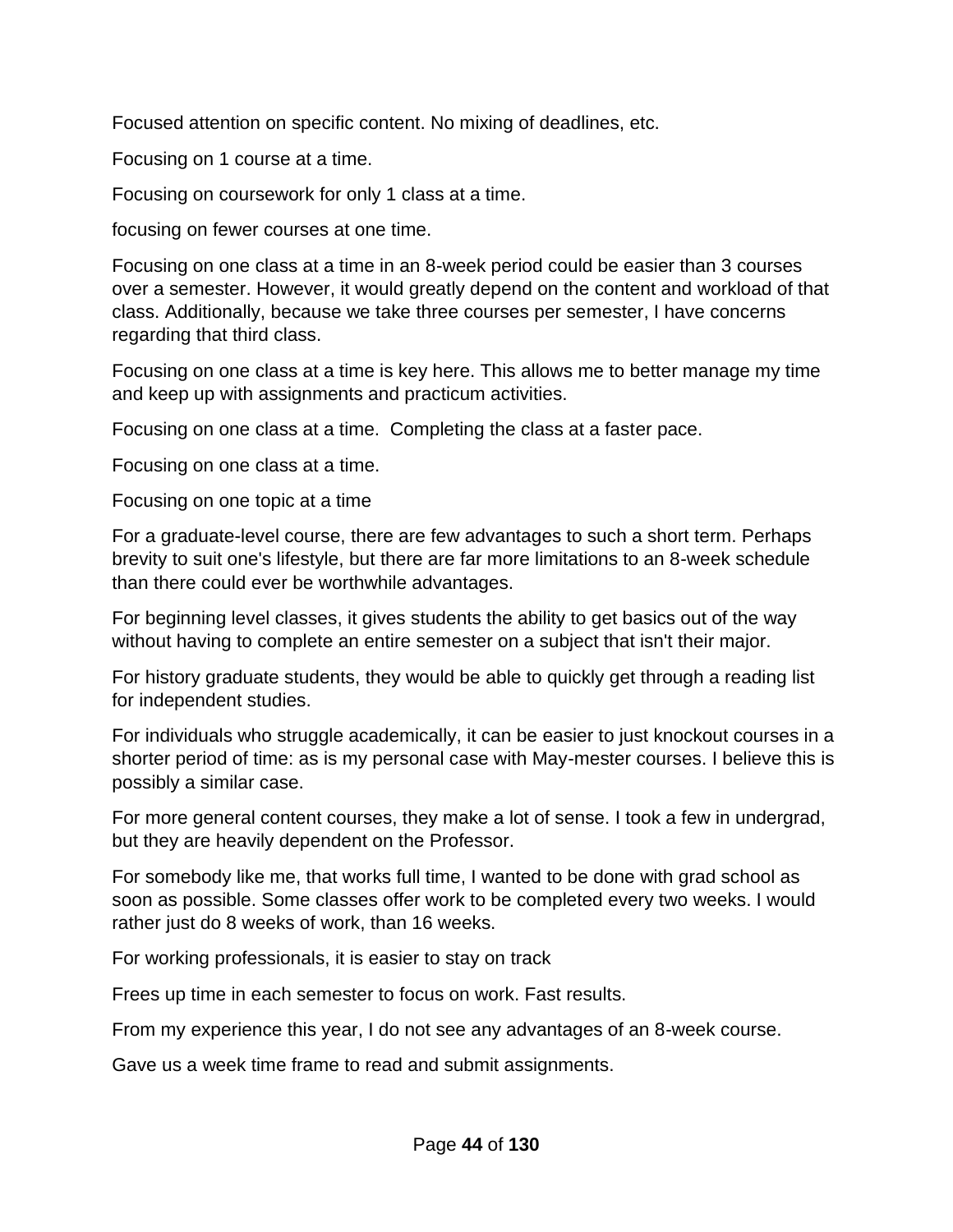Focused attention on specific content. No mixing of deadlines, etc.

Focusing on 1 course at a time.

Focusing on coursework for only 1 class at a time.

focusing on fewer courses at one time.

Focusing on one class at a time in an 8-week period could be easier than 3 courses over a semester. However, it would greatly depend on the content and workload of that class. Additionally, because we take three courses per semester, I have concerns regarding that third class.

Focusing on one class at a time is key here. This allows me to better manage my time and keep up with assignments and practicum activities.

Focusing on one class at a time.  Completing the class at a faster pace.

Focusing on one class at a time.

Focusing on one topic at a time

For a graduate-level course, there are few advantages to such a short term. Perhaps brevity to suit one's lifestyle, but there are far more limitations to an 8-week schedule than there could ever be worthwhile advantages.

For beginning level classes, it gives students the ability to get basics out of the way without having to complete an entire semester on a subject that isn't their major.

For history graduate students, they would be able to quickly get through a reading list for independent studies.

For individuals who struggle academically, it can be easier to just knockout courses in a shorter period of time: as is my personal case with May-mester courses. I believe this is possibly a similar case.

For more general content courses, they make a lot of sense. I took a few in undergrad, but they are heavily dependent on the Professor.

For somebody like me, that works full time, I wanted to be done with grad school as soon as possible. Some classes offer work to be completed every two weeks. I would rather just do 8 weeks of work, than 16 weeks.

For working professionals, it is easier to stay on track

Frees up time in each semester to focus on work. Fast results.

From my experience this year, I do not see any advantages of an 8-week course.

Gave us a week time frame to read and submit assignments.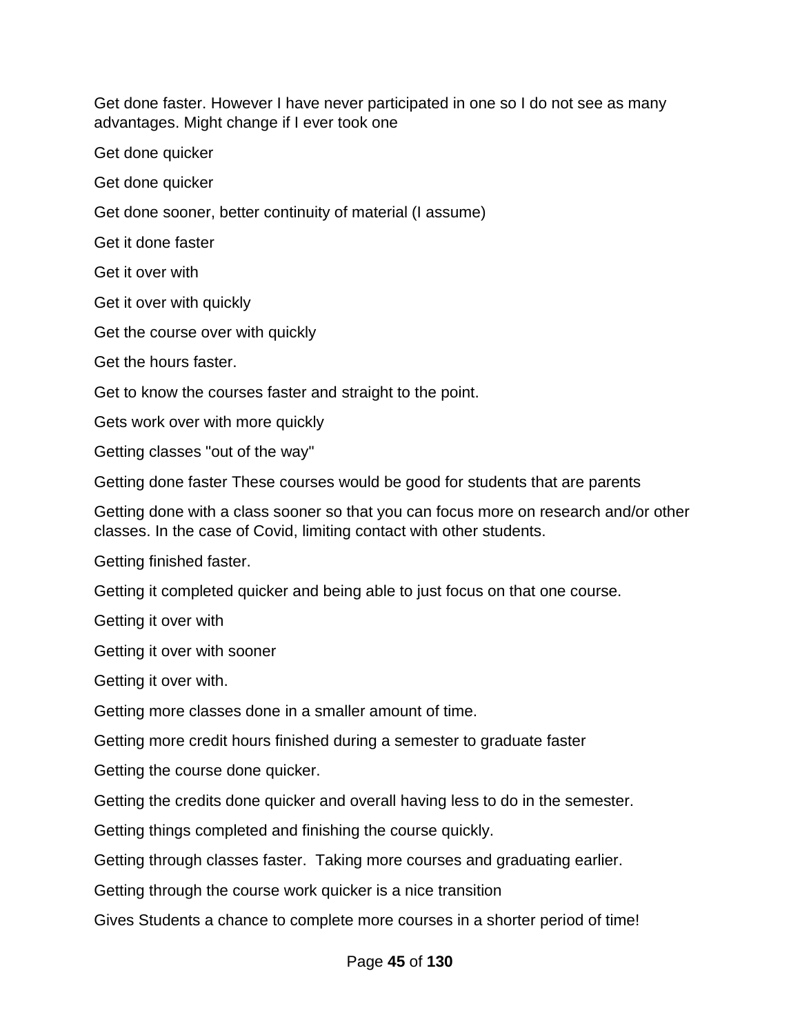Get done faster. However I have never participated in one so I do not see as many advantages. Might change if I ever took one

Get done quicker

Get done quicker

Get done sooner, better continuity of material (I assume)

Get it done faster

Get it over with

Get it over with quickly

Get the course over with quickly

Get the hours faster.

Get to know the courses faster and straight to the point.

Gets work over with more quickly

Getting classes "out of the way"

Getting done faster These courses would be good for students that are parents

Getting done with a class sooner so that you can focus more on research and/or other classes. In the case of Covid, limiting contact with other students.

Getting finished faster.

Getting it completed quicker and being able to just focus on that one course.

Getting it over with

Getting it over with sooner

Getting it over with.

Getting more classes done in a smaller amount of time.

Getting more credit hours finished during a semester to graduate faster

Getting the course done quicker.

Getting the credits done quicker and overall having less to do in the semester.

Getting things completed and finishing the course quickly.

Getting through classes faster.  Taking more courses and graduating earlier.

Getting through the course work quicker is a nice transition

Gives Students a chance to complete more courses in a shorter period of time!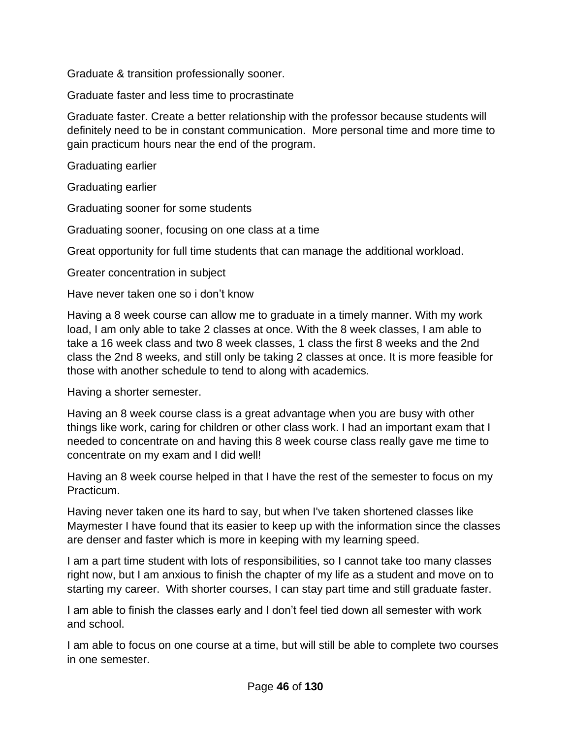Graduate & transition professionally sooner.

Graduate faster and less time to procrastinate

Graduate faster. Create a better relationship with the professor because students will definitely need to be in constant communication.  More personal time and more time to gain practicum hours near the end of the program.

Graduating earlier

Graduating earlier

Graduating sooner for some students

Graduating sooner, focusing on one class at a time

Great opportunity for full time students that can manage the additional workload.

Greater concentration in subject

Have never taken one so i don't know

Having a 8 week course can allow me to graduate in a timely manner. With my work load, I am only able to take 2 classes at once. With the 8 week classes, I am able to take a 16 week class and two 8 week classes, 1 class the first 8 weeks and the 2nd class the 2nd 8 weeks, and still only be taking 2 classes at once. It is more feasible for those with another schedule to tend to along with academics.

Having a shorter semester.

Having an 8 week course class is a great advantage when you are busy with other things like work, caring for children or other class work. I had an important exam that I needed to concentrate on and having this 8 week course class really gave me time to concentrate on my exam and I did well!

Having an 8 week course helped in that I have the rest of the semester to focus on my Practicum.

Having never taken one its hard to say, but when I've taken shortened classes like Maymester I have found that its easier to keep up with the information since the classes are denser and faster which is more in keeping with my learning speed.

I am a part time student with lots of responsibilities, so I cannot take too many classes right now, but I am anxious to finish the chapter of my life as a student and move on to starting my career.  With shorter courses, I can stay part time and still graduate faster.

I am able to finish the classes early and I don't feel tied down all semester with work and school.

I am able to focus on one course at a time, but will still be able to complete two courses in one semester.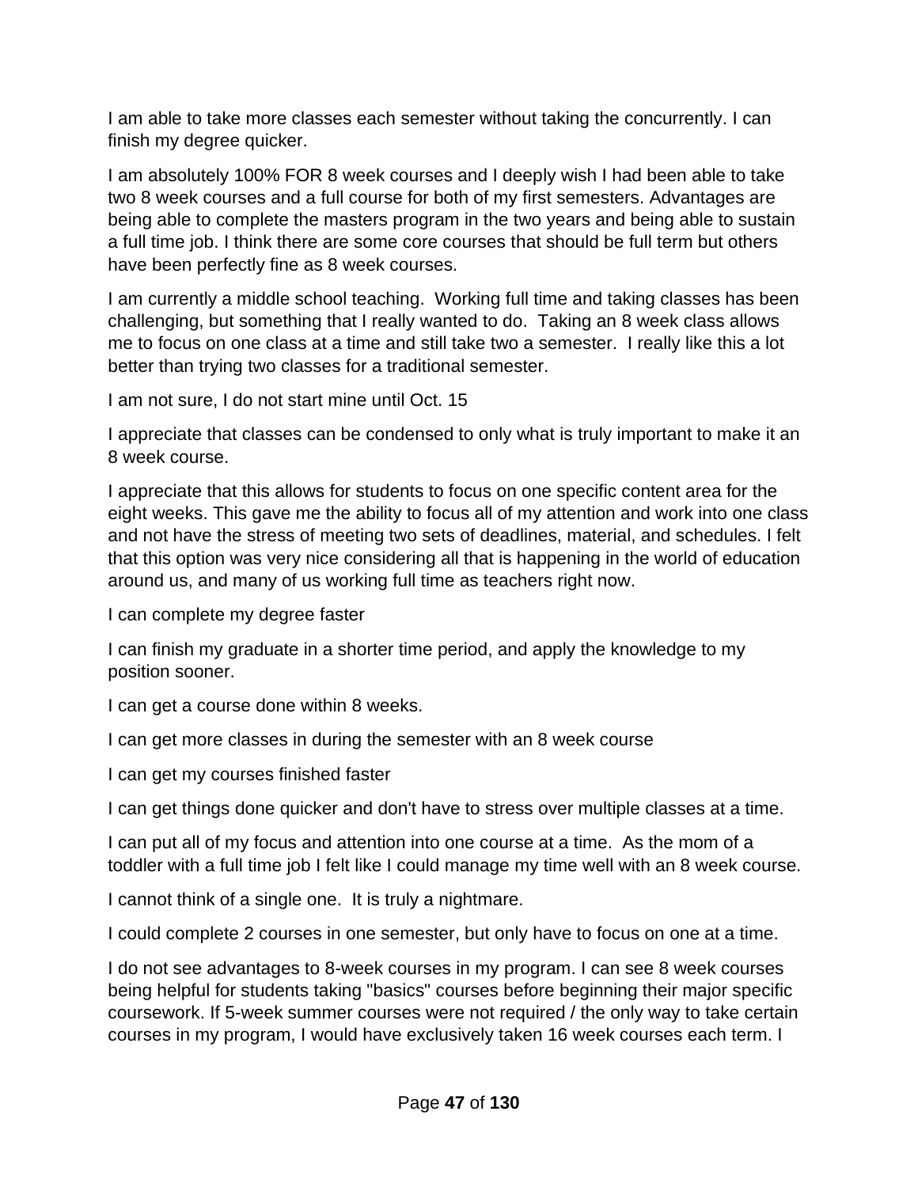I am able to take more classes each semester without taking the concurrently. I can finish my degree quicker.

I am absolutely 100% FOR 8 week courses and I deeply wish I had been able to take two 8 week courses and a full course for both of my first semesters. Advantages are being able to complete the masters program in the two years and being able to sustain a full time job. I think there are some core courses that should be full term but others have been perfectly fine as 8 week courses.

I am currently a middle school teaching.  Working full time and taking classes has been challenging, but something that I really wanted to do.  Taking an 8 week class allows me to focus on one class at a time and still take two a semester.  I really like this a lot better than trying two classes for a traditional semester.

I am not sure, I do not start mine until Oct. 15

I appreciate that classes can be condensed to only what is truly important to make it an 8 week course.

I appreciate that this allows for students to focus on one specific content area for the eight weeks. This gave me the ability to focus all of my attention and work into one class and not have the stress of meeting two sets of deadlines, material, and schedules. I felt that this option was very nice considering all that is happening in the world of education around us, and many of us working full time as teachers right now.

I can complete my degree faster

I can finish my graduate in a shorter time period, and apply the knowledge to my position sooner.

I can get a course done within 8 weeks.

I can get more classes in during the semester with an 8 week course

I can get my courses finished faster

I can get things done quicker and don't have to stress over multiple classes at a time.

I can put all of my focus and attention into one course at a time.  As the mom of a toddler with a full time job I felt like I could manage my time well with an 8 week course.

I cannot think of a single one.  It is truly a nightmare.

I could complete 2 courses in one semester, but only have to focus on one at a time.

I do not see advantages to 8-week courses in my program. I can see 8 week courses being helpful for students taking "basics" courses before beginning their major specific coursework. If 5-week summer courses were not required / the only way to take certain courses in my program, I would have exclusively taken 16 week courses each term. I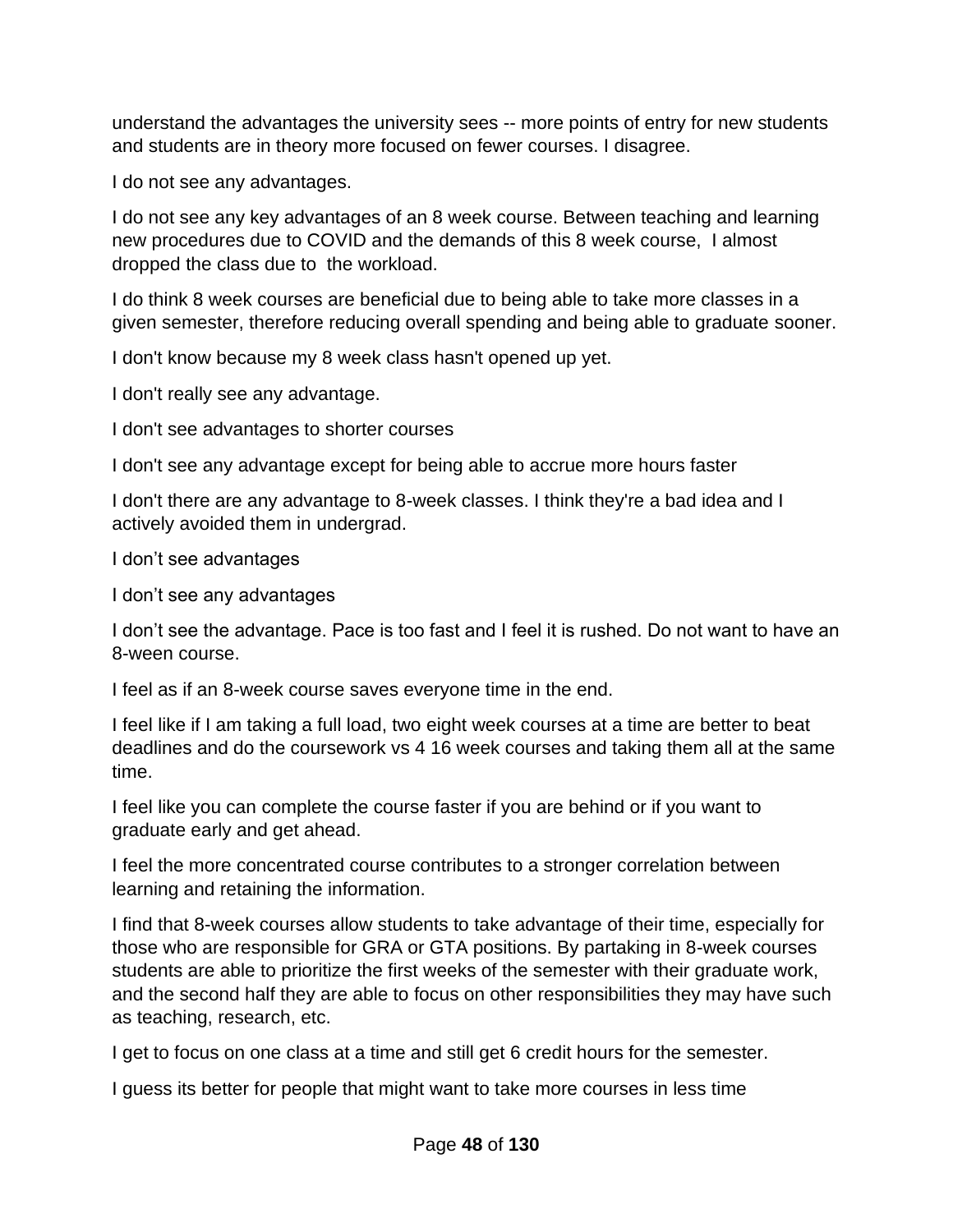understand the advantages the university sees -- more points of entry for new students and students are in theory more focused on fewer courses. I disagree.

I do not see any advantages.

I do not see any key advantages of an 8 week course. Between teaching and learning new procedures due to COVID and the demands of this 8 week course,  I almost dropped the class due to  the workload.

I do think 8 week courses are beneficial due to being able to take more classes in a given semester, therefore reducing overall spending and being able to graduate sooner.

I don't know because my 8 week class hasn't opened up yet.

I don't really see any advantage.

I don't see advantages to shorter courses

I don't see any advantage except for being able to accrue more hours faster

I don't there are any advantage to 8-week classes. I think they're a bad idea and I actively avoided them in undergrad.

I don’t see advantages

I don’t see any advantages

I don’t see the advantage. Pace is too fast and I feel it is rushed. Do not want to have an 8-ween course.

I feel as if an 8-week course saves everyone time in the end.

I feel like if I am taking a full load, two eight week courses at a time are better to beat deadlines and do the coursework vs 4 16 week courses and taking them all at the same time.

I feel like you can complete the course faster if you are behind or if you want to graduate early and get ahead.

I feel the more concentrated course contributes to a stronger correlation between learning and retaining the information.

I find that 8-week courses allow students to take advantage of their time, especially for those who are responsible for GRA or GTA positions. By partaking in 8-week courses students are able to prioritize the first weeks of the semester with their graduate work, and the second half they are able to focus on other responsibilities they may have such as teaching, research, etc.

I get to focus on one class at a time and still get 6 credit hours for the semester.

I guess its better for people that might want to take more courses in less time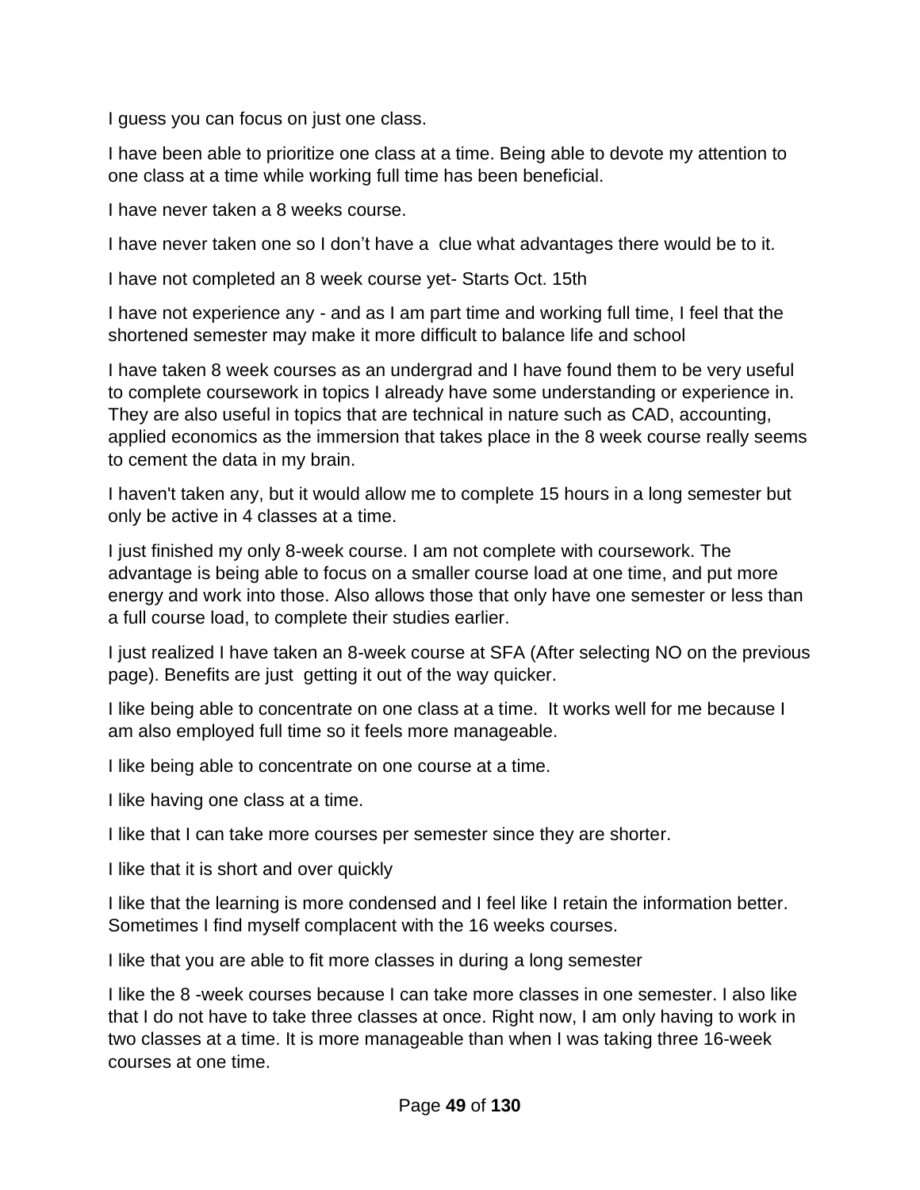I guess you can focus on just one class.

I have been able to prioritize one class at a time. Being able to devote my attention to one class at a time while working full time has been beneficial.

I have never taken a 8 weeks course.

I have never taken one so I don't have a clue what advantages there would be to it.

I have not completed an 8 week course yet- Starts Oct. 15th

I have not experience any - and as I am part time and working full time, I feel that the shortened semester may make it more difficult to balance life and school

I have taken 8 week courses as an undergrad and I have found them to be very useful to complete coursework in topics I already have some understanding or experience in. They are also useful in topics that are technical in nature such as CAD, accounting, applied economics as the immersion that takes place in the 8 week course really seems to cement the data in my brain.

I haven't taken any, but it would allow me to complete 15 hours in a long semester but only be active in 4 classes at a time.

I just finished my only 8-week course. I am not complete with coursework. The advantage is being able to focus on a smaller course load at one time, and put more energy and work into those. Also allows those that only have one semester or less than a full course load, to complete their studies earlier.

I just realized I have taken an 8-week course at SFA (After selecting NO on the previous page). Benefits are just getting it out of the way quicker.

I like being able to concentrate on one class at a time. It works well for me because I am also employed full time so it feels more manageable.

I like being able to concentrate on one course at a time.

I like having one class at a time.

I like that I can take more courses per semester since they are shorter.

I like that it is short and over quickly

I like that the learning is more condensed and I feel like I retain the information better. Sometimes I find myself complacent with the 16 weeks courses.

I like that you are able to fit more classes in during a long semester

I like the 8 -week courses because I can take more classes in one semester. I also like that I do not have to take three classes at once. Right now, I am only having to work in two classes at a time. It is more manageable than when I was taking three 16-week courses at one time.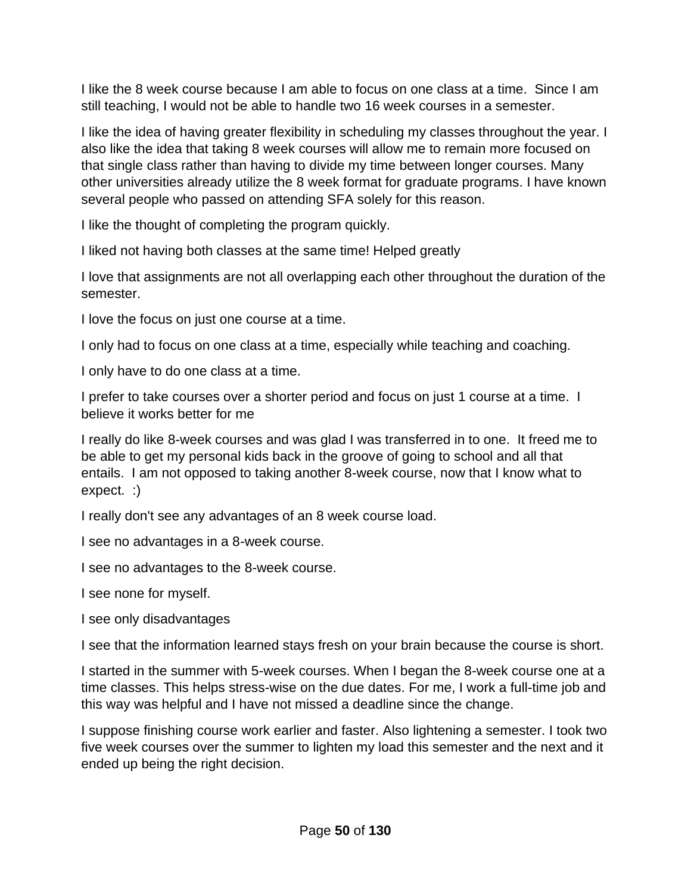I like the 8 week course because I am able to focus on one class at a time.  Since I am still teaching, I would not be able to handle two 16 week courses in a semester.

I like the idea of having greater flexibility in scheduling my classes throughout the year. I also like the idea that taking 8 week courses will allow me to remain more focused on that single class rather than having to divide my time between longer courses. Many other universities already utilize the 8 week format for graduate programs. I have known several people who passed on attending SFA solely for this reason.

I like the thought of completing the program quickly.

I liked not having both classes at the same time! Helped greatly

I love that assignments are not all overlapping each other throughout the duration of the semester.

I love the focus on just one course at a time.

I only had to focus on one class at a time, especially while teaching and coaching.

I only have to do one class at a time.

I prefer to take courses over a shorter period and focus on just 1 course at a time.  I believe it works better for me

I really do like 8-week courses and was glad I was transferred in to one.  It freed me to be able to get my personal kids back in the groove of going to school and all that entails.  I am not opposed to taking another 8-week course, now that I know what to expect.  :)

I really don't see any advantages of an 8 week course load.

I see no advantages in a 8-week course.

I see no advantages to the 8-week course.

I see none for myself.

I see only disadvantages

I see that the information learned stays fresh on your brain because the course is short.

I started in the summer with 5-week courses. When I began the 8-week course one at a time classes. This helps stress-wise on the due dates. For me, I work a full-time job and this way was helpful and I have not missed a deadline since the change.

I suppose finishing course work earlier and faster. Also lightening a semester. I took two five week courses over the summer to lighten my load this semester and the next and it ended up being the right decision.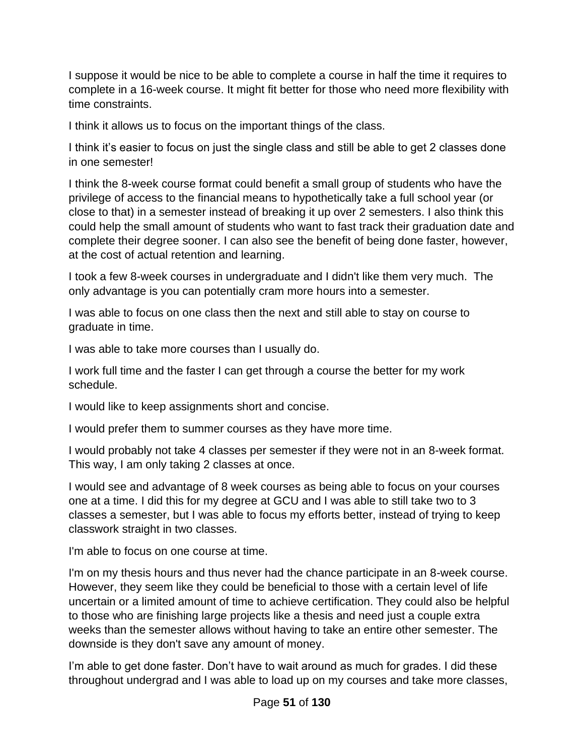I suppose it would be nice to be able to complete a course in half the time it requires to complete in a 16-week course. It might fit better for those who need more flexibility with time constraints.

I think it allows us to focus on the important things of the class.

I think it’s easier to focus on just the single class and still be able to get 2 classes done in one semester!

I think the 8-week course format could benefit a small group of students who have the privilege of access to the financial means to hypothetically take a full school year (or close to that) in a semester instead of breaking it up over 2 semesters. I also think this could help the small amount of students who want to fast track their graduation date and complete their degree sooner. I can also see the benefit of being done faster, however, at the cost of actual retention and learning.

I took a few 8-week courses in undergraduate and I didn't like them very much.  The only advantage is you can potentially cram more hours into a semester.

I was able to focus on one class then the next and still able to stay on course to graduate in time.

I was able to take more courses than I usually do.

I work full time and the faster I can get through a course the better for my work schedule.

I would like to keep assignments short and concise.

I would prefer them to summer courses as they have more time.

I would probably not take 4 classes per semester if they were not in an 8-week format. This way, I am only taking 2 classes at once.

I would see and advantage of 8 week courses as being able to focus on your courses one at a time. I did this for my degree at GCU and I was able to still take two to 3 classes a semester, but I was able to focus my efforts better, instead of trying to keep classwork straight in two classes.

I'm able to focus on one course at time.

I'm on my thesis hours and thus never had the chance participate in an 8-week course. However, they seem like they could be beneficial to those with a certain level of life uncertain or a limited amount of time to achieve certification. They could also be helpful to those who are finishing large projects like a thesis and need just a couple extra weeks than the semester allows without having to take an entire other semester. The downside is they don't save any amount of money.

I’m able to get done faster. Don’t have to wait around as much for grades. I did these throughout undergrad and I was able to load up on my courses and take more classes,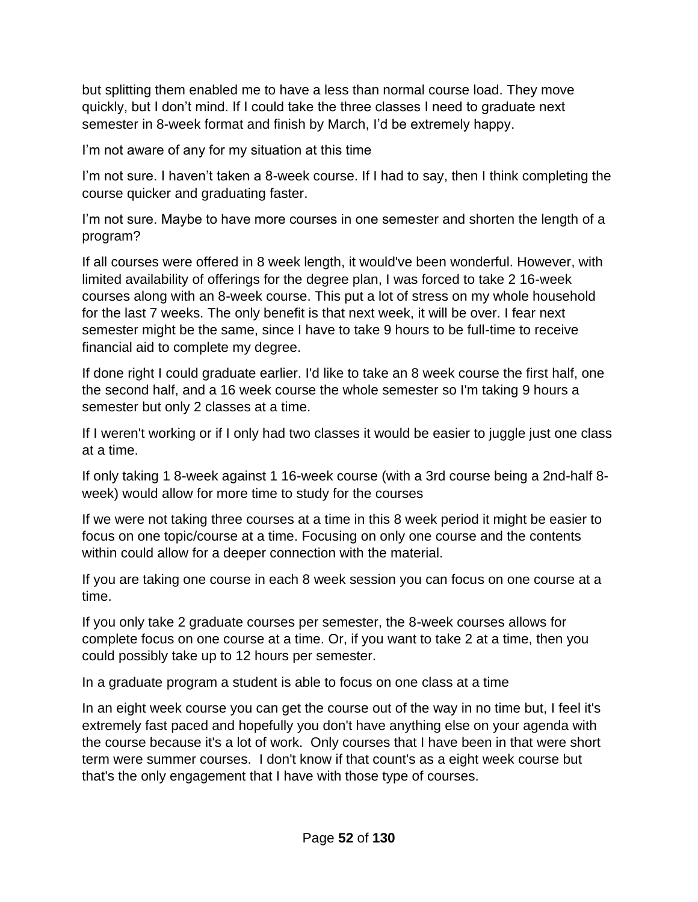but splitting them enabled me to have a less than normal course load. They move quickly, but I don't mind. If I could take the three classes I need to graduate next semester in 8-week format and finish by March, I'd be extremely happy.

I'm not aware of any for my situation at this time

I'm not sure. I haven't taken a 8-week course. If I had to say, then I think completing the course quicker and graduating faster.

I'm not sure. Maybe to have more courses in one semester and shorten the length of a program?

If all courses were offered in 8 week length, it would've been wonderful. However, with limited availability of offerings for the degree plan, I was forced to take 2 16-week courses along with an 8-week course. This put a lot of stress on my whole household for the last 7 weeks. The only benefit is that next week, it will be over. I fear next semester might be the same, since I have to take 9 hours to be full-time to receive financial aid to complete my degree.

If done right I could graduate earlier. I'd like to take an 8 week course the first half, one the second half, and a 16 week course the whole semester so I'm taking 9 hours a semester but only 2 classes at a time.

If I weren't working or if I only had two classes it would be easier to juggle just one class at a time.

If only taking 1 8-week against 1 16-week course (with a 3rd course being a 2nd-half 8-week) would allow for more time to study for the courses

If we were not taking three courses at a time in this 8 week period it might be easier to focus on one topic/course at a time. Focusing on only one course and the contents within could allow for a deeper connection with the material.

If you are taking one course in each 8 week session you can focus on one course at a time.

If you only take 2 graduate courses per semester, the 8-week courses allows for complete focus on one course at a time. Or, if you want to take 2 at a time, then you could possibly take up to 12 hours per semester.

In a graduate program a student is able to focus on one class at a time

In an eight week course you can get the course out of the way in no time but, I feel it's extremely fast paced and hopefully you don't have anything else on your agenda with the course because it's a lot of work. Only courses that I have been in that were short term were summer courses. I don't know if that count's as a eight week course but that's the only engagement that I have with those type of courses.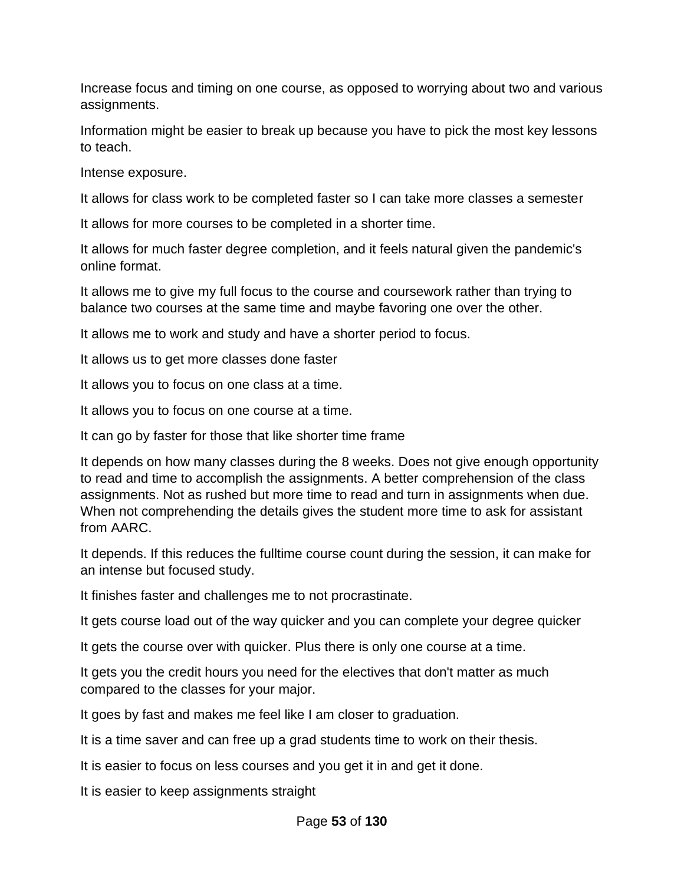Increase focus and timing on one course, as opposed to worrying about two and various assignments.

Information might be easier to break up because you have to pick the most key lessons to teach.

Intense exposure.

It allows for class work to be completed faster so I can take more classes a semester

It allows for more courses to be completed in a shorter time.

It allows for much faster degree completion, and it feels natural given the pandemic's online format.

It allows me to give my full focus to the course and coursework rather than trying to balance two courses at the same time and maybe favoring one over the other.

It allows me to work and study and have a shorter period to focus.

It allows us to get more classes done faster

It allows you to focus on one class at a time.

It allows you to focus on one course at a time.

It can go by faster for those that like shorter time frame

It depends on how many classes during the 8 weeks. Does not give enough opportunity to read and time to accomplish the assignments. A better comprehension of the class assignments. Not as rushed but more time to read and turn in assignments when due. When not comprehending the details gives the student more time to ask for assistant from AARC.

It depends. If this reduces the fulltime course count during the session, it can make for an intense but focused study.

It finishes faster and challenges me to not procrastinate.

It gets course load out of the way quicker and you can complete your degree quicker

It gets the course over with quicker. Plus there is only one course at a time.

It gets you the credit hours you need for the electives that don't matter as much compared to the classes for your major.

It goes by fast and makes me feel like I am closer to graduation.

It is a time saver and can free up a grad students time to work on their thesis.

It is easier to focus on less courses and you get it in and get it done.

It is easier to keep assignments straight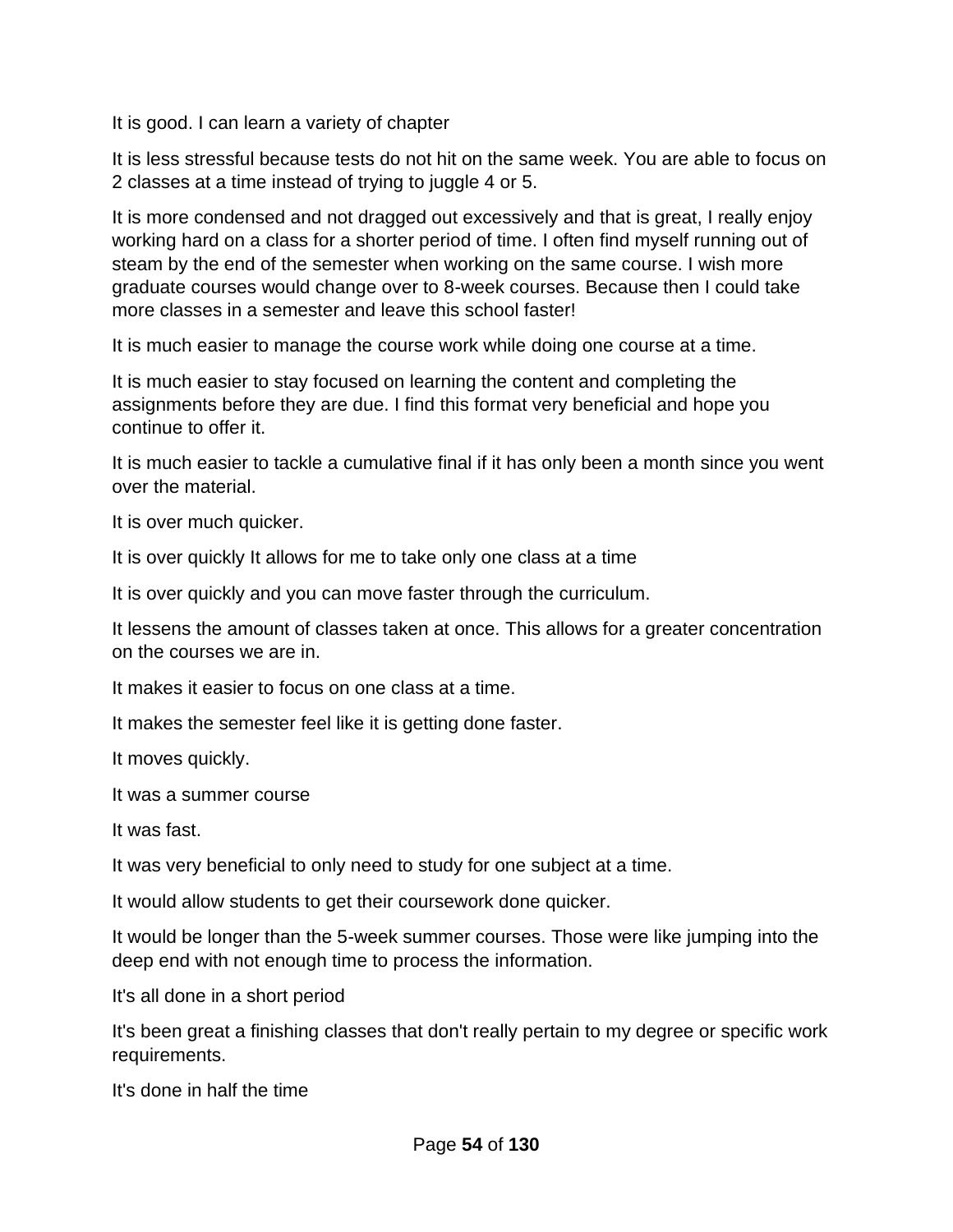It is good. I can learn a variety of chapter

It is less stressful because tests do not hit on the same week. You are able to focus on 2 classes at a time instead of trying to juggle 4 or 5.

It is more condensed and not dragged out excessively and that is great, I really enjoy working hard on a class for a shorter period of time. I often find myself running out of steam by the end of the semester when working on the same course. I wish more graduate courses would change over to 8-week courses. Because then I could take more classes in a semester and leave this school faster!

It is much easier to manage the course work while doing one course at a time.

It is much easier to stay focused on learning the content and completing the assignments before they are due. I find this format very beneficial and hope you continue to offer it.

It is much easier to tackle a cumulative final if it has only been a month since you went over the material.

It is over much quicker.

It is over quickly It allows for me to take only one class at a time

It is over quickly and you can move faster through the curriculum.

It lessens the amount of classes taken at once. This allows for a greater concentration on the courses we are in.

It makes it easier to focus on one class at a time.

It makes the semester feel like it is getting done faster.

It moves quickly.

It was a summer course

It was fast.

It was very beneficial to only need to study for one subject at a time.

It would allow students to get their coursework done quicker.

It would be longer than the 5-week summer courses. Those were like jumping into the deep end with not enough time to process the information.

It's all done in a short period

It's been great a finishing classes that don't really pertain to my degree or specific work requirements.

It's done in half the time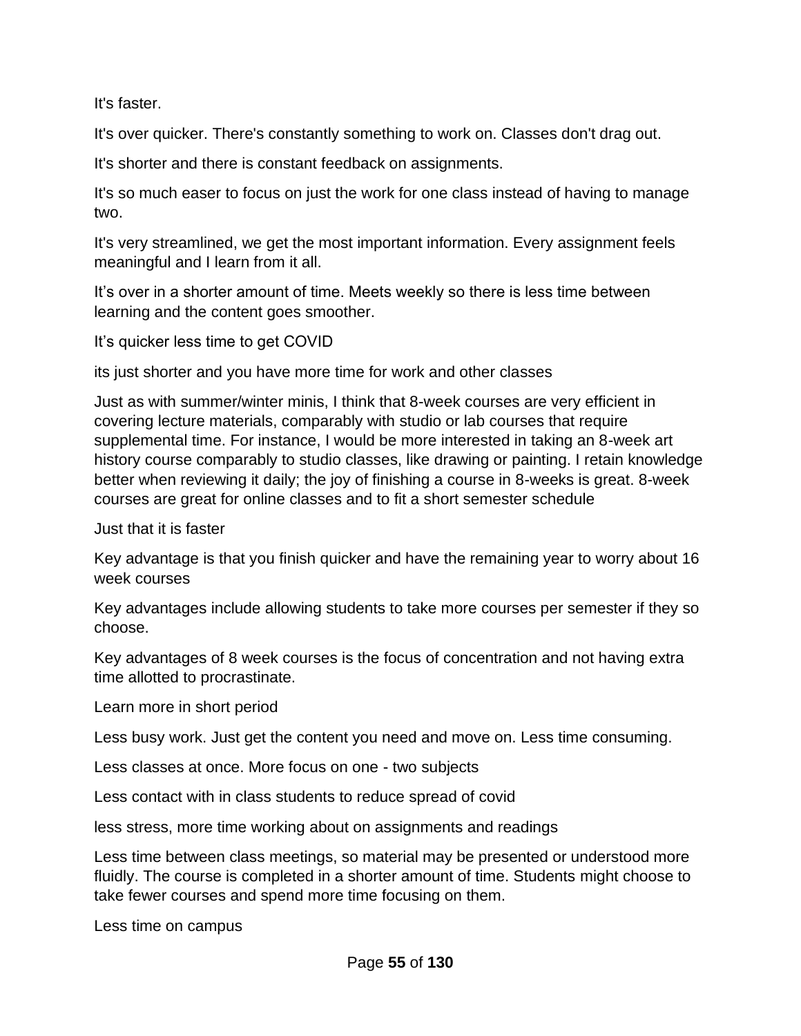It's faster.

It's over quicker. There's constantly something to work on. Classes don't drag out.

It's shorter and there is constant feedback on assignments.

It's so much easer to focus on just the work for one class instead of having to manage two.

It's very streamlined, we get the most important information. Every assignment feels meaningful and I learn from it all.

It’s over in a shorter amount of time. Meets weekly so there is less time between learning and the content goes smoother.

It’s quicker less time to get COVID

its just shorter and you have more time for work and other classes

Just as with summer/winter minis, I think that 8-week courses are very efficient in covering lecture materials, comparably with studio or lab courses that require supplemental time. For instance, I would be more interested in taking an 8-week art history course comparably to studio classes, like drawing or painting. I retain knowledge better when reviewing it daily; the joy of finishing a course in 8-weeks is great. 8-week courses are great for online classes and to fit a short semester schedule

Just that it is faster

Key advantage is that you finish quicker and have the remaining year to worry about 16 week courses

Key advantages include allowing students to take more courses per semester if they so choose.

Key advantages of 8 week courses is the focus of concentration and not having extra time allotted to procrastinate.

Learn more in short period

Less busy work. Just get the content you need and move on. Less time consuming.

Less classes at once. More focus on one - two subjects

Less contact with in class students to reduce spread of covid

less stress, more time working about on assignments and readings

Less time between class meetings, so material may be presented or understood more fluidly. The course is completed in a shorter amount of time. Students might choose to take fewer courses and spend more time focusing on them.

Less time on campus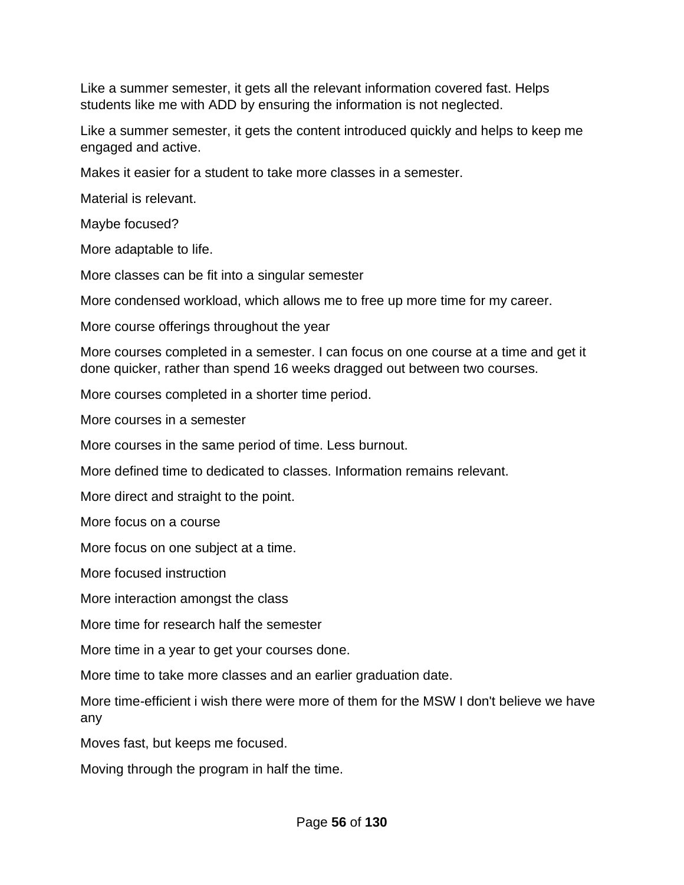Like a summer semester, it gets all the relevant information covered fast. Helps students like me with ADD by ensuring the information is not neglected.

Like a summer semester, it gets the content introduced quickly and helps to keep me engaged and active.

Makes it easier for a student to take more classes in a semester.

Material is relevant.

Maybe focused?

More adaptable to life.

More classes can be fit into a singular semester

More condensed workload, which allows me to free up more time for my career.

More course offerings throughout the year

More courses completed in a semester. I can focus on one course at a time and get it done quicker, rather than spend 16 weeks dragged out between two courses.

More courses completed in a shorter time period.

More courses in a semester

More courses in the same period of time. Less burnout.

More defined time to dedicated to classes. Information remains relevant.

More direct and straight to the point.

More focus on a course

More focus on one subject at a time.

More focused instruction

More interaction amongst the class

More time for research half the semester

More time in a year to get your courses done.

More time to take more classes and an earlier graduation date.

More time-efficient i wish there were more of them for the MSW I don't believe we have any

Moves fast, but keeps me focused.

Moving through the program in half the time.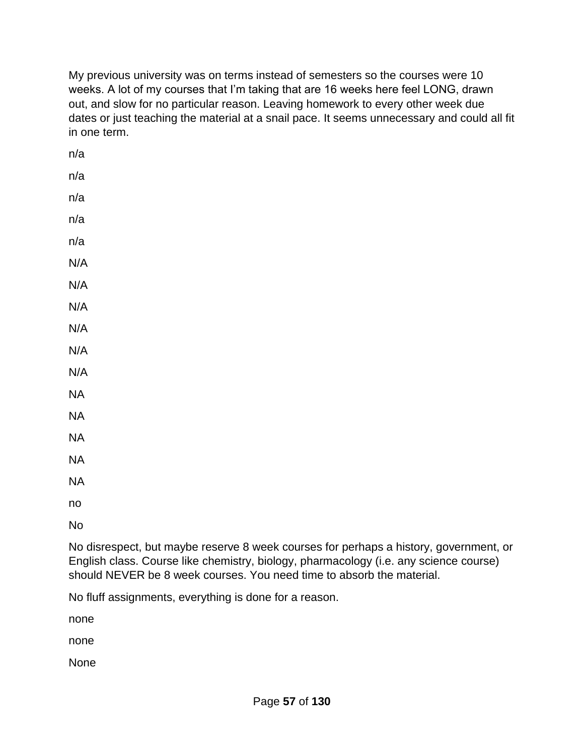My previous university was on terms instead of semesters so the courses were 10 weeks. A lot of my courses that I'm taking that are 16 weeks here feel LONG, drawn out, and slow for no particular reason. Leaving homework to every other week due dates or just teaching the material at a snail pace. It seems unnecessary and could all fit in one term.

n/a

n/a

n/a

n/a

n/a

N/A

N/A

N/A

N/A

N/A

N/A

NA

NA

NA

NA

NA

no

No

No disrespect, but maybe reserve 8 week courses for perhaps a history, government, or English class. Course like chemistry, biology, pharmacology (i.e. any science course) should NEVER be 8 week courses. You need time to absorb the material.

No fluff assignments, everything is done for a reason.

none

none

None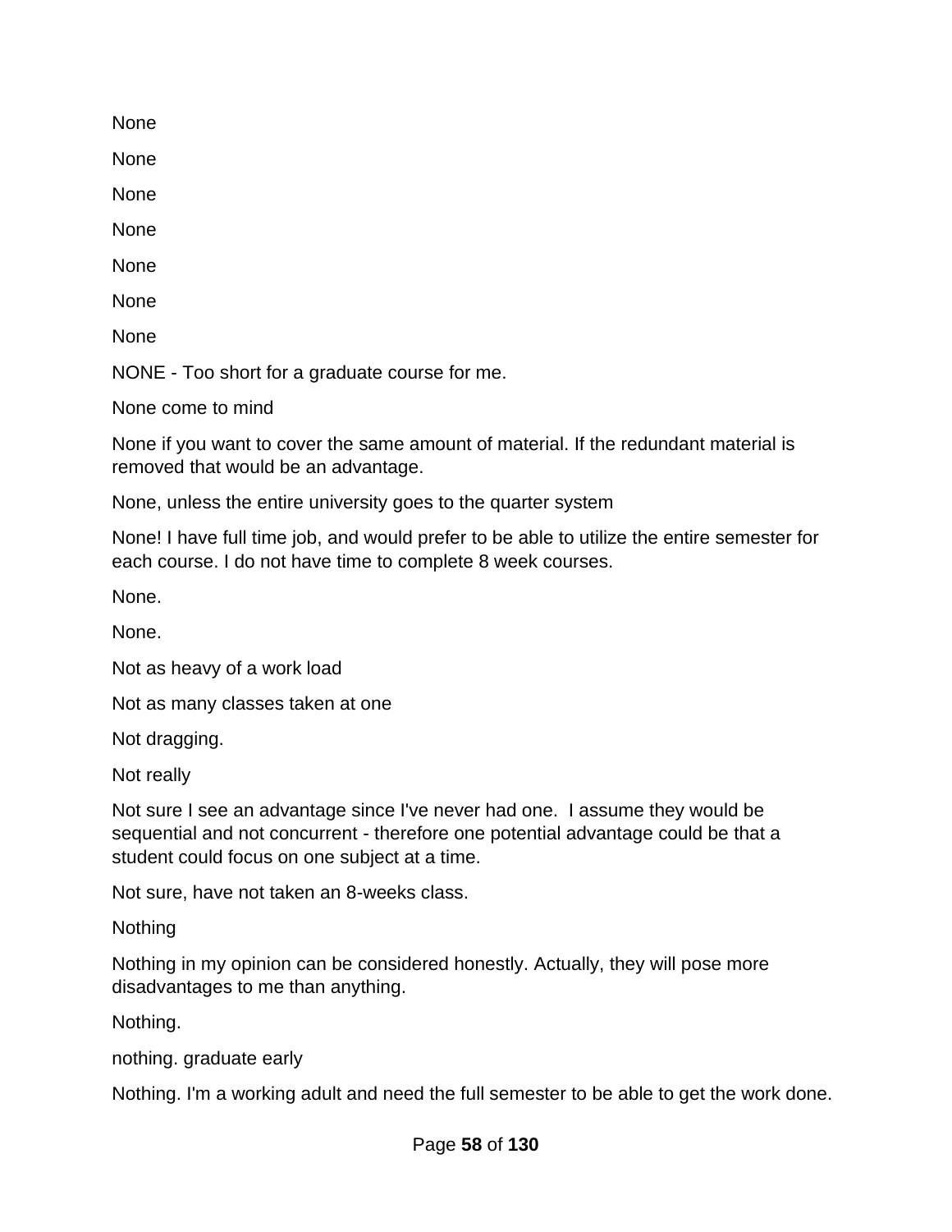None

None

None

None

None

None

None

NONE - Too short for a graduate course for me.

None come to mind

None if you want to cover the same amount of material. If the redundant material is removed that would be an advantage.

None, unless the entire university goes to the quarter system

None! I have full time job, and would prefer to be able to utilize the entire semester for each course. I do not have time to complete 8 week courses.

None.

None.

Not as heavy of a work load

Not as many classes taken at one

Not dragging.

Not really

Not sure I see an advantage since I've never had one.  I assume they would be sequential and not concurrent - therefore one potential advantage could be that a student could focus on one subject at a time.

Not sure, have not taken an 8-weeks class.

Nothing

Nothing in my opinion can be considered honestly. Actually, they will pose more disadvantages to me than anything.

Nothing.

nothing. graduate early

Nothing. I'm a working adult and need the full semester to be able to get the work done.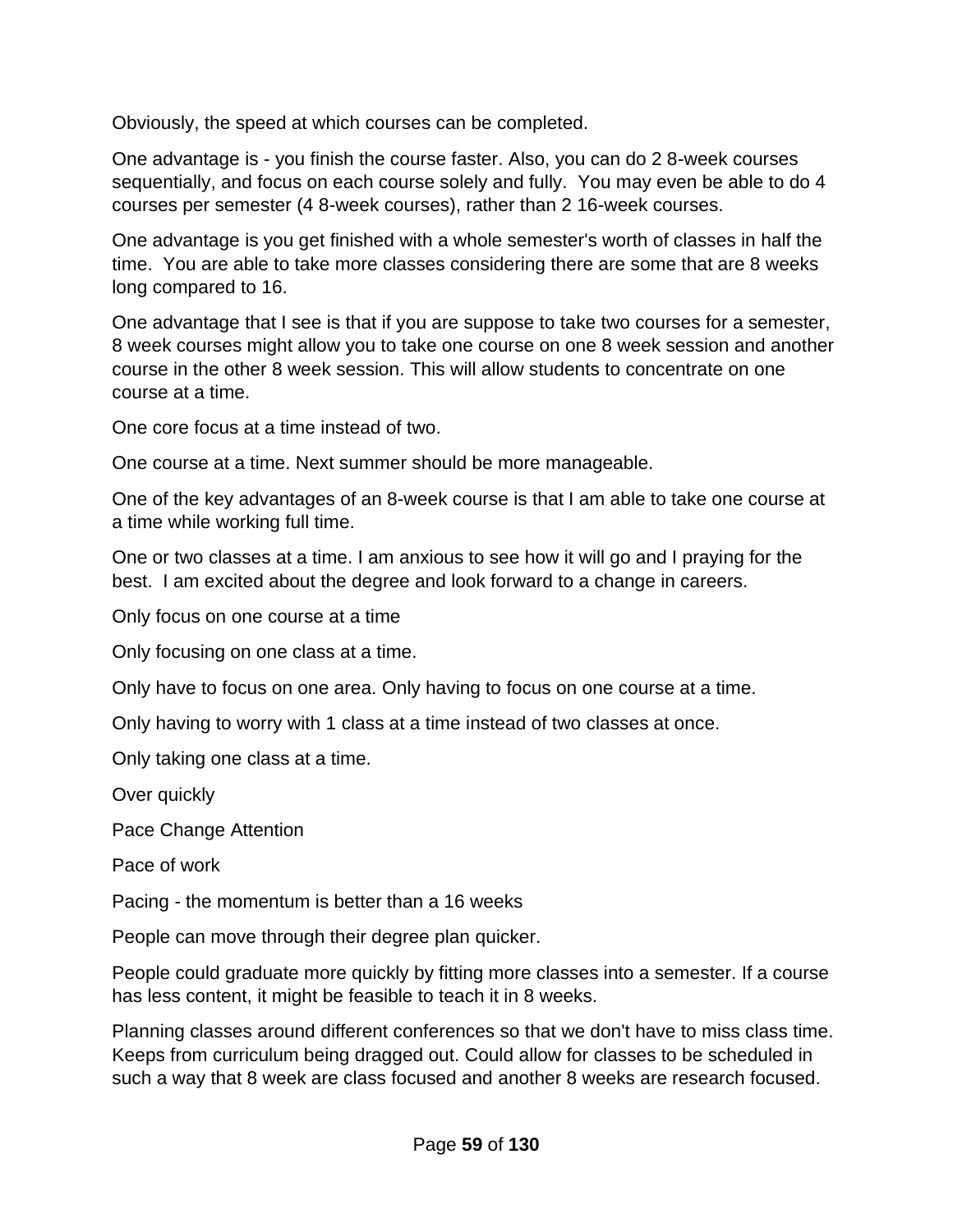Obviously, the speed at which courses can be completed.

One advantage is - you finish the course faster. Also, you can do 2 8-week courses sequentially, and focus on each course solely and fully.  You may even be able to do 4 courses per semester (4 8-week courses), rather than 2 16-week courses.

One advantage is you get finished with a whole semester's worth of classes in half the time.  You are able to take more classes considering there are some that are 8 weeks long compared to 16.

One advantage that I see is that if you are suppose to take two courses for a semester, 8 week courses might allow you to take one course on one 8 week session and another course in the other 8 week session. This will allow students to concentrate on one course at a time.

One core focus at a time instead of two.

One course at a time. Next summer should be more manageable.

One of the key advantages of an 8-week course is that I am able to take one course at a time while working full time.

One or two classes at a time. I am anxious to see how it will go and I praying for the best.  I am excited about the degree and look forward to a change in careers.

Only focus on one course at a time

Only focusing on one class at a time.

Only have to focus on one area. Only having to focus on one course at a time.

Only having to worry with 1 class at a time instead of two classes at once.

Only taking one class at a time.

Over quickly

Pace Change Attention

Pace of work

Pacing - the momentum is better than a 16 weeks

People can move through their degree plan quicker.

People could graduate more quickly by fitting more classes into a semester. If a course has less content, it might be feasible to teach it in 8 weeks.

Planning classes around different conferences so that we don't have to miss class time. Keeps from curriculum being dragged out. Could allow for classes to be scheduled in such a way that 8 week are class focused and another 8 weeks are research focused.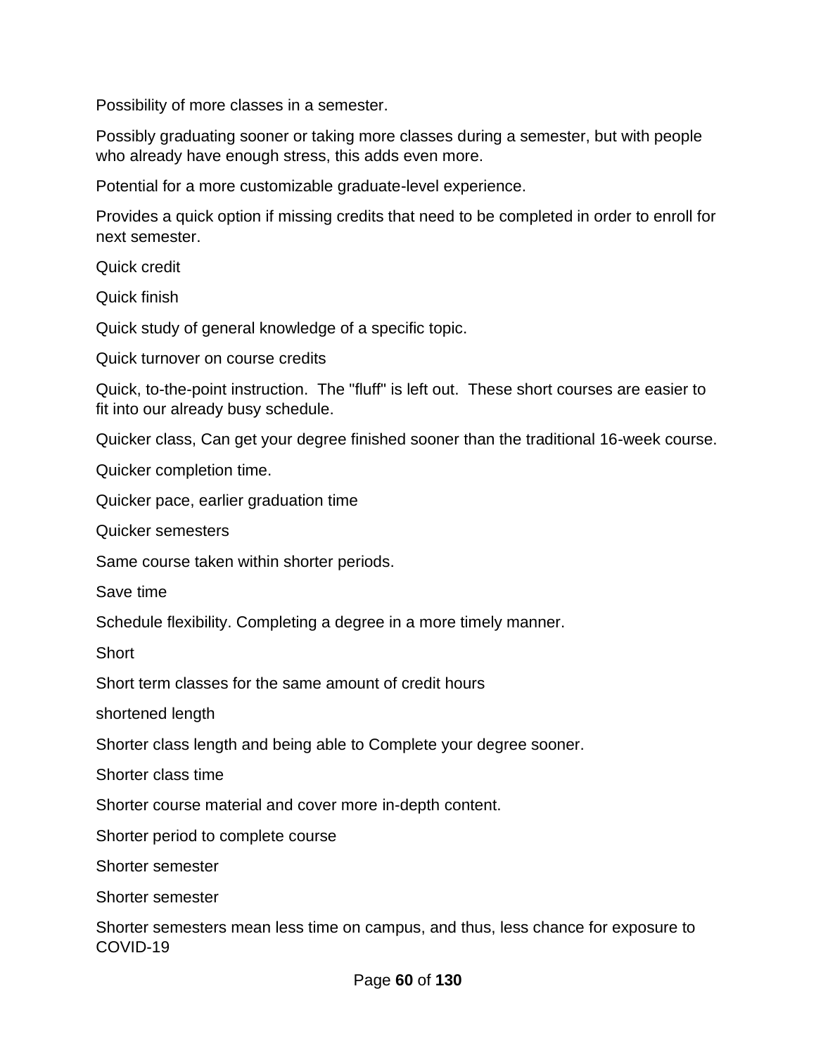Possibility of more classes in a semester.

Possibly graduating sooner or taking more classes during a semester, but with people who already have enough stress, this adds even more.

Potential for a more customizable graduate-level experience.

Provides a quick option if missing credits that need to be completed in order to enroll for next semester.

Quick credit

Quick finish

Quick study of general knowledge of a specific topic.

Quick turnover on course credits

Quick, to-the-point instruction.  The "fluff" is left out.  These short courses are easier to fit into our already busy schedule.

Quicker class, Can get your degree finished sooner than the traditional 16-week course.

Quicker completion time.

Quicker pace, earlier graduation time

Quicker semesters

Same course taken within shorter periods.

Save time

Schedule flexibility. Completing a degree in a more timely manner.

Short

Short term classes for the same amount of credit hours

shortened length

Shorter class length and being able to Complete your degree sooner.

Shorter class time

Shorter course material and cover more in-depth content.

Shorter period to complete course

Shorter semester

Shorter semester

Shorter semesters mean less time on campus, and thus, less chance for exposure to COVID-19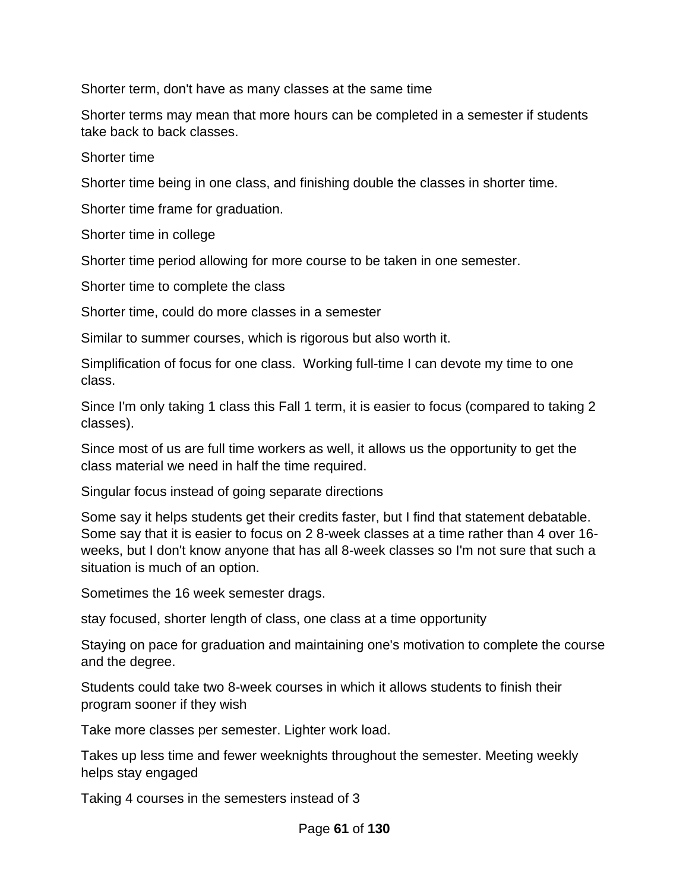Shorter term, don't have as many classes at the same time

Shorter terms may mean that more hours can be completed in a semester if students take back to back classes.

Shorter time

Shorter time being in one class, and finishing double the classes in shorter time.

Shorter time frame for graduation.

Shorter time in college

Shorter time period allowing for more course to be taken in one semester.

Shorter time to complete the class

Shorter time, could do more classes in a semester

Similar to summer courses, which is rigorous but also worth it.

Simplification of focus for one class.  Working full-time I can devote my time to one class.

Since I'm only taking 1 class this Fall 1 term, it is easier to focus (compared to taking 2 classes).

Since most of us are full time workers as well, it allows us the opportunity to get the class material we need in half the time required.

Singular focus instead of going separate directions

Some say it helps students get their credits faster, but I find that statement debatable. Some say that it is easier to focus on 2 8-week classes at a time rather than 4 over 16-weeks, but I don't know anyone that has all 8-week classes so I'm not sure that such a situation is much of an option.

Sometimes the 16 week semester drags.

stay focused, shorter length of class, one class at a time opportunity

Staying on pace for graduation and maintaining one's motivation to complete the course and the degree.

Students could take two 8-week courses in which it allows students to finish their program sooner if they wish

Take more classes per semester. Lighter work load.

Takes up less time and fewer weeknights throughout the semester. Meeting weekly helps stay engaged

Taking 4 courses in the semesters instead of 3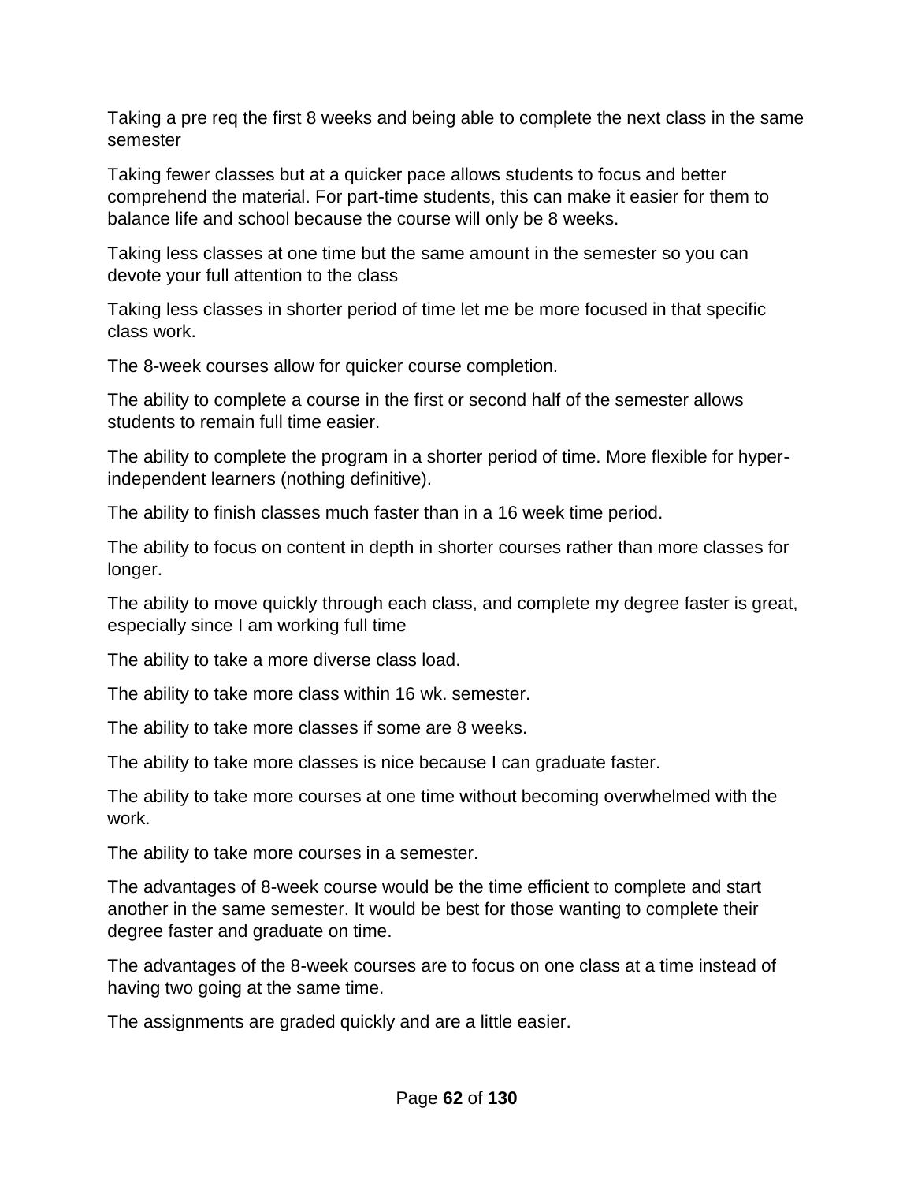Taking a pre req the first 8 weeks and being able to complete the next class in the same semester

Taking fewer classes but at a quicker pace allows students to focus and better comprehend the material. For part-time students, this can make it easier for them to balance life and school because the course will only be 8 weeks.

Taking less classes at one time but the same amount in the semester so you can devote your full attention to the class

Taking less classes in shorter period of time let me be more focused in that specific class work.

The 8-week courses allow for quicker course completion.

The ability to complete a course in the first or second half of the semester allows students to remain full time easier.

The ability to complete the program in a shorter period of time. More flexible for hyper-independent learners (nothing definitive).

The ability to finish classes much faster than in a 16 week time period.

The ability to focus on content in depth in shorter courses rather than more classes for longer.

The ability to move quickly through each class, and complete my degree faster is great, especially since I am working full time

The ability to take a more diverse class load.

The ability to take more class within 16 wk. semester.

The ability to take more classes if some are 8 weeks.

The ability to take more classes is nice because I can graduate faster.

The ability to take more courses at one time without becoming overwhelmed with the work.

The ability to take more courses in a semester.

The advantages of 8-week course would be the time efficient to complete and start another in the same semester. It would be best for those wanting to complete their degree faster and graduate on time.

The advantages of the 8-week courses are to focus on one class at a time instead of having two going at the same time.

The assignments are graded quickly and are a little easier.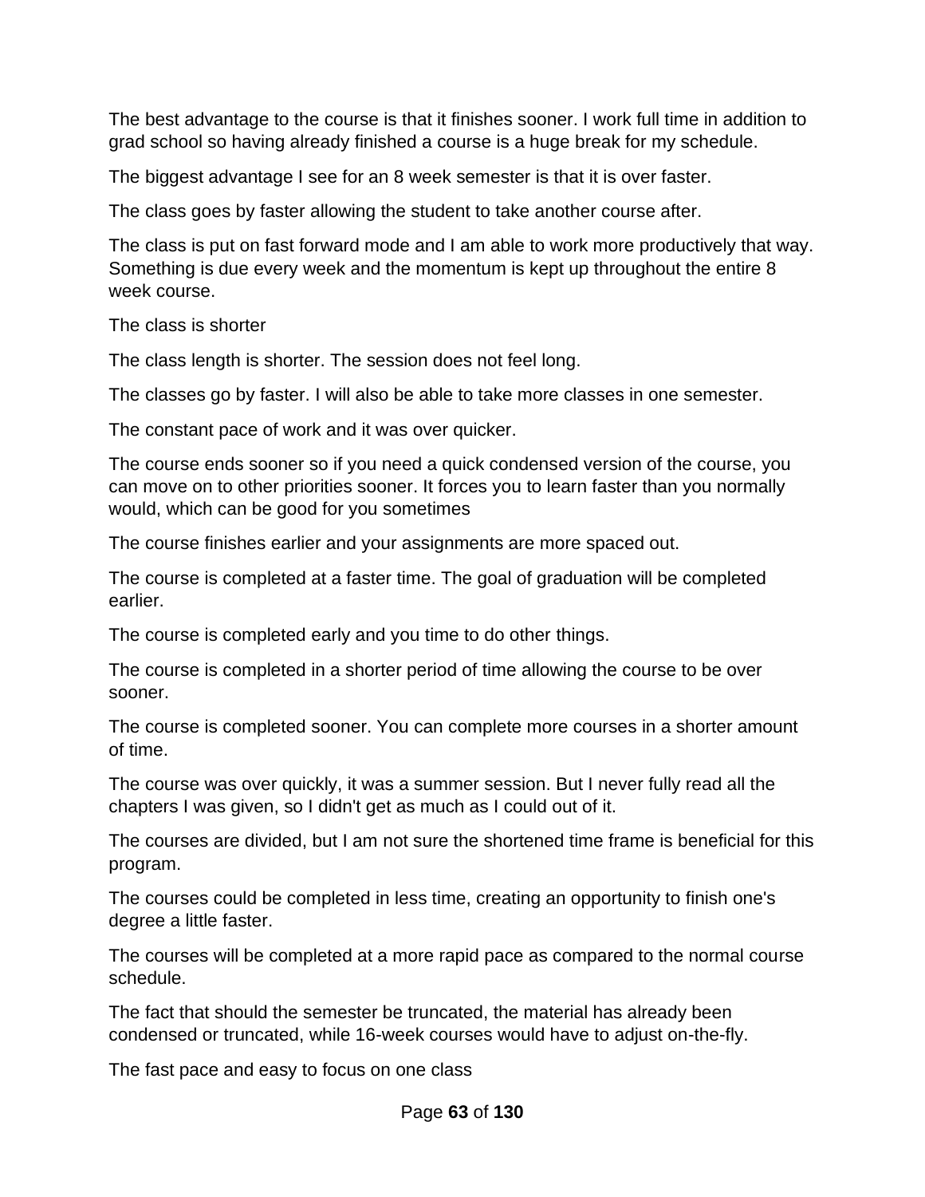The best advantage to the course is that it finishes sooner. I work full time in addition to grad school so having already finished a course is a huge break for my schedule.

The biggest advantage I see for an 8 week semester is that it is over faster.

The class goes by faster allowing the student to take another course after.

The class is put on fast forward mode and I am able to work more productively that way. Something is due every week and the momentum is kept up throughout the entire 8 week course.

The class is shorter

The class length is shorter. The session does not feel long.

The classes go by faster. I will also be able to take more classes in one semester.

The constant pace of work and it was over quicker.

The course ends sooner so if you need a quick condensed version of the course, you can move on to other priorities sooner. It forces you to learn faster than you normally would, which can be good for you sometimes

The course finishes earlier and your assignments are more spaced out.

The course is completed at a faster time. The goal of graduation will be completed earlier.

The course is completed early and you time to do other things.

The course is completed in a shorter period of time allowing the course to be over sooner.

The course is completed sooner. You can complete more courses in a shorter amount of time.

The course was over quickly, it was a summer session. But I never fully read all the chapters I was given, so I didn't get as much as I could out of it.

The courses are divided, but I am not sure the shortened time frame is beneficial for this program.

The courses could be completed in less time, creating an opportunity to finish one's degree a little faster.

The courses will be completed at a more rapid pace as compared to the normal course schedule.

The fact that should the semester be truncated, the material has already been condensed or truncated, while 16-week courses would have to adjust on-the-fly.

The fast pace and easy to focus on one class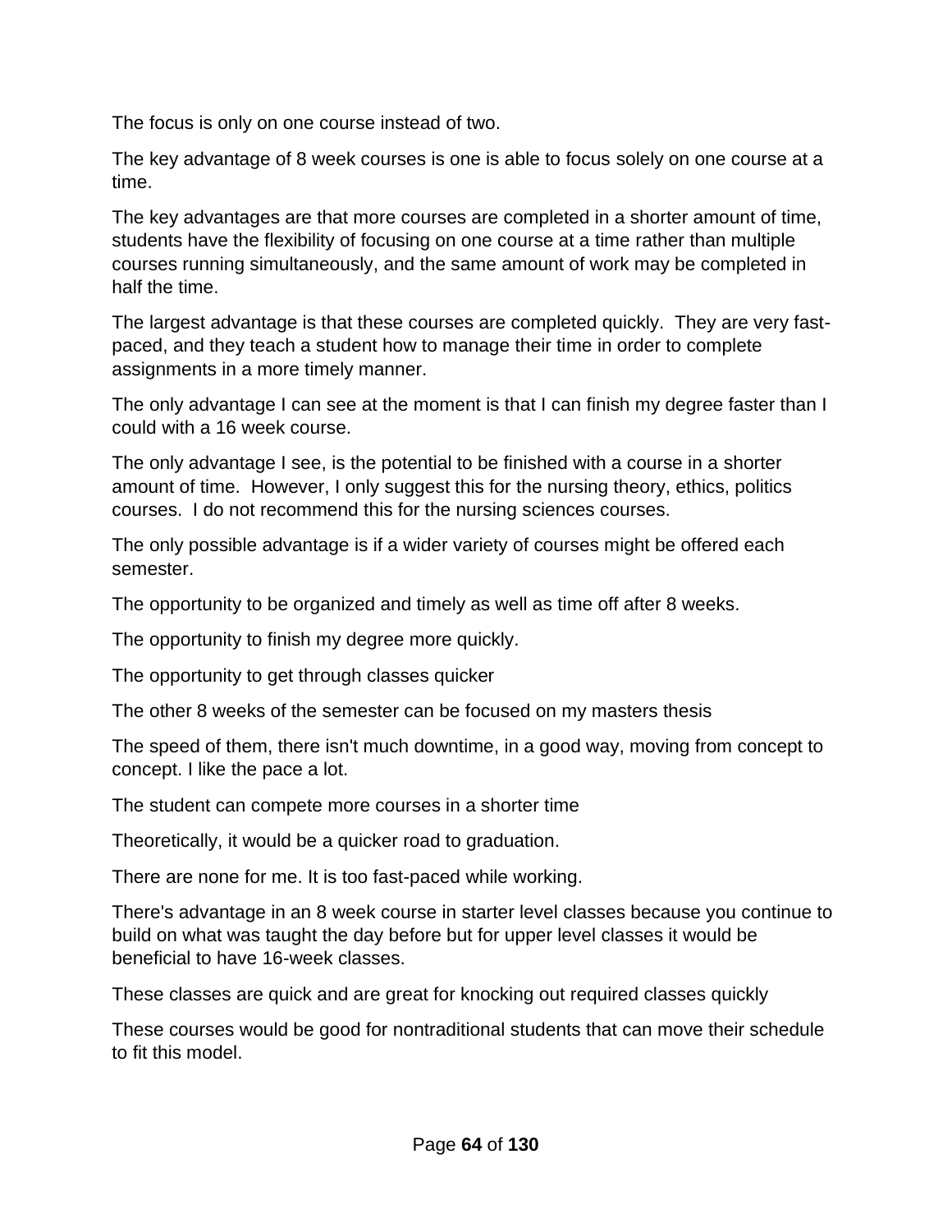The focus is only on one course instead of two.

The key advantage of 8 week courses is one is able to focus solely on one course at a time.

The key advantages are that more courses are completed in a shorter amount of time, students have the flexibility of focusing on one course at a time rather than multiple courses running simultaneously, and the same amount of work may be completed in half the time.

The largest advantage is that these courses are completed quickly.  They are very fast-paced, and they teach a student how to manage their time in order to complete assignments in a more timely manner.

The only advantage I can see at the moment is that I can finish my degree faster than I could with a 16 week course.

The only advantage I see, is the potential to be finished with a course in a shorter amount of time.  However, I only suggest this for the nursing theory, ethics, politics courses.  I do not recommend this for the nursing sciences courses.

The only possible advantage is if a wider variety of courses might be offered each semester.

The opportunity to be organized and timely as well as time off after 8 weeks.

The opportunity to finish my degree more quickly.

The opportunity to get through classes quicker

The other 8 weeks of the semester can be focused on my masters thesis

The speed of them, there isn't much downtime, in a good way, moving from concept to concept. I like the pace a lot.

The student can compete more courses in a shorter time

Theoretically, it would be a quicker road to graduation.

There are none for me. It is too fast-paced while working.

There's advantage in an 8 week course in starter level classes because you continue to build on what was taught the day before but for upper level classes it would be beneficial to have 16-week classes.

These classes are quick and are great for knocking out required classes quickly

These courses would be good for nontraditional students that can move their schedule to fit this model.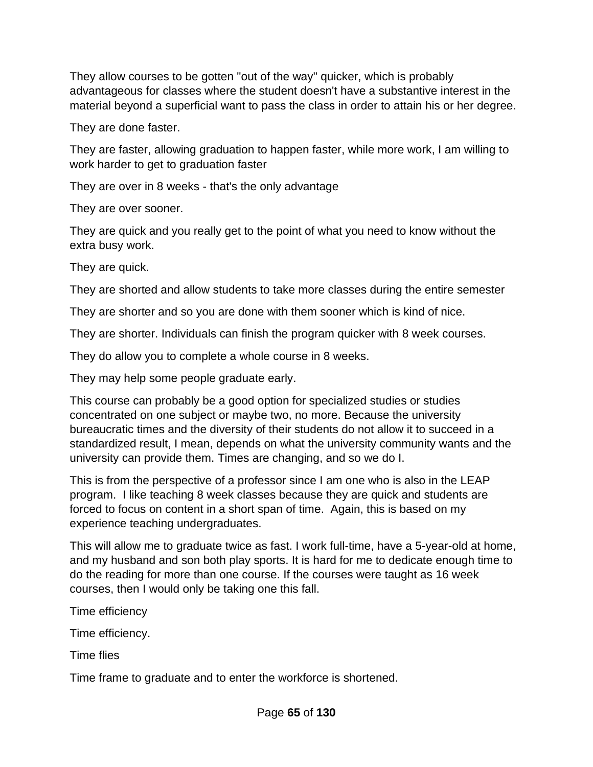They allow courses to be gotten "out of the way" quicker, which is probably advantageous for classes where the student doesn't have a substantive interest in the material beyond a superficial want to pass the class in order to attain his or her degree.

They are done faster.

They are faster, allowing graduation to happen faster, while more work, I am willing to work harder to get to graduation faster

They are over in 8 weeks - that's the only advantage

They are over sooner.

They are quick and you really get to the point of what you need to know without the extra busy work.

They are quick.

They are shorted and allow students to take more classes during the entire semester

They are shorter and so you are done with them sooner which is kind of nice.

They are shorter. Individuals can finish the program quicker with 8 week courses.

They do allow you to complete a whole course in 8 weeks.

They may help some people graduate early.

This course can probably be a good option for specialized studies or studies concentrated on one subject or maybe two, no more. Because the university bureaucratic times and the diversity of their students do not allow it to succeed in a standardized result, I mean, depends on what the university community wants and the university can provide them. Times are changing, and so we do I.

This is from the perspective of a professor since I am one who is also in the LEAP program.  I like teaching 8 week classes because they are quick and students are forced to focus on content in a short span of time.  Again, this is based on my experience teaching undergraduates.

This will allow me to graduate twice as fast. I work full-time, have a 5-year-old at home, and my husband and son both play sports. It is hard for me to dedicate enough time to do the reading for more than one course. If the courses were taught as 16 week courses, then I would only be taking one this fall.

Time efficiency

Time efficiency.

Time flies

Time frame to graduate and to enter the workforce is shortened.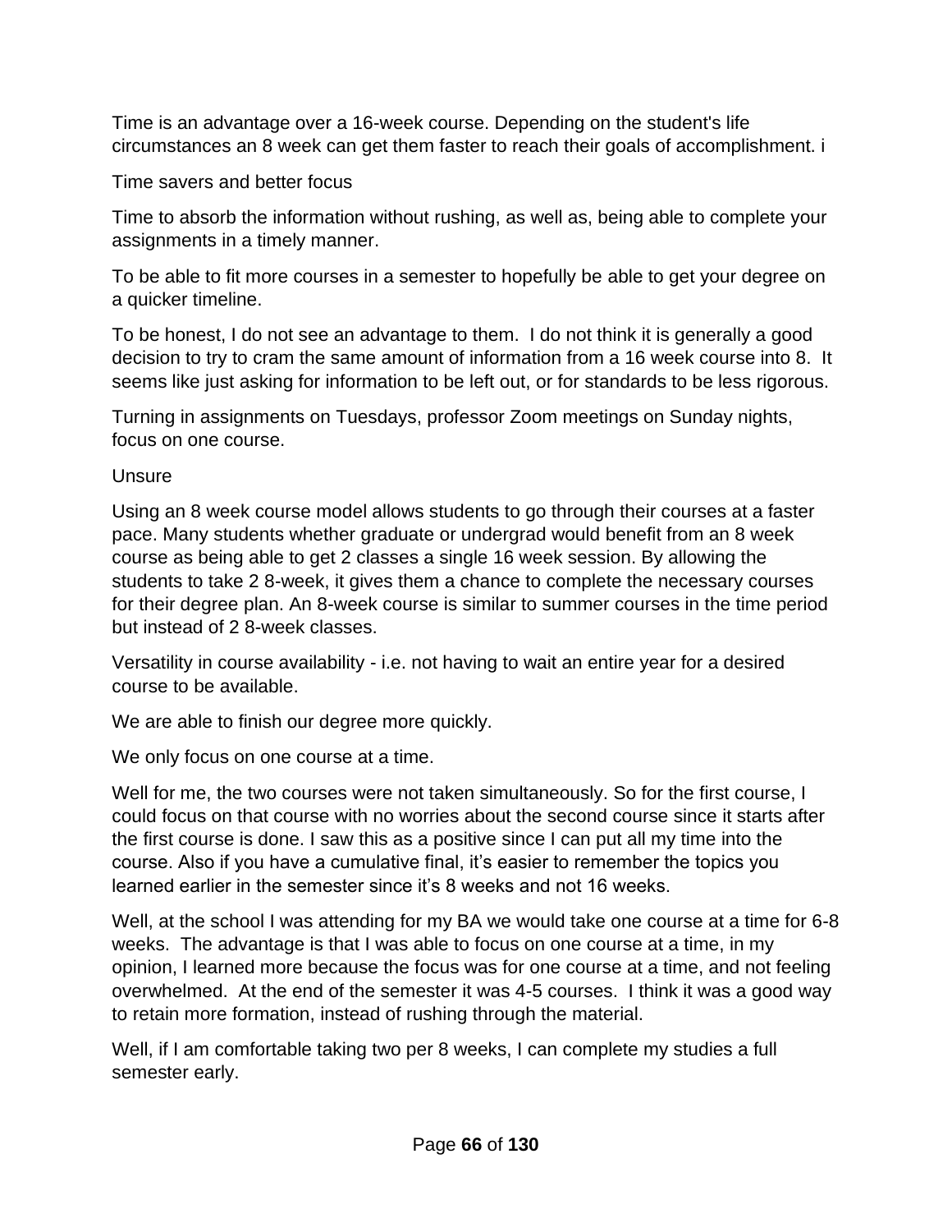Time is an advantage over a 16-week course. Depending on the student's life circumstances an 8 week can get them faster to reach their goals of accomplishment. i

Time savers and better focus

Time to absorb the information without rushing, as well as, being able to complete your assignments in a timely manner.

To be able to fit more courses in a semester to hopefully be able to get your degree on a quicker timeline.

To be honest, I do not see an advantage to them.  I do not think it is generally a good decision to try to cram the same amount of information from a 16 week course into 8.  It seems like just asking for information to be left out, or for standards to be less rigorous.

Turning in assignments on Tuesdays, professor Zoom meetings on Sunday nights, focus on one course.

Unsure

Using an 8 week course model allows students to go through their courses at a faster pace. Many students whether graduate or undergrad would benefit from an 8 week course as being able to get 2 classes a single 16 week session. By allowing the students to take 2 8-week, it gives them a chance to complete the necessary courses for their degree plan. An 8-week course is similar to summer courses in the time period but instead of 2 8-week classes.

Versatility in course availability - i.e. not having to wait an entire year for a desired course to be available.

We are able to finish our degree more quickly.

We only focus on one course at a time.

Well for me, the two courses were not taken simultaneously. So for the first course, I could focus on that course with no worries about the second course since it starts after the first course is done. I saw this as a positive since I can put all my time into the course. Also if you have a cumulative final, it's easier to remember the topics you learned earlier in the semester since it's 8 weeks and not 16 weeks.

Well, at the school I was attending for my BA we would take one course at a time for 6-8 weeks.  The advantage is that I was able to focus on one course at a time, in my opinion, I learned more because the focus was for one course at a time, and not feeling overwhelmed.  At the end of the semester it was 4-5 courses.  I think it was a good way to retain more formation, instead of rushing through the material.

Well, if I am comfortable taking two per 8 weeks, I can complete my studies a full semester early.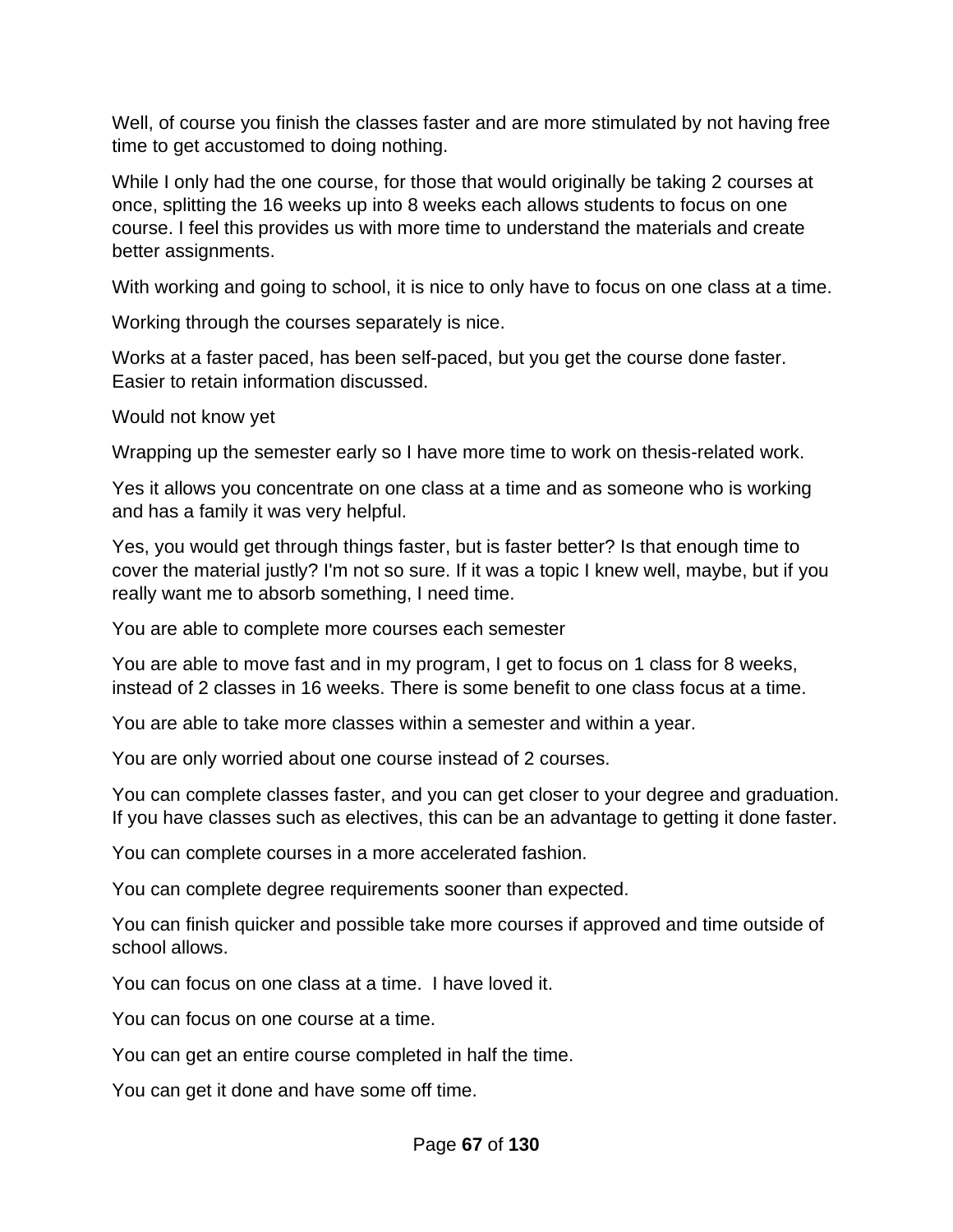Well, of course you finish the classes faster and are more stimulated by not having free time to get accustomed to doing nothing.

While I only had the one course, for those that would originally be taking 2 courses at once, splitting the 16 weeks up into 8 weeks each allows students to focus on one course. I feel this provides us with more time to understand the materials and create better assignments.

With working and going to school, it is nice to only have to focus on one class at a time.

Working through the courses separately is nice.

Works at a faster paced, has been self-paced, but you get the course done faster. Easier to retain information discussed.

Would not know yet

Wrapping up the semester early so I have more time to work on thesis-related work.

Yes it allows you concentrate on one class at a time and as someone who is working and has a family it was very helpful.

Yes, you would get through things faster, but is faster better? Is that enough time to cover the material justly? I'm not so sure. If it was a topic I knew well, maybe, but if you really want me to absorb something, I need time.

You are able to complete more courses each semester

You are able to move fast and in my program, I get to focus on 1 class for 8 weeks, instead of 2 classes in 16 weeks. There is some benefit to one class focus at a time.

You are able to take more classes within a semester and within a year.

You are only worried about one course instead of 2 courses.

You can complete classes faster, and you can get closer to your degree and graduation. If you have classes such as electives, this can be an advantage to getting it done faster.

You can complete courses in a more accelerated fashion.

You can complete degree requirements sooner than expected.

You can finish quicker and possible take more courses if approved and time outside of school allows.

You can focus on one class at a time.  I have loved it.

You can focus on one course at a time.

You can get an entire course completed in half the time.

You can get it done and have some off time.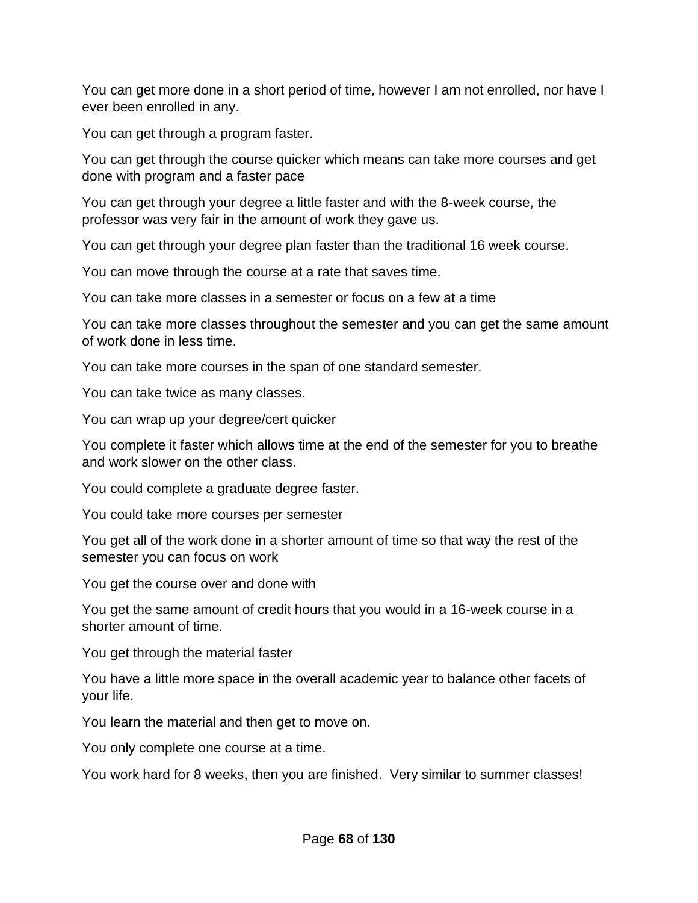You can get more done in a short period of time, however I am not enrolled, nor have I ever been enrolled in any.

You can get through a program faster.

You can get through the course quicker which means can take more courses and get done with program and a faster pace

You can get through your degree a little faster and with the 8-week course, the professor was very fair in the amount of work they gave us.

You can get through your degree plan faster than the traditional 16 week course.

You can move through the course at a rate that saves time.

You can take more classes in a semester or focus on a few at a time

You can take more classes throughout the semester and you can get the same amount of work done in less time.

You can take more courses in the span of one standard semester.

You can take twice as many classes.

You can wrap up your degree/cert quicker

You complete it faster which allows time at the end of the semester for you to breathe and work slower on the other class.

You could complete a graduate degree faster.

You could take more courses per semester

You get all of the work done in a shorter amount of time so that way the rest of the semester you can focus on work

You get the course over and done with

You get the same amount of credit hours that you would in a 16-week course in a shorter amount of time.

You get through the material faster

You have a little more space in the overall academic year to balance other facets of your life.

You learn the material and then get to move on.

You only complete one course at a time.

You work hard for 8 weeks, then you are finished.  Very similar to summer classes!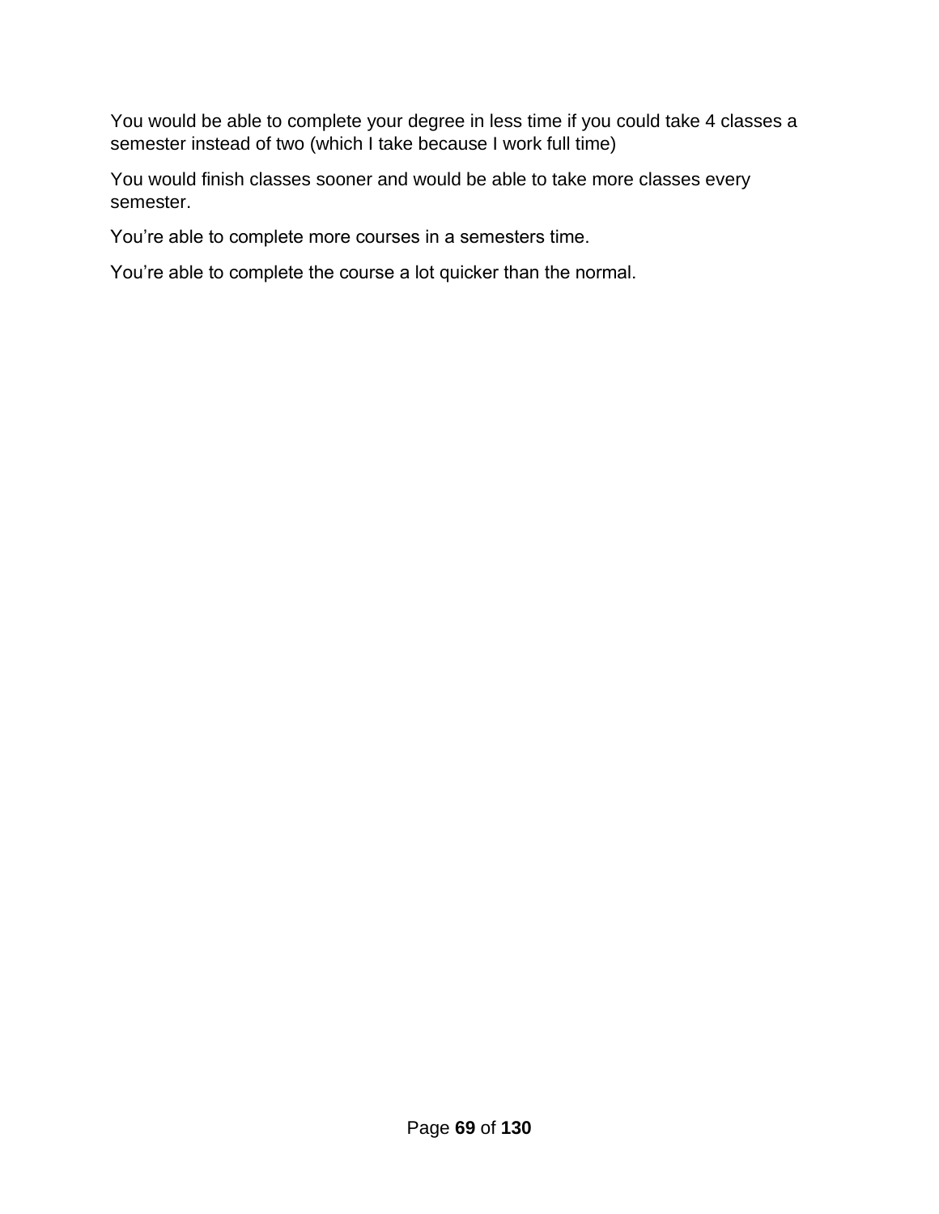You would be able to complete your degree in less time if you could take 4 classes a semester instead of two (which I take because I work full time)

You would finish classes sooner and would be able to take more classes every semester.

You’re able to complete more courses in a semesters time.

You’re able to complete the course a lot quicker than the normal.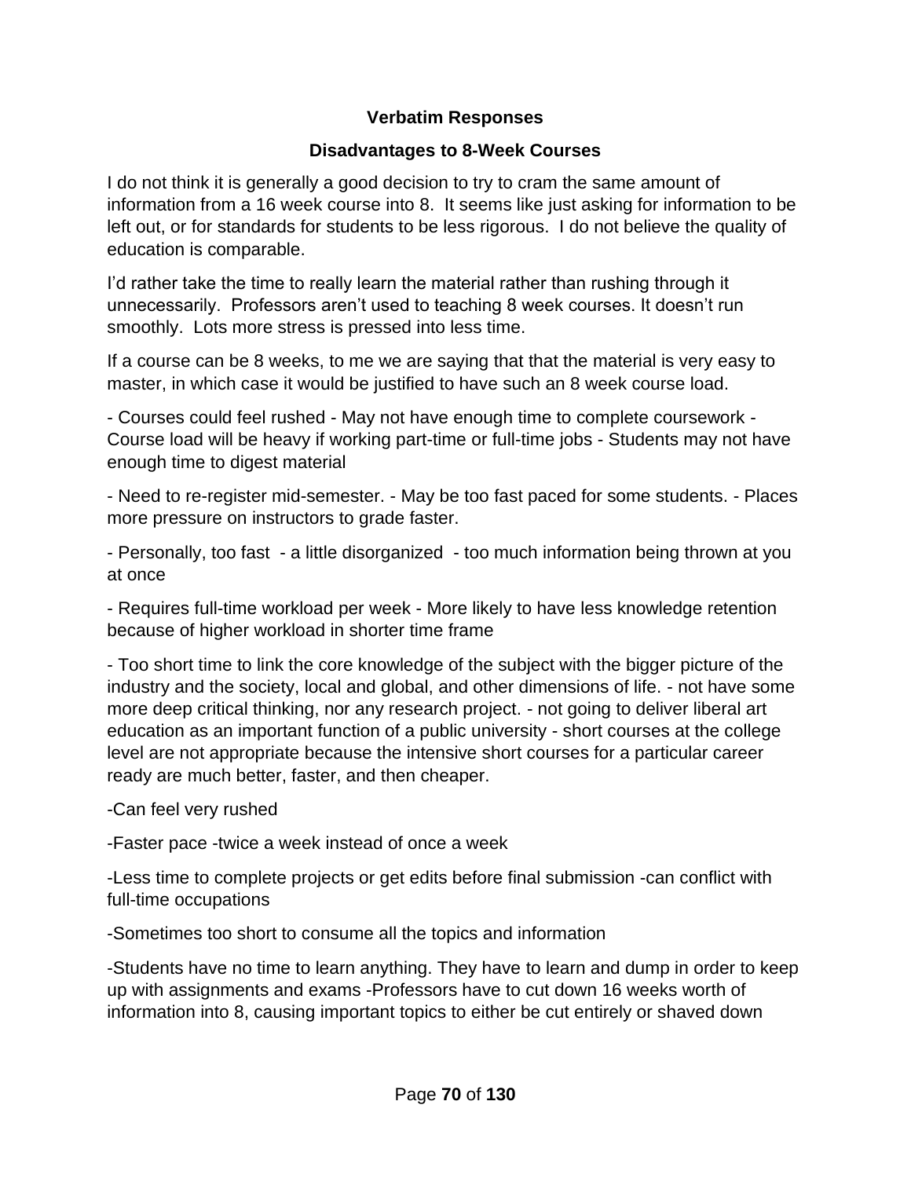**Verbatim Responses**

**Disadvantages to 8-Week Courses**

I do not think it is generally a good decision to try to cram the same amount of information from a 16 week course into 8. It seems like just asking for information to be left out, or for standards for students to be less rigorous. I do not believe the quality of education is comparable.

I'd rather take the time to really learn the material rather than rushing through it unnecessarily. Professors aren't used to teaching 8 week courses. It doesn't run smoothly. Lots more stress is pressed into less time.

If a course can be 8 weeks, to me we are saying that that the material is very easy to master, in which case it would be justified to have such an 8 week course load.

- Courses could feel rushed - May not have enough time to complete coursework - Course load will be heavy if working part-time or full-time jobs - Students may not have enough time to digest material

- Need to re-register mid-semester. - May be too fast paced for some students. - Places more pressure on instructors to grade faster.

- Personally, too fast - a little disorganized - too much information being thrown at you at once

- Requires full-time workload per week - More likely to have less knowledge retention because of higher workload in shorter time frame

- Too short time to link the core knowledge of the subject with the bigger picture of the industry and the society, local and global, and other dimensions of life. - not have some more deep critical thinking, nor any research project. - not going to deliver liberal art education as an important function of a public university - short courses at the college level are not appropriate because the intensive short courses for a particular career ready are much better, faster, and then cheaper.

-Can feel very rushed

-Faster pace -twice a week instead of once a week

-Less time to complete projects or get edits before final submission -can conflict with full-time occupations

-Sometimes too short to consume all the topics and information

-Students have no time to learn anything. They have to learn and dump in order to keep up with assignments and exams -Professors have to cut down 16 weeks worth of information into 8, causing important topics to either be cut entirely or shaved down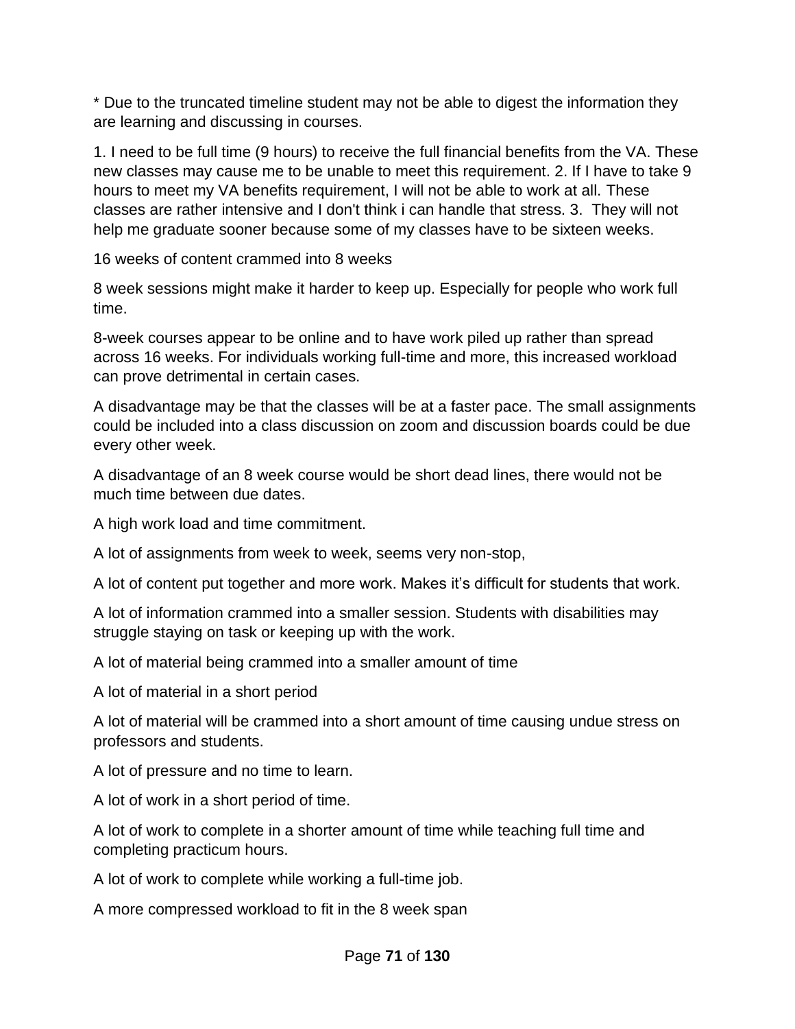* Due to the truncated timeline student may not be able to digest the information they are learning and discussing in courses.

1. I need to be full time (9 hours) to receive the full financial benefits from the VA. These new classes may cause me to be unable to meet this requirement. 2. If I have to take 9 hours to meet my VA benefits requirement, I will not be able to work at all. These classes are rather intensive and I don't think i can handle that stress. 3. They will not help me graduate sooner because some of my classes have to be sixteen weeks.

16 weeks of content crammed into 8 weeks

8 week sessions might make it harder to keep up. Especially for people who work full time.

8-week courses appear to be online and to have work piled up rather than spread across 16 weeks. For individuals working full-time and more, this increased workload can prove detrimental in certain cases.

A disadvantage may be that the classes will be at a faster pace. The small assignments could be included into a class discussion on zoom and discussion boards could be due every other week.

A disadvantage of an 8 week course would be short dead lines, there would not be much time between due dates.

A high work load and time commitment.

A lot of assignments from week to week, seems very non-stop,

A lot of content put together and more work. Makes it's difficult for students that work.

A lot of information crammed into a smaller session. Students with disabilities may struggle staying on task or keeping up with the work.

A lot of material being crammed into a smaller amount of time

A lot of material in a short period

A lot of material will be crammed into a short amount of time causing undue stress on professors and students.

A lot of pressure and no time to learn.

A lot of work in a short period of time.

A lot of work to complete in a shorter amount of time while teaching full time and completing practicum hours.

A lot of work to complete while working a full-time job.

A more compressed workload to fit in the 8 week span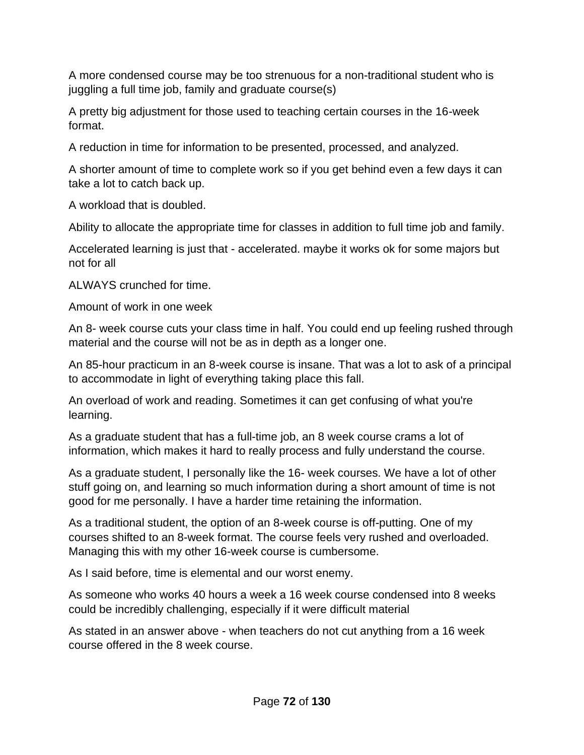A more condensed course may be too strenuous for a non-traditional student who is juggling a full time job, family and graduate course(s)

A pretty big adjustment for those used to teaching certain courses in the 16-week format.

A reduction in time for information to be presented, processed, and analyzed.

A shorter amount of time to complete work so if you get behind even a few days it can take a lot to catch back up.

A workload that is doubled.

Ability to allocate the appropriate time for classes in addition to full time job and family.

Accelerated learning is just that - accelerated. maybe it works ok for some majors but not for all

ALWAYS crunched for time.

Amount of work in one week

An 8- week course cuts your class time in half. You could end up feeling rushed through material and the course will not be as in depth as a longer one.

An 85-hour practicum in an 8-week course is insane. That was a lot to ask of a principal to accommodate in light of everything taking place this fall.

An overload of work and reading. Sometimes it can get confusing of what you're learning.

As a graduate student that has a full-time job, an 8 week course crams a lot of information, which makes it hard to really process and fully understand the course.

As a graduate student, I personally like the 16- week courses. We have a lot of other stuff going on, and learning so much information during a short amount of time is not good for me personally. I have a harder time retaining the information.

As a traditional student, the option of an 8-week course is off-putting. One of my courses shifted to an 8-week format. The course feels very rushed and overloaded. Managing this with my other 16-week course is cumbersome.

As I said before, time is elemental and our worst enemy.

As someone who works 40 hours a week a 16 week course condensed into 8 weeks could be incredibly challenging, especially if it were difficult material

As stated in an answer above - when teachers do not cut anything from a 16 week course offered in the 8 week course.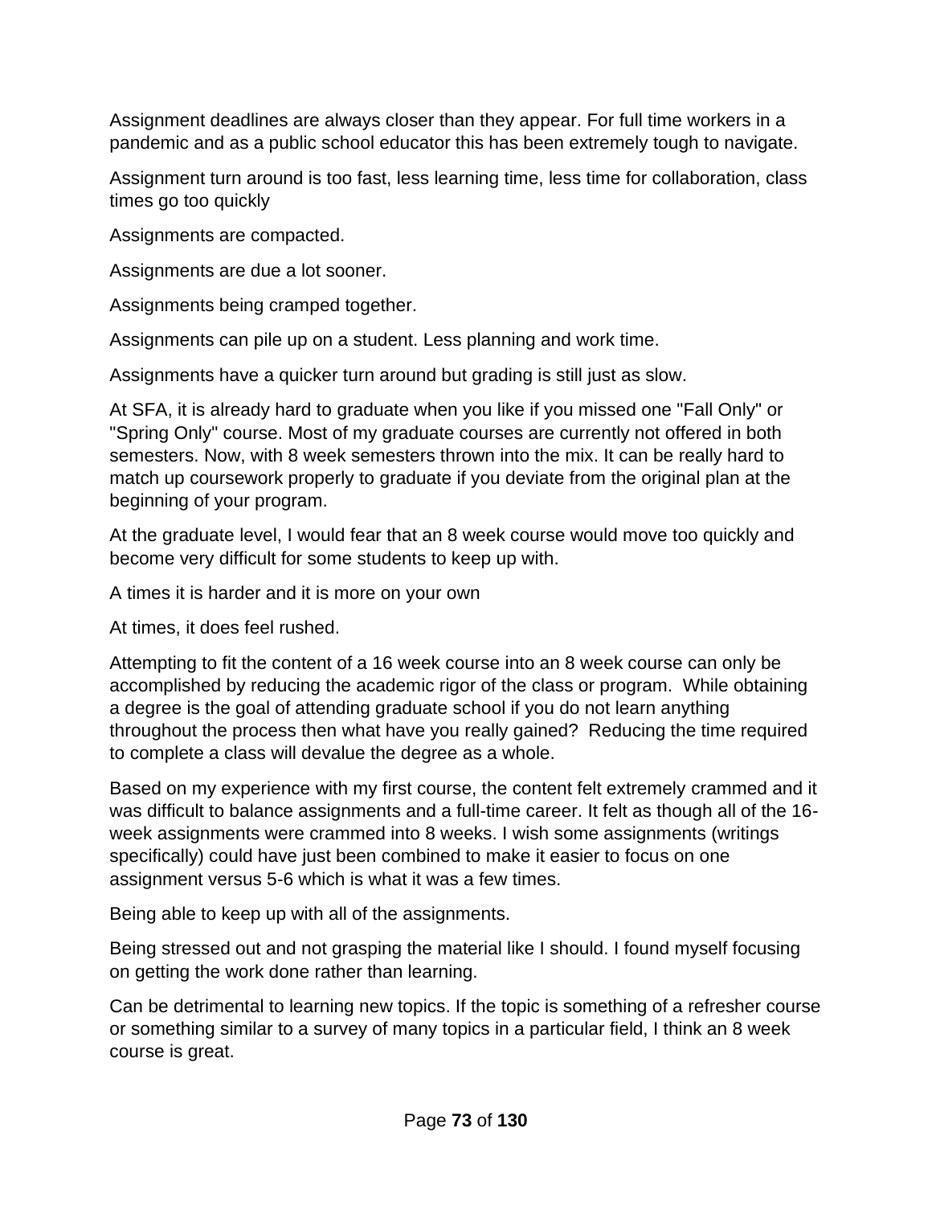Assignment deadlines are always closer than they appear. For full time workers in a pandemic and as a public school educator this has been extremely tough to navigate.

Assignment turn around is too fast, less learning time, less time for collaboration, class times go too quickly

Assignments are compacted.

Assignments are due a lot sooner.

Assignments being cramped together.

Assignments can pile up on a student. Less planning and work time.

Assignments have a quicker turn around but grading is still just as slow.

At SFA, it is already hard to graduate when you like if you missed one "Fall Only" or "Spring Only" course. Most of my graduate courses are currently not offered in both semesters. Now, with 8 week semesters thrown into the mix. It can be really hard to match up coursework properly to graduate if you deviate from the original plan at the beginning of your program.

At the graduate level, I would fear that an 8 week course would move too quickly and become very difficult for some students to keep up with.

A times it is harder and it is more on your own

At times, it does feel rushed.

Attempting to fit the content of a 16 week course into an 8 week course can only be accomplished by reducing the academic rigor of the class or program. While obtaining a degree is the goal of attending graduate school if you do not learn anything throughout the process then what have you really gained? Reducing the time required to complete a class will devalue the degree as a whole.

Based on my experience with my first course, the content felt extremely crammed and it was difficult to balance assignments and a full-time career. It felt as though all of the 16-week assignments were crammed into 8 weeks. I wish some assignments (writings specifically) could have just been combined to make it easier to focus on one assignment versus 5-6 which is what it was a few times.

Being able to keep up with all of the assignments.

Being stressed out and not grasping the material like I should. I found myself focusing on getting the work done rather than learning.

Can be detrimental to learning new topics. If the topic is something of a refresher course or something similar to a survey of many topics in a particular field, I think an 8 week course is great.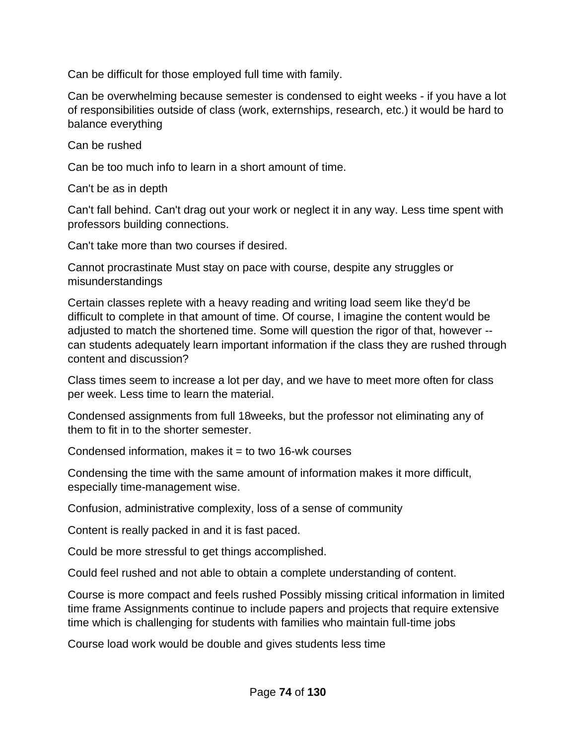Can be difficult for those employed full time with family.

Can be overwhelming because semester is condensed to eight weeks - if you have a lot of responsibilities outside of class (work, externships, research, etc.) it would be hard to balance everything

Can be rushed

Can be too much info to learn in a short amount of time.

Can't be as in depth

Can't fall behind. Can't drag out your work or neglect it in any way. Less time spent with professors building connections.

Can't take more than two courses if desired.

Cannot procrastinate Must stay on pace with course, despite any struggles or misunderstandings

Certain classes replete with a heavy reading and writing load seem like they'd be difficult to complete in that amount of time. Of course, I imagine the content would be adjusted to match the shortened time. Some will question the rigor of that, however -- can students adequately learn important information if the class they are rushed through content and discussion?

Class times seem to increase a lot per day, and we have to meet more often for class per week. Less time to learn the material.

Condensed assignments from full 18weeks, but the professor not eliminating any of them to fit in to the shorter semester.

Condensed information, makes it = to two 16-wk courses

Condensing the time with the same amount of information makes it more difficult, especially time-management wise.

Confusion, administrative complexity, loss of a sense of community

Content is really packed in and it is fast paced.

Could be more stressful to get things accomplished.

Could feel rushed and not able to obtain a complete understanding of content.

Course is more compact and feels rushed Possibly missing critical information in limited time frame Assignments continue to include papers and projects that require extensive time which is challenging for students with families who maintain full-time jobs

Course load work would be double and gives students less time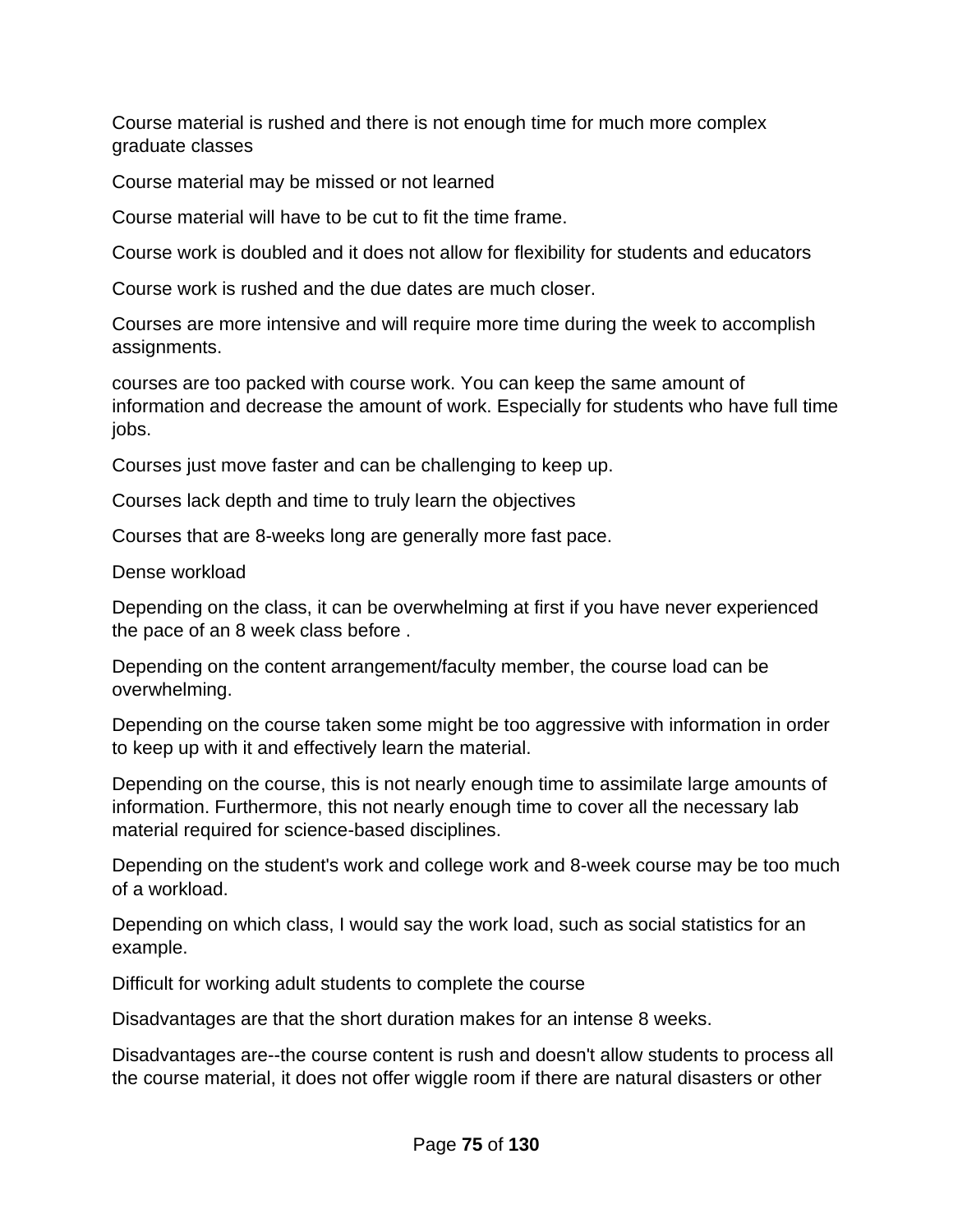Course material is rushed and there is not enough time for much more complex graduate classes

Course material may be missed or not learned

Course material will have to be cut to fit the time frame.

Course work is doubled and it does not allow for flexibility for students and educators

Course work is rushed and the due dates are much closer.

Courses are more intensive and will require more time during the week to accomplish assignments.

courses are too packed with course work. You can keep the same amount of information and decrease the amount of work. Especially for students who have full time jobs.

Courses just move faster and can be challenging to keep up.

Courses lack depth and time to truly learn the objectives

Courses that are 8-weeks long are generally more fast pace.

Dense workload

Depending on the class, it can be overwhelming at first if you have never experienced the pace of an 8 week class before .

Depending on the content arrangement/faculty member, the course load can be overwhelming.

Depending on the course taken some might be too aggressive with information in order to keep up with it and effectively learn the material.

Depending on the course, this is not nearly enough time to assimilate large amounts of information. Furthermore, this not nearly enough time to cover all the necessary lab material required for science-based disciplines.

Depending on the student's work and college work and 8-week course may be too much of a workload.

Depending on which class, I would say the work load, such as social statistics for an example.

Difficult for working adult students to complete the course

Disadvantages are that the short duration makes for an intense 8 weeks.

Disadvantages are--the course content is rush and doesn't allow students to process all the course material, it does not offer wiggle room if there are natural disasters or other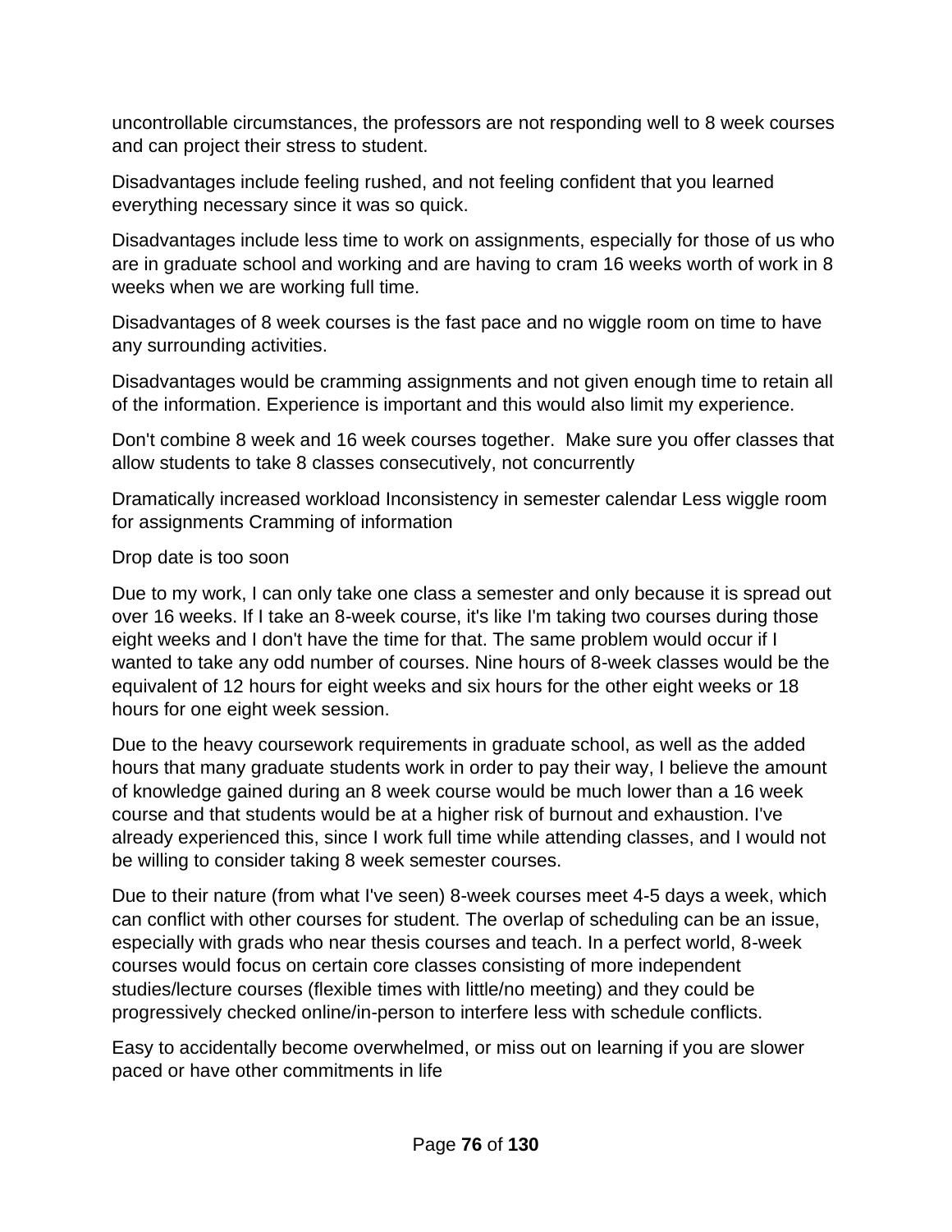uncontrollable circumstances, the professors are not responding well to 8 week courses and can project their stress to student.

Disadvantages include feeling rushed, and not feeling confident that you learned everything necessary since it was so quick.

Disadvantages include less time to work on assignments, especially for those of us who are in graduate school and working and are having to cram 16 weeks worth of work in 8 weeks when we are working full time.

Disadvantages of 8 week courses is the fast pace and no wiggle room on time to have any surrounding activities.

Disadvantages would be cramming assignments and not given enough time to retain all of the information. Experience is important and this would also limit my experience.

Don't combine 8 week and 16 week courses together. Make sure you offer classes that allow students to take 8 classes consecutively, not concurrently

Dramatically increased workload Inconsistency in semester calendar Less wiggle room for assignments Cramming of information

Drop date is too soon

Due to my work, I can only take one class a semester and only because it is spread out over 16 weeks. If I take an 8-week course, it's like I'm taking two courses during those eight weeks and I don't have the time for that. The same problem would occur if I wanted to take any odd number of courses. Nine hours of 8-week classes would be the equivalent of 12 hours for eight weeks and six hours for the other eight weeks or 18 hours for one eight week session.

Due to the heavy coursework requirements in graduate school, as well as the added hours that many graduate students work in order to pay their way, I believe the amount of knowledge gained during an 8 week course would be much lower than a 16 week course and that students would be at a higher risk of burnout and exhaustion. I've already experienced this, since I work full time while attending classes, and I would not be willing to consider taking 8 week semester courses.

Due to their nature (from what I've seen) 8-week courses meet 4-5 days a week, which can conflict with other courses for student. The overlap of scheduling can be an issue, especially with grads who near thesis courses and teach. In a perfect world, 8-week courses would focus on certain core classes consisting of more independent studies/lecture courses (flexible times with little/no meeting) and they could be progressively checked online/in-person to interfere less with schedule conflicts.

Easy to accidentally become overwhelmed, or miss out on learning if you are slower paced or have other commitments in life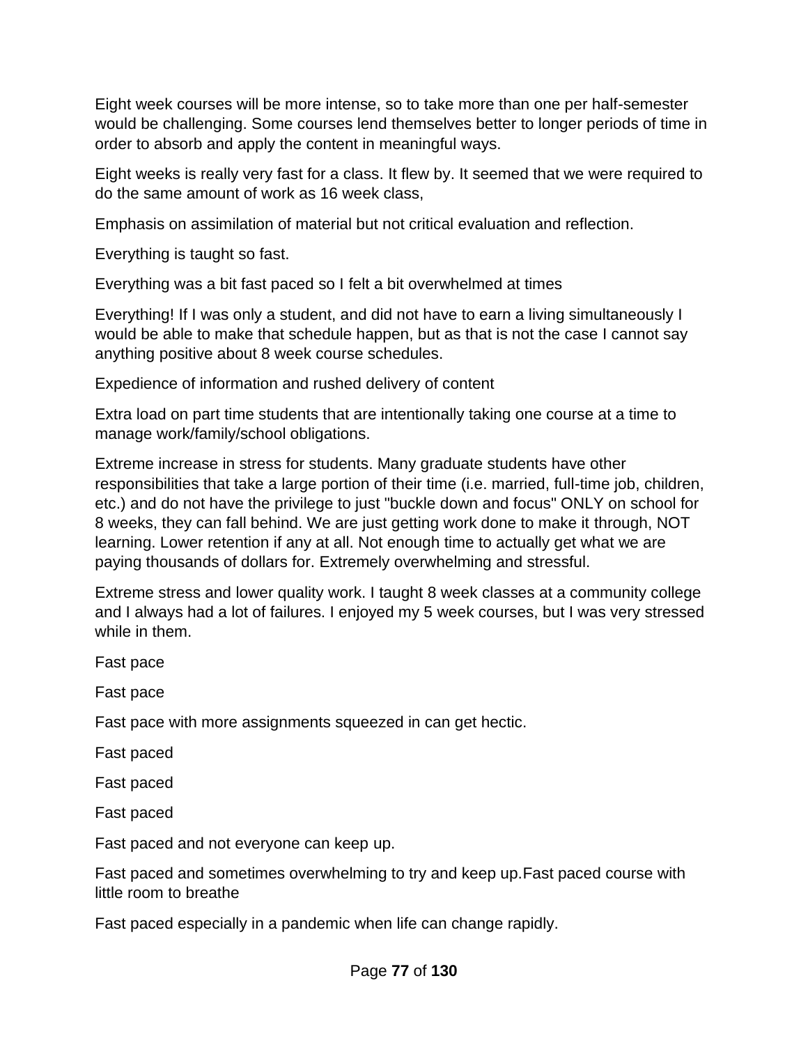Eight week courses will be more intense, so to take more than one per half-semester would be challenging. Some courses lend themselves better to longer periods of time in order to absorb and apply the content in meaningful ways.

Eight weeks is really very fast for a class. It flew by. It seemed that we were required to do the same amount of work as 16 week class,

Emphasis on assimilation of material but not critical evaluation and reflection.

Everything is taught so fast.

Everything was a bit fast paced so I felt a bit overwhelmed at times

Everything! If I was only a student, and did not have to earn a living simultaneously I would be able to make that schedule happen, but as that is not the case I cannot say anything positive about 8 week course schedules.

Expedience of information and rushed delivery of content

Extra load on part time students that are intentionally taking one course at a time to manage work/family/school obligations.

Extreme increase in stress for students. Many graduate students have other responsibilities that take a large portion of their time (i.e. married, full-time job, children, etc.) and do not have the privilege to just "buckle down and focus" ONLY on school for 8 weeks, they can fall behind. We are just getting work done to make it through, NOT learning. Lower retention if any at all. Not enough time to actually get what we are paying thousands of dollars for. Extremely overwhelming and stressful.

Extreme stress and lower quality work. I taught 8 week classes at a community college and I always had a lot of failures. I enjoyed my 5 week courses, but I was very stressed while in them.

Fast pace

Fast pace

Fast pace with more assignments squeezed in can get hectic.

Fast paced

Fast paced

Fast paced

Fast paced and not everyone can keep up.

Fast paced and sometimes overwhelming to try and keep up.Fast paced course with little room to breathe

Fast paced especially in a pandemic when life can change rapidly.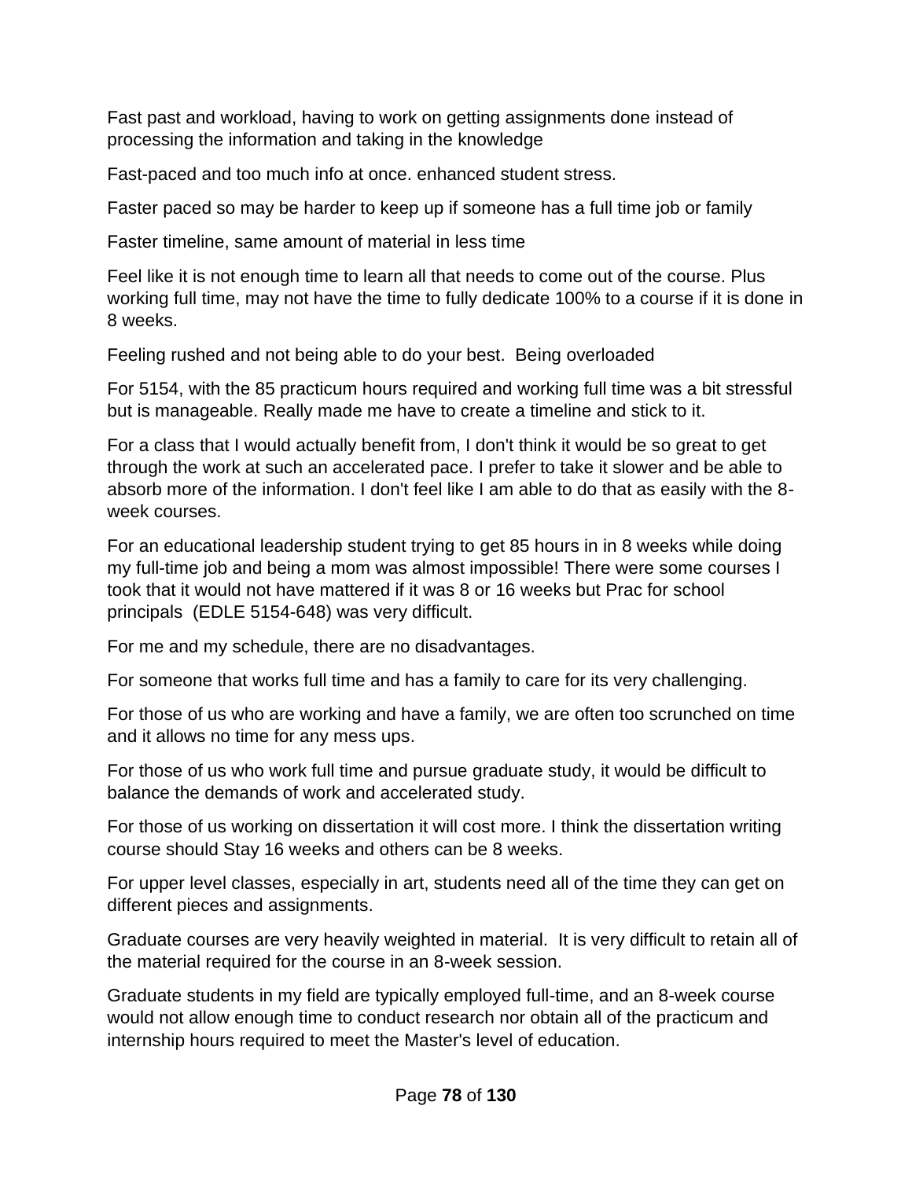Fast past and workload, having to work on getting assignments done instead of processing the information and taking in the knowledge

Fast-paced and too much info at once. enhanced student stress.

Faster paced so may be harder to keep up if someone has a full time job or family

Faster timeline, same amount of material in less time

Feel like it is not enough time to learn all that needs to come out of the course. Plus working full time, may not have the time to fully dedicate 100% to a course if it is done in 8 weeks.

Feeling rushed and not being able to do your best. Being overloaded

For 5154, with the 85 practicum hours required and working full time was a bit stressful but is manageable. Really made me have to create a timeline and stick to it.

For a class that I would actually benefit from, I don't think it would be so great to get through the work at such an accelerated pace. I prefer to take it slower and be able to absorb more of the information. I don't feel like I am able to do that as easily with the 8-week courses.

For an educational leadership student trying to get 85 hours in in 8 weeks while doing my full-time job and being a mom was almost impossible! There were some courses I took that it would not have mattered if it was 8 or 16 weeks but Prac for school principals (EDLE 5154-648) was very difficult.

For me and my schedule, there are no disadvantages.

For someone that works full time and has a family to care for its very challenging.

For those of us who are working and have a family, we are often too scrunched on time and it allows no time for any mess ups.

For those of us who work full time and pursue graduate study, it would be difficult to balance the demands of work and accelerated study.

For those of us working on dissertation it will cost more. I think the dissertation writing course should Stay 16 weeks and others can be 8 weeks.

For upper level classes, especially in art, students need all of the time they can get on different pieces and assignments.

Graduate courses are very heavily weighted in material. It is very difficult to retain all of the material required for the course in an 8-week session.

Graduate students in my field are typically employed full-time, and an 8-week course would not allow enough time to conduct research nor obtain all of the practicum and internship hours required to meet the Master's level of education.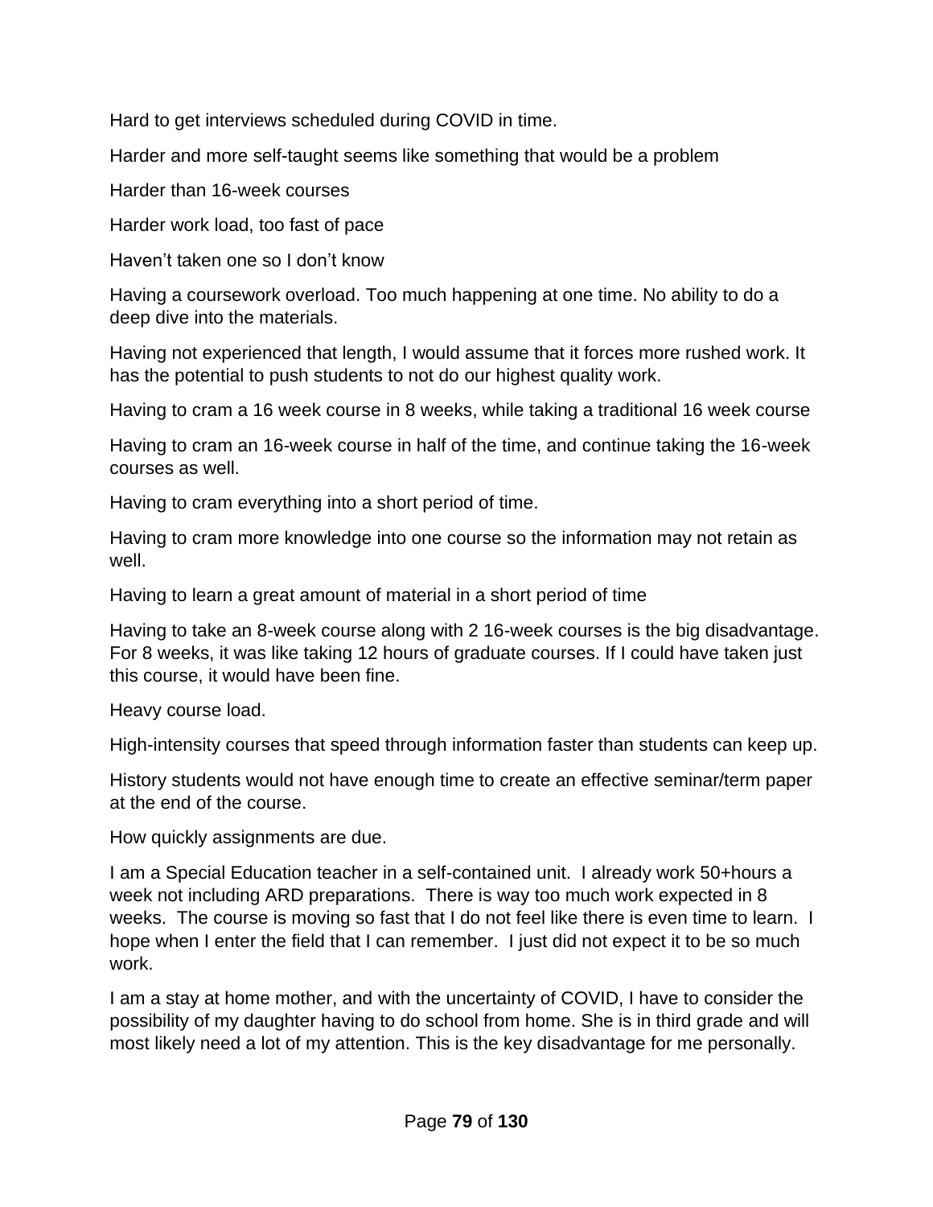Hard to get interviews scheduled during COVID in time.

Harder and more self-taught seems like something that would be a problem

Harder than 16-week courses

Harder work load, too fast of pace

Haven't taken one so I don't know

Having a coursework overload. Too much happening at one time. No ability to do a deep dive into the materials.

Having not experienced that length, I would assume that it forces more rushed work. It has the potential to push students to not do our highest quality work.

Having to cram a 16 week course in 8 weeks, while taking a traditional 16 week course

Having to cram an 16-week course in half of the time, and continue taking the 16-week courses as well.

Having to cram everything into a short period of time.

Having to cram more knowledge into one course so the information may not retain as well.

Having to learn a great amount of material in a short period of time

Having to take an 8-week course along with 2 16-week courses is the big disadvantage. For 8 weeks, it was like taking 12 hours of graduate courses. If I could have taken just this course, it would have been fine.

Heavy course load.

High-intensity courses that speed through information faster than students can keep up.

History students would not have enough time to create an effective seminar/term paper at the end of the course.

How quickly assignments are due.

I am a Special Education teacher in a self-contained unit. I already work 50+hours a week not including ARD preparations. There is way too much work expected in 8 weeks. The course is moving so fast that I do not feel like there is even time to learn. I hope when I enter the field that I can remember. I just did not expect it to be so much work.

I am a stay at home mother, and with the uncertainty of COVID, I have to consider the possibility of my daughter having to do school from home. She is in third grade and will most likely need a lot of my attention. This is the key disadvantage for me personally.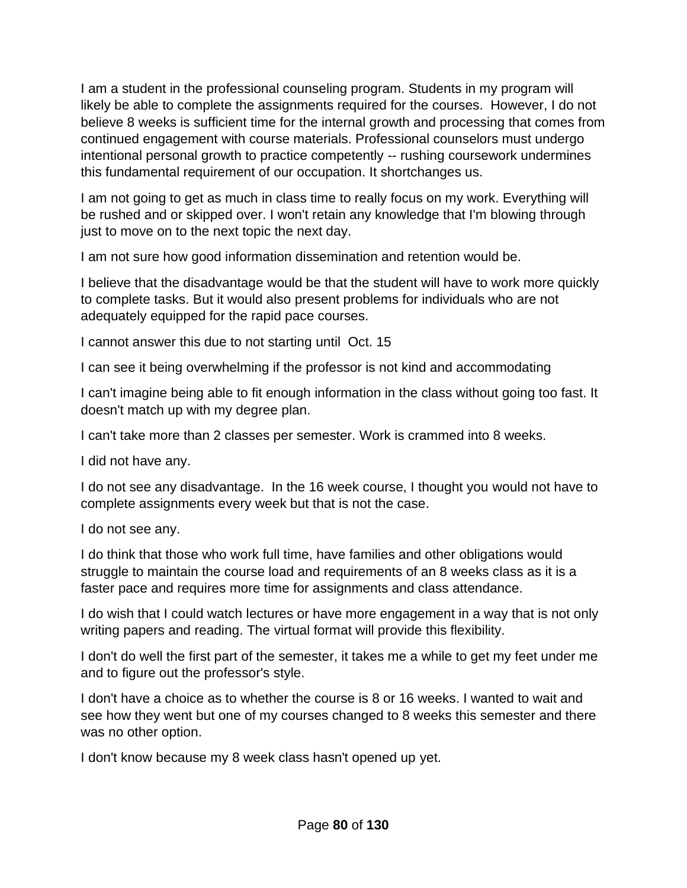I am a student in the professional counseling program. Students in my program will likely be able to complete the assignments required for the courses. However, I do not believe 8 weeks is sufficient time for the internal growth and processing that comes from continued engagement with course materials. Professional counselors must undergo intentional personal growth to practice competently -- rushing coursework undermines this fundamental requirement of our occupation. It shortchanges us.

I am not going to get as much in class time to really focus on my work. Everything will be rushed and or skipped over. I won't retain any knowledge that I'm blowing through just to move on to the next topic the next day.

I am not sure how good information dissemination and retention would be.

I believe that the disadvantage would be that the student will have to work more quickly to complete tasks. But it would also present problems for individuals who are not adequately equipped for the rapid pace courses.

I cannot answer this due to not starting until Oct. 15

I can see it being overwhelming if the professor is not kind and accommodating

I can't imagine being able to fit enough information in the class without going too fast. It doesn't match up with my degree plan.

I can't take more than 2 classes per semester. Work is crammed into 8 weeks.

I did not have any.

I do not see any disadvantage. In the 16 week course, I thought you would not have to complete assignments every week but that is not the case.

I do not see any.

I do think that those who work full time, have families and other obligations would struggle to maintain the course load and requirements of an 8 weeks class as it is a faster pace and requires more time for assignments and class attendance.

I do wish that I could watch lectures or have more engagement in a way that is not only writing papers and reading. The virtual format will provide this flexibility.

I don't do well the first part of the semester, it takes me a while to get my feet under me and to figure out the professor's style.

I don't have a choice as to whether the course is 8 or 16 weeks. I wanted to wait and see how they went but one of my courses changed to 8 weeks this semester and there was no other option.

I don't know because my 8 week class hasn't opened up yet.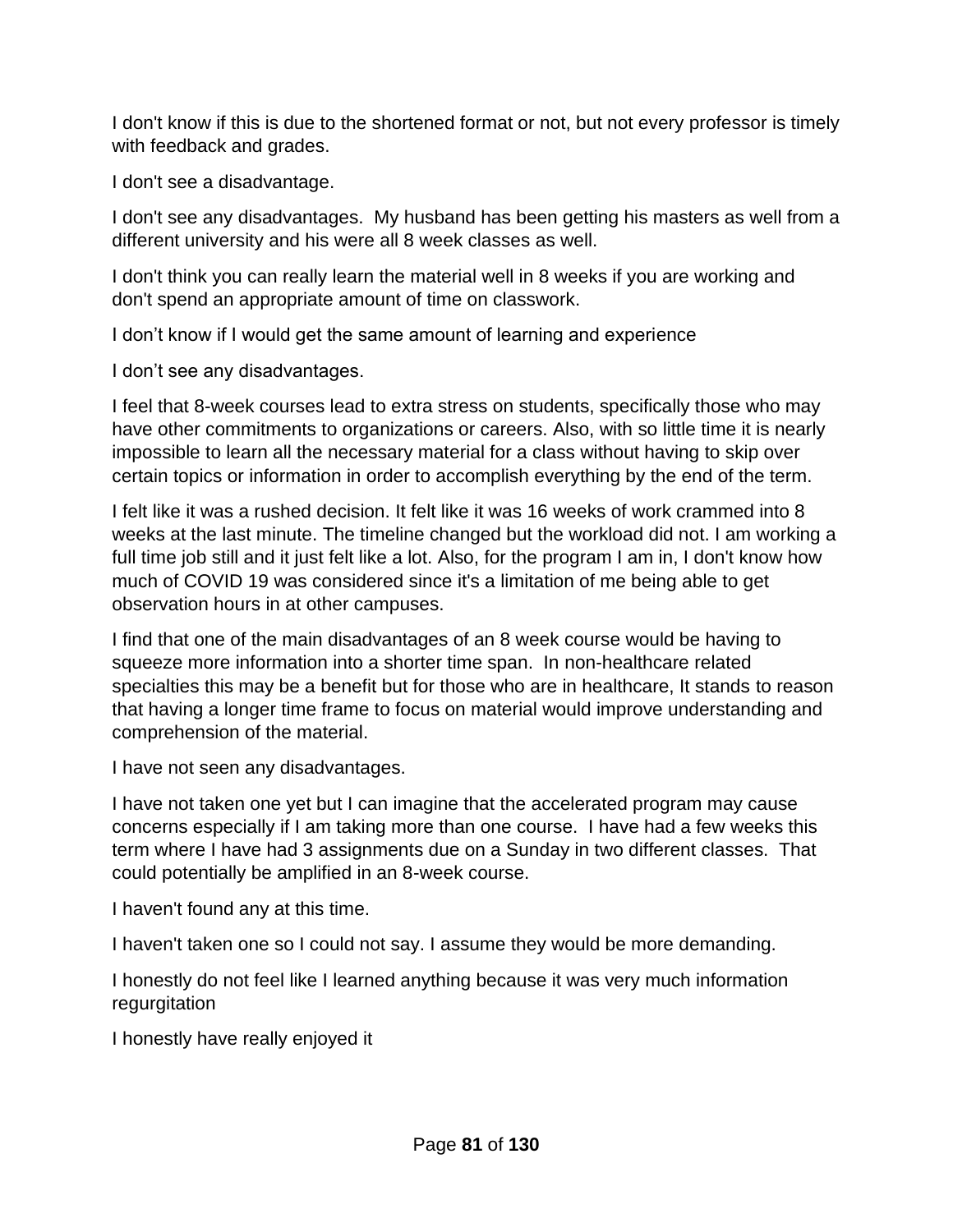I don't know if this is due to the shortened format or not, but not every professor is timely with feedback and grades.

I don't see a disadvantage.

I don't see any disadvantages.  My husband has been getting his masters as well from a different university and his were all 8 week classes as well.

I don't think you can really learn the material well in 8 weeks if you are working and don't spend an appropriate amount of time on classwork.

I don’t know if I would get the same amount of learning and experience

I don’t see any disadvantages.

I feel that 8-week courses lead to extra stress on students, specifically those who may have other commitments to organizations or careers. Also, with so little time it is nearly impossible to learn all the necessary material for a class without having to skip over certain topics or information in order to accomplish everything by the end of the term.

I felt like it was a rushed decision. It felt like it was 16 weeks of work crammed into 8 weeks at the last minute. The timeline changed but the workload did not. I am working a full time job still and it just felt like a lot. Also, for the program I am in, I don't know how much of COVID 19 was considered since it's a limitation of me being able to get observation hours in at other campuses.

I find that one of the main disadvantages of an 8 week course would be having to squeeze more information into a shorter time span.  In non-healthcare related specialties this may be a benefit but for those who are in healthcare, It stands to reason that having a longer time frame to focus on material would improve understanding and comprehension of the material.

I have not seen any disadvantages.

I have not taken one yet but I can imagine that the accelerated program may cause concerns especially if I am taking more than one course.  I have had a few weeks this term where I have had 3 assignments due on a Sunday in two different classes.  That could potentially be amplified in an 8-week course.

I haven't found any at this time.

I haven't taken one so I could not say. I assume they would be more demanding.

I honestly do not feel like I learned anything because it was very much information regurgitation

I honestly have really enjoyed it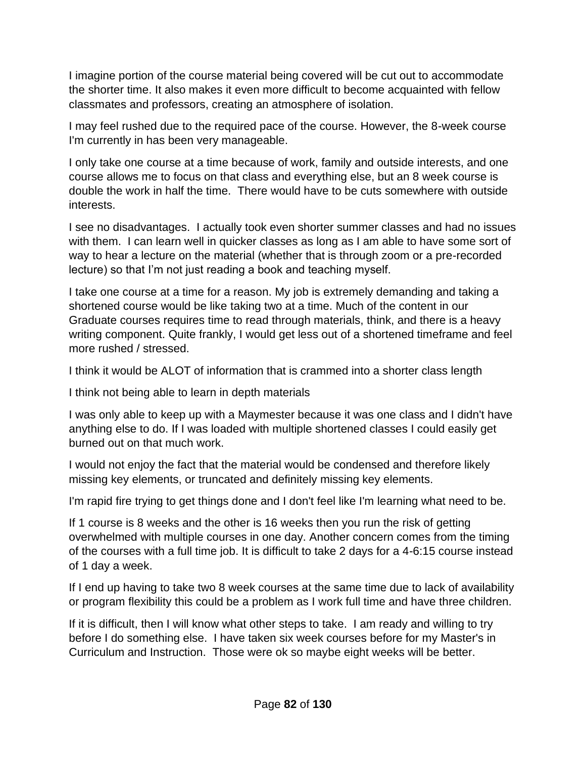I imagine portion of the course material being covered will be cut out to accommodate the shorter time. It also makes it even more difficult to become acquainted with fellow classmates and professors, creating an atmosphere of isolation.

I may feel rushed due to the required pace of the course. However, the 8-week course I'm currently in has been very manageable.

I only take one course at a time because of work, family and outside interests, and one course allows me to focus on that class and everything else, but an 8 week course is double the work in half the time.  There would have to be cuts somewhere with outside interests.

I see no disadvantages.  I actually took even shorter summer classes and had no issues with them.  I can learn well in quicker classes as long as I am able to have some sort of way to hear a lecture on the material (whether that is through zoom or a pre-recorded lecture) so that I'm not just reading a book and teaching myself.

I take one course at a time for a reason. My job is extremely demanding and taking a shortened course would be like taking two at a time. Much of the content in our Graduate courses requires time to read through materials, think, and there is a heavy writing component. Quite frankly, I would get less out of a shortened timeframe and feel more rushed / stressed.

I think it would be ALOT of information that is crammed into a shorter class length

I think not being able to learn in depth materials

I was only able to keep up with a Maymester because it was one class and I didn't have anything else to do. If I was loaded with multiple shortened classes I could easily get burned out on that much work.

I would not enjoy the fact that the material would be condensed and therefore likely missing key elements, or truncated and definitely missing key elements.

I'm rapid fire trying to get things done and I don't feel like I'm learning what need to be.

If 1 course is 8 weeks and the other is 16 weeks then you run the risk of getting overwhelmed with multiple courses in one day. Another concern comes from the timing of the courses with a full time job. It is difficult to take 2 days for a 4-6:15 course instead of 1 day a week.

If I end up having to take two 8 week courses at the same time due to lack of availability or program flexibility this could be a problem as I work full time and have three children.

If it is difficult, then I will know what other steps to take.  I am ready and willing to try before I do something else.  I have taken six week courses before for my Master's in Curriculum and Instruction.  Those were ok so maybe eight weeks will be better.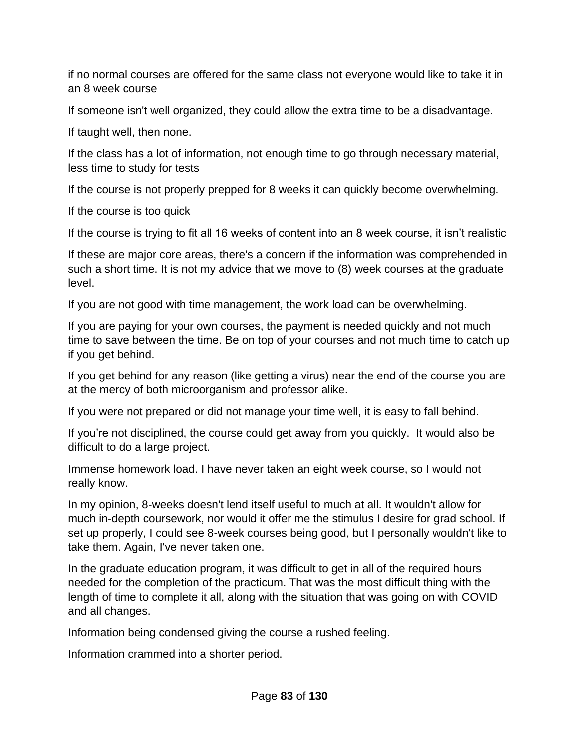if no normal courses are offered for the same class not everyone would like to take it in an 8 week course

If someone isn't well organized, they could allow the extra time to be a disadvantage.

If taught well, then none.

If the class has a lot of information, not enough time to go through necessary material, less time to study for tests

If the course is not properly prepped for 8 weeks it can quickly become overwhelming.

If the course is too quick

If the course is trying to fit all 16 weeks of content into an 8 week course, it isn't realistic

If these are major core areas, there's a concern if the information was comprehended in such a short time. It is not my advice that we move to (8) week courses at the graduate level.

If you are not good with time management, the work load can be overwhelming.

If you are paying for your own courses, the payment is needed quickly and not much time to save between the time. Be on top of your courses and not much time to catch up if you get behind.

If you get behind for any reason (like getting a virus) near the end of the course you are at the mercy of both microorganism and professor alike.

If you were not prepared or did not manage your time well, it is easy to fall behind.

If you're not disciplined, the course could get away from you quickly. It would also be difficult to do a large project.

Immense homework load. I have never taken an eight week course, so I would not really know.

In my opinion, 8-weeks doesn't lend itself useful to much at all. It wouldn't allow for much in-depth coursework, nor would it offer me the stimulus I desire for grad school. If set up properly, I could see 8-week courses being good, but I personally wouldn't like to take them. Again, I've never taken one.

In the graduate education program, it was difficult to get in all of the required hours needed for the completion of the practicum. That was the most difficult thing with the length of time to complete it all, along with the situation that was going on with COVID and all changes.

Information being condensed giving the course a rushed feeling.

Information crammed into a shorter period.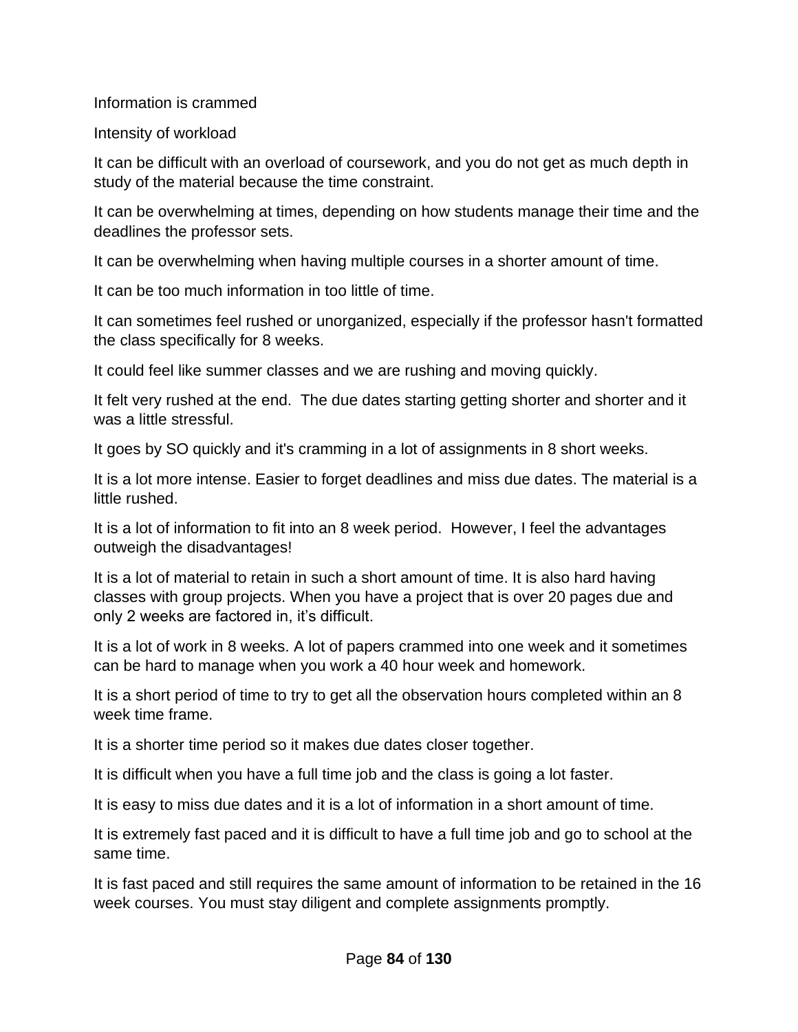Information is crammed

Intensity of workload

It can be difficult with an overload of coursework, and you do not get as much depth in study of the material because the time constraint.

It can be overwhelming at times, depending on how students manage their time and the deadlines the professor sets.

It can be overwhelming when having multiple courses in a shorter amount of time.

It can be too much information in too little of time.

It can sometimes feel rushed or unorganized, especially if the professor hasn't formatted the class specifically for 8 weeks.

It could feel like summer classes and we are rushing and moving quickly.

It felt very rushed at the end.  The due dates starting getting shorter and shorter and it was a little stressful.

It goes by SO quickly and it's cramming in a lot of assignments in 8 short weeks.

It is a lot more intense. Easier to forget deadlines and miss due dates. The material is a little rushed.

It is a lot of information to fit into an 8 week period.  However, I feel the advantages outweigh the disadvantages!

It is a lot of material to retain in such a short amount of time. It is also hard having classes with group projects. When you have a project that is over 20 pages due and only 2 weeks are factored in, it's difficult.

It is a lot of work in 8 weeks. A lot of papers crammed into one week and it sometimes can be hard to manage when you work a 40 hour week and homework.

It is a short period of time to try to get all the observation hours completed within an 8 week time frame.

It is a shorter time period so it makes due dates closer together.

It is difficult when you have a full time job and the class is going a lot faster.

It is easy to miss due dates and it is a lot of information in a short amount of time.

It is extremely fast paced and it is difficult to have a full time job and go to school at the same time.

It is fast paced and still requires the same amount of information to be retained in the 16 week courses. You must stay diligent and complete assignments promptly.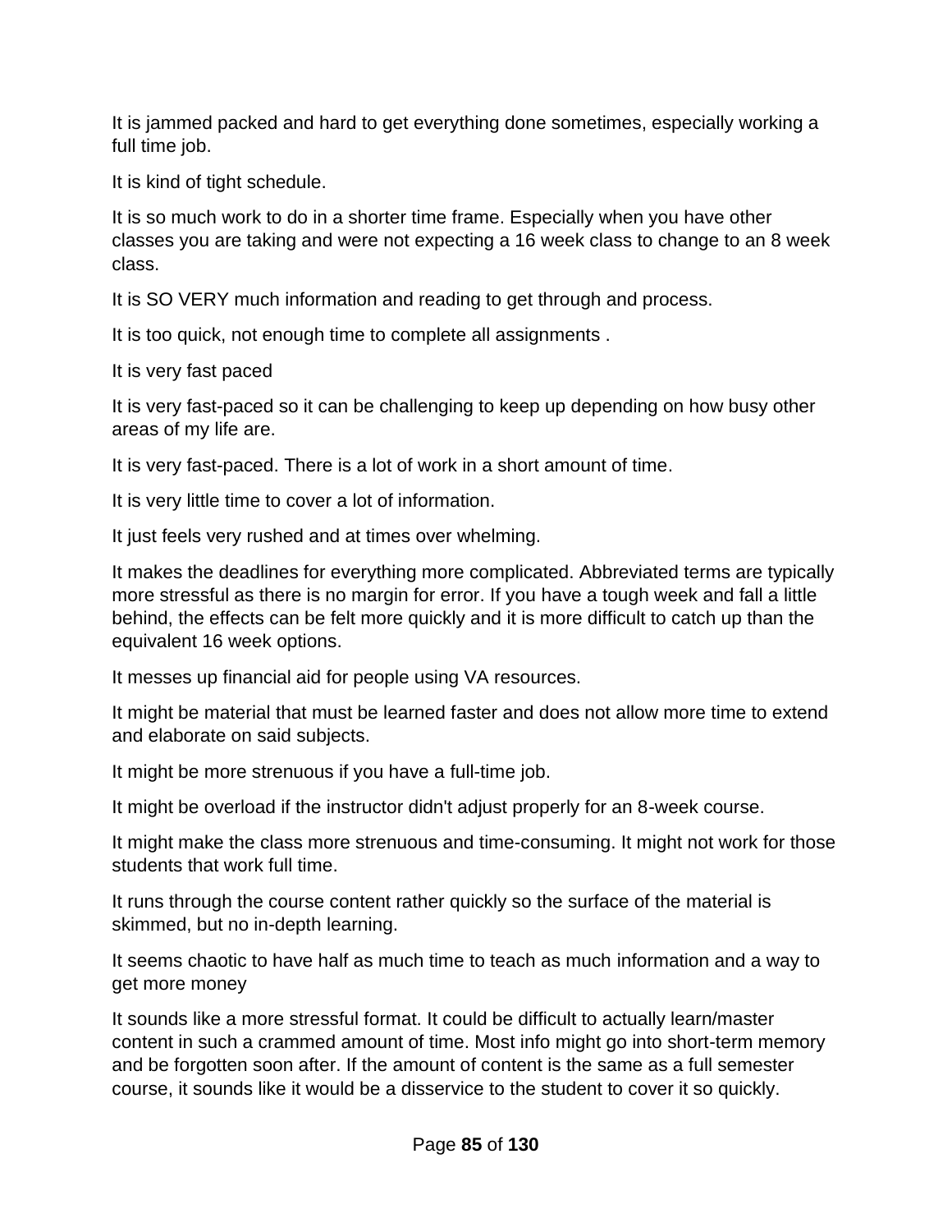It is jammed packed and hard to get everything done sometimes, especially working a full time job.

It is kind of tight schedule.

It is so much work to do in a shorter time frame. Especially when you have other classes you are taking and were not expecting a 16 week class to change to an 8 week class.

It is SO VERY much information and reading to get through and process.

It is too quick, not enough time to complete all assignments .

It is very fast paced

It is very fast-paced so it can be challenging to keep up depending on how busy other areas of my life are.

It is very fast-paced. There is a lot of work in a short amount of time.

It is very little time to cover a lot of information.

It just feels very rushed and at times over whelming.

It makes the deadlines for everything more complicated. Abbreviated terms are typically more stressful as there is no margin for error. If you have a tough week and fall a little behind, the effects can be felt more quickly and it is more difficult to catch up than the equivalent 16 week options.

It messes up financial aid for people using VA resources.

It might be material that must be learned faster and does not allow more time to extend and elaborate on said subjects.

It might be more strenuous if you have a full-time job.

It might be overload if the instructor didn't adjust properly for an 8-week course.

It might make the class more strenuous and time-consuming. It might not work for those students that work full time.

It runs through the course content rather quickly so the surface of the material is skimmed, but no in-depth learning.

It seems chaotic to have half as much time to teach as much information and a way to get more money

It sounds like a more stressful format. It could be difficult to actually learn/master content in such a crammed amount of time. Most info might go into short-term memory and be forgotten soon after. If the amount of content is the same as a full semester course, it sounds like it would be a disservice to the student to cover it so quickly.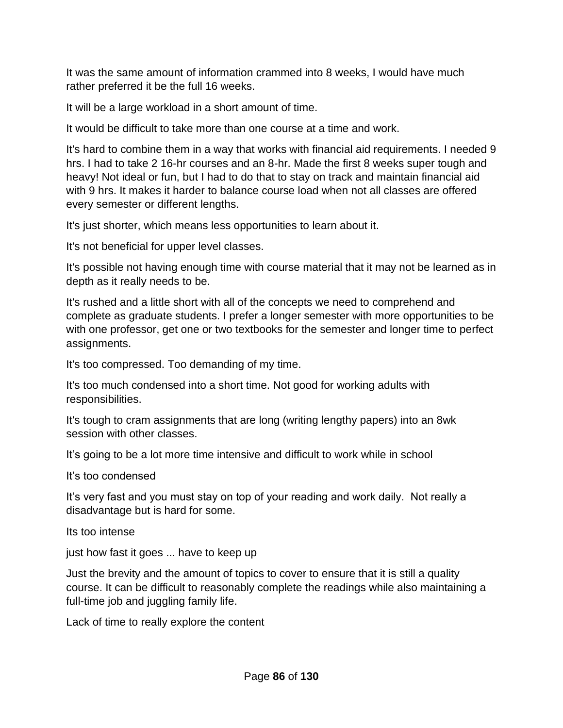It was the same amount of information crammed into 8 weeks, I would have much rather preferred it be the full 16 weeks.

It will be a large workload in a short amount of time.

It would be difficult to take more than one course at a time and work.

It's hard to combine them in a way that works with financial aid requirements. I needed 9 hrs. I had to take 2 16-hr courses and an 8-hr. Made the first 8 weeks super tough and heavy! Not ideal or fun, but I had to do that to stay on track and maintain financial aid with 9 hrs. It makes it harder to balance course load when not all classes are offered every semester or different lengths.

It's just shorter, which means less opportunities to learn about it.

It's not beneficial for upper level classes.

It's possible not having enough time with course material that it may not be learned as in depth as it really needs to be.

It's rushed and a little short with all of the concepts we need to comprehend and complete as graduate students. I prefer a longer semester with more opportunities to be with one professor, get one or two textbooks for the semester and longer time to perfect assignments.

It's too compressed. Too demanding of my time.

It's too much condensed into a short time. Not good for working adults with responsibilities.

It's tough to cram assignments that are long (writing lengthy papers) into an 8wk session with other classes.

It’s going to be a lot more time intensive and difficult to work while in school

It’s too condensed

It’s very fast and you must stay on top of your reading and work daily. Not really a disadvantage but is hard for some.

Its too intense

just how fast it goes ... have to keep up

Just the brevity and the amount of topics to cover to ensure that it is still a quality course. It can be difficult to reasonably complete the readings while also maintaining a full-time job and juggling family life.

Lack of time to really explore the content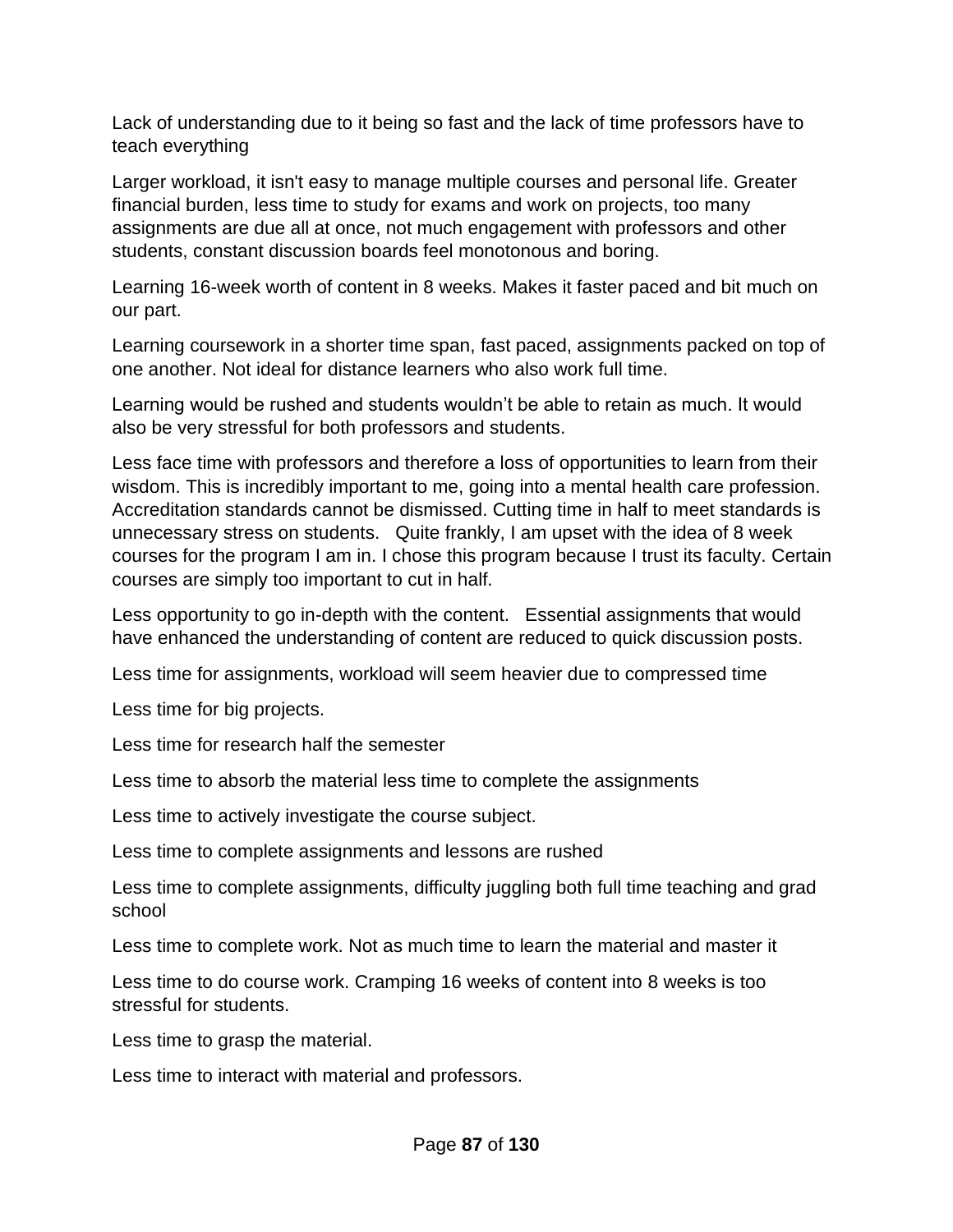Lack of understanding due to it being so fast and the lack of time professors have to teach everything

Larger workload, it isn't easy to manage multiple courses and personal life. Greater financial burden, less time to study for exams and work on projects, too many assignments are due all at once, not much engagement with professors and other students, constant discussion boards feel monotonous and boring.

Learning 16-week worth of content in 8 weeks. Makes it faster paced and bit much on our part.

Learning coursework in a shorter time span, fast paced, assignments packed on top of one another. Not ideal for distance learners who also work full time.

Learning would be rushed and students wouldn't be able to retain as much. It would also be very stressful for both professors and students.

Less face time with professors and therefore a loss of opportunities to learn from their wisdom. This is incredibly important to me, going into a mental health care profession. Accreditation standards cannot be dismissed. Cutting time in half to meet standards is unnecessary stress on students. Quite frankly, I am upset with the idea of 8 week courses for the program I am in. I chose this program because I trust its faculty. Certain courses are simply too important to cut in half.

Less opportunity to go in-depth with the content. Essential assignments that would have enhanced the understanding of content are reduced to quick discussion posts.

Less time for assignments, workload will seem heavier due to compressed time

Less time for big projects.

Less time for research half the semester

Less time to absorb the material less time to complete the assignments

Less time to actively investigate the course subject.

Less time to complete assignments and lessons are rushed

Less time to complete assignments, difficulty juggling both full time teaching and grad school

Less time to complete work. Not as much time to learn the material and master it

Less time to do course work. Cramping 16 weeks of content into 8 weeks is too stressful for students.

Less time to grasp the material.

Less time to interact with material and professors.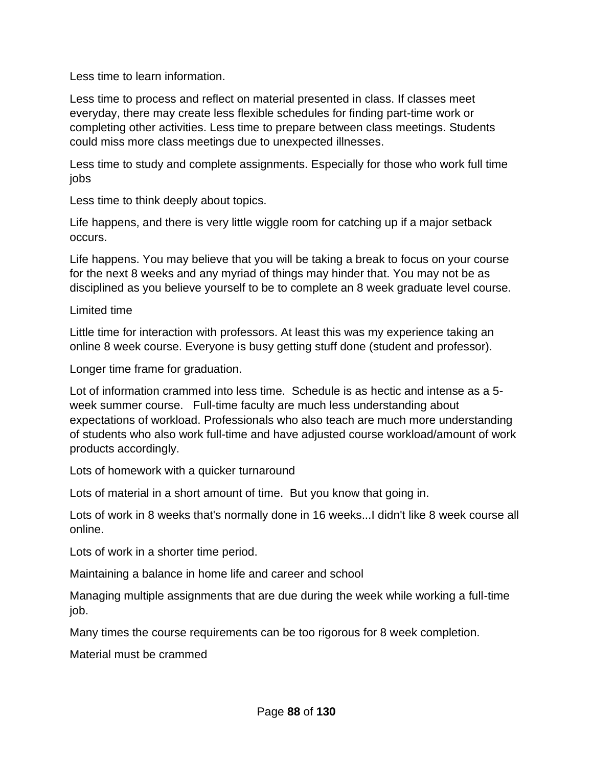Less time to learn information.

Less time to process and reflect on material presented in class. If classes meet everyday, there may create less flexible schedules for finding part-time work or completing other activities. Less time to prepare between class meetings. Students could miss more class meetings due to unexpected illnesses.

Less time to study and complete assignments. Especially for those who work full time jobs

Less time to think deeply about topics.

Life happens, and there is very little wiggle room for catching up if a major setback occurs.

Life happens. You may believe that you will be taking a break to focus on your course for the next 8 weeks and any myriad of things may hinder that. You may not be as disciplined as you believe yourself to be to complete an 8 week graduate level course.

Limited time

Little time for interaction with professors. At least this was my experience taking an online 8 week course. Everyone is busy getting stuff done (student and professor).

Longer time frame for graduation.

Lot of information crammed into less time. Schedule is as hectic and intense as a 5-week summer course. Full-time faculty are much less understanding about expectations of workload. Professionals who also teach are much more understanding of students who also work full-time and have adjusted course workload/amount of work products accordingly.

Lots of homework with a quicker turnaround

Lots of material in a short amount of time. But you know that going in.

Lots of work in 8 weeks that's normally done in 16 weeks...I didn't like 8 week course all online.

Lots of work in a shorter time period.

Maintaining a balance in home life and career and school

Managing multiple assignments that are due during the week while working a full-time job.

Many times the course requirements can be too rigorous for 8 week completion.

Material must be crammed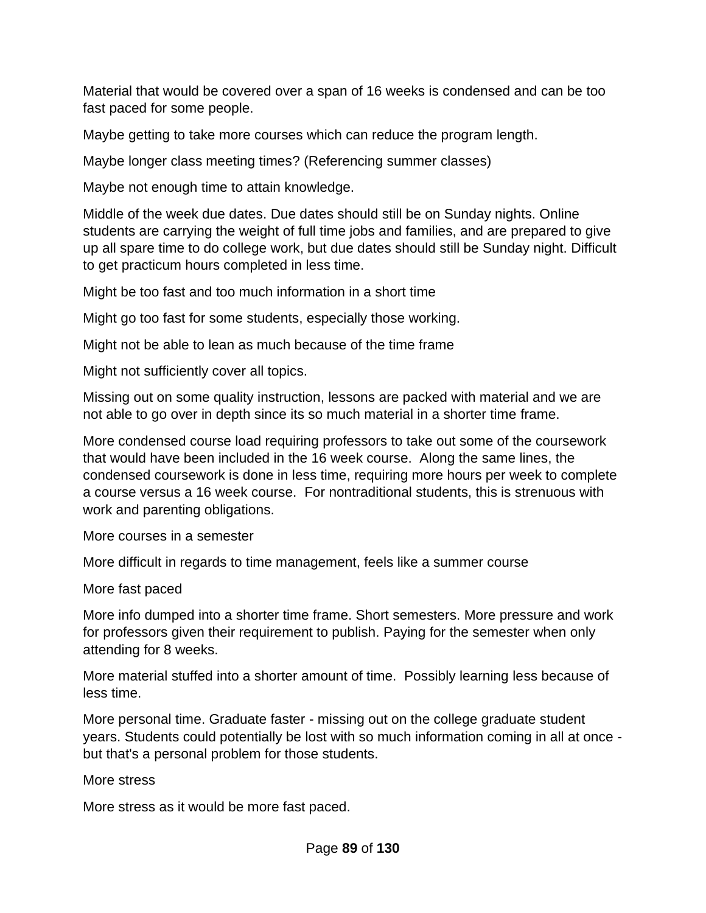Material that would be covered over a span of 16 weeks is condensed and can be too fast paced for some people.

Maybe getting to take more courses which can reduce the program length.

Maybe longer class meeting times? (Referencing summer classes)

Maybe not enough time to attain knowledge.

Middle of the week due dates. Due dates should still be on Sunday nights. Online students are carrying the weight of full time jobs and families, and are prepared to give up all spare time to do college work, but due dates should still be Sunday night. Difficult to get practicum hours completed in less time.

Might be too fast and too much information in a short time

Might go too fast for some students, especially those working.

Might not be able to lean as much because of the time frame

Might not sufficiently cover all topics.

Missing out on some quality instruction, lessons are packed with material and we are not able to go over in depth since its so much material in a shorter time frame.

More condensed course load requiring professors to take out some of the coursework that would have been included in the 16 week course.  Along the same lines, the condensed coursework is done in less time, requiring more hours per week to complete a course versus a 16 week course.  For nontraditional students, this is strenuous with work and parenting obligations.

More courses in a semester

More difficult in regards to time management, feels like a summer course

More fast paced

More info dumped into a shorter time frame. Short semesters. More pressure and work for professors given their requirement to publish. Paying for the semester when only attending for 8 weeks.

More material stuffed into a shorter amount of time.  Possibly learning less because of less time.

More personal time. Graduate faster - missing out on the college graduate student years. Students could potentially be lost with so much information coming in all at once - but that's a personal problem for those students.

More stress

More stress as it would be more fast paced.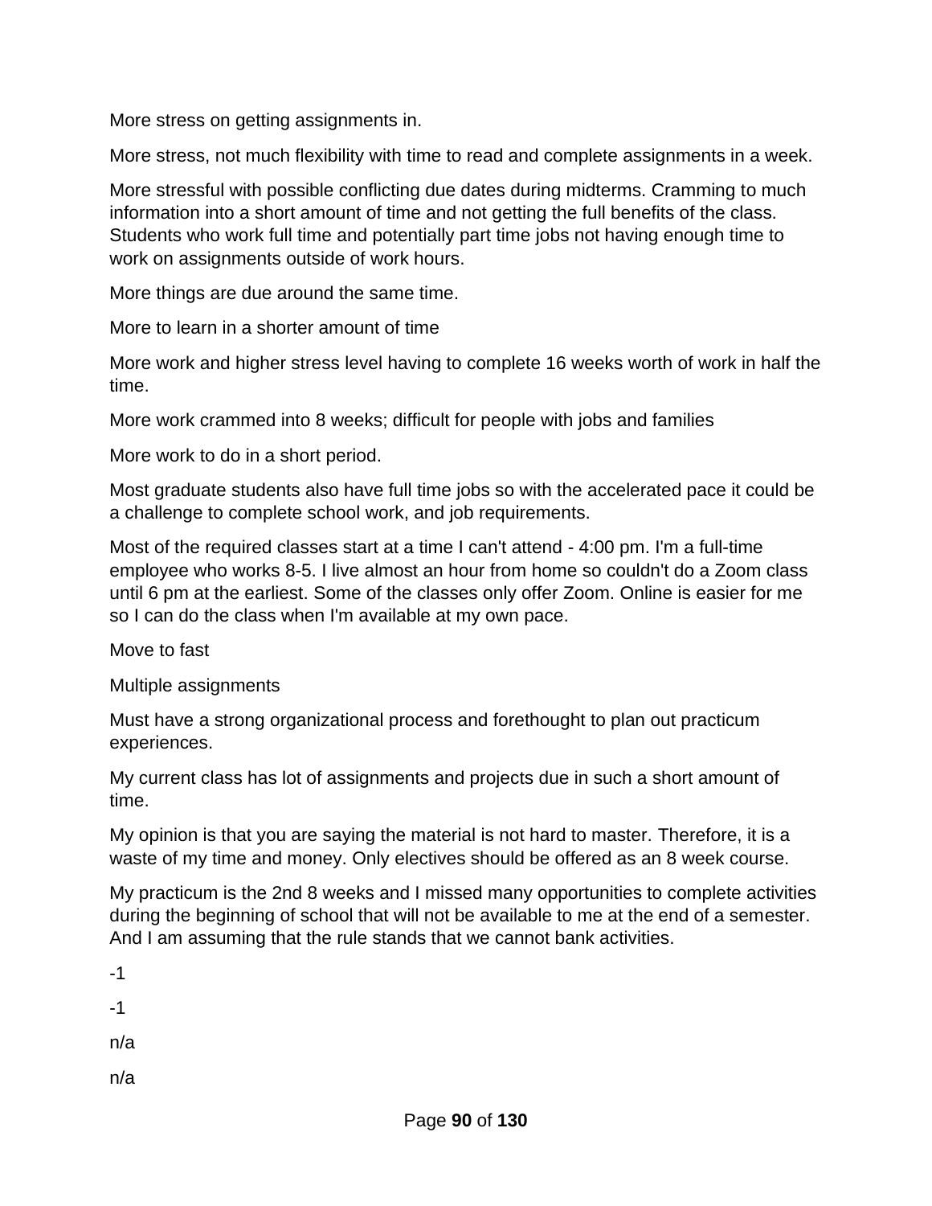More stress on getting assignments in.

More stress, not much flexibility with time to read and complete assignments in a week.

More stressful with possible conflicting due dates during midterms. Cramming to much information into a short amount of time and not getting the full benefits of the class. Students who work full time and potentially part time jobs not having enough time to work on assignments outside of work hours.

More things are due around the same time.

More to learn in a shorter amount of time

More work and higher stress level having to complete 16 weeks worth of work in half the time.

More work crammed into 8 weeks; difficult for people with jobs and families

More work to do in a short period.

Most graduate students also have full time jobs so with the accelerated pace it could be a challenge to complete school work, and job requirements.

Most of the required classes start at a time I can't attend - 4:00 pm. I'm a full-time employee who works 8-5. I live almost an hour from home so couldn't do a Zoom class until 6 pm at the earliest. Some of the classes only offer Zoom. Online is easier for me so I can do the class when I'm available at my own pace.

Move to fast

Multiple assignments

Must have a strong organizational process and forethought to plan out practicum experiences.

My current class has lot of assignments and projects due in such a short amount of time.

My opinion is that you are saying the material is not hard to master. Therefore, it is a waste of my time and money. Only electives should be offered as an 8 week course.

My practicum is the 2nd 8 weeks and I missed many opportunities to complete activities during the beginning of school that will not be available to me at the end of a semester. And I am assuming that the rule stands that we cannot bank activities.

-1

-1

n/a

n/a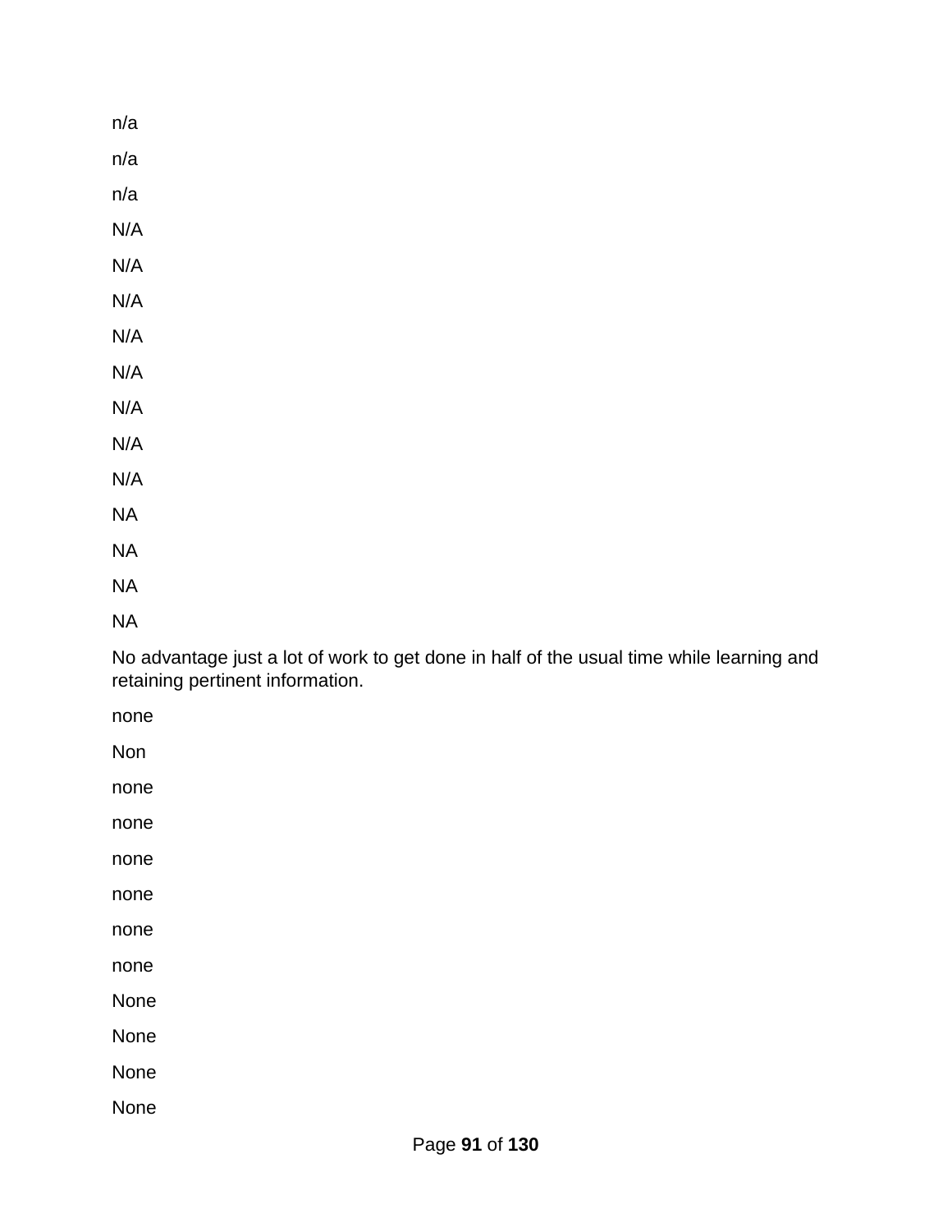n/a

n/a

n/a

N/A

N/A

N/A

N/A

N/A

N/A

N/A

N/A

NA

NA

NA

NA

No advantage just a lot of work to get done in half of the usual time while learning and retaining pertinent information.

none

Non

none

none

none

none

none

none

None

None

None

None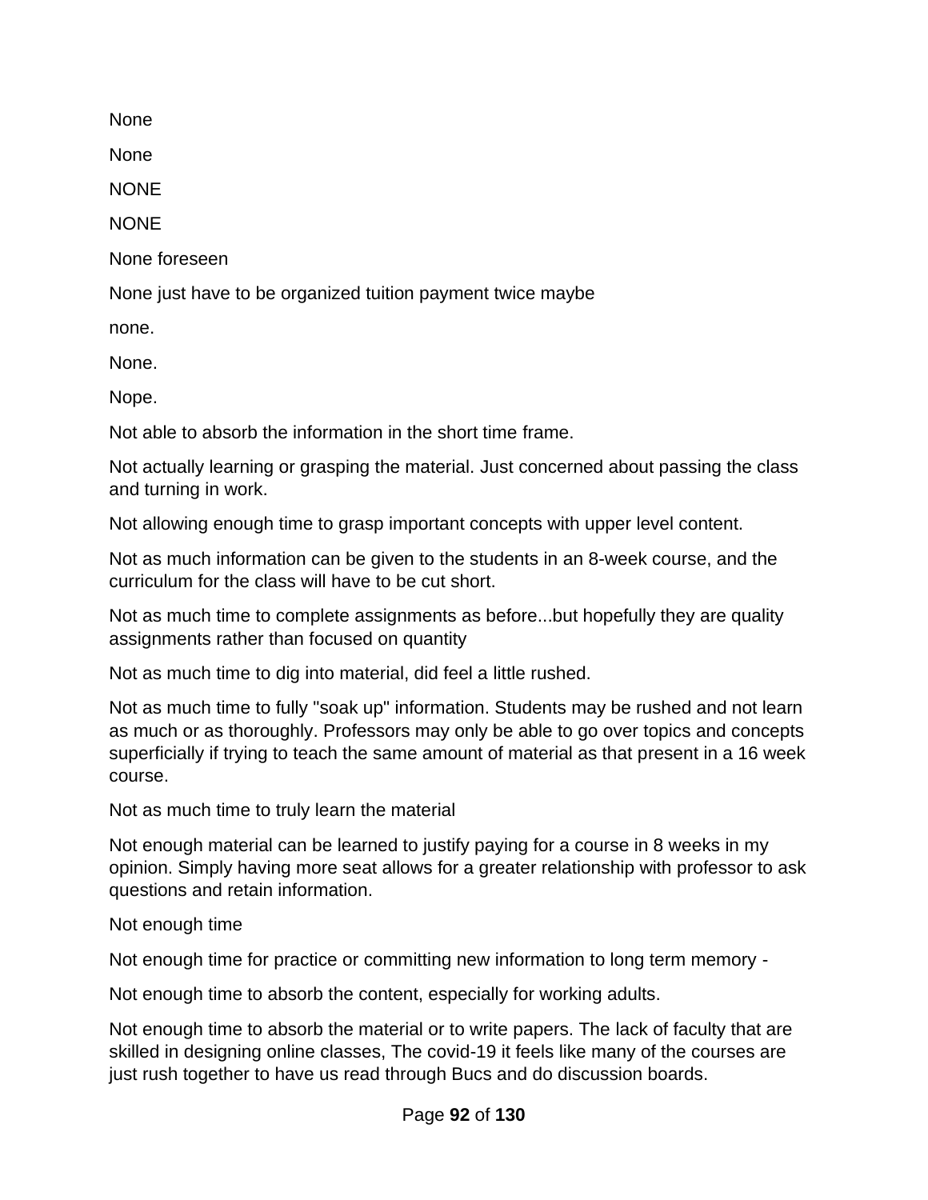None

None

NONE

NONE

None foreseen

None just have to be organized tuition payment twice maybe

none.

None.

Nope.

Not able to absorb the information in the short time frame.

Not actually learning or grasping the material. Just concerned about passing the class and turning in work.

Not allowing enough time to grasp important concepts with upper level content.

Not as much information can be given to the students in an 8-week course, and the curriculum for the class will have to be cut short.

Not as much time to complete assignments as before...but hopefully they are quality assignments rather than focused on quantity

Not as much time to dig into material, did feel a little rushed.

Not as much time to fully "soak up" information. Students may be rushed and not learn as much or as thoroughly. Professors may only be able to go over topics and concepts superficially if trying to teach the same amount of material as that present in a 16 week course.

Not as much time to truly learn the material

Not enough material can be learned to justify paying for a course in 8 weeks in my opinion. Simply having more seat allows for a greater relationship with professor to ask questions and retain information.

Not enough time

Not enough time for practice or committing new information to long term memory -

Not enough time to absorb the content, especially for working adults.

Not enough time to absorb the material or to write papers. The lack of faculty that are skilled in designing online classes, The covid-19 it feels like many of the courses are just rush together to have us read through Bucs and do discussion boards.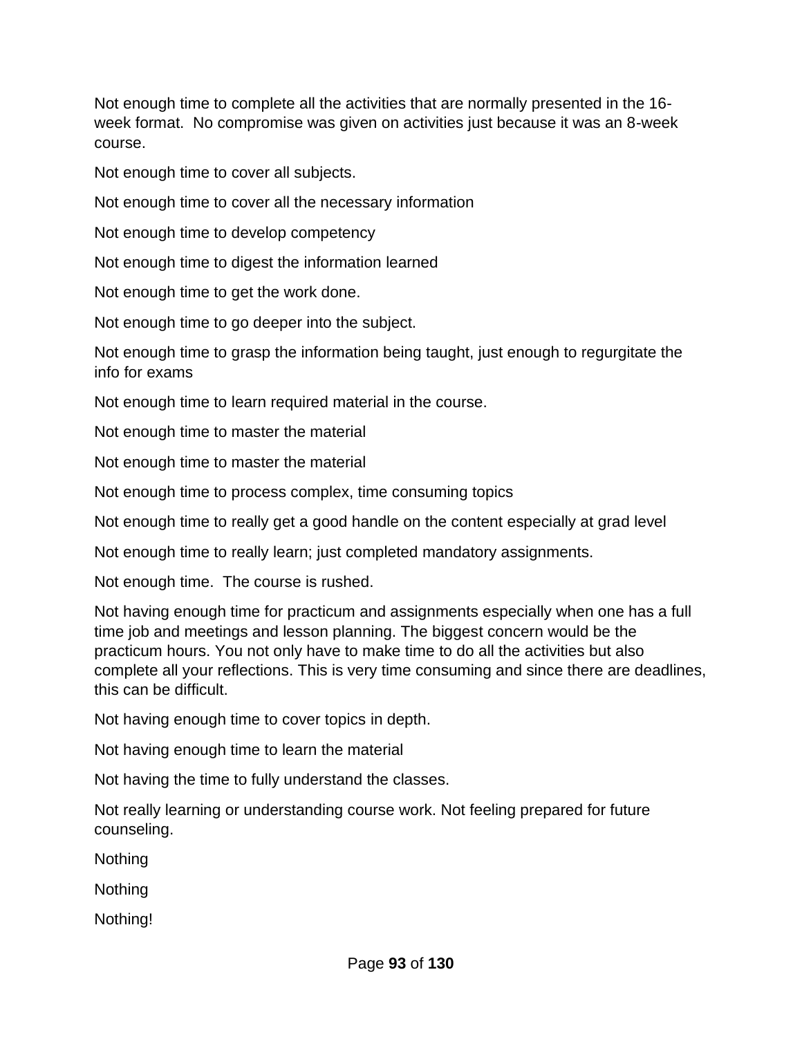Not enough time to complete all the activities that are normally presented in the 16-week format.  No compromise was given on activities just because it was an 8-week course.

Not enough time to cover all subjects.

Not enough time to cover all the necessary information

Not enough time to develop competency

Not enough time to digest the information learned

Not enough time to get the work done.

Not enough time to go deeper into the subject.

Not enough time to grasp the information being taught, just enough to regurgitate the info for exams

Not enough time to learn required material in the course.

Not enough time to master the material

Not enough time to master the material

Not enough time to process complex, time consuming topics

Not enough time to really get a good handle on the content especially at grad level

Not enough time to really learn; just completed mandatory assignments.

Not enough time.  The course is rushed.

Not having enough time for practicum and assignments especially when one has a full time job and meetings and lesson planning. The biggest concern would be the practicum hours. You not only have to make time to do all the activities but also complete all your reflections. This is very time consuming and since there are deadlines, this can be difficult.

Not having enough time to cover topics in depth.

Not having enough time to learn the material

Not having the time to fully understand the classes.

Not really learning or understanding course work. Not feeling prepared for future counseling.

Nothing

Nothing

Nothing!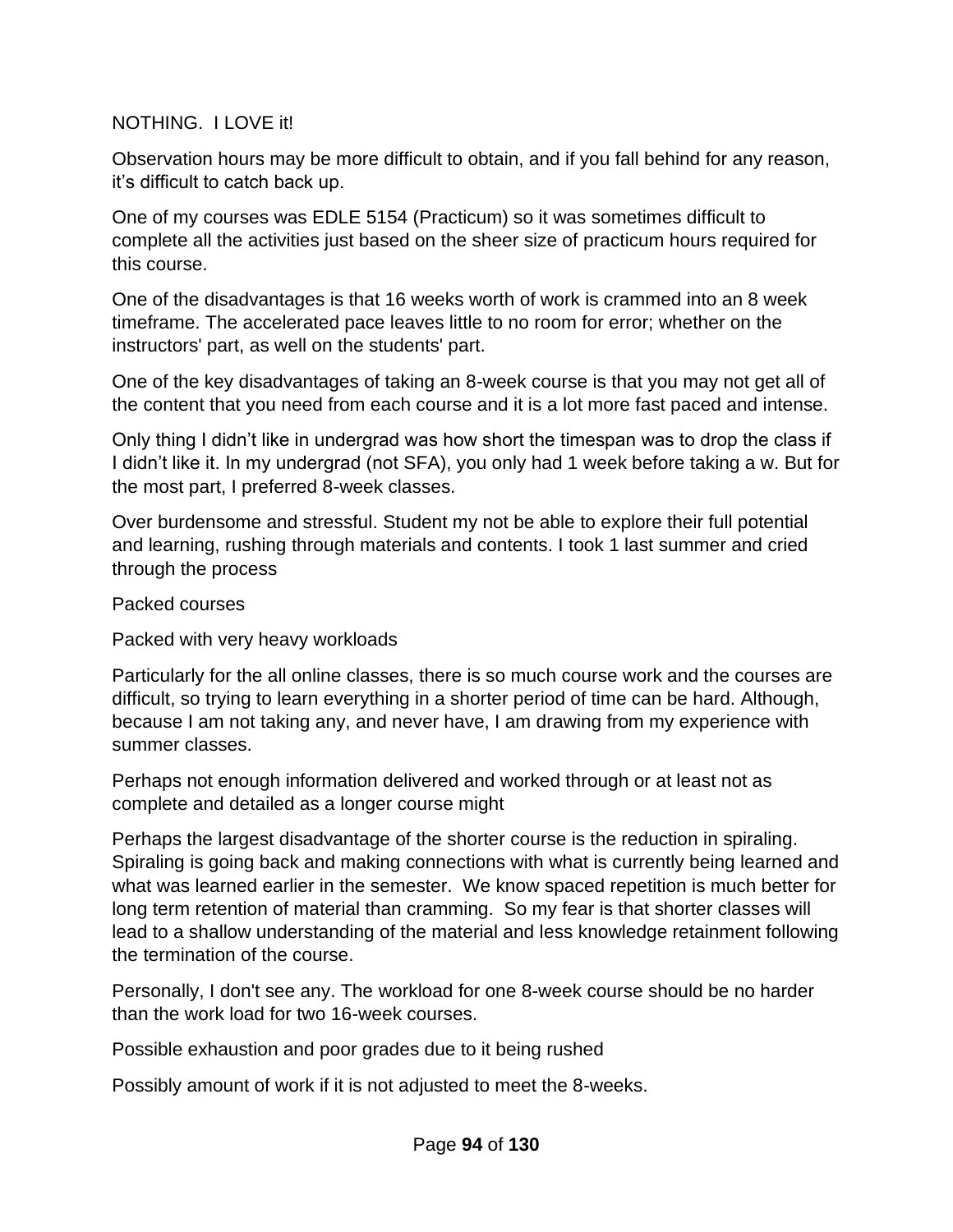NOTHING.  I LOVE it!

Observation hours may be more difficult to obtain, and if you fall behind for any reason, it's difficult to catch back up.

One of my courses was EDLE 5154 (Practicum) so it was sometimes difficult to complete all the activities just based on the sheer size of practicum hours required for this course.

One of the disadvantages is that 16 weeks worth of work is crammed into an 8 week timeframe. The accelerated pace leaves little to no room for error; whether on the instructors' part, as well on the students' part.

One of the key disadvantages of taking an 8-week course is that you may not get all of the content that you need from each course and it is a lot more fast paced and intense.

Only thing I didn't like in undergrad was how short the timespan was to drop the class if I didn't like it. In my undergrad (not SFA), you only had 1 week before taking a w. But for the most part, I preferred 8-week classes.

Over burdensome and stressful. Student my not be able to explore their full potential and learning, rushing through materials and contents. I took 1 last summer and cried through the process

Packed courses

Packed with very heavy workloads

Particularly for the all online classes, there is so much course work and the courses are difficult, so trying to learn everything in a shorter period of time can be hard. Although, because I am not taking any, and never have, I am drawing from my experience with summer classes.

Perhaps not enough information delivered and worked through or at least not as complete and detailed as a longer course might

Perhaps the largest disadvantage of the shorter course is the reduction in spiraling. Spiraling is going back and making connections with what is currently being learned and what was learned earlier in the semester.  We know spaced repetition is much better for long term retention of material than cramming.  So my fear is that shorter classes will lead to a shallow understanding of the material and less knowledge retainment following the termination of the course.

Personally, I don't see any. The workload for one 8-week course should be no harder than the work load for two 16-week courses.

Possible exhaustion and poor grades due to it being rushed

Possibly amount of work if it is not adjusted to meet the 8-weeks.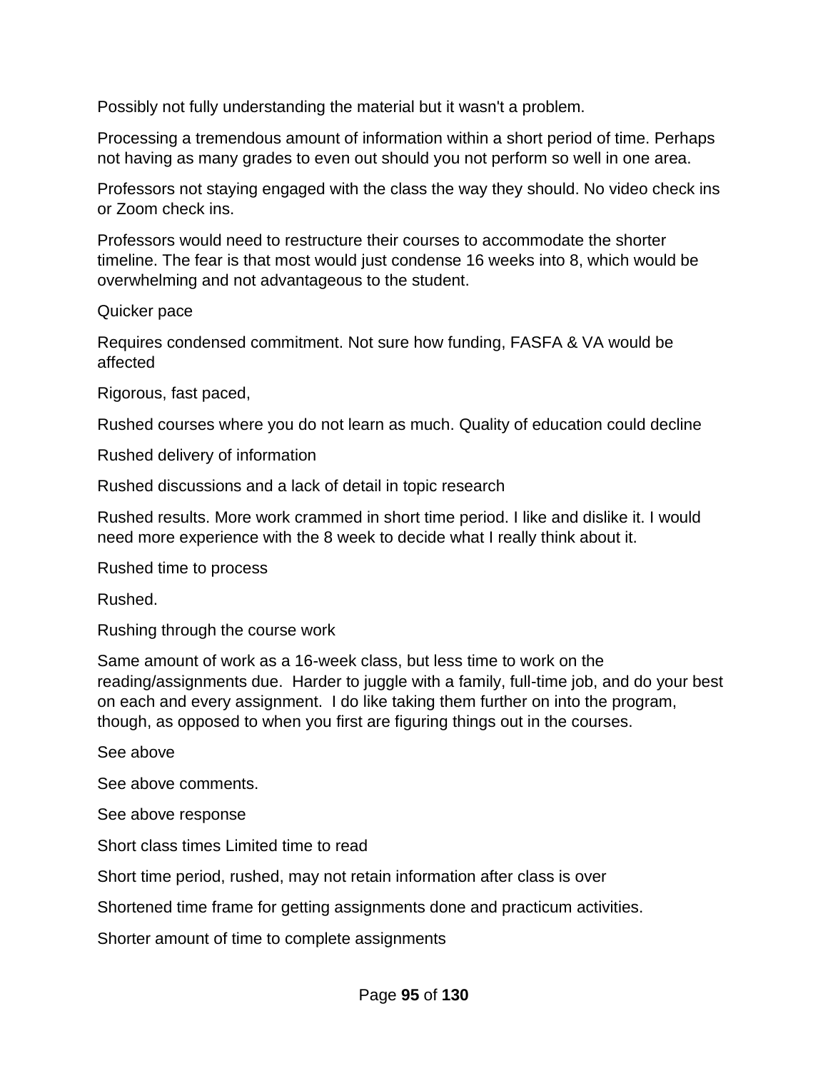Possibly not fully understanding the material but it wasn't a problem.

Processing a tremendous amount of information within a short period of time. Perhaps not having as many grades to even out should you not perform so well in one area.

Professors not staying engaged with the class the way they should. No video check ins or Zoom check ins.

Professors would need to restructure their courses to accommodate the shorter timeline. The fear is that most would just condense 16 weeks into 8, which would be overwhelming and not advantageous to the student.

Quicker pace

Requires condensed commitment. Not sure how funding, FASFA & VA would be affected

Rigorous, fast paced,

Rushed courses where you do not learn as much. Quality of education could decline

Rushed delivery of information

Rushed discussions and a lack of detail in topic research

Rushed results. More work crammed in short time period. I like and dislike it. I would need more experience with the 8 week to decide what I really think about it.

Rushed time to process

Rushed.

Rushing through the course work

Same amount of work as a 16-week class, but less time to work on the reading/assignments due.  Harder to juggle with a family, full-time job, and do your best on each and every assignment.  I do like taking them further on into the program, though, as opposed to when you first are figuring things out in the courses.

See above

See above comments.

See above response

Short class times Limited time to read

Short time period, rushed, may not retain information after class is over

Shortened time frame for getting assignments done and practicum activities.

Shorter amount of time to complete assignments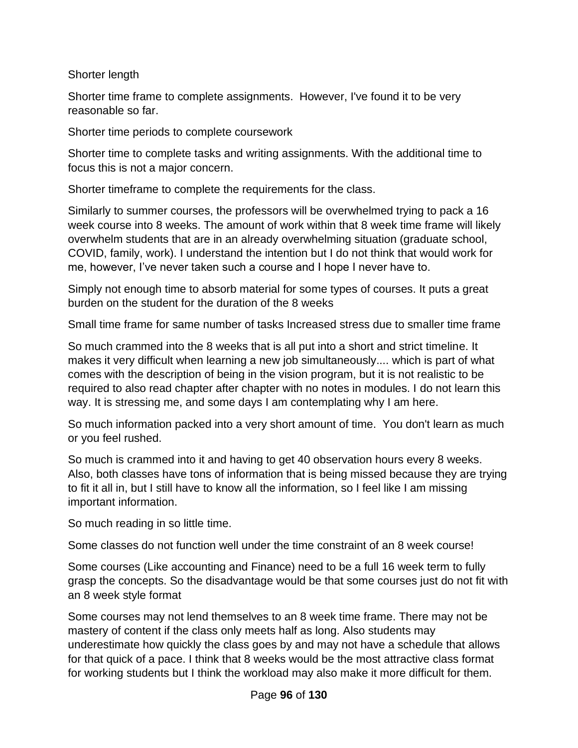Shorter length

Shorter time frame to complete assignments.  However, I've found it to be very reasonable so far.

Shorter time periods to complete coursework

Shorter time to complete tasks and writing assignments. With the additional time to focus this is not a major concern.

Shorter timeframe to complete the requirements for the class.

Similarly to summer courses, the professors will be overwhelmed trying to pack a 16 week course into 8 weeks. The amount of work within that 8 week time frame will likely overwhelm students that are in an already overwhelming situation (graduate school, COVID, family, work). I understand the intention but I do not think that would work for me, however, I've never taken such a course and I hope I never have to.

Simply not enough time to absorb material for some types of courses. It puts a great burden on the student for the duration of the 8 weeks

Small time frame for same number of tasks Increased stress due to smaller time frame

So much crammed into the 8 weeks that is all put into a short and strict timeline. It makes it very difficult when learning a new job simultaneously.... which is part of what comes with the description of being in the vision program, but it is not realistic to be required to also read chapter after chapter with no notes in modules. I do not learn this way. It is stressing me, and some days I am contemplating why I am here.

So much information packed into a very short amount of time.  You don't learn as much or you feel rushed.

So much is crammed into it and having to get 40 observation hours every 8 weeks. Also, both classes have tons of information that is being missed because they are trying to fit it all in, but I still have to know all the information, so I feel like I am missing important information.

So much reading in so little time.

Some classes do not function well under the time constraint of an 8 week course!

Some courses (Like accounting and Finance) need to be a full 16 week term to fully grasp the concepts. So the disadvantage would be that some courses just do not fit with an 8 week style format

Some courses may not lend themselves to an 8 week time frame. There may not be mastery of content if the class only meets half as long. Also students may underestimate how quickly the class goes by and may not have a schedule that allows for that quick of a pace. I think that 8 weeks would be the most attractive class format for working students but I think the workload may also make it more difficult for them.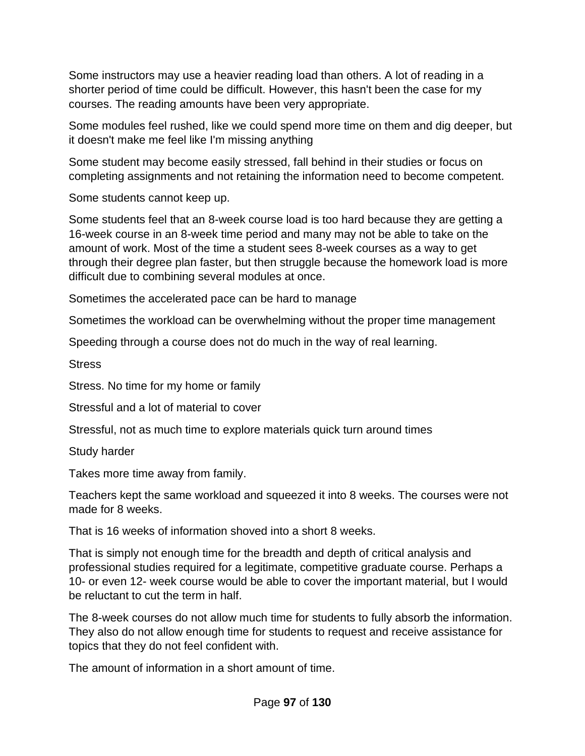Some instructors may use a heavier reading load than others. A lot of reading in a shorter period of time could be difficult. However, this hasn't been the case for my courses. The reading amounts have been very appropriate.

Some modules feel rushed, like we could spend more time on them and dig deeper, but it doesn't make me feel like I'm missing anything

Some student may become easily stressed, fall behind in their studies or focus on completing assignments and not retaining the information need to become competent.

Some students cannot keep up.

Some students feel that an 8-week course load is too hard because they are getting a 16-week course in an 8-week time period and many may not be able to take on the amount of work. Most of the time a student sees 8-week courses as a way to get through their degree plan faster, but then struggle because the homework load is more difficult due to combining several modules at once.

Sometimes the accelerated pace can be hard to manage

Sometimes the workload can be overwhelming without the proper time management

Speeding through a course does not do much in the way of real learning.

Stress

Stress. No time for my home or family

Stressful and a lot of material to cover

Stressful, not as much time to explore materials quick turn around times

Study harder

Takes more time away from family.

Teachers kept the same workload and squeezed it into 8 weeks. The courses were not made for 8 weeks.

That is 16 weeks of information shoved into a short 8 weeks.

That is simply not enough time for the breadth and depth of critical analysis and professional studies required for a legitimate, competitive graduate course. Perhaps a 10- or even 12- week course would be able to cover the important material, but I would be reluctant to cut the term in half.

The 8-week courses do not allow much time for students to fully absorb the information. They also do not allow enough time for students to request and receive assistance for topics that they do not feel confident with.

The amount of information in a short amount of time.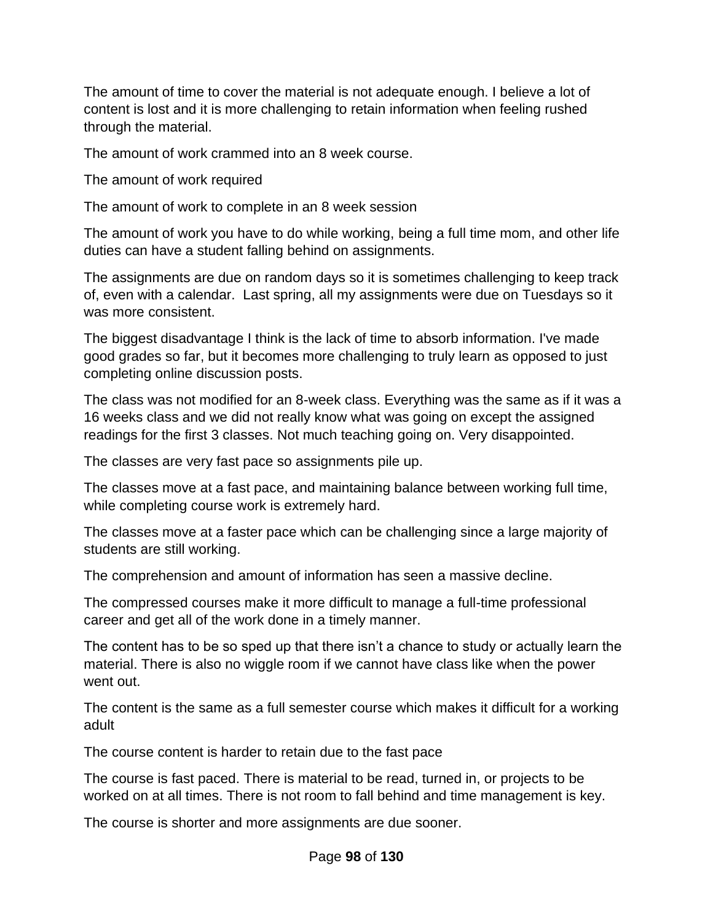The amount of time to cover the material is not adequate enough. I believe a lot of content is lost and it is more challenging to retain information when feeling rushed through the material.

The amount of work crammed into an 8 week course.

The amount of work required

The amount of work to complete in an 8 week session

The amount of work you have to do while working, being a full time mom, and other life duties can have a student falling behind on assignments.

The assignments are due on random days so it is sometimes challenging to keep track of, even with a calendar.  Last spring, all my assignments were due on Tuesdays so it was more consistent.

The biggest disadvantage I think is the lack of time to absorb information. I've made good grades so far, but it becomes more challenging to truly learn as opposed to just completing online discussion posts.

The class was not modified for an 8-week class. Everything was the same as if it was a 16 weeks class and we did not really know what was going on except the assigned readings for the first 3 classes. Not much teaching going on. Very disappointed.

The classes are very fast pace so assignments pile up.

The classes move at a fast pace, and maintaining balance between working full time, while completing course work is extremely hard.

The classes move at a faster pace which can be challenging since a large majority of students are still working.

The comprehension and amount of information has seen a massive decline.

The compressed courses make it more difficult to manage a full-time professional career and get all of the work done in a timely manner.

The content has to be so sped up that there isn’t a chance to study or actually learn the material. There is also no wiggle room if we cannot have class like when the power went out.

The content is the same as a full semester course which makes it difficult for a working adult

The course content is harder to retain due to the fast pace

The course is fast paced. There is material to be read, turned in, or projects to be worked on at all times. There is not room to fall behind and time management is key.

The course is shorter and more assignments are due sooner.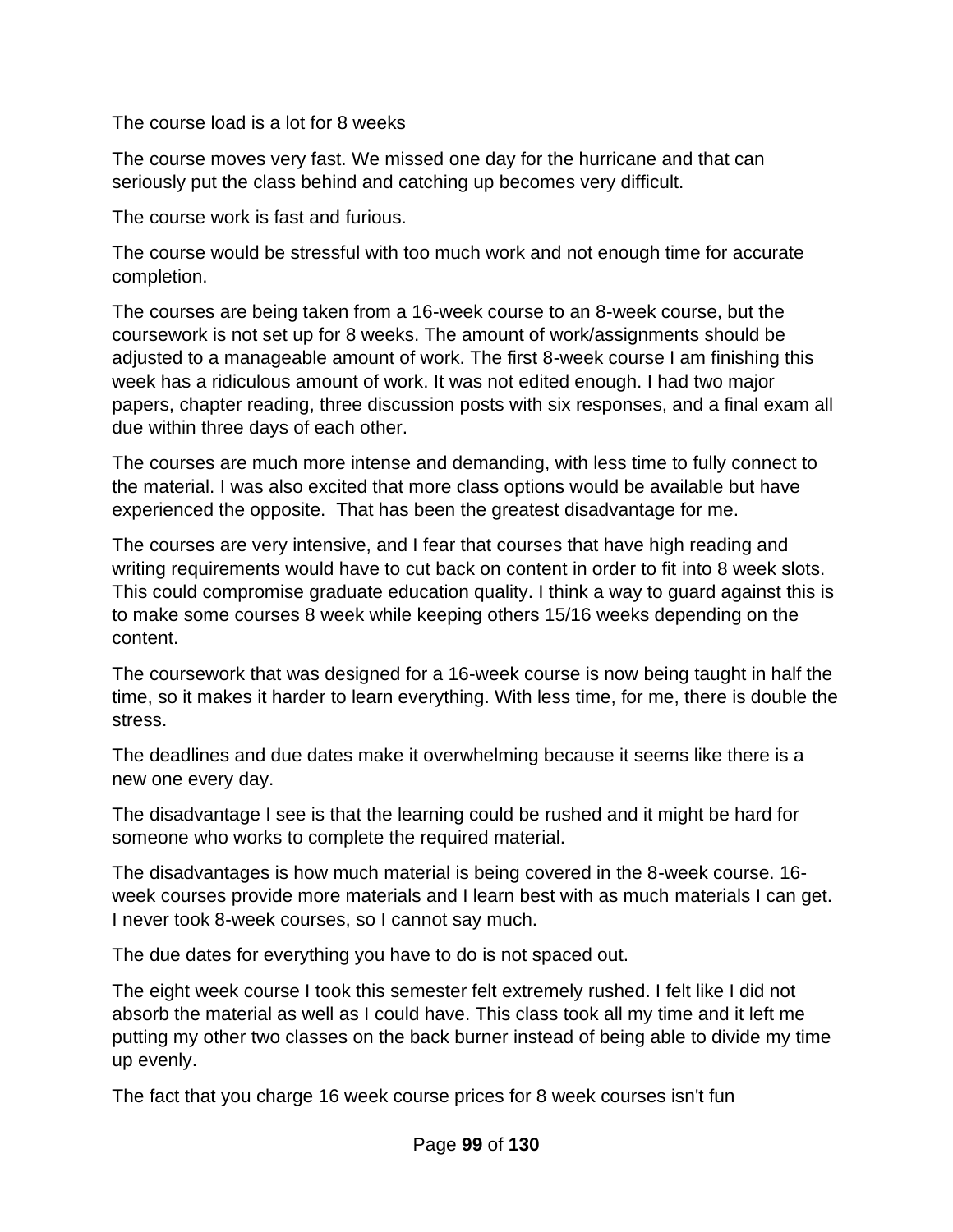The course load is a lot for 8 weeks

The course moves very fast. We missed one day for the hurricane and that can seriously put the class behind and catching up becomes very difficult.

The course work is fast and furious.

The course would be stressful with too much work and not enough time for accurate completion.

The courses are being taken from a 16-week course to an 8-week course, but the coursework is not set up for 8 weeks. The amount of work/assignments should be adjusted to a manageable amount of work. The first 8-week course I am finishing this week has a ridiculous amount of work. It was not edited enough. I had two major papers, chapter reading, three discussion posts with six responses, and a final exam all due within three days of each other.

The courses are much more intense and demanding, with less time to fully connect to the material. I was also excited that more class options would be available but have experienced the opposite.  That has been the greatest disadvantage for me.

The courses are very intensive, and I fear that courses that have high reading and writing requirements would have to cut back on content in order to fit into 8 week slots. This could compromise graduate education quality. I think a way to guard against this is to make some courses 8 week while keeping others 15/16 weeks depending on the content.

The coursework that was designed for a 16-week course is now being taught in half the time, so it makes it harder to learn everything. With less time, for me, there is double the stress.

The deadlines and due dates make it overwhelming because it seems like there is a new one every day.

The disadvantage I see is that the learning could be rushed and it might be hard for someone who works to complete the required material.

The disadvantages is how much material is being covered in the 8-week course. 16-week courses provide more materials and I learn best with as much materials I can get. I never took 8-week courses, so I cannot say much.

The due dates for everything you have to do is not spaced out.

The eight week course I took this semester felt extremely rushed. I felt like I did not absorb the material as well as I could have. This class took all my time and it left me putting my other two classes on the back burner instead of being able to divide my time up evenly.

The fact that you charge 16 week course prices for 8 week courses isn't fun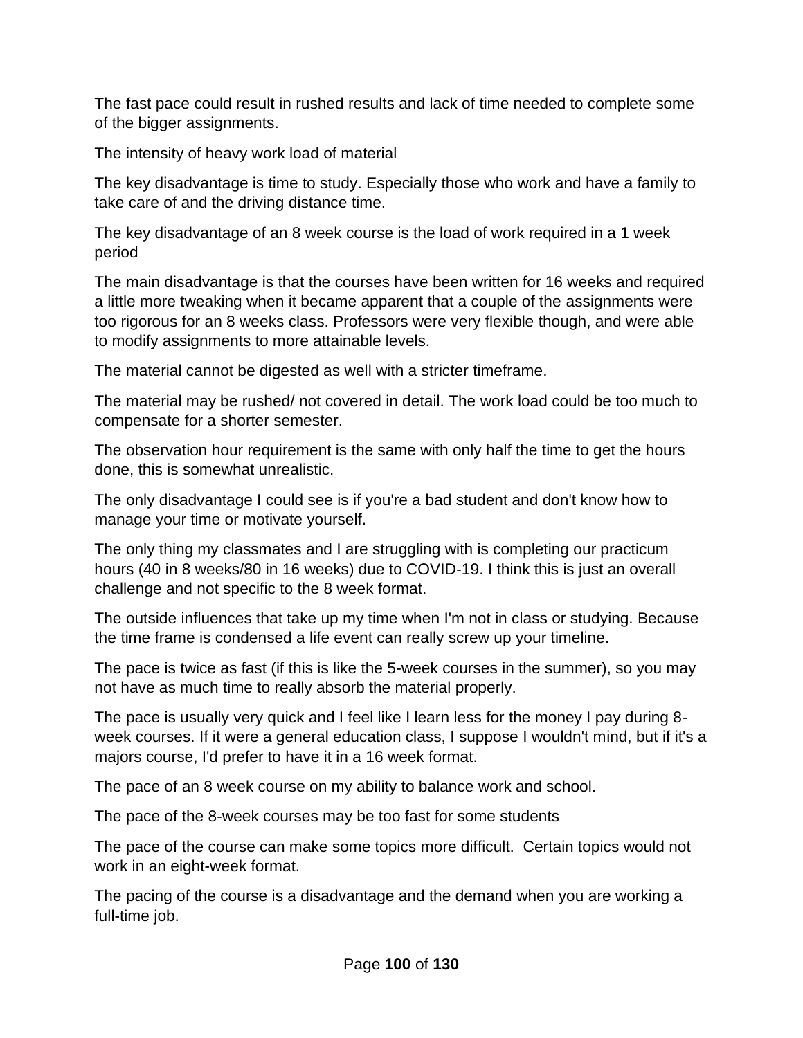The fast pace could result in rushed results and lack of time needed to complete some of the bigger assignments.

The intensity of heavy work load of material

The key disadvantage is time to study. Especially those who work and have a family to take care of and the driving distance time.

The key disadvantage of an 8 week course is the load of work required in a 1 week period

The main disadvantage is that the courses have been written for 16 weeks and required a little more tweaking when it became apparent that a couple of the assignments were too rigorous for an 8 weeks class. Professors were very flexible though, and were able to modify assignments to more attainable levels.

The material cannot be digested as well with a stricter timeframe.

The material may be rushed/ not covered in detail. The work load could be too much to compensate for a shorter semester.

The observation hour requirement is the same with only half the time to get the hours done, this is somewhat unrealistic.

The only disadvantage I could see is if you're a bad student and don't know how to manage your time or motivate yourself.

The only thing my classmates and I are struggling with is completing our practicum hours (40 in 8 weeks/80 in 16 weeks) due to COVID-19. I think this is just an overall challenge and not specific to the 8 week format.

The outside influences that take up my time when I'm not in class or studying. Because the time frame is condensed a life event can really screw up your timeline.

The pace is twice as fast (if this is like the 5-week courses in the summer), so you may not have as much time to really absorb the material properly.

The pace is usually very quick and I feel like I learn less for the money I pay during 8-week courses. If it were a general education class, I suppose I wouldn't mind, but if it's a majors course, I'd prefer to have it in a 16 week format.

The pace of an 8 week course on my ability to balance work and school.

The pace of the 8-week courses may be too fast for some students

The pace of the course can make some topics more difficult. Certain topics would not work in an eight-week format.

The pacing of the course is a disadvantage and the demand when you are working a full-time job.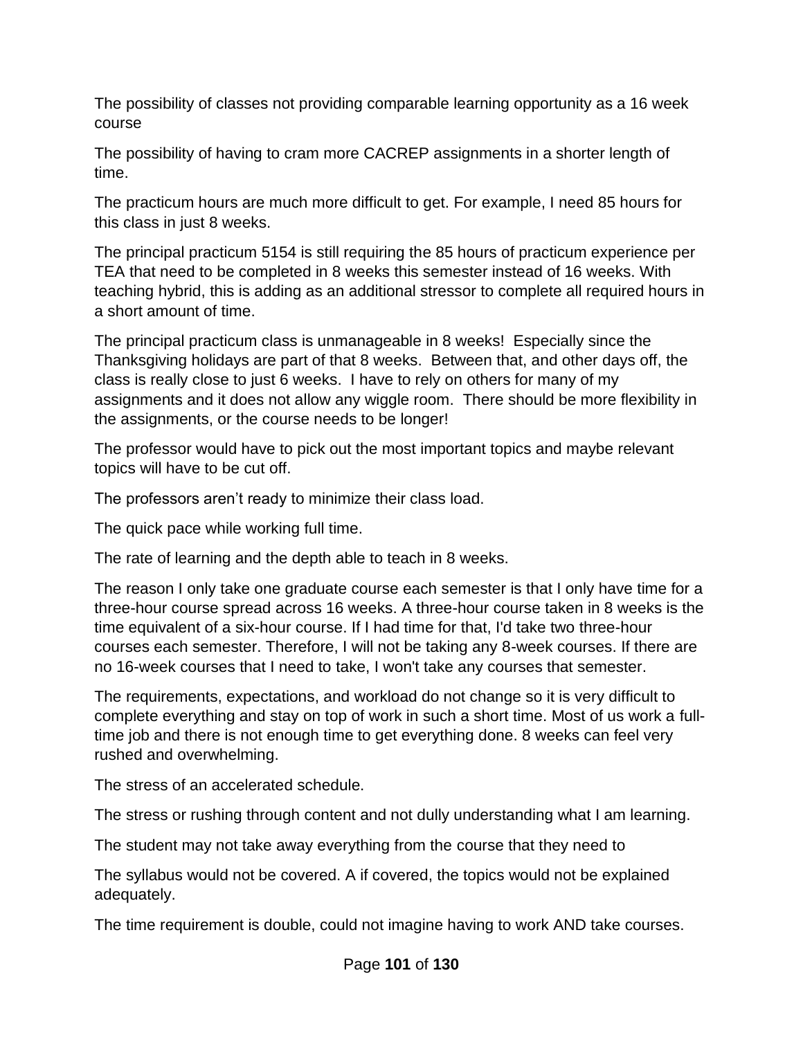The possibility of classes not providing comparable learning opportunity as a 16 week course

The possibility of having to cram more CACREP assignments in a shorter length of time.

The practicum hours are much more difficult to get. For example, I need 85 hours for this class in just 8 weeks.

The principal practicum 5154 is still requiring the 85 hours of practicum experience per TEA that need to be completed in 8 weeks this semester instead of 16 weeks. With teaching hybrid, this is adding as an additional stressor to complete all required hours in a short amount of time.

The principal practicum class is unmanageable in 8 weeks! Especially since the Thanksgiving holidays are part of that 8 weeks. Between that, and other days off, the class is really close to just 6 weeks. I have to rely on others for many of my assignments and it does not allow any wiggle room. There should be more flexibility in the assignments, or the course needs to be longer!

The professor would have to pick out the most important topics and maybe relevant topics will have to be cut off.

The professors aren't ready to minimize their class load.

The quick pace while working full time.

The rate of learning and the depth able to teach in 8 weeks.

The reason I only take one graduate course each semester is that I only have time for a three-hour course spread across 16 weeks. A three-hour course taken in 8 weeks is the time equivalent of a six-hour course. If I had time for that, I'd take two three-hour courses each semester. Therefore, I will not be taking any 8-week courses. If there are no 16-week courses that I need to take, I won't take any courses that semester.

The requirements, expectations, and workload do not change so it is very difficult to complete everything and stay on top of work in such a short time. Most of us work a full-time job and there is not enough time to get everything done. 8 weeks can feel very rushed and overwhelming.

The stress of an accelerated schedule.

The stress or rushing through content and not dully understanding what I am learning.

The student may not take away everything from the course that they need to

The syllabus would not be covered. A if covered, the topics would not be explained adequately.

The time requirement is double, could not imagine having to work AND take courses.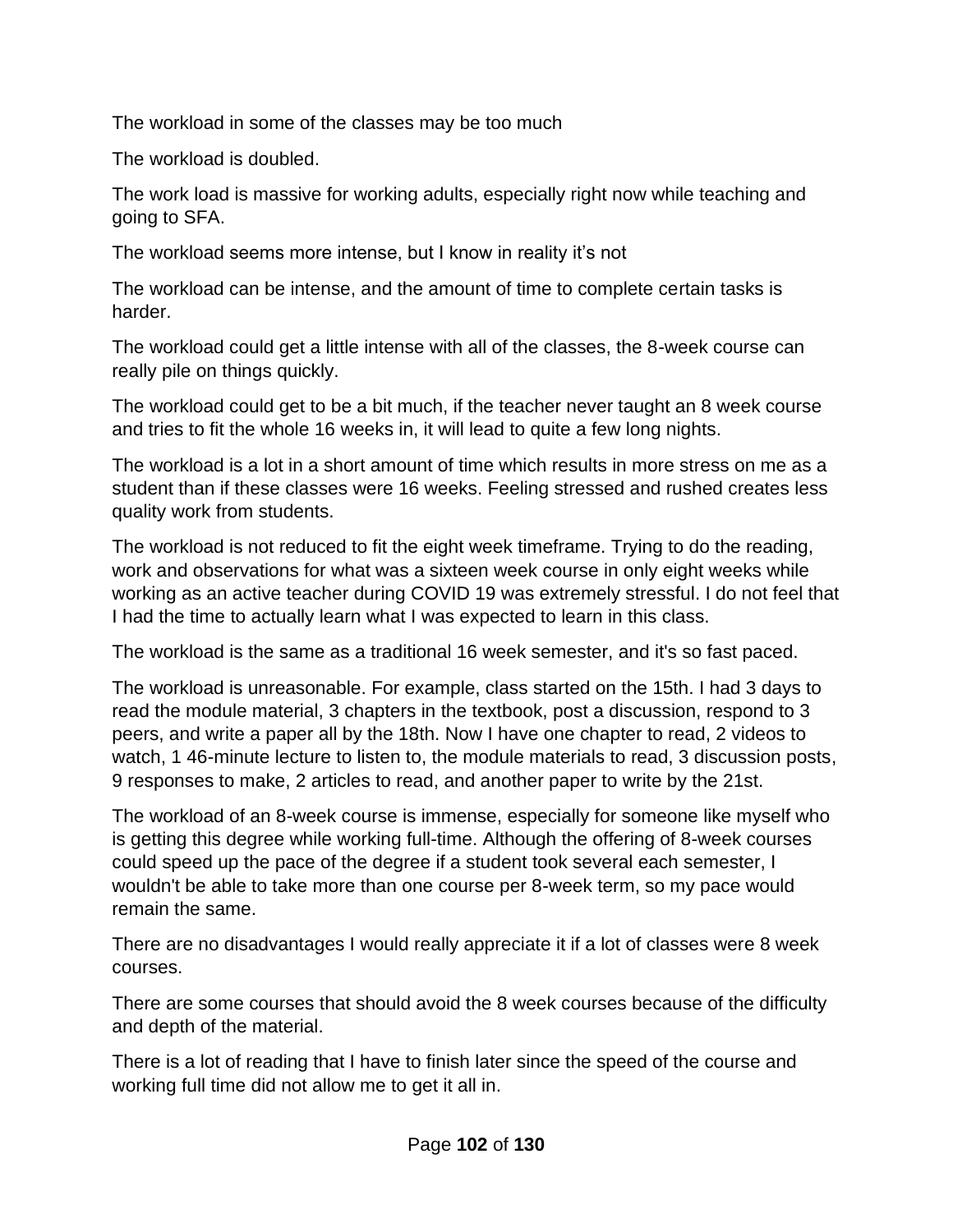The workload in some of the classes may be too much

The workload is doubled.

The work load is massive for working adults, especially right now while teaching and going to SFA.

The workload seems more intense, but I know in reality it's not

The workload can be intense, and the amount of time to complete certain tasks is harder.

The workload could get a little intense with all of the classes, the 8-week course can really pile on things quickly.

The workload could get to be a bit much, if the teacher never taught an 8 week course and tries to fit the whole 16 weeks in, it will lead to quite a few long nights.

The workload is a lot in a short amount of time which results in more stress on me as a student than if these classes were 16 weeks. Feeling stressed and rushed creates less quality work from students.

The workload is not reduced to fit the eight week timeframe. Trying to do the reading, work and observations for what was a sixteen week course in only eight weeks while working as an active teacher during COVID 19 was extremely stressful. I do not feel that I had the time to actually learn what I was expected to learn in this class.

The workload is the same as a traditional 16 week semester, and it's so fast paced.

The workload is unreasonable. For example, class started on the 15th. I had 3 days to read the module material, 3 chapters in the textbook, post a discussion, respond to 3 peers, and write a paper all by the 18th. Now I have one chapter to read, 2 videos to watch, 1 46-minute lecture to listen to, the module materials to read, 3 discussion posts, 9 responses to make, 2 articles to read, and another paper to write by the 21st.

The workload of an 8-week course is immense, especially for someone like myself who is getting this degree while working full-time. Although the offering of 8-week courses could speed up the pace of the degree if a student took several each semester, I wouldn't be able to take more than one course per 8-week term, so my pace would remain the same.

There are no disadvantages I would really appreciate it if a lot of classes were 8 week courses.

There are some courses that should avoid the 8 week courses because of the difficulty and depth of the material.

There is a lot of reading that I have to finish later since the speed of the course and working full time did not allow me to get it all in.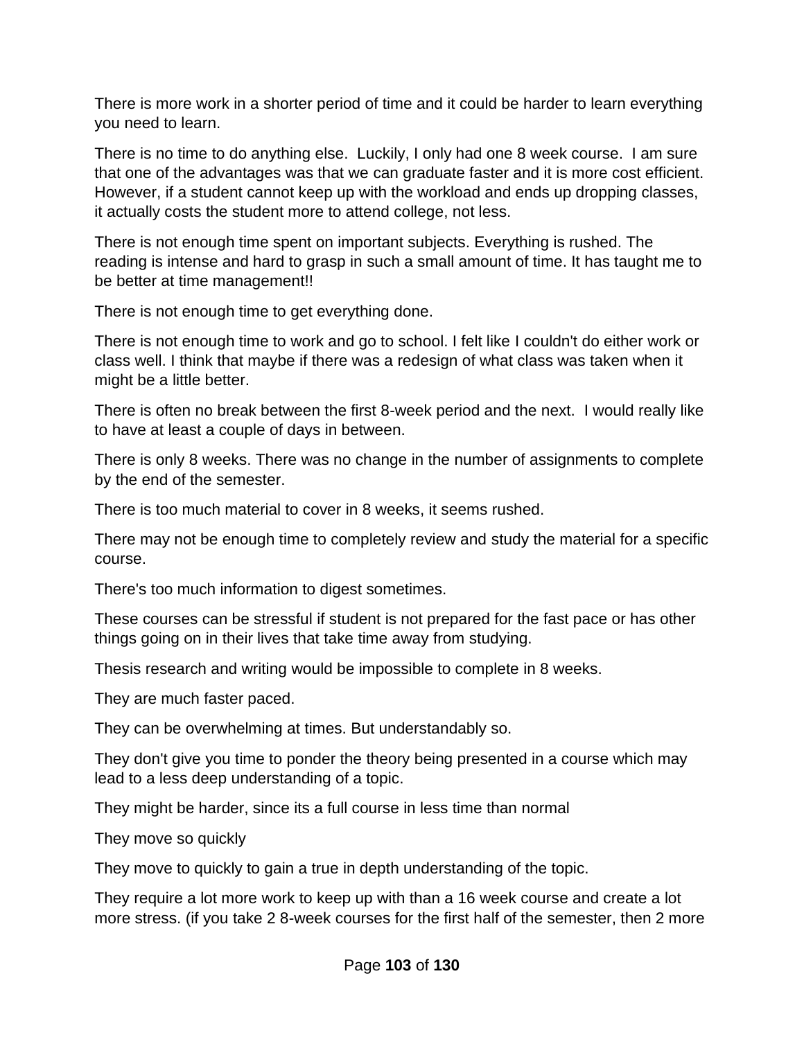There is more work in a shorter period of time and it could be harder to learn everything you need to learn.

There is no time to do anything else.  Luckily, I only had one 8 week course.  I am sure that one of the advantages was that we can graduate faster and it is more cost efficient. However, if a student cannot keep up with the workload and ends up dropping classes, it actually costs the student more to attend college, not less.

There is not enough time spent on important subjects. Everything is rushed. The reading is intense and hard to grasp in such a small amount of time. It has taught me to be better at time management!!

There is not enough time to get everything done.

There is not enough time to work and go to school. I felt like I couldn't do either work or class well. I think that maybe if there was a redesign of what class was taken when it might be a little better.

There is often no break between the first 8-week period and the next.  I would really like to have at least a couple of days in between.

There is only 8 weeks. There was no change in the number of assignments to complete by the end of the semester.

There is too much material to cover in 8 weeks, it seems rushed.

There may not be enough time to completely review and study the material for a specific course.

There's too much information to digest sometimes.

These courses can be stressful if student is not prepared for the fast pace or has other things going on in their lives that take time away from studying.

Thesis research and writing would be impossible to complete in 8 weeks.

They are much faster paced.

They can be overwhelming at times. But understandably so.

They don't give you time to ponder the theory being presented in a course which may lead to a less deep understanding of a topic.

They might be harder, since its a full course in less time than normal

They move so quickly

They move to quickly to gain a true in depth understanding of the topic.

They require a lot more work to keep up with than a 16 week course and create a lot more stress. (if you take 2 8-week courses for the first half of the semester, then 2 more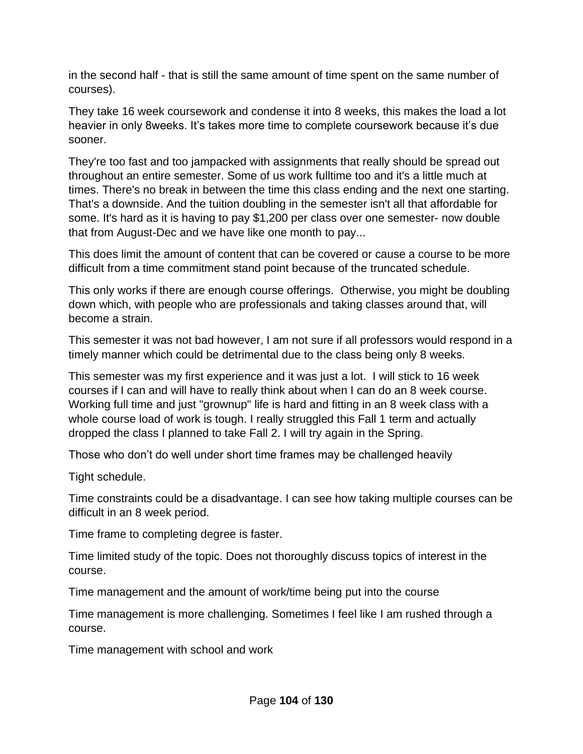in the second half - that is still the same amount of time spent on the same number of courses).

They take 16 week coursework and condense it into 8 weeks, this makes the load a lot heavier in only 8weeks. It's takes more time to complete coursework because it's due sooner.

They're too fast and too jampacked with assignments that really should be spread out throughout an entire semester. Some of us work fulltime too and it's a little much at times. There's no break in between the time this class ending and the next one starting. That's a downside. And the tuition doubling in the semester isn't all that affordable for some. It's hard as it is having to pay $1,200 per class over one semester- now double that from August-Dec and we have like one month to pay...

This does limit the amount of content that can be covered or cause a course to be more difficult from a time commitment stand point because of the truncated schedule.

This only works if there are enough course offerings. Otherwise, you might be doubling down which, with people who are professionals and taking classes around that, will become a strain.

This semester it was not bad however, I am not sure if all professors would respond in a timely manner which could be detrimental due to the class being only 8 weeks.

This semester was my first experience and it was just a lot. I will stick to 16 week courses if I can and will have to really think about when I can do an 8 week course. Working full time and just "grownup" life is hard and fitting in an 8 week class with a whole course load of work is tough. I really struggled this Fall 1 term and actually dropped the class I planned to take Fall 2. I will try again in the Spring.

Those who don't do well under short time frames may be challenged heavily

Tight schedule.

Time constraints could be a disadvantage. I can see how taking multiple courses can be difficult in an 8 week period.

Time frame to completing degree is faster.

Time limited study of the topic. Does not thoroughly discuss topics of interest in the course.

Time management and the amount of work/time being put into the course

Time management is more challenging. Sometimes I feel like I am rushed through a course.

Time management with school and work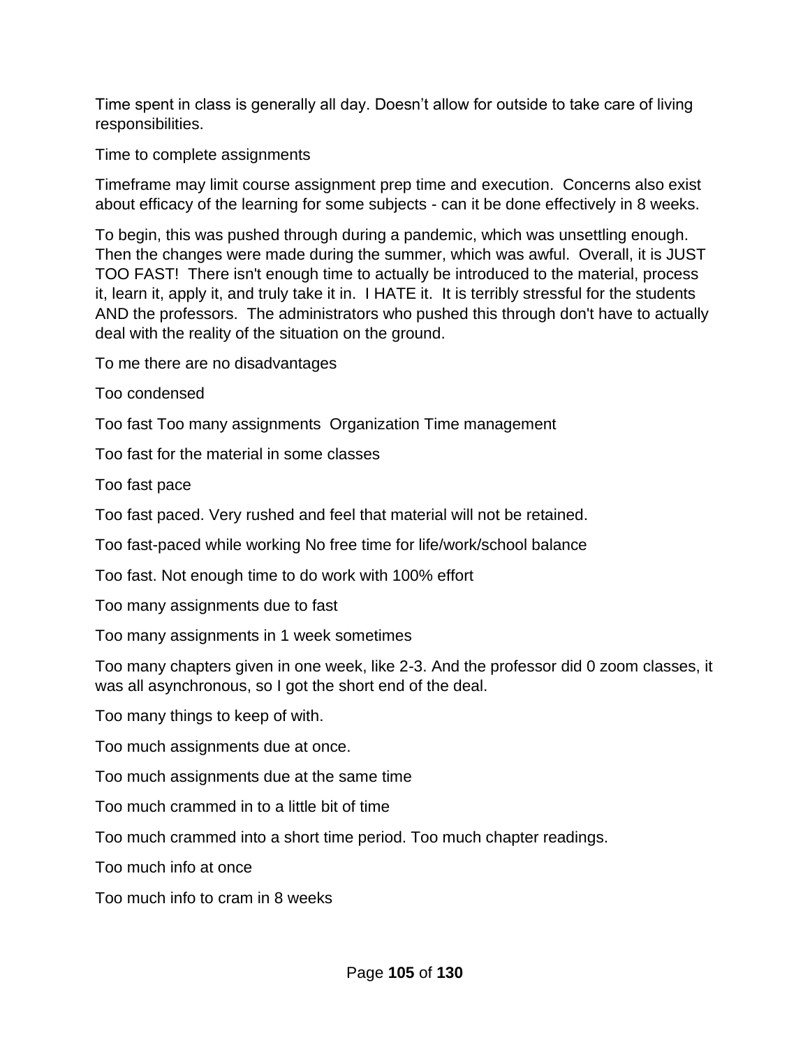Time spent in class is generally all day. Doesn't allow for outside to take care of living responsibilities.

Time to complete assignments

Timeframe may limit course assignment prep time and execution.  Concerns also exist about efficacy of the learning for some subjects - can it be done effectively in 8 weeks.

To begin, this was pushed through during a pandemic, which was unsettling enough. Then the changes were made during the summer, which was awful.  Overall, it is JUST TOO FAST!  There isn't enough time to actually be introduced to the material, process it, learn it, apply it, and truly take it in.  I HATE it.  It is terribly stressful for the students AND the professors.  The administrators who pushed this through don't have to actually deal with the reality of the situation on the ground.

To me there are no disadvantages

Too condensed

Too fast Too many assignments  Organization Time management

Too fast for the material in some classes

Too fast pace

Too fast paced. Very rushed and feel that material will not be retained.

Too fast-paced while working No free time for life/work/school balance

Too fast. Not enough time to do work with 100% effort

Too many assignments due to fast

Too many assignments in 1 week sometimes

Too many chapters given in one week, like 2-3. And the professor did 0 zoom classes, it was all asynchronous, so I got the short end of the deal.

Too many things to keep of with.

Too much assignments due at once.

Too much assignments due at the same time

Too much crammed in to a little bit of time

Too much crammed into a short time period. Too much chapter readings.

Too much info at once

Too much info to cram in 8 weeks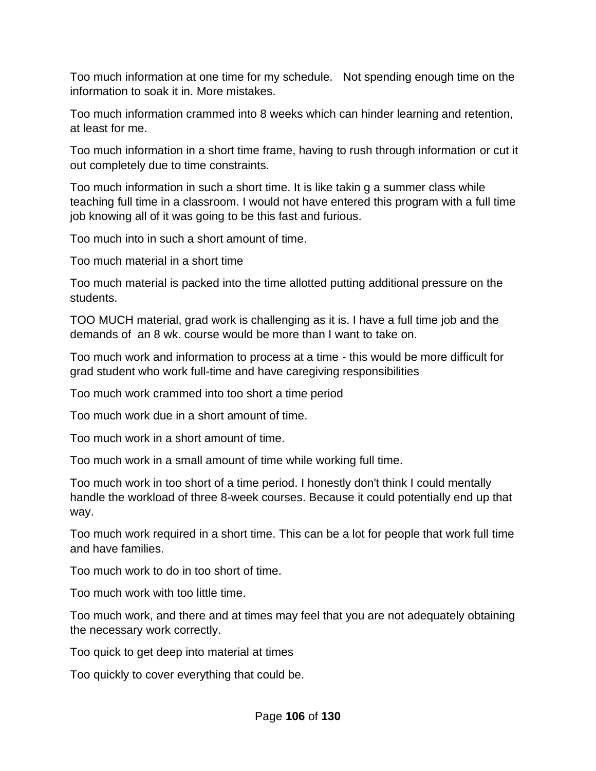Too much information at one time for my schedule.   Not spending enough time on the information to soak it in. More mistakes.

Too much information crammed into 8 weeks which can hinder learning and retention, at least for me.

Too much information in a short time frame, having to rush through information or cut it out completely due to time constraints.

Too much information in such a short time. It is like takin g a summer class while teaching full time in a classroom. I would not have entered this program with a full time job knowing all of it was going to be this fast and furious.

Too much into in such a short amount of time.

Too much material in a short time

Too much material is packed into the time allotted putting additional pressure on the students.

TOO MUCH material, grad work is challenging as it is. I have a full time job and the demands of  an 8 wk. course would be more than I want to take on.

Too much work and information to process at a time - this would be more difficult for grad student who work full-time and have caregiving responsibilities

Too much work crammed into too short a time period

Too much work due in a short amount of time.

Too much work in a short amount of time.

Too much work in a small amount of time while working full time.

Too much work in too short of a time period. I honestly don't think I could mentally handle the workload of three 8-week courses. Because it could potentially end up that way.

Too much work required in a short time. This can be a lot for people that work full time and have families.

Too much work to do in too short of time.

Too much work with too little time.

Too much work, and there and at times may feel that you are not adequately obtaining the necessary work correctly.

Too quick to get deep into material at times

Too quickly to cover everything that could be.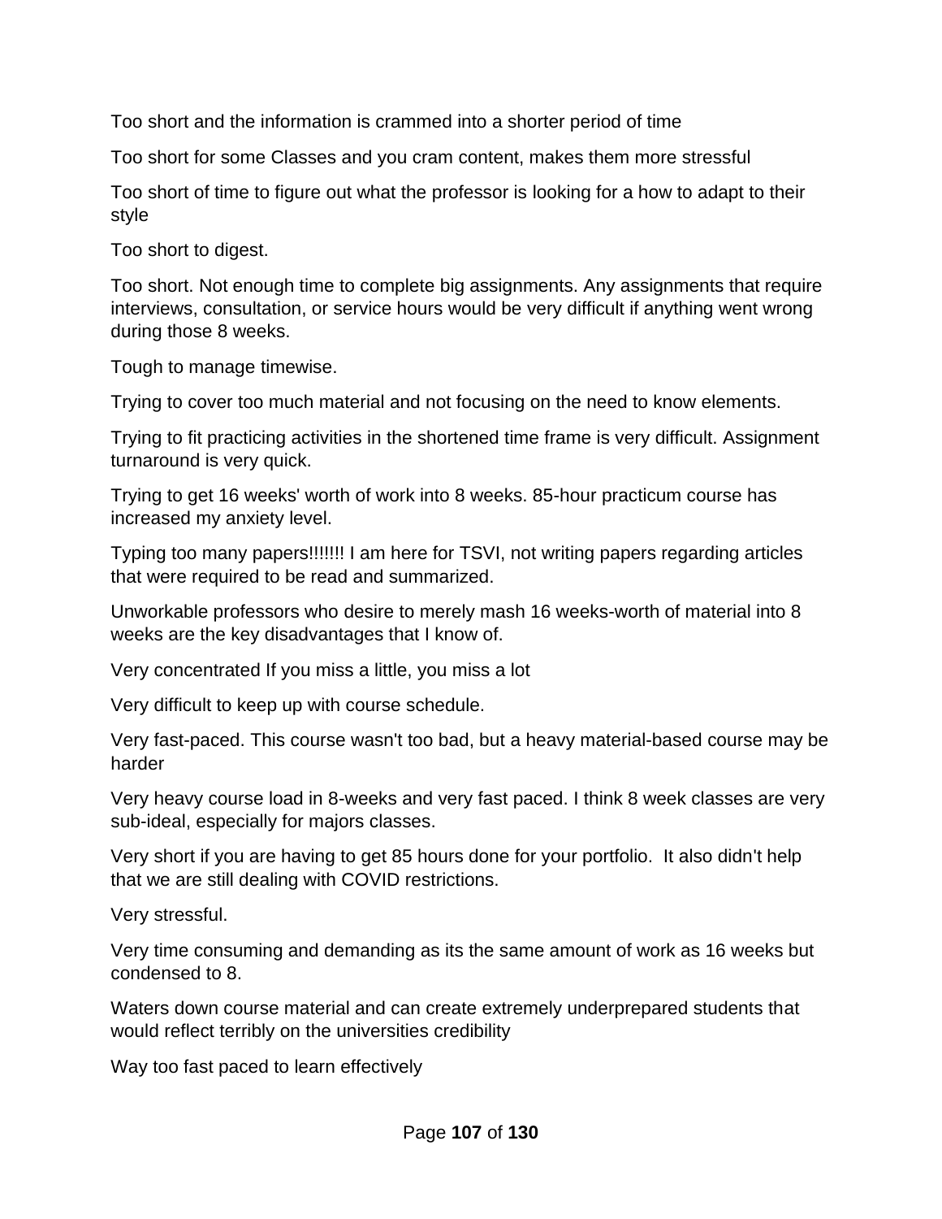Too short and the information is crammed into a shorter period of time

Too short for some Classes and you cram content, makes them more stressful

Too short of time to figure out what the professor is looking for a how to adapt to their style

Too short to digest.

Too short. Not enough time to complete big assignments. Any assignments that require interviews, consultation, or service hours would be very difficult if anything went wrong during those 8 weeks.

Tough to manage timewise.

Trying to cover too much material and not focusing on the need to know elements.

Trying to fit practicing activities in the shortened time frame is very difficult. Assignment turnaround is very quick.

Trying to get 16 weeks' worth of work into 8 weeks. 85-hour practicum course has increased my anxiety level.

Typing too many papers!!!!!!! I am here for TSVI, not writing papers regarding articles that were required to be read and summarized.

Unworkable professors who desire to merely mash 16 weeks-worth of material into 8 weeks are the key disadvantages that I know of.

Very concentrated If you miss a little, you miss a lot

Very difficult to keep up with course schedule.

Very fast-paced. This course wasn't too bad, but a heavy material-based course may be harder

Very heavy course load in 8-weeks and very fast paced. I think 8 week classes are very sub-ideal, especially for majors classes.

Very short if you are having to get 85 hours done for your portfolio. It also didn't help that we are still dealing with COVID restrictions.

Very stressful.

Very time consuming and demanding as its the same amount of work as 16 weeks but condensed to 8.

Waters down course material and can create extremely underprepared students that would reflect terribly on the universities credibility

Way too fast paced to learn effectively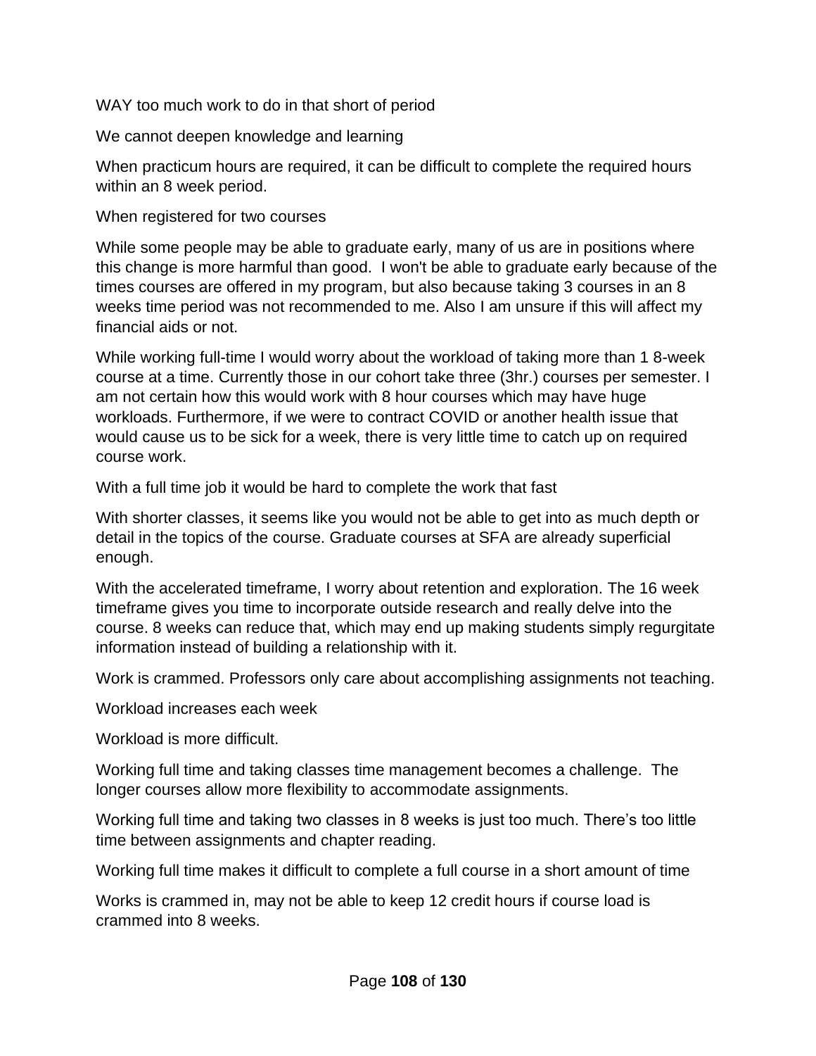WAY too much work to do in that short of period

We cannot deepen knowledge and learning

When practicum hours are required, it can be difficult to complete the required hours within an 8 week period.

When registered for two courses

While some people may be able to graduate early, many of us are in positions where this change is more harmful than good.  I won't be able to graduate early because of the times courses are offered in my program, but also because taking 3 courses in an 8 weeks time period was not recommended to me. Also I am unsure if this will affect my financial aids or not.

While working full-time I would worry about the workload of taking more than 1 8-week course at a time. Currently those in our cohort take three (3hr.) courses per semester. I am not certain how this would work with 8 hour courses which may have huge workloads. Furthermore, if we were to contract COVID or another health issue that would cause us to be sick for a week, there is very little time to catch up on required course work.

With a full time job it would be hard to complete the work that fast

With shorter classes, it seems like you would not be able to get into as much depth or detail in the topics of the course. Graduate courses at SFA are already superficial enough.

With the accelerated timeframe, I worry about retention and exploration. The 16 week timeframe gives you time to incorporate outside research and really delve into the course. 8 weeks can reduce that, which may end up making students simply regurgitate information instead of building a relationship with it.

Work is crammed. Professors only care about accomplishing assignments not teaching.

Workload increases each week

Workload is more difficult.

Working full time and taking classes time management becomes a challenge.  The longer courses allow more flexibility to accommodate assignments.

Working full time and taking two classes in 8 weeks is just too much. There's too little time between assignments and chapter reading.

Working full time makes it difficult to complete a full course in a short amount of time

Works is crammed in, may not be able to keep 12 credit hours if course load is crammed into 8 weeks.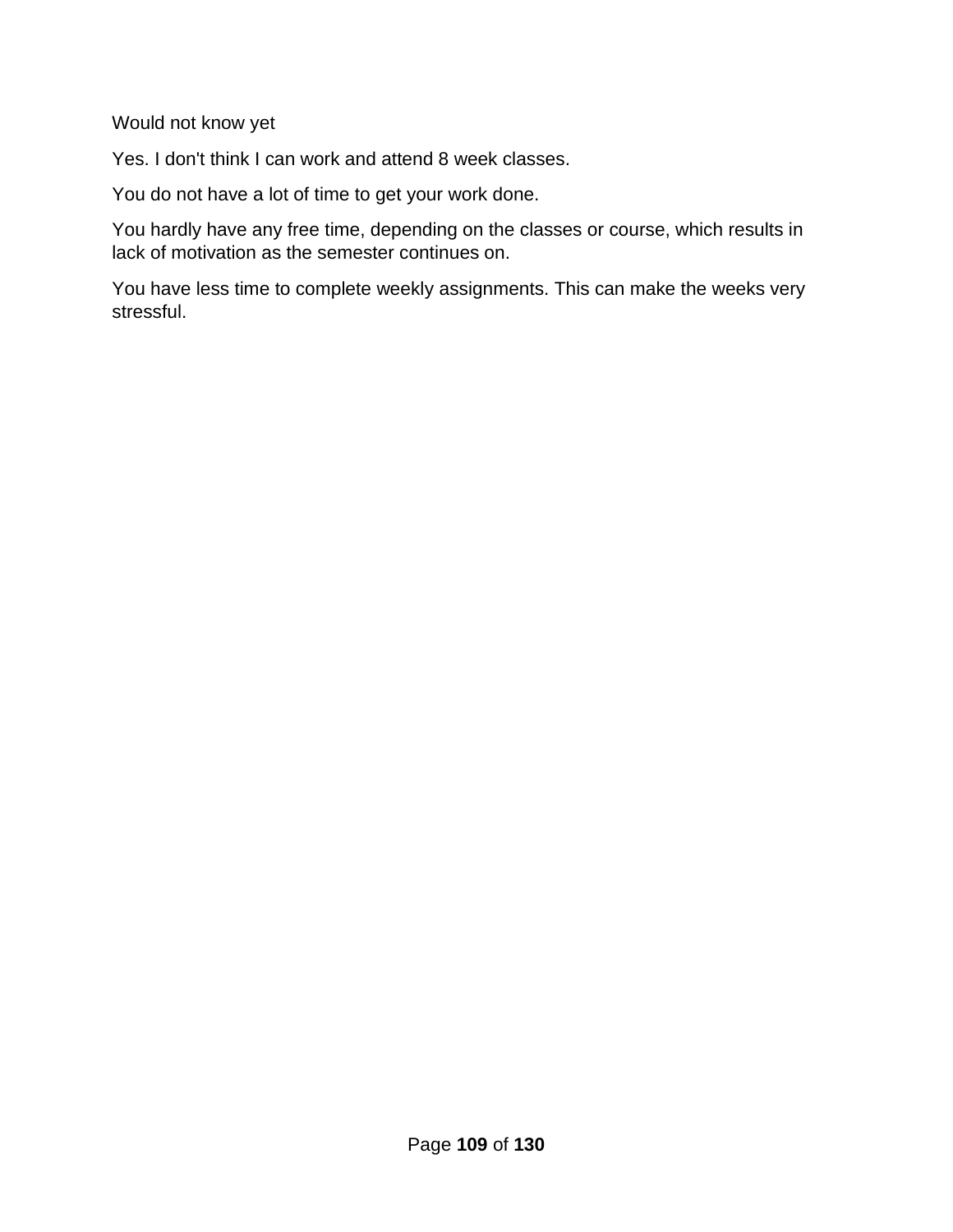Would not know yet

Yes. I don't think I can work and attend 8 week classes.

You do not have a lot of time to get your work done.

You hardly have any free time, depending on the classes or course, which results in lack of motivation as the semester continues on.

You have less time to complete weekly assignments. This can make the weeks very stressful.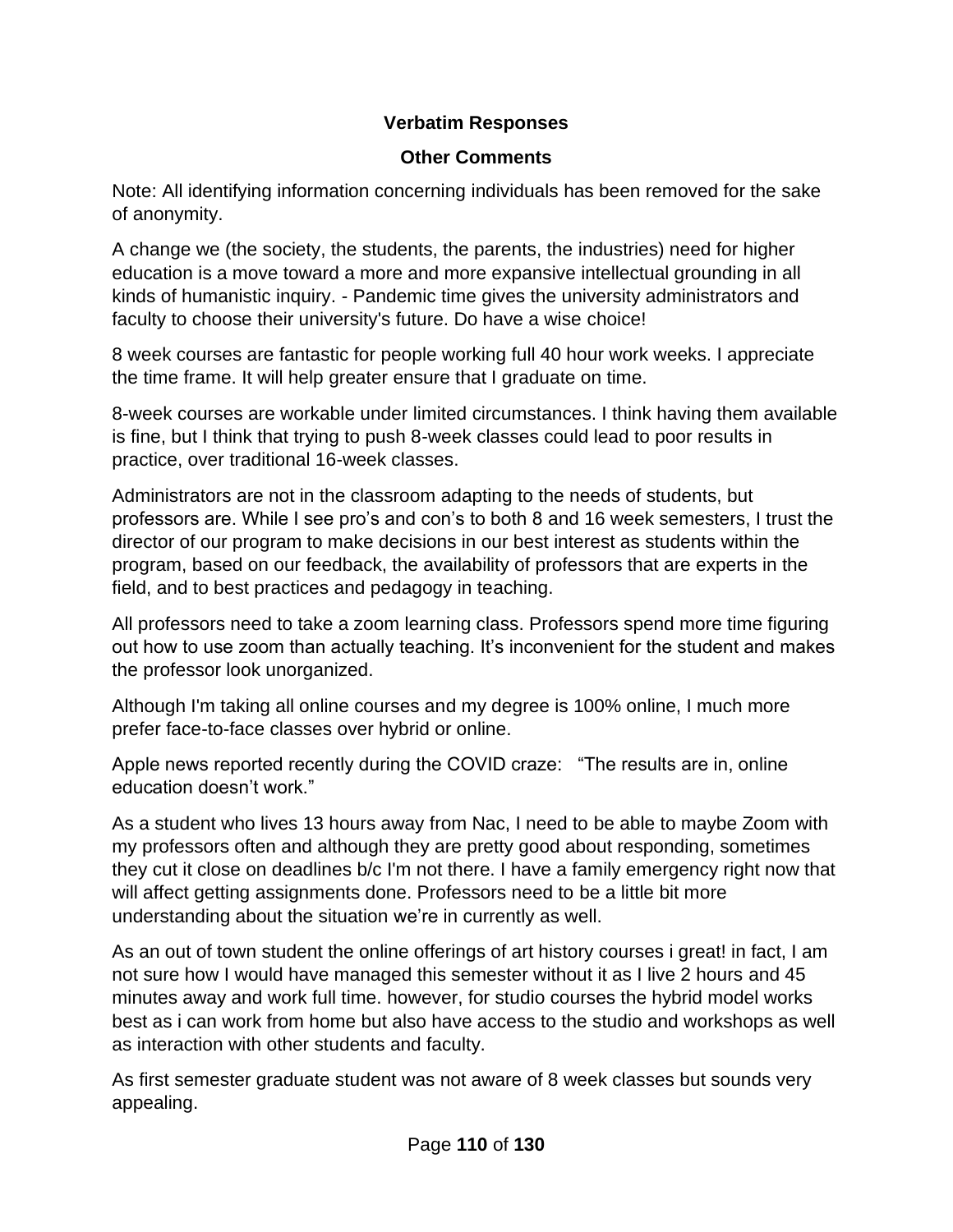**Verbatim Responses**

**Other Comments**

Note: All identifying information concerning individuals has been removed for the sake of anonymity.

A change we (the society, the students, the parents, the industries) need for higher education is a move toward a more and more expansive intellectual grounding in all kinds of humanistic inquiry. - Pandemic time gives the university administrators and faculty to choose their university's future. Do have a wise choice!

8 week courses are fantastic for people working full 40 hour work weeks. I appreciate the time frame. It will help greater ensure that I graduate on time.

8-week courses are workable under limited circumstances. I think having them available is fine, but I think that trying to push 8-week classes could lead to poor results in practice, over traditional 16-week classes.

Administrators are not in the classroom adapting to the needs of students, but professors are. While I see pro's and con's to both 8 and 16 week semesters, I trust the director of our program to make decisions in our best interest as students within the program, based on our feedback, the availability of professors that are experts in the field, and to best practices and pedagogy in teaching.

All professors need to take a zoom learning class. Professors spend more time figuring out how to use zoom than actually teaching. It's inconvenient for the student and makes the professor look unorganized.

Although I'm taking all online courses and my degree is 100% online, I much more prefer face-to-face classes over hybrid or online.

Apple news reported recently during the COVID craze: "The results are in, online education doesn't work."

As a student who lives 13 hours away from Nac, I need to be able to maybe Zoom with my professors often and although they are pretty good about responding, sometimes they cut it close on deadlines b/c I'm not there. I have a family emergency right now that will affect getting assignments done. Professors need to be a little bit more understanding about the situation we're in currently as well.

As an out of town student the online offerings of art history courses i great! in fact, I am not sure how I would have managed this semester without it as I live 2 hours and 45 minutes away and work full time. however, for studio courses the hybrid model works best as i can work from home but also have access to the studio and workshops as well as interaction with other students and faculty.

As first semester graduate student was not aware of 8 week classes but sounds very appealing.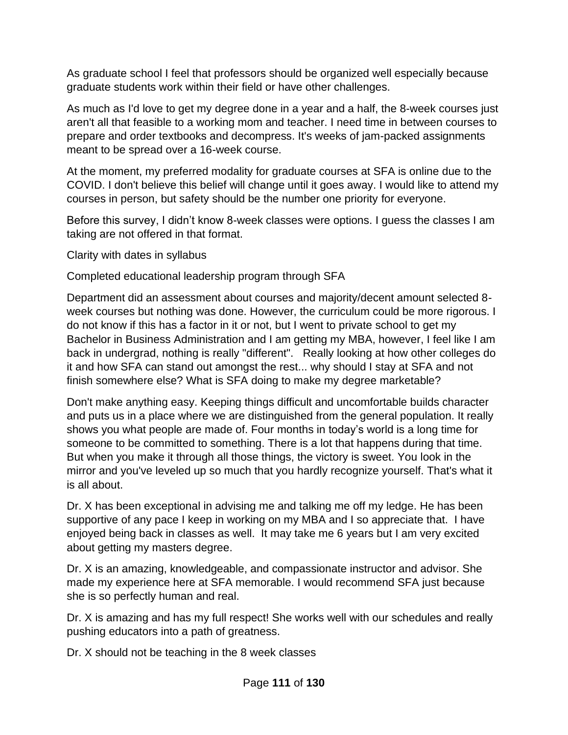As graduate school I feel that professors should be organized well especially because graduate students work within their field or have other challenges.

As much as I'd love to get my degree done in a year and a half, the 8-week courses just aren't all that feasible to a working mom and teacher. I need time in between courses to prepare and order textbooks and decompress. It's weeks of jam-packed assignments meant to be spread over a 16-week course.

At the moment, my preferred modality for graduate courses at SFA is online due to the COVID. I don't believe this belief will change until it goes away. I would like to attend my courses in person, but safety should be the number one priority for everyone.

Before this survey, I didn't know 8-week classes were options. I guess the classes I am taking are not offered in that format.

Clarity with dates in syllabus

Completed educational leadership program through SFA

Department did an assessment about courses and majority/decent amount selected 8-week courses but nothing was done. However, the curriculum could be more rigorous. I do not know if this has a factor in it or not, but I went to private school to get my Bachelor in Business Administration and I am getting my MBA, however, I feel like I am back in undergrad, nothing is really "different". Really looking at how other colleges do it and how SFA can stand out amongst the rest... why should I stay at SFA and not finish somewhere else? What is SFA doing to make my degree marketable?

Don't make anything easy. Keeping things difficult and uncomfortable builds character and puts us in a place where we are distinguished from the general population. It really shows you what people are made of. Four months in today's world is a long time for someone to be committed to something. There is a lot that happens during that time. But when you make it through all those things, the victory is sweet. You look in the mirror and you've leveled up so much that you hardly recognize yourself. That's what it is all about.

Dr. X has been exceptional in advising me and talking me off my ledge. He has been supportive of any pace I keep in working on my MBA and I so appreciate that. I have enjoyed being back in classes as well. It may take me 6 years but I am very excited about getting my masters degree.

Dr. X is an amazing, knowledgeable, and compassionate instructor and advisor. She made my experience here at SFA memorable. I would recommend SFA just because she is so perfectly human and real.

Dr. X is amazing and has my full respect! She works well with our schedules and really pushing educators into a path of greatness.

Dr. X should not be teaching in the 8 week classes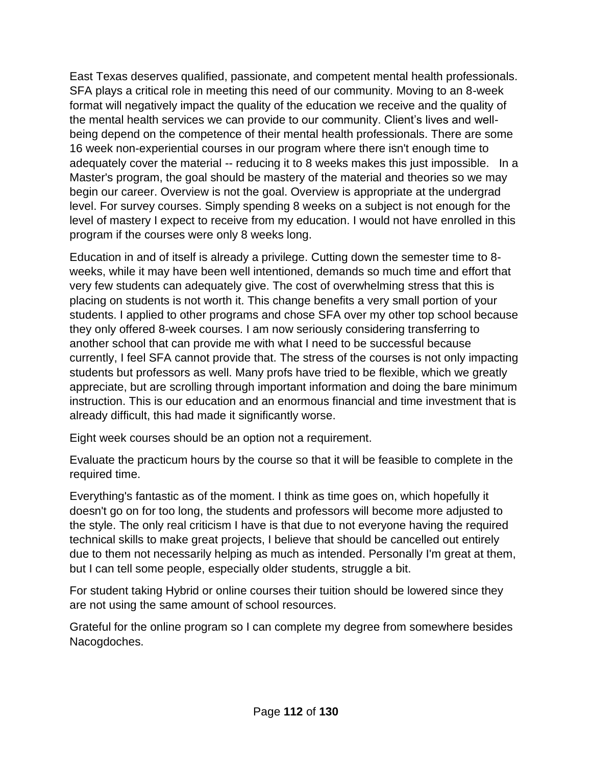East Texas deserves qualified, passionate, and competent mental health professionals. SFA plays a critical role in meeting this need of our community. Moving to an 8-week format will negatively impact the quality of the education we receive and the quality of the mental health services we can provide to our community. Client's lives and well-being depend on the competence of their mental health professionals. There are some 16 week non-experiential courses in our program where there isn't enough time to adequately cover the material -- reducing it to 8 weeks makes this just impossible. In a Master's program, the goal should be mastery of the material and theories so we may begin our career. Overview is not the goal. Overview is appropriate at the undergrad level. For survey courses. Simply spending 8 weeks on a subject is not enough for the level of mastery I expect to receive from my education. I would not have enrolled in this program if the courses were only 8 weeks long.

Education in and of itself is already a privilege. Cutting down the semester time to 8-weeks, while it may have been well intentioned, demands so much time and effort that very few students can adequately give. The cost of overwhelming stress that this is placing on students is not worth it. This change benefits a very small portion of your students. I applied to other programs and chose SFA over my other top school because they only offered 8-week courses. I am now seriously considering transferring to another school that can provide me with what I need to be successful because currently, I feel SFA cannot provide that. The stress of the courses is not only impacting students but professors as well. Many profs have tried to be flexible, which we greatly appreciate, but are scrolling through important information and doing the bare minimum instruction. This is our education and an enormous financial and time investment that is already difficult, this had made it significantly worse.

Eight week courses should be an option not a requirement.

Evaluate the practicum hours by the course so that it will be feasible to complete in the required time.

Everything's fantastic as of the moment. I think as time goes on, which hopefully it doesn't go on for too long, the students and professors will become more adjusted to the style. The only real criticism I have is that due to not everyone having the required technical skills to make great projects, I believe that should be cancelled out entirely due to them not necessarily helping as much as intended. Personally I'm great at them, but I can tell some people, especially older students, struggle a bit.

For student taking Hybrid or online courses their tuition should be lowered since they are not using the same amount of school resources.

Grateful for the online program so I can complete my degree from somewhere besides Nacogdoches.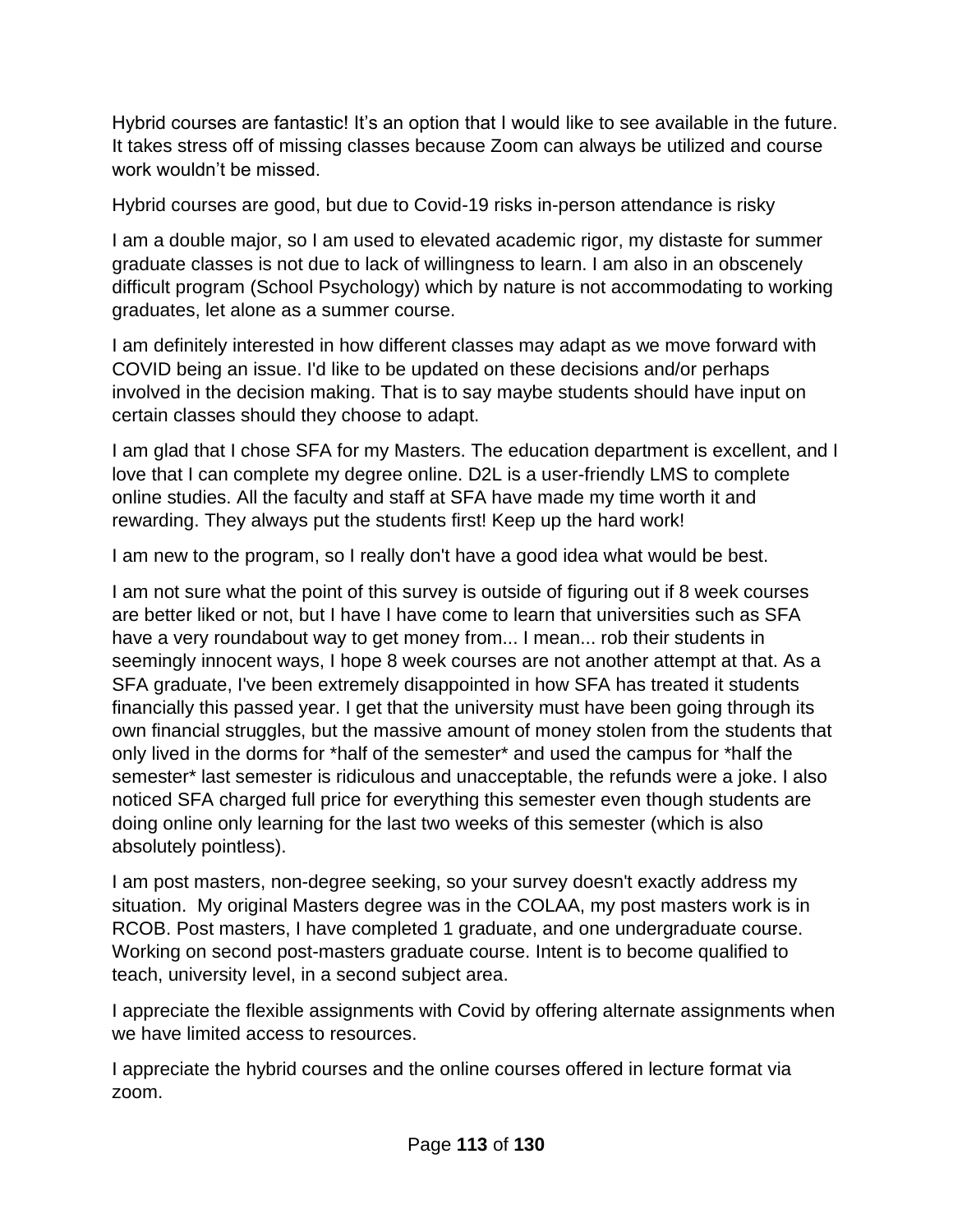Hybrid courses are fantastic! It's an option that I would like to see available in the future. It takes stress off of missing classes because Zoom can always be utilized and course work wouldn't be missed.

Hybrid courses are good, but due to Covid-19 risks in-person attendance is risky

I am a double major, so I am used to elevated academic rigor, my distaste for summer graduate classes is not due to lack of willingness to learn. I am also in an obscenely difficult program (School Psychology) which by nature is not accommodating to working graduates, let alone as a summer course.

I am definitely interested in how different classes may adapt as we move forward with COVID being an issue. I'd like to be updated on these decisions and/or perhaps involved in the decision making. That is to say maybe students should have input on certain classes should they choose to adapt.

I am glad that I chose SFA for my Masters. The education department is excellent, and I love that I can complete my degree online. D2L is a user-friendly LMS to complete online studies. All the faculty and staff at SFA have made my time worth it and rewarding. They always put the students first! Keep up the hard work!

I am new to the program, so I really don't have a good idea what would be best.

I am not sure what the point of this survey is outside of figuring out if 8 week courses are better liked or not, but I have I have come to learn that universities such as SFA have a very roundabout way to get money from... I mean... rob their students in seemingly innocent ways, I hope 8 week courses are not another attempt at that. As a SFA graduate, I've been extremely disappointed in how SFA has treated it students financially this passed year. I get that the university must have been going through its own financial struggles, but the massive amount of money stolen from the students that only lived in the dorms for *half of the semester* and used the campus for *half the semester* last semester is ridiculous and unacceptable, the refunds were a joke. I also noticed SFA charged full price for everything this semester even though students are doing online only learning for the last two weeks of this semester (which is also absolutely pointless).

I am post masters, non-degree seeking, so your survey doesn't exactly address my situation. My original Masters degree was in the COLAA, my post masters work is in RCOB. Post masters, I have completed 1 graduate, and one undergraduate course. Working on second post-masters graduate course. Intent is to become qualified to teach, university level, in a second subject area.

I appreciate the flexible assignments with Covid by offering alternate assignments when we have limited access to resources.

I appreciate the hybrid courses and the online courses offered in lecture format via zoom.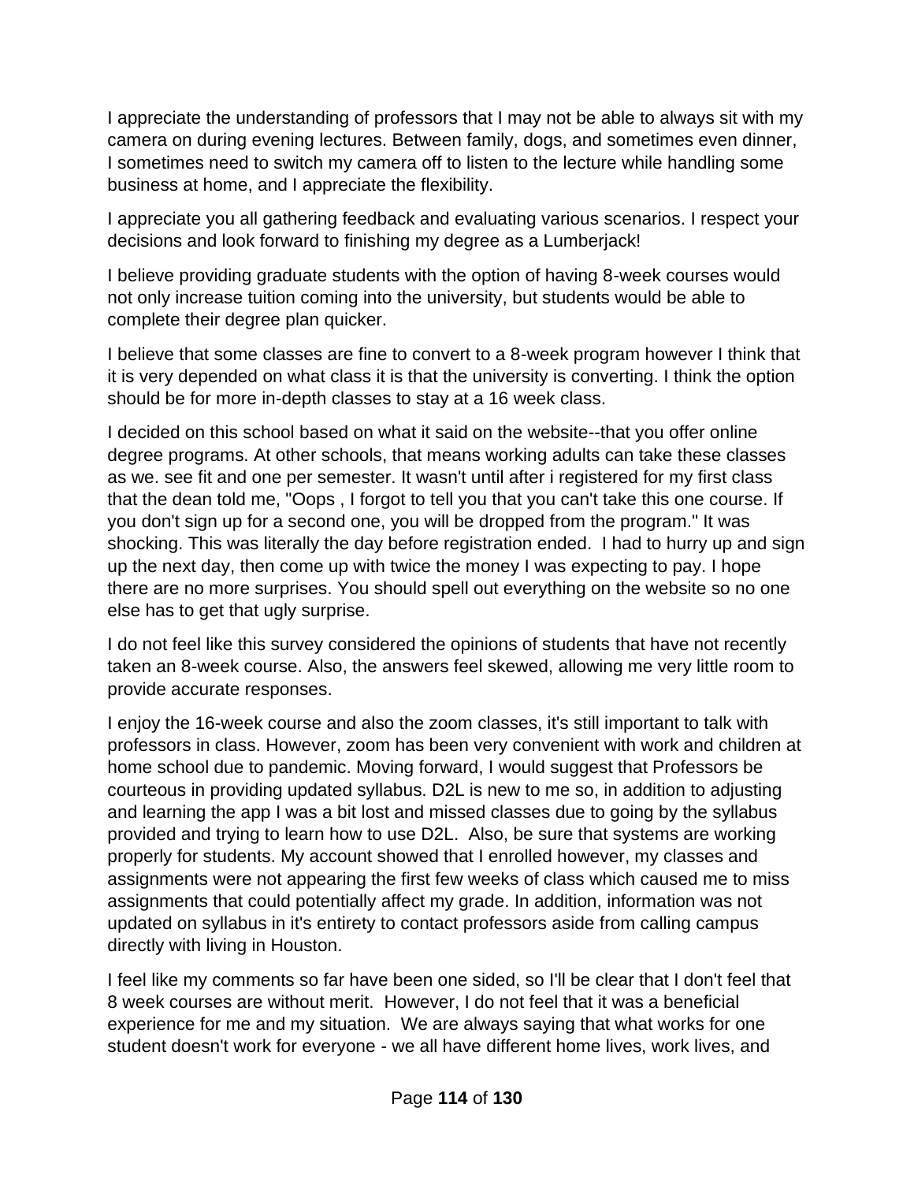I appreciate the understanding of professors that I may not be able to always sit with my camera on during evening lectures. Between family, dogs, and sometimes even dinner, I sometimes need to switch my camera off to listen to the lecture while handling some business at home, and I appreciate the flexibility.

I appreciate you all gathering feedback and evaluating various scenarios. I respect your decisions and look forward to finishing my degree as a Lumberjack!

I believe providing graduate students with the option of having 8-week courses would not only increase tuition coming into the university, but students would be able to complete their degree plan quicker.

I believe that some classes are fine to convert to a 8-week program however I think that it is very depended on what class it is that the university is converting. I think the option should be for more in-depth classes to stay at a 16 week class.

I decided on this school based on what it said on the website--that you offer online degree programs. At other schools, that means working adults can take these classes as we. see fit and one per semester. It wasn't until after i registered for my first class that the dean told me, "Oops , I forgot to tell you that you can't take this one course. If you don't sign up for a second one, you will be dropped from the program." It was shocking. This was literally the day before registration ended. I had to hurry up and sign up the next day, then come up with twice the money I was expecting to pay. I hope there are no more surprises. You should spell out everything on the website so no one else has to get that ugly surprise.

I do not feel like this survey considered the opinions of students that have not recently taken an 8-week course. Also, the answers feel skewed, allowing me very little room to provide accurate responses.

I enjoy the 16-week course and also the zoom classes, it's still important to talk with professors in class. However, zoom has been very convenient with work and children at home school due to pandemic. Moving forward, I would suggest that Professors be courteous in providing updated syllabus. D2L is new to me so, in addition to adjusting and learning the app I was a bit lost and missed classes due to going by the syllabus provided and trying to learn how to use D2L. Also, be sure that systems are working properly for students. My account showed that I enrolled however, my classes and assignments were not appearing the first few weeks of class which caused me to miss assignments that could potentially affect my grade. In addition, information was not updated on syllabus in it's entirety to contact professors aside from calling campus directly with living in Houston.

I feel like my comments so far have been one sided, so I'll be clear that I don't feel that 8 week courses are without merit. However, I do not feel that it was a beneficial experience for me and my situation. We are always saying that what works for one student doesn't work for everyone - we all have different home lives, work lives, and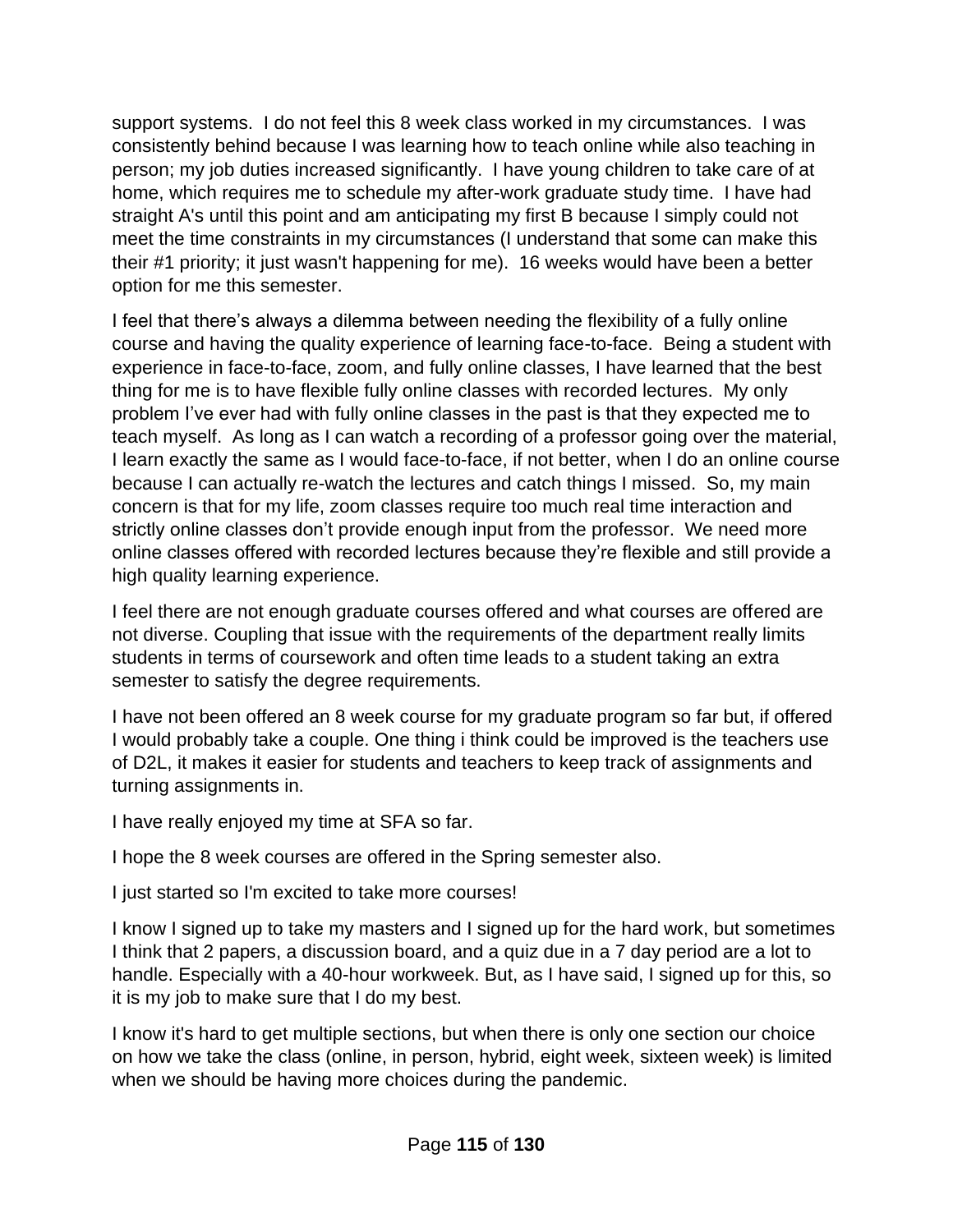support systems. I do not feel this 8 week class worked in my circumstances. I was consistently behind because I was learning how to teach online while also teaching in person; my job duties increased significantly. I have young children to take care of at home, which requires me to schedule my after-work graduate study time. I have had straight A's until this point and am anticipating my first B because I simply could not meet the time constraints in my circumstances (I understand that some can make this their #1 priority; it just wasn't happening for me). 16 weeks would have been a better option for me this semester.

I feel that there's always a dilemma between needing the flexibility of a fully online course and having the quality experience of learning face-to-face. Being a student with experience in face-to-face, zoom, and fully online classes, I have learned that the best thing for me is to have flexible fully online classes with recorded lectures. My only problem I've ever had with fully online classes in the past is that they expected me to teach myself. As long as I can watch a recording of a professor going over the material, I learn exactly the same as I would face-to-face, if not better, when I do an online course because I can actually re-watch the lectures and catch things I missed. So, my main concern is that for my life, zoom classes require too much real time interaction and strictly online classes don't provide enough input from the professor. We need more online classes offered with recorded lectures because they're flexible and still provide a high quality learning experience.

I feel there are not enough graduate courses offered and what courses are offered are not diverse. Coupling that issue with the requirements of the department really limits students in terms of coursework and often time leads to a student taking an extra semester to satisfy the degree requirements.

I have not been offered an 8 week course for my graduate program so far but, if offered I would probably take a couple. One thing i think could be improved is the teachers use of D2L, it makes it easier for students and teachers to keep track of assignments and turning assignments in.

I have really enjoyed my time at SFA so far.

I hope the 8 week courses are offered in the Spring semester also.

I just started so I'm excited to take more courses!

I know I signed up to take my masters and I signed up for the hard work, but sometimes I think that 2 papers, a discussion board, and a quiz due in a 7 day period are a lot to handle. Especially with a 40-hour workweek. But, as I have said, I signed up for this, so it is my job to make sure that I do my best.

I know it's hard to get multiple sections, but when there is only one section our choice on how we take the class (online, in person, hybrid, eight week, sixteen week) is limited when we should be having more choices during the pandemic.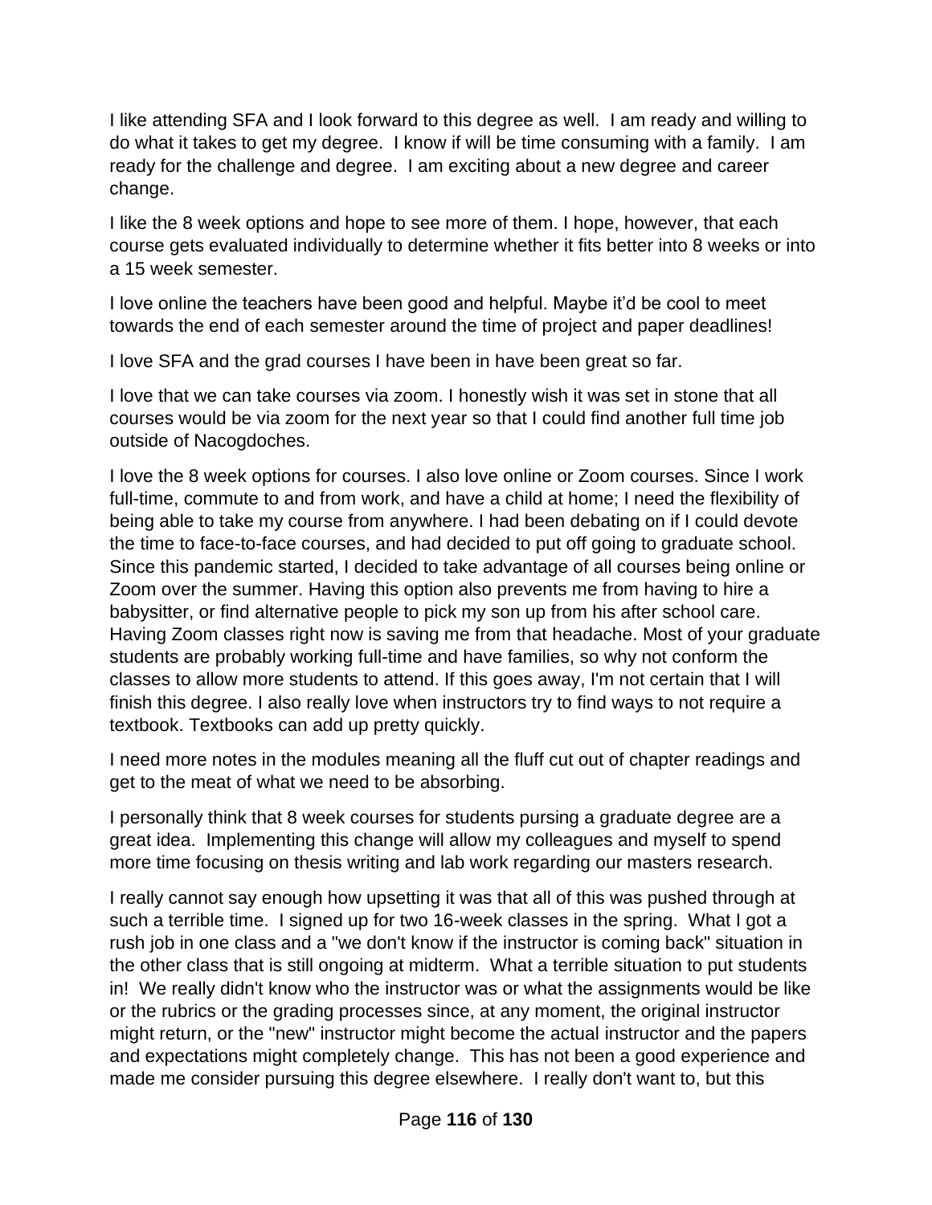I like attending SFA and I look forward to this degree as well. I am ready and willing to do what it takes to get my degree. I know if will be time consuming with a family. I am ready for the challenge and degree. I am exciting about a new degree and career change.

I like the 8 week options and hope to see more of them. I hope, however, that each course gets evaluated individually to determine whether it fits better into 8 weeks or into a 15 week semester.

I love online the teachers have been good and helpful. Maybe it'd be cool to meet towards the end of each semester around the time of project and paper deadlines!

I love SFA and the grad courses I have been in have been great so far.

I love that we can take courses via zoom. I honestly wish it was set in stone that all courses would be via zoom for the next year so that I could find another full time job outside of Nacogdoches.

I love the 8 week options for courses. I also love online or Zoom courses. Since I work full-time, commute to and from work, and have a child at home; I need the flexibility of being able to take my course from anywhere. I had been debating on if I could devote the time to face-to-face courses, and had decided to put off going to graduate school. Since this pandemic started, I decided to take advantage of all courses being online or Zoom over the summer. Having this option also prevents me from having to hire a babysitter, or find alternative people to pick my son up from his after school care. Having Zoom classes right now is saving me from that headache. Most of your graduate students are probably working full-time and have families, so why not conform the classes to allow more students to attend. If this goes away, I'm not certain that I will finish this degree. I also really love when instructors try to find ways to not require a textbook. Textbooks can add up pretty quickly.

I need more notes in the modules meaning all the fluff cut out of chapter readings and get to the meat of what we need to be absorbing.

I personally think that 8 week courses for students pursing a graduate degree are a great idea. Implementing this change will allow my colleagues and myself to spend more time focusing on thesis writing and lab work regarding our masters research.

I really cannot say enough how upsetting it was that all of this was pushed through at such a terrible time. I signed up for two 16-week classes in the spring. What I got a rush job in one class and a "we don't know if the instructor is coming back" situation in the other class that is still ongoing at midterm. What a terrible situation to put students in! We really didn't know who the instructor was or what the assignments would be like or the rubrics or the grading processes since, at any moment, the original instructor might return, or the "new" instructor might become the actual instructor and the papers and expectations might completely change. This has not been a good experience and made me consider pursuing this degree elsewhere. I really don't want to, but this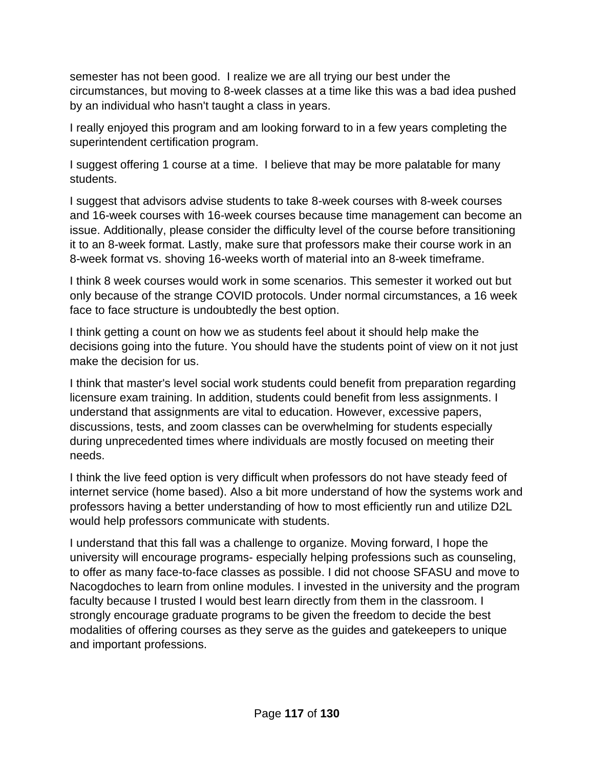semester has not been good. I realize we are all trying our best under the circumstances, but moving to 8-week classes at a time like this was a bad idea pushed by an individual who hasn't taught a class in years.

I really enjoyed this program and am looking forward to in a few years completing the superintendent certification program.

I suggest offering 1 course at a time. I believe that may be more palatable for many students.

I suggest that advisors advise students to take 8-week courses with 8-week courses and 16-week courses with 16-week courses because time management can become an issue. Additionally, please consider the difficulty level of the course before transitioning it to an 8-week format. Lastly, make sure that professors make their course work in an 8-week format vs. shoving 16-weeks worth of material into an 8-week timeframe.

I think 8 week courses would work in some scenarios. This semester it worked out but only because of the strange COVID protocols. Under normal circumstances, a 16 week face to face structure is undoubtedly the best option.

I think getting a count on how we as students feel about it should help make the decisions going into the future. You should have the students point of view on it not just make the decision for us.

I think that master's level social work students could benefit from preparation regarding licensure exam training. In addition, students could benefit from less assignments. I understand that assignments are vital to education. However, excessive papers, discussions, tests, and zoom classes can be overwhelming for students especially during unprecedented times where individuals are mostly focused on meeting their needs.

I think the live feed option is very difficult when professors do not have steady feed of internet service (home based). Also a bit more understand of how the systems work and professors having a better understanding of how to most efficiently run and utilize D2L would help professors communicate with students.

I understand that this fall was a challenge to organize. Moving forward, I hope the university will encourage programs- especially helping professions such as counseling, to offer as many face-to-face classes as possible. I did not choose SFASU and move to Nacogdoches to learn from online modules. I invested in the university and the program faculty because I trusted I would best learn directly from them in the classroom. I strongly encourage graduate programs to be given the freedom to decide the best modalities of offering courses as they serve as the guides and gatekeepers to unique and important professions.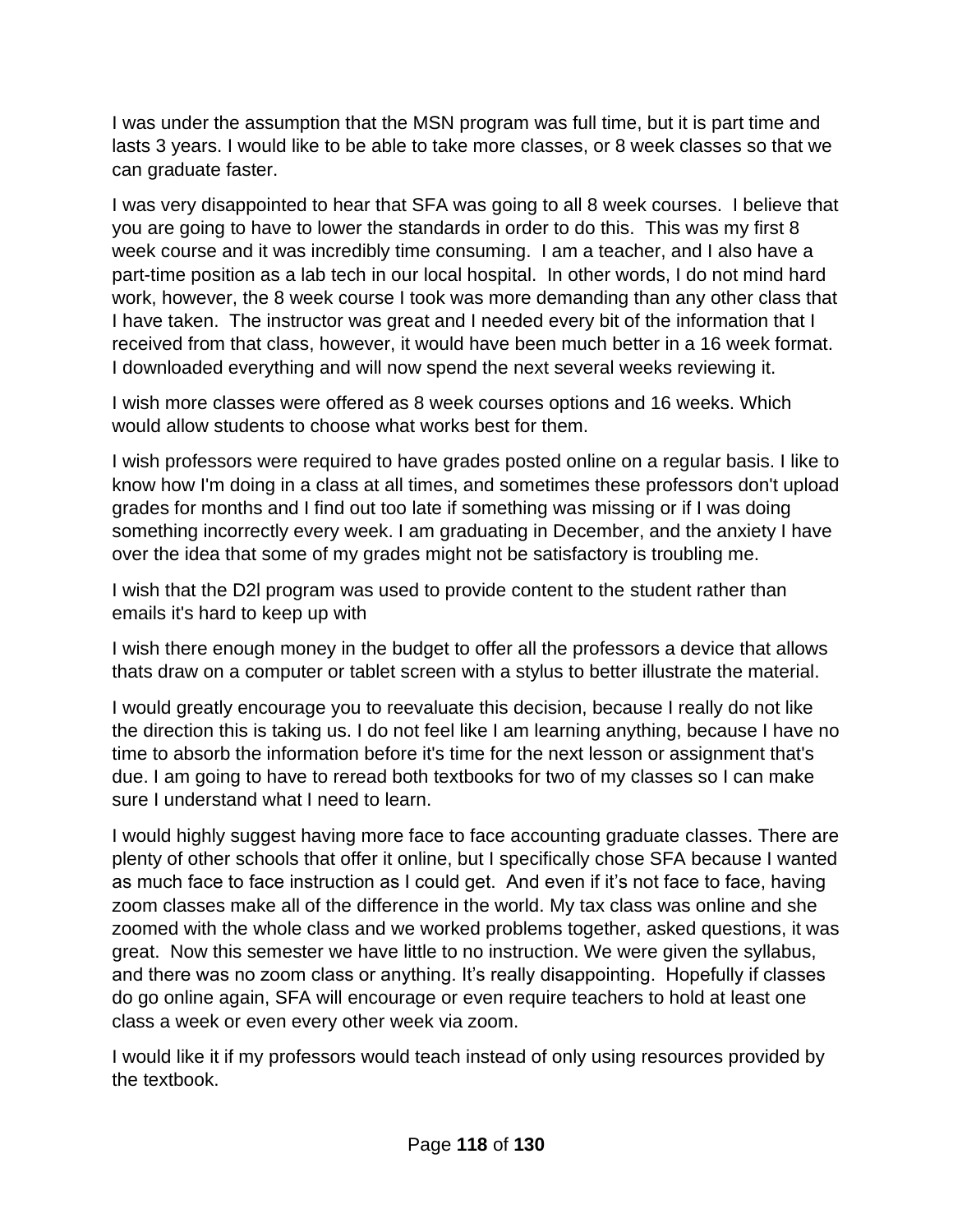I was under the assumption that the MSN program was full time, but it is part time and lasts 3 years. I would like to be able to take more classes, or 8 week classes so that we can graduate faster.

I was very disappointed to hear that SFA was going to all 8 week courses. I believe that you are going to have to lower the standards in order to do this. This was my first 8 week course and it was incredibly time consuming. I am a teacher, and I also have a part-time position as a lab tech in our local hospital. In other words, I do not mind hard work, however, the 8 week course I took was more demanding than any other class that I have taken. The instructor was great and I needed every bit of the information that I received from that class, however, it would have been much better in a 16 week format. I downloaded everything and will now spend the next several weeks reviewing it.

I wish more classes were offered as 8 week courses options and 16 weeks. Which would allow students to choose what works best for them.

I wish professors were required to have grades posted online on a regular basis. I like to know how I'm doing in a class at all times, and sometimes these professors don't upload grades for months and I find out too late if something was missing or if I was doing something incorrectly every week. I am graduating in December, and the anxiety I have over the idea that some of my grades might not be satisfactory is troubling me.

I wish that the D2l program was used to provide content to the student rather than emails it's hard to keep up with

I wish there enough money in the budget to offer all the professors a device that allows thats draw on a computer or tablet screen with a stylus to better illustrate the material.

I would greatly encourage you to reevaluate this decision, because I really do not like the direction this is taking us. I do not feel like I am learning anything, because I have no time to absorb the information before it's time for the next lesson or assignment that's due. I am going to have to reread both textbooks for two of my classes so I can make sure I understand what I need to learn.

I would highly suggest having more face to face accounting graduate classes. There are plenty of other schools that offer it online, but I specifically chose SFA because I wanted as much face to face instruction as I could get. And even if it's not face to face, having zoom classes make all of the difference in the world. My tax class was online and she zoomed with the whole class and we worked problems together, asked questions, it was great. Now this semester we have little to no instruction. We were given the syllabus, and there was no zoom class or anything. It's really disappointing. Hopefully if classes do go online again, SFA will encourage or even require teachers to hold at least one class a week or even every other week via zoom.

I would like it if my professors would teach instead of only using resources provided by the textbook.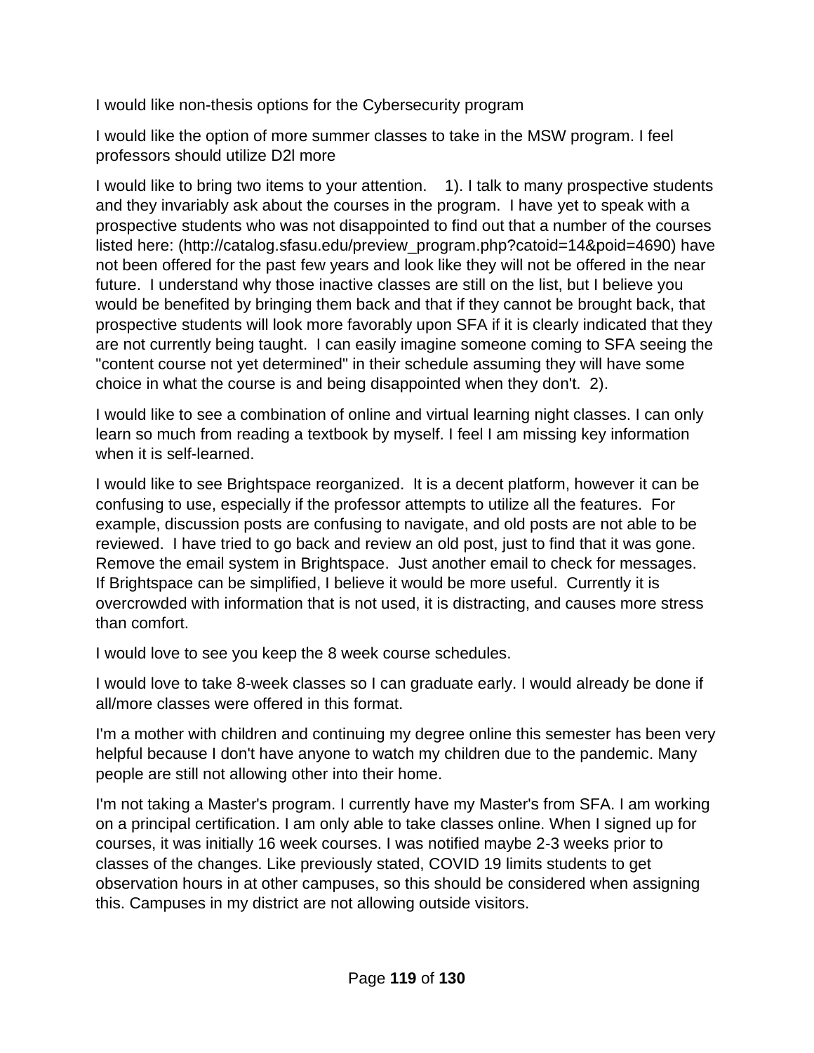I would like non-thesis options for the Cybersecurity program

I would like the option of more summer classes to take in the MSW program. I feel professors should utilize D2l more

I would like to bring two items to your attention.  1). I talk to many prospective students and they invariably ask about the courses in the program.  I have yet to speak with a prospective students who was not disappointed to find out that a number of the courses listed here: (http://catalog.sfasu.edu/preview_program.php?catoid=14&poid=4690) have not been offered for the past few years and look like they will not be offered in the near future.  I understand why those inactive classes are still on the list, but I believe you would be benefited by bringing them back and that if they cannot be brought back, that prospective students will look more favorably upon SFA if it is clearly indicated that they are not currently being taught.  I can easily imagine someone coming to SFA seeing the "content course not yet determined" in their schedule assuming they will have some choice in what the course is and being disappointed when they don't.  2).

I would like to see a combination of online and virtual learning night classes. I can only learn so much from reading a textbook by myself. I feel I am missing key information when it is self-learned.

I would like to see Brightspace reorganized.  It is a decent platform, however it can be confusing to use, especially if the professor attempts to utilize all the features.  For example, discussion posts are confusing to navigate, and old posts are not able to be reviewed.  I have tried to go back and review an old post, just to find that it was gone. Remove the email system in Brightspace.  Just another email to check for messages. If Brightspace can be simplified, I believe it would be more useful.  Currently it is overcrowded with information that is not used, it is distracting, and causes more stress than comfort.

I would love to see you keep the 8 week course schedules.

I would love to take 8-week classes so I can graduate early. I would already be done if all/more classes were offered in this format.

I'm a mother with children and continuing my degree online this semester has been very helpful because I don't have anyone to watch my children due to the pandemic. Many people are still not allowing other into their home.

I'm not taking a Master's program. I currently have my Master's from SFA. I am working on a principal certification. I am only able to take classes online. When I signed up for courses, it was initially 16 week courses. I was notified maybe 2-3 weeks prior to classes of the changes. Like previously stated, COVID 19 limits students to get observation hours in at other campuses, so this should be considered when assigning this. Campuses in my district are not allowing outside visitors.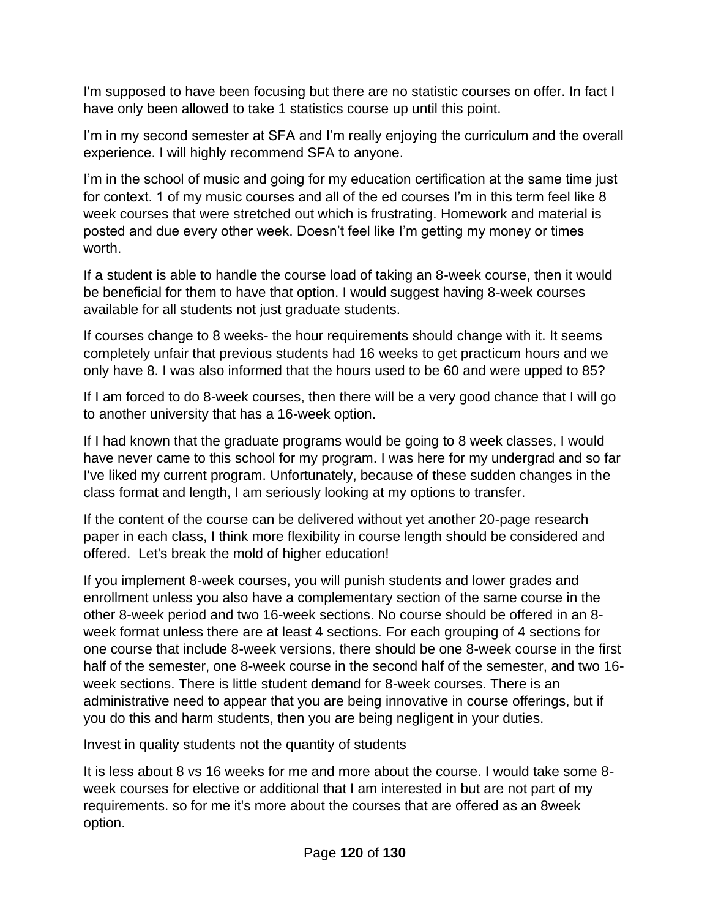I'm supposed to have been focusing but there are no statistic courses on offer. In fact I have only been allowed to take 1 statistics course up until this point.

I'm in my second semester at SFA and I'm really enjoying the curriculum and the overall experience. I will highly recommend SFA to anyone.

I'm in the school of music and going for my education certification at the same time just for context. 1 of my music courses and all of the ed courses I'm in this term feel like 8 week courses that were stretched out which is frustrating. Homework and material is posted and due every other week. Doesn't feel like I'm getting my money or times worth.

If a student is able to handle the course load of taking an 8-week course, then it would be beneficial for them to have that option. I would suggest having 8-week courses available for all students not just graduate students.

If courses change to 8 weeks- the hour requirements should change with it. It seems completely unfair that previous students had 16 weeks to get practicum hours and we only have 8. I was also informed that the hours used to be 60 and were upped to 85?

If I am forced to do 8-week courses, then there will be a very good chance that I will go to another university that has a 16-week option.

If I had known that the graduate programs would be going to 8 week classes, I would have never came to this school for my program. I was here for my undergrad and so far I've liked my current program. Unfortunately, because of these sudden changes in the class format and length, I am seriously looking at my options to transfer.

If the content of the course can be delivered without yet another 20-page research paper in each class, I think more flexibility in course length should be considered and offered. Let's break the mold of higher education!

If you implement 8-week courses, you will punish students and lower grades and enrollment unless you also have a complementary section of the same course in the other 8-week period and two 16-week sections. No course should be offered in an 8-week format unless there are at least 4 sections. For each grouping of 4 sections for one course that include 8-week versions, there should be one 8-week course in the first half of the semester, one 8-week course in the second half of the semester, and two 16-week sections. There is little student demand for 8-week courses. There is an administrative need to appear that you are being innovative in course offerings, but if you do this and harm students, then you are being negligent in your duties.

Invest in quality students not the quantity of students

It is less about 8 vs 16 weeks for me and more about the course. I would take some 8-week courses for elective or additional that I am interested in but are not part of my requirements. so for me it's more about the courses that are offered as an 8week option.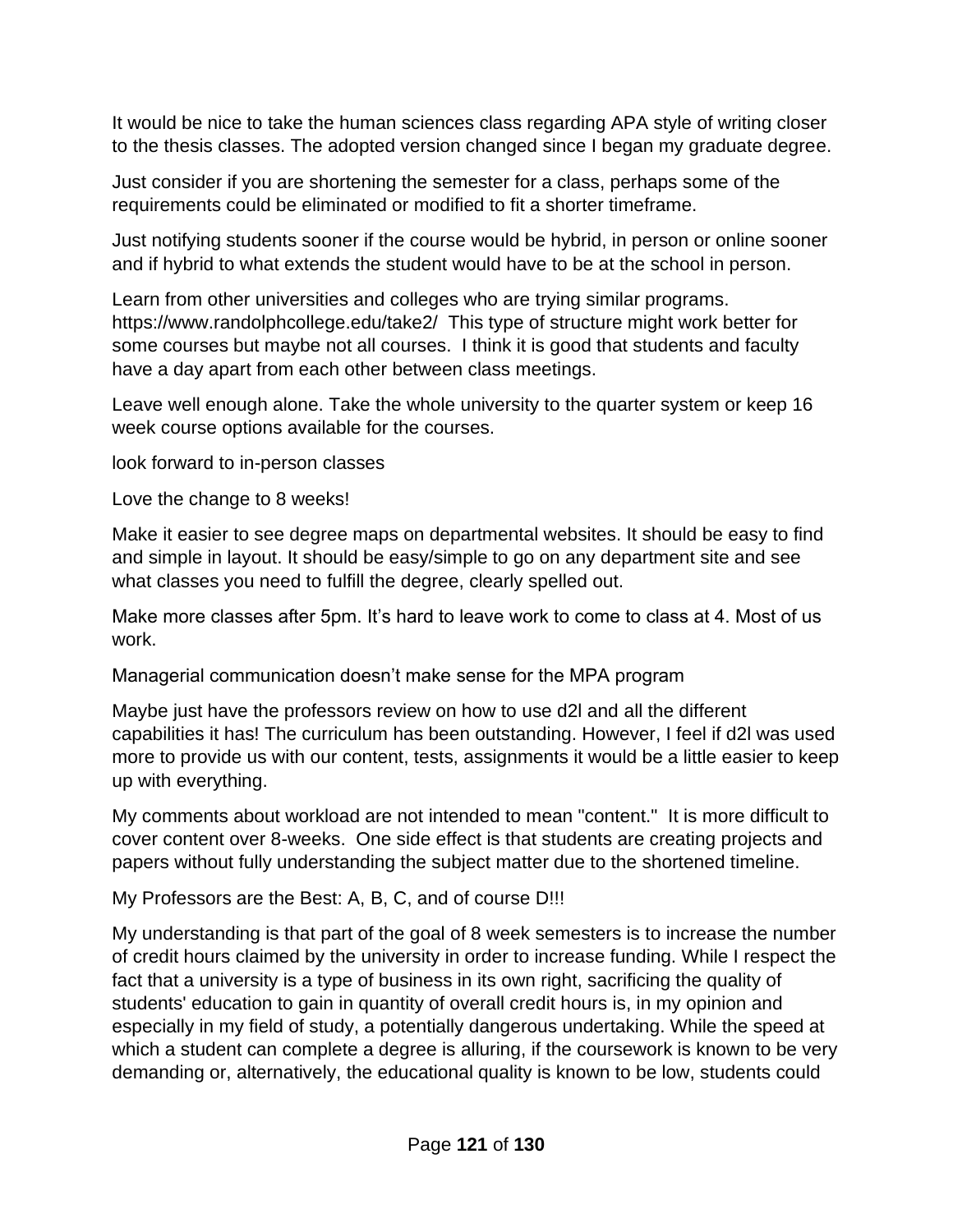It would be nice to take the human sciences class regarding APA style of writing closer to the thesis classes. The adopted version changed since I began my graduate degree.

Just consider if you are shortening the semester for a class, perhaps some of the requirements could be eliminated or modified to fit a shorter timeframe.

Just notifying students sooner if the course would be hybrid, in person or online sooner and if hybrid to what extends the student would have to be at the school in person.

Learn from other universities and colleges who are trying similar programs. https://www.randolphcollege.edu/take2/ This type of structure might work better for some courses but maybe not all courses. I think it is good that students and faculty have a day apart from each other between class meetings.

Leave well enough alone. Take the whole university to the quarter system or keep 16 week course options available for the courses.

look forward to in-person classes

Love the change to 8 weeks!

Make it easier to see degree maps on departmental websites. It should be easy to find and simple in layout. It should be easy/simple to go on any department site and see what classes you need to fulfill the degree, clearly spelled out.

Make more classes after 5pm. It's hard to leave work to come to class at 4. Most of us work.

Managerial communication doesn't make sense for the MPA program

Maybe just have the professors review on how to use d2l and all the different capabilities it has! The curriculum has been outstanding. However, I feel if d2l was used more to provide us with our content, tests, assignments it would be a little easier to keep up with everything.

My comments about workload are not intended to mean "content." It is more difficult to cover content over 8-weeks. One side effect is that students are creating projects and papers without fully understanding the subject matter due to the shortened timeline.

My Professors are the Best: A, B, C, and of course D!!!

My understanding is that part of the goal of 8 week semesters is to increase the number of credit hours claimed by the university in order to increase funding. While I respect the fact that a university is a type of business in its own right, sacrificing the quality of students' education to gain in quantity of overall credit hours is, in my opinion and especially in my field of study, a potentially dangerous undertaking. While the speed at which a student can complete a degree is alluring, if the coursework is known to be very demanding or, alternatively, the educational quality is known to be low, students could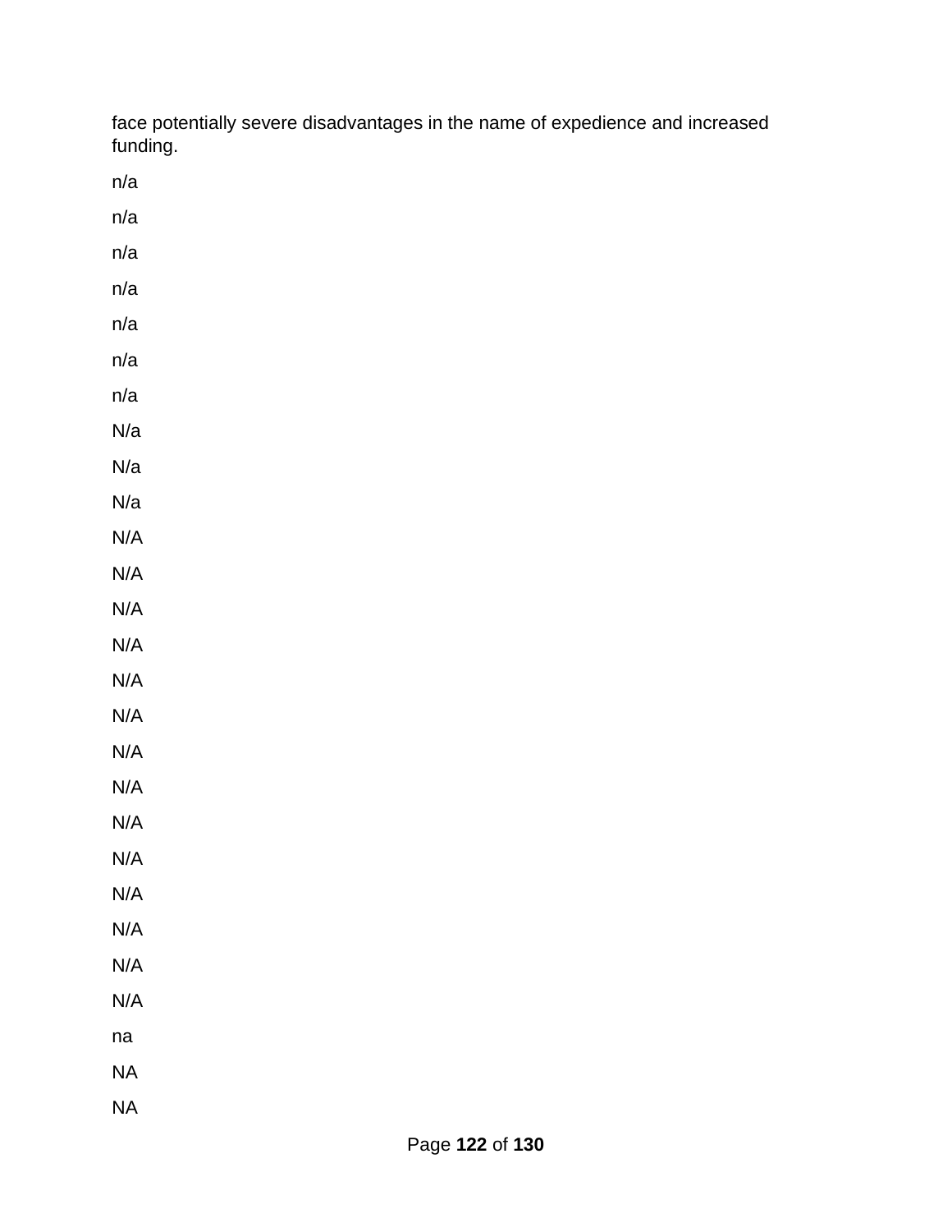face potentially severe disadvantages in the name of expedience and increased funding.

n/a

n/a

n/a

n/a

n/a

n/a

n/a

N/a

N/a

N/a

N/A

N/A

N/A

N/A

N/A

N/A

N/A

N/A

N/A

N/A

N/A

N/A

N/A

N/A

na

NA

NA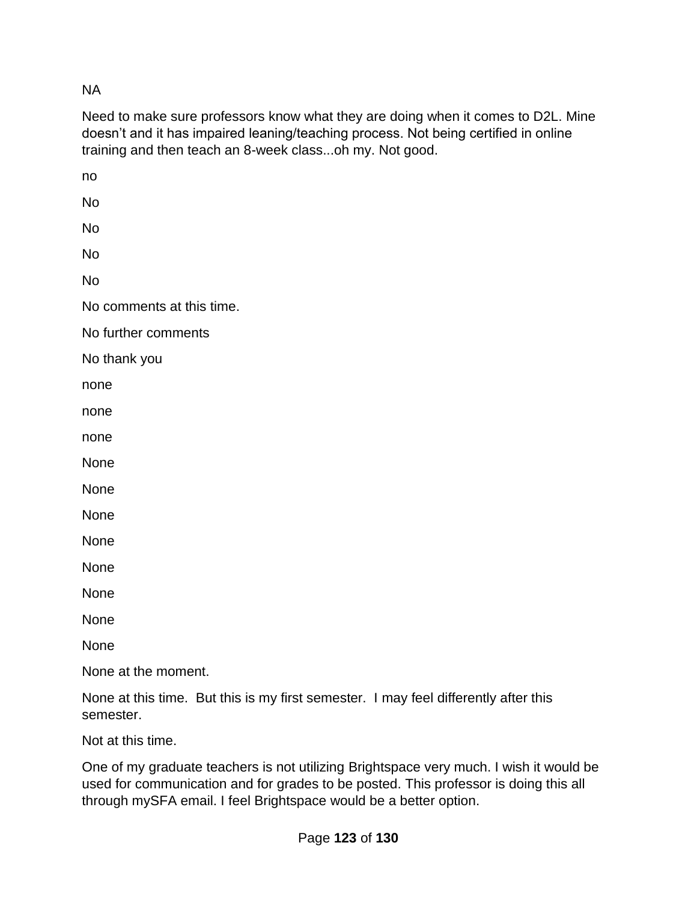NA

Need to make sure professors know what they are doing when it comes to D2L. Mine doesn't and it has impaired leaning/teaching process. Not being certified in online training and then teach an 8-week class...oh my. Not good.

no

No

No

No

No

No comments at this time.

No further comments

No thank you

none

none

none

None

None

None

None

None

None

None

None

None at the moment.

None at this time.  But this is my first semester.  I may feel differently after this semester.

Not at this time.

One of my graduate teachers is not utilizing Brightspace very much. I wish it would be used for communication and for grades to be posted. This professor is doing this all through mySFA email. I feel Brightspace would be a better option.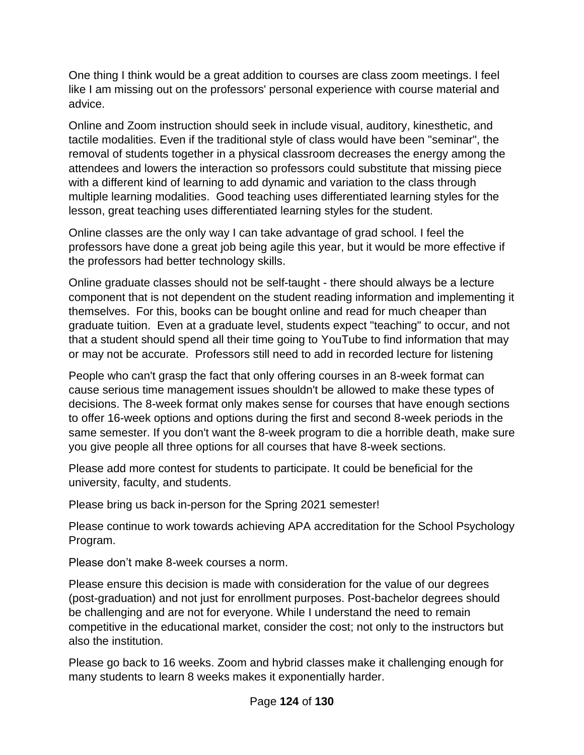One thing I think would be a great addition to courses are class zoom meetings. I feel like I am missing out on the professors' personal experience with course material and advice.

Online and Zoom instruction should seek in include visual, auditory, kinesthetic, and tactile modalities. Even if the traditional style of class would have been "seminar", the removal of students together in a physical classroom decreases the energy among the attendees and lowers the interaction so professors could substitute that missing piece with a different kind of learning to add dynamic and variation to the class through multiple learning modalities. Good teaching uses differentiated learning styles for the lesson, great teaching uses differentiated learning styles for the student.

Online classes are the only way I can take advantage of grad school. I feel the professors have done a great job being agile this year, but it would be more effective if the professors had better technology skills.

Online graduate classes should not be self-taught - there should always be a lecture component that is not dependent on the student reading information and implementing it themselves. For this, books can be bought online and read for much cheaper than graduate tuition. Even at a graduate level, students expect "teaching" to occur, and not that a student should spend all their time going to YouTube to find information that may or may not be accurate. Professors still need to add in recorded lecture for listening

People who can't grasp the fact that only offering courses in an 8-week format can cause serious time management issues shouldn't be allowed to make these types of decisions. The 8-week format only makes sense for courses that have enough sections to offer 16-week options and options during the first and second 8-week periods in the same semester. If you don't want the 8-week program to die a horrible death, make sure you give people all three options for all courses that have 8-week sections.

Please add more contest for students to participate. It could be beneficial for the university, faculty, and students.

Please bring us back in-person for the Spring 2021 semester!

Please continue to work towards achieving APA accreditation for the School Psychology Program.

Please don't make 8-week courses a norm.

Please ensure this decision is made with consideration for the value of our degrees (post-graduation) and not just for enrollment purposes. Post-bachelor degrees should be challenging and are not for everyone. While I understand the need to remain competitive in the educational market, consider the cost; not only to the instructors but also the institution.

Please go back to 16 weeks. Zoom and hybrid classes make it challenging enough for many students to learn 8 weeks makes it exponentially harder.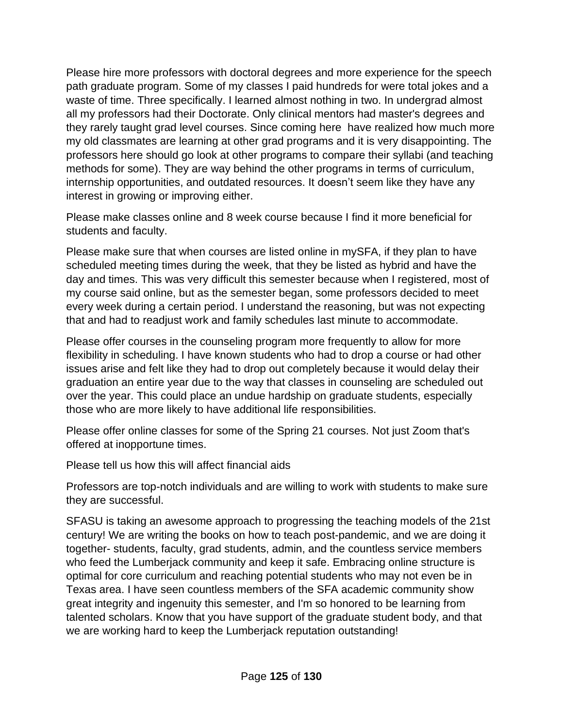Please hire more professors with doctoral degrees and more experience for the speech path graduate program. Some of my classes I paid hundreds for were total jokes and a waste of time. Three specifically. I learned almost nothing in two. In undergrad almost all my professors had their Doctorate. Only clinical mentors had master's degrees and they rarely taught grad level courses. Since coming here  have realized how much more my old classmates are learning at other grad programs and it is very disappointing. The professors here should go look at other programs to compare their syllabi (and teaching methods for some). They are way behind the other programs in terms of curriculum, internship opportunities, and outdated resources. It doesn't seem like they have any interest in growing or improving either.

Please make classes online and 8 week course because I find it more beneficial for students and faculty.

Please make sure that when courses are listed online in mySFA, if they plan to have scheduled meeting times during the week, that they be listed as hybrid and have the day and times. This was very difficult this semester because when I registered, most of my course said online, but as the semester began, some professors decided to meet every week during a certain period. I understand the reasoning, but was not expecting that and had to readjust work and family schedules last minute to accommodate.

Please offer courses in the counseling program more frequently to allow for more flexibility in scheduling. I have known students who had to drop a course or had other issues arise and felt like they had to drop out completely because it would delay their graduation an entire year due to the way that classes in counseling are scheduled out over the year. This could place an undue hardship on graduate students, especially those who are more likely to have additional life responsibilities.

Please offer online classes for some of the Spring 21 courses. Not just Zoom that's offered at inopportune times.

Please tell us how this will affect financial aids

Professors are top-notch individuals and are willing to work with students to make sure they are successful.

SFASU is taking an awesome approach to progressing the teaching models of the 21st century! We are writing the books on how to teach post-pandemic, and we are doing it together- students, faculty, grad students, admin, and the countless service members who feed the Lumberjack community and keep it safe. Embracing online structure is optimal for core curriculum and reaching potential students who may not even be in Texas area. I have seen countless members of the SFA academic community show great integrity and ingenuity this semester, and I'm so honored to be learning from talented scholars. Know that you have support of the graduate student body, and that we are working hard to keep the Lumberjack reputation outstanding!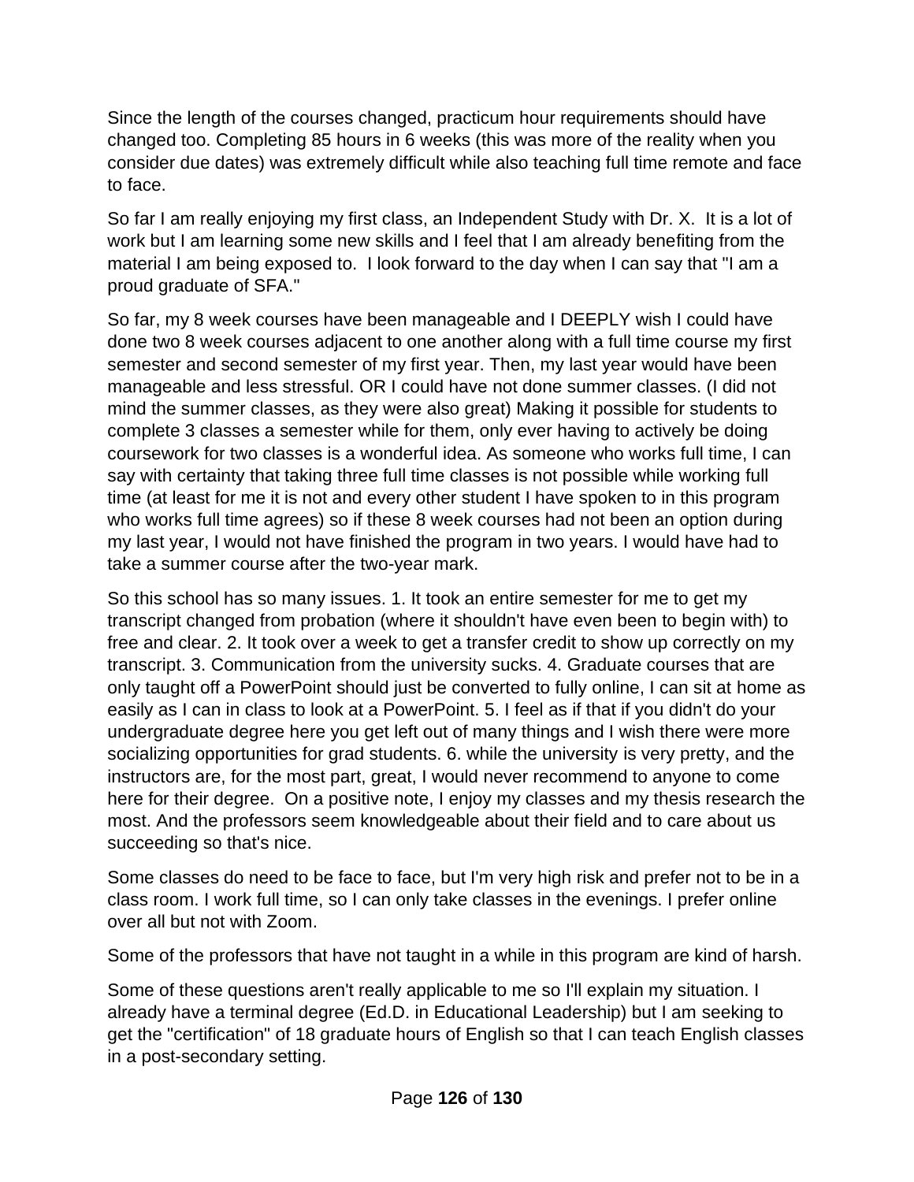Since the length of the courses changed, practicum hour requirements should have changed too. Completing 85 hours in 6 weeks (this was more of the reality when you consider due dates) was extremely difficult while also teaching full time remote and face to face.

So far I am really enjoying my first class, an Independent Study with Dr. X.  It is a lot of work but I am learning some new skills and I feel that I am already benefiting from the material I am being exposed to.  I look forward to the day when I can say that "I am a proud graduate of SFA."

So far, my 8 week courses have been manageable and I DEEPLY wish I could have done two 8 week courses adjacent to one another along with a full time course my first semester and second semester of my first year. Then, my last year would have been manageable and less stressful. OR I could have not done summer classes. (I did not mind the summer classes, as they were also great) Making it possible for students to complete 3 classes a semester while for them, only ever having to actively be doing coursework for two classes is a wonderful idea. As someone who works full time, I can say with certainty that taking three full time classes is not possible while working full time (at least for me it is not and every other student I have spoken to in this program who works full time agrees) so if these 8 week courses had not been an option during my last year, I would not have finished the program in two years. I would have had to take a summer course after the two-year mark.

So this school has so many issues. 1. It took an entire semester for me to get my transcript changed from probation (where it shouldn't have even been to begin with) to free and clear. 2. It took over a week to get a transfer credit to show up correctly on my transcript. 3. Communication from the university sucks. 4. Graduate courses that are only taught off a PowerPoint should just be converted to fully online, I can sit at home as easily as I can in class to look at a PowerPoint. 5. I feel as if that if you didn't do your undergraduate degree here you get left out of many things and I wish there were more socializing opportunities for grad students. 6. while the university is very pretty, and the instructors are, for the most part, great, I would never recommend to anyone to come here for their degree.  On a positive note, I enjoy my classes and my thesis research the most. And the professors seem knowledgeable about their field and to care about us succeeding so that's nice.

Some classes do need to be face to face, but I'm very high risk and prefer not to be in a class room. I work full time, so I can only take classes in the evenings. I prefer online over all but not with Zoom.

Some of the professors that have not taught in a while in this program are kind of harsh.

Some of these questions aren't really applicable to me so I'll explain my situation. I already have a terminal degree (Ed.D. in Educational Leadership) but I am seeking to get the "certification" of 18 graduate hours of English so that I can teach English classes in a post-secondary setting.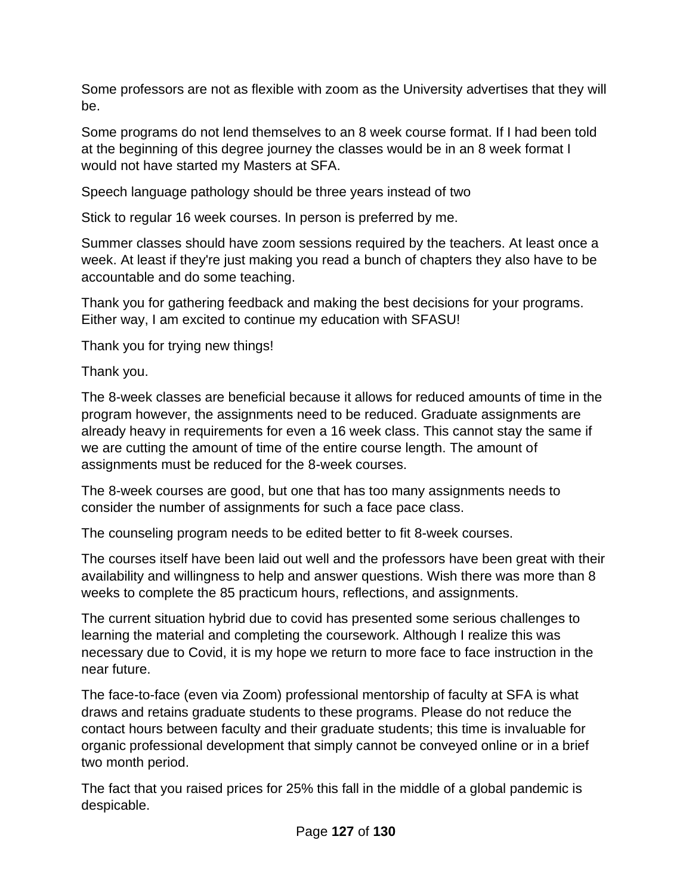Some professors are not as flexible with zoom as the University advertises that they will be.

Some programs do not lend themselves to an 8 week course format. If I had been told at the beginning of this degree journey the classes would be in an 8 week format I would not have started my Masters at SFA.

Speech language pathology should be three years instead of two

Stick to regular 16 week courses. In person is preferred by me.

Summer classes should have zoom sessions required by the teachers. At least once a week. At least if they're just making you read a bunch of chapters they also have to be accountable and do some teaching.

Thank you for gathering feedback and making the best decisions for your programs. Either way, I am excited to continue my education with SFASU!

Thank you for trying new things!

Thank you.

The 8-week classes are beneficial because it allows for reduced amounts of time in the program however, the assignments need to be reduced. Graduate assignments are already heavy in requirements for even a 16 week class. This cannot stay the same if we are cutting the amount of time of the entire course length. The amount of assignments must be reduced for the 8-week courses.

The 8-week courses are good, but one that has too many assignments needs to consider the number of assignments for such a face pace class.

The counseling program needs to be edited better to fit 8-week courses.

The courses itself have been laid out well and the professors have been great with their availability and willingness to help and answer questions. Wish there was more than 8 weeks to complete the 85 practicum hours, reflections, and assignments.

The current situation hybrid due to covid has presented some serious challenges to learning the material and completing the coursework. Although I realize this was necessary due to Covid, it is my hope we return to more face to face instruction in the near future.

The face-to-face (even via Zoom) professional mentorship of faculty at SFA is what draws and retains graduate students to these programs. Please do not reduce the contact hours between faculty and their graduate students; this time is invaluable for organic professional development that simply cannot be conveyed online or in a brief two month period.

The fact that you raised prices for 25% this fall in the middle of a global pandemic is despicable.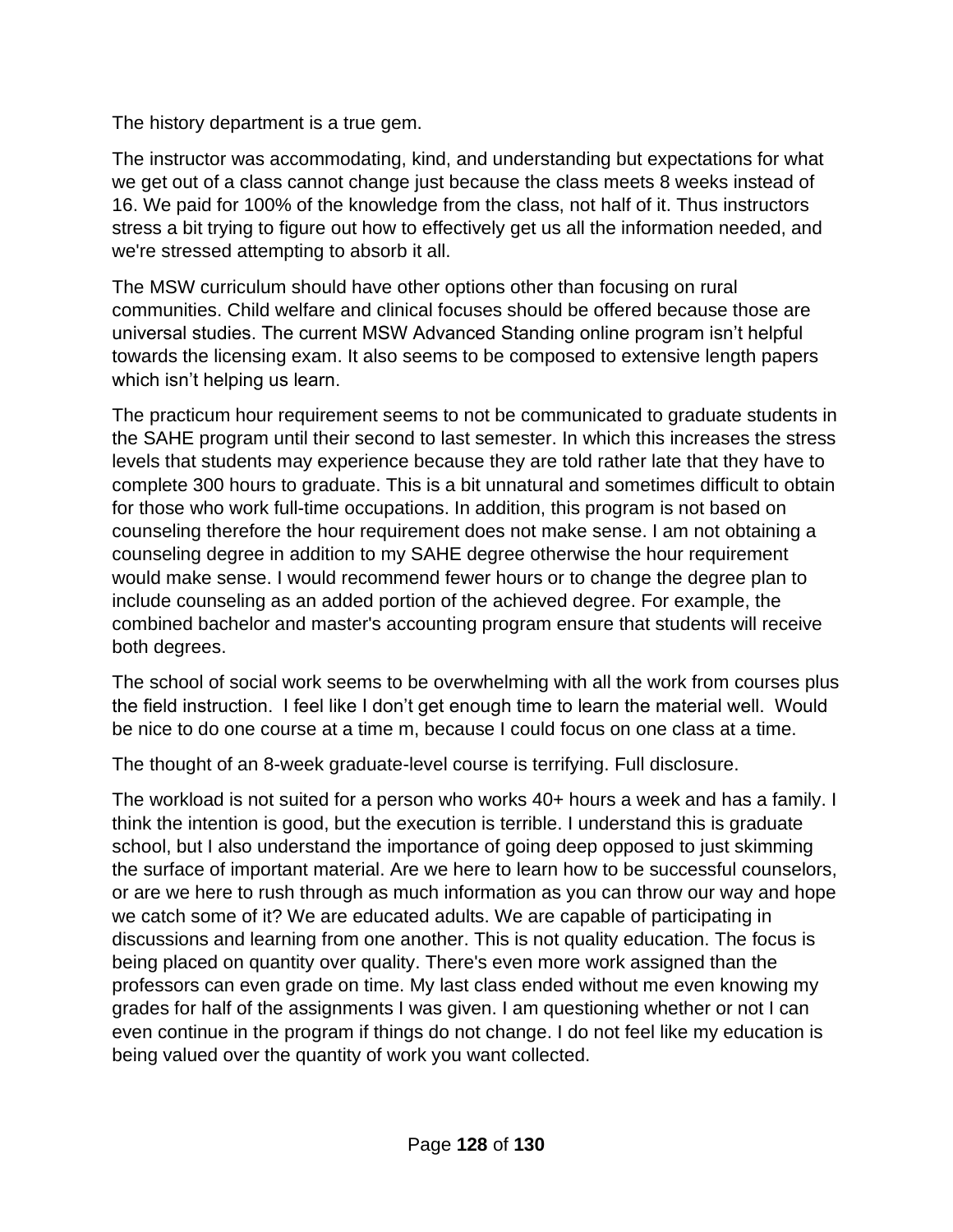The history department is a true gem.

The instructor was accommodating, kind, and understanding but expectations for what we get out of a class cannot change just because the class meets 8 weeks instead of 16. We paid for 100% of the knowledge from the class, not half of it. Thus instructors stress a bit trying to figure out how to effectively get us all the information needed, and we're stressed attempting to absorb it all.

The MSW curriculum should have other options other than focusing on rural communities. Child welfare and clinical focuses should be offered because those are universal studies. The current MSW Advanced Standing online program isn't helpful towards the licensing exam. It also seems to be composed to extensive length papers which isn't helping us learn.

The practicum hour requirement seems to not be communicated to graduate students in the SAHE program until their second to last semester. In which this increases the stress levels that students may experience because they are told rather late that they have to complete 300 hours to graduate. This is a bit unnatural and sometimes difficult to obtain for those who work full-time occupations. In addition, this program is not based on counseling therefore the hour requirement does not make sense. I am not obtaining a counseling degree in addition to my SAHE degree otherwise the hour requirement would make sense. I would recommend fewer hours or to change the degree plan to include counseling as an added portion of the achieved degree. For example, the combined bachelor and master's accounting program ensure that students will receive both degrees.

The school of social work seems to be overwhelming with all the work from courses plus the field instruction. I feel like I don't get enough time to learn the material well. Would be nice to do one course at a time m, because I could focus on one class at a time.

The thought of an 8-week graduate-level course is terrifying. Full disclosure.

The workload is not suited for a person who works 40+ hours a week and has a family. I think the intention is good, but the execution is terrible. I understand this is graduate school, but I also understand the importance of going deep opposed to just skimming the surface of important material. Are we here to learn how to be successful counselors, or are we here to rush through as much information as you can throw our way and hope we catch some of it? We are educated adults. We are capable of participating in discussions and learning from one another. This is not quality education. The focus is being placed on quantity over quality. There's even more work assigned than the professors can even grade on time. My last class ended without me even knowing my grades for half of the assignments I was given. I am questioning whether or not I can even continue in the program if things do not change. I do not feel like my education is being valued over the quantity of work you want collected.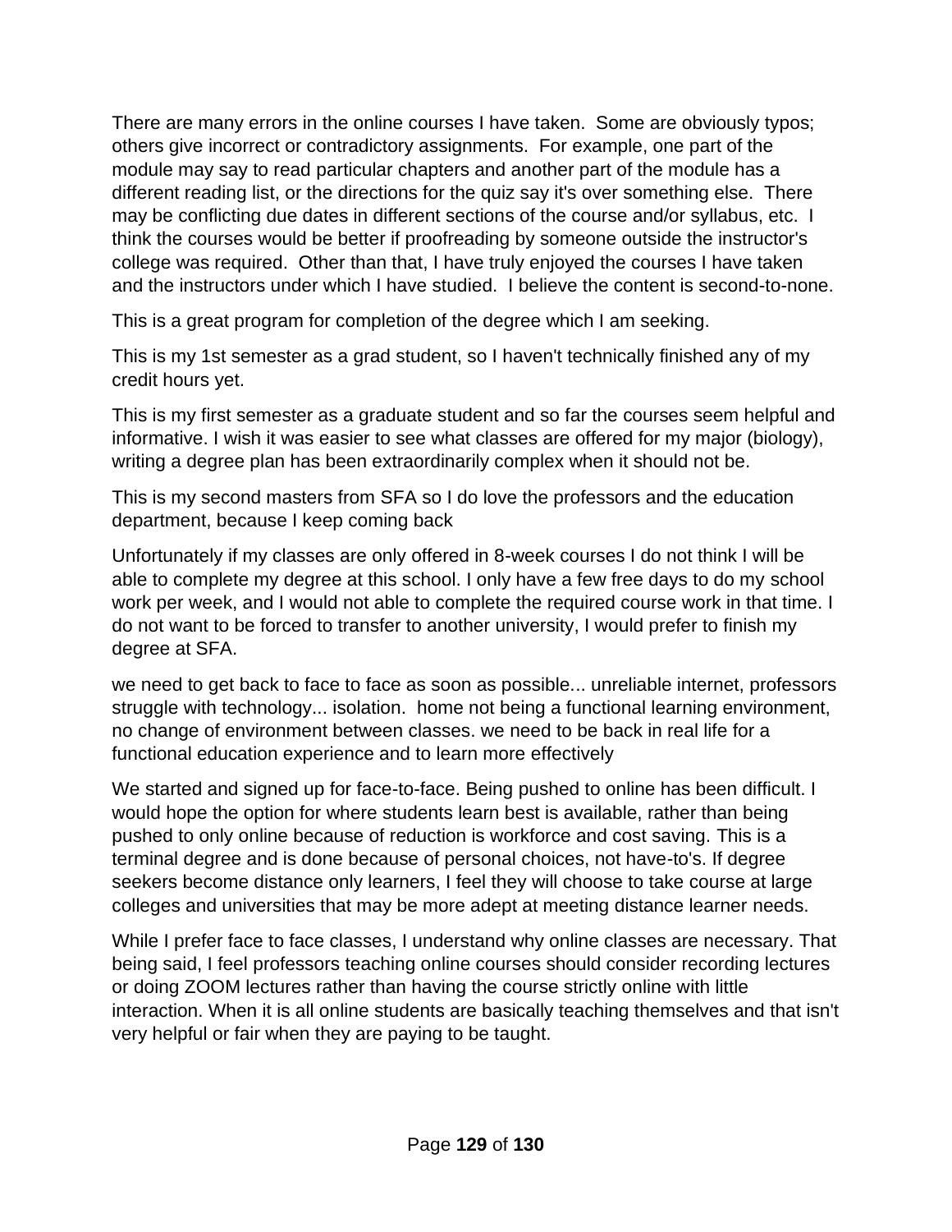There are many errors in the online courses I have taken.  Some are obviously typos; others give incorrect or contradictory assignments.  For example, one part of the module may say to read particular chapters and another part of the module has a different reading list, or the directions for the quiz say it's over something else.  There may be conflicting due dates in different sections of the course and/or syllabus, etc.  I think the courses would be better if proofreading by someone outside the instructor's college was required.  Other than that, I have truly enjoyed the courses I have taken and the instructors under which I have studied.  I believe the content is second-to-none.

This is a great program for completion of the degree which I am seeking.

This is my 1st semester as a grad student, so I haven't technically finished any of my credit hours yet.

This is my first semester as a graduate student and so far the courses seem helpful and informative. I wish it was easier to see what classes are offered for my major (biology), writing a degree plan has been extraordinarily complex when it should not be.

This is my second masters from SFA so I do love the professors and the education department, because I keep coming back

Unfortunately if my classes are only offered in 8-week courses I do not think I will be able to complete my degree at this school. I only have a few free days to do my school work per week, and I would not able to complete the required course work in that time. I do not want to be forced to transfer to another university, I would prefer to finish my degree at SFA.

we need to get back to face to face as soon as possible... unreliable internet, professors struggle with technology... isolation.  home not being a functional learning environment, no change of environment between classes. we need to be back in real life for a functional education experience and to learn more effectively

We started and signed up for face-to-face. Being pushed to online has been difficult. I would hope the option for where students learn best is available, rather than being pushed to only online because of reduction is workforce and cost saving. This is a terminal degree and is done because of personal choices, not have-to's. If degree seekers become distance only learners, I feel they will choose to take course at large colleges and universities that may be more adept at meeting distance learner needs.

While I prefer face to face classes, I understand why online classes are necessary. That being said, I feel professors teaching online courses should consider recording lectures or doing ZOOM lectures rather than having the course strictly online with little interaction. When it is all online students are basically teaching themselves and that isn't very helpful or fair when they are paying to be taught.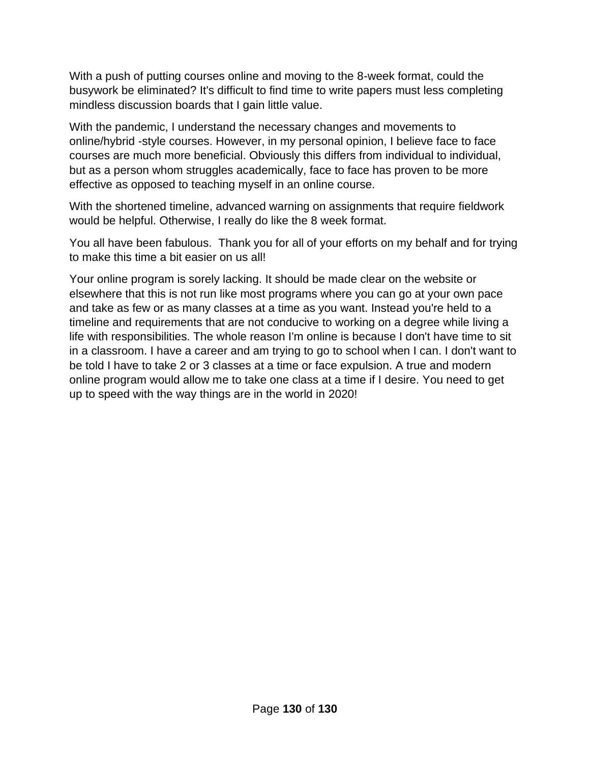With a push of putting courses online and moving to the 8-week format, could the busywork be eliminated? It's difficult to find time to write papers must less completing mindless discussion boards that I gain little value.

With the pandemic, I understand the necessary changes and movements to online/hybrid -style courses. However, in my personal opinion, I believe face to face courses are much more beneficial. Obviously this differs from individual to individual, but as a person whom struggles academically, face to face has proven to be more effective as opposed to teaching myself in an online course.

With the shortened timeline, advanced warning on assignments that require fieldwork would be helpful. Otherwise, I really do like the 8 week format.

You all have been fabulous. Thank you for all of your efforts on my behalf and for trying to make this time a bit easier on us all!

Your online program is sorely lacking. It should be made clear on the website or elsewhere that this is not run like most programs where you can go at your own pace and take as few or as many classes at a time as you want. Instead you're held to a timeline and requirements that are not conducive to working on a degree while living a life with responsibilities. The whole reason I'm online is because I don't have time to sit in a classroom. I have a career and am trying to go to school when I can. I don't want to be told I have to take 2 or 3 classes at a time or face expulsion. A true and modern online program would allow me to take one class at a time if I desire. You need to get up to speed with the way things are in the world in 2020!